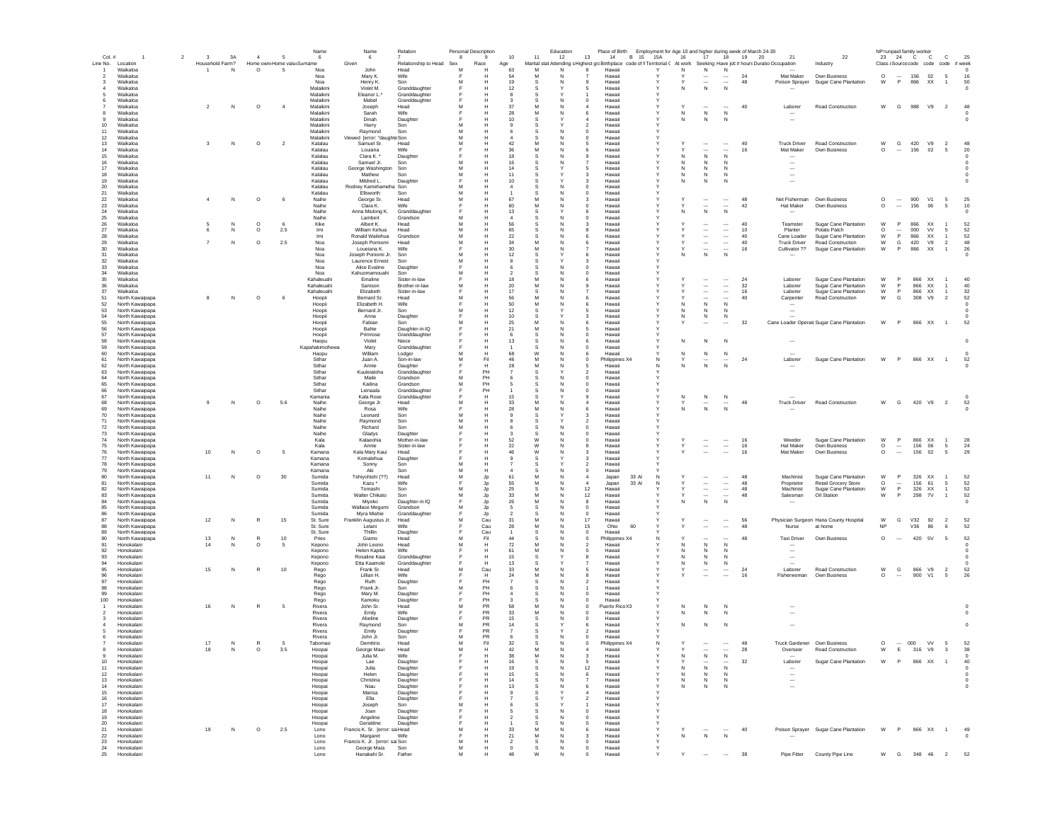| Col. # | 1 | 2 | 3 | 3A | 4 | 5 | Name 6 | Name 6 | Relation 7 | Personal Description 8 | 9 | 10 | 11 | Education 12 | 13 | Place of Birth 14 | B | 15 | 15A | Employment for Age 10 and higher during week of March 24-30 16 | 17 | 18 | 19 | 20 | 21 | 22 | NP=unpaid family worker 23 | 24 | C | C | C | 25 |
|---|---|---|---|---|---|---|---|---|---|---|---|---|---|---|---|---|---|---|---|---|---|---|---|---|---|---|---|---|---|---|---|---|
| Line No. | Location | | Household | Farm? | Home own | Home value | Surname | Given | Relationship to Head | Sex | Race | Age | Marital stat | Attending s | Highest gra | Birthplace | code of | Territorial C | | At work | Seeking | Have job | # hours | Duration | Occupation | Industry | Class | (Source code | code | code | code | # week |
| 1 | Waikaloa | | 1 | N | O | 5 | Noa | John | Head | M | H | 63 | M | N | 8 | Hawaii | | Y | | N | N | N | | | --- | | | | | | | 0 |
| 2 | Waikaloa | | | | | | Noa | Mary K. | Wife | F | H | 54 | M | N | 7 | Hawaii | | Y | | Y | --- | --- | 24 | | Mat Maker | Own Business | O | --- | 156 | 02 | 5 | 16 |
| 3 | Waikaloa | | | | | | Noa | Henry K. | Son | M | H | 19 | S | N | 9 | Hawaii | | Y | | Y | --- | --- | 48 | | Poison Sprayer | Sugar Cane Plantation | W | P | 866 | XX | 1 | 50 |
| 4 | Waikaloa | | | | | | Malaikini | Violet M. | Granddaughter | F | H | 12 | S | Y | 5 | Hawaii | | Y | | N | N | N | | | --- | | | | | | | 0 |
| 5 | Waikaloa | | | | | | Malaikini | Eleanor L.* | Granddaughter | F | H | 8 | S | Y | 1 | Hawaii | | Y | | | | | | | | | | | | | | |
| 6 | Waikaloa | | | | | | Malaikini | Mabel | Granddaughter | F | H | 3 | S | N | 0 | Hawaii | | Y | | | | | | | | | | | | | | |
| 7 | Waikaloa | | 2 | N | O | 4 | Malaikini | Joseph | Head | M | H | 37 | M | N | 4 | Hawaii | | Y | | Y | --- | --- | 40 | | Laborer | Road Construction | W | G | 988 | V9 | 2 | 48 |
| 8 | Waikaloa | | | | | | Malaikini | Sarah | Wife | F | H | 28 | M | N | 6 | Hawaii | | Y | | N | N | N | | | --- | | | | | | | 0 |
| 9 | Waikaloa | | | | | | Malaikini | Dinah | Daughter | F | H | 10 | S | Y | 4 | Hawaii | | Y | | N | N | N | | | --- | | | | | | | 0 |
| 10 | Waikaloa | | | | | | Malaikini | Harry | Son | M | H | 9 | S | Y | 2 | Hawaii | | Y | | | | | | | | | | | | | | |
| 11 | Waikaloa | | | | | | Malaikini | Raymond | Son | M | H | 6 | S | N | 0 | Hawaii | | Y | | | | | | | | | | | | | | |
| 12 | Waikaloa | | | | | | Malaikini | Viewed [error: "daughte | Son | M | H | 4 | S | N | 0 | Hawaii | | Y | | | | | | | | | | | | | | |
| 13 | Waikaloa | | 3 | N | O | 2 | Kalalau | Samuel Sr. | Head | M | H | 42 | M | N | 5 | Hawaii | | Y | | Y | --- | --- | 40 | | Truck Driver | Road Construction | W | G | 420 | V9 | 2 | 48 |
| 14 | Waikaloa | | | | | | Kalalau | Louiana | Wife | F | H | 36 | M | N | 6 | Hawaii | | Y | | Y | --- | --- | 16 | | Mat Maker | Own Business | O | --- | 156 | 02 | 5 | 20 |
| 15 | Waikaloa | | | | | | Kalalau | Clara K. * | Daughter | F | H | 18 | S | N | 9 | Hawaii | | Y | | N | N | N | | | --- | | | | | | | 0 |
| 16 | Waikaloa | | | | | | Kalalau | Samuel Jr. | Son | M | H | 16 | S | N | 7 | Hawaii | | Y | | N | N | N | | | --- | | | | | | | 0 |
| 17 | Waikaloa | | | | | | Kalalau | George Washington | Son | M | H | 14 | S | Y | 5 | Hawaii | | Y | | N | N | N | | | --- | | | | | | | 0 |
| 18 | Waikaloa | | | | | | Kalalau | Mathew | Son | M | H | 11 | S | Y | 3 | Hawaii | | Y | | N | N | N | | | --- | | | | | | | 0 |
| 19 | Waikaloa | | | | | | Kalalau | Mildred L. | Daughter | F | H | 10 | S | Y | 3 | Hawaii | | Y | | N | N | N | | | --- | | | | | | | 0 |
| 20 | Waikaloa | | | | | | Kalalau | Rodney Kamehameha | Son | M | H | 4 | S | N | 0 | Hawaii | | Y | | | | | | | | | | | | | | |
| 21 | Waikaloa | | | | | | Kalalau | Ellsworth | Son | M | H | 1 | S | N | 0 | Hawaii | | Y | | | | | | | | | | | | | | |
| 22 | Waikaloa | | 4 | N | O | 6 | Naihe | George Sr. | Head | M | H | 67 | M | N | 3 | Hawaii | | Y | | Y | --- | --- | 48 | | Net Fisherman | Own Business | O | --- | 900 | V1 | 5 | 25 |
| 23 | Waikaloa | | | | | | Naihe | Clara K. | Wife | F | H | 60 | M | N | 0 | Hawaii | | Y | | Y | --- | --- | 42 | | Hat Maker | Own Business | O | --- | 156 | 06 | 5 | 10 |
| 24 | Waikaloa | | | | | | Naihe | Anna Miulong K. | Granddaughter | F | H | 13 | S | Y | 6 | Hawaii | | Y | | N | N | N | | | --- | | | | | | | 0 |
| 25 | Waikaloa | | | | | | Naihe | Lambert | Grandson | M | H | 4 | S | N | 0 | Hawaii | | Y | | | | | | | | | | | | | | |
| 26 | Waikaloa | | 5 | N | O | 6 | Kike | Albert K. | Head | M | H | 56 | S | N | 3 | Hawaii | | Y | | Y | --- | --- | 40 | | Teamster | Sugar Cane Plantation | W | P | 866 | XX | 1 | 52 |
| 27 | Waikaloa | | 6 | N | O | 2.5 | Imi | William Kehua | Head | M | H | 65 | S | N | 8 | Hawaii | | Y | | Y | --- | --- | 10 | | Planter | Potato Patch | O | --- | 000 | VV | 5 | 52 |
| 28 | Waikaloa | | | | | | Imi | Ronald Wailehua | Grandson | M | H | 22 | S | N | 6 | Hawaii | | Y | | Y | --- | --- | 40 | | Cane Loader | Sugar Cane Plantation | W | P | 866 | XX | 1 | 52 |
| 29 | Waikaloa | | 7 | N | O | 2.5 | Noa | Joseph Pomiomi | Head | M | H | 34 | M | N | 6 | Hawaii | | Y | | Y | --- | --- | 40 | | Truck Driver | Road Construction | W | G | 420 | V9 | 2 | 48 |
| 30 | Waikaloa | | | | | | Noa | Loueiana K. | Wife | F | H | 30 | M | N | 7 | Hawaii | | Y | | Y | --- | --- | 16 | | Cultivator ?? | Sugar Cane Plantation | W | P | 866 | XX | 1 | 26 |
| 31 | Waikaloa | | | | | | Noa | Joseph Poniomi Jr. | Son | M | H | 12 | S | Y | 6 | Hawaii | | Y | | N | N | N | | | --- | | | | | | | 0 |
| 32 | Waikaloa | | | | | | Noa | Laurence Ernest | Son | M | H | 8 | S | Y | 3 | Hawaii | | Y | | | | | | | | | | | | | | |
| 33 | Waikaloa | | | | | | Noa | Alice Evaline | Daughter | F | H | 6 | S | N | 0 | Hawaii | | Y | | | | | | | | | | | | | | |
| 34 | Waikaloa | | | | | | Noa | Kahuomamouahi | Son | M | H | 2 | S | N | 0 | Hawaii | | Y | | | | | | | | | | | | | | |
| 35 | Waikaloa | | | | | | Kahaleuahi | Emaline | Sister-in-law | F | H | 18 | M | N | 6 | Hawaii | | Y | | Y | --- | --- | 24 | | Laborer | Sugar Cane Plantation | W | P | 866 | XX | 1 | 40 |
| 36 | Waikaloa | | | | | | Kahaleuahi | Samson | Brother-in-law | M | H | 20 | M | N | 9 | Hawaii | | Y | | Y | --- | --- | 32 | | Laborer | Sugar Cane Plantation | W | P | 866 | XX | 1 | 40 |
| 37 | Waikaloa | | | | | | Kahaleuahi | Elizabeth | Sister-in-law | F | H | 17 | S | N | 7 | Hawaii | | Y | | Y | --- | --- | 16 | | Laborer | Sugar Cane Plantation | W | P | 866 | XX | 1 | 32 |
| 51 | North Kawaipapa | | 8 | N | O | 6 | Hoopii | Bernard Sr. | Head | M | H | 56 | M | N | 6 | Hawaii | | Y | | Y | --- | --- | 40 | | Carpenter | Road Construction | W | G | 308 | V9 | 2 | 52 |
| 52 | North Kawaipapa | | | | | | Hoopii | Elizabeth H. | Wife | F | H | 50 | M | N | 6 | Hawaii | | Y | | N | N | N | | | --- | | | | | | | 0 |
| 53 | North Kawaipapa | | | | | | Hoopii | Bernard Jr. | Son | M | H | 12 | S | Y | 5 | Hawaii | | Y | | N | N | N | | | --- | | | | | | | 0 |
| 54 | North Kawaipapa | | | | | | Hoopii | Anna | Daughter | F | H | 10 | S | Y | 3 | Hawaii | | Y | | N | N | N | | | --- | | | | | | | 0 |
| 55 | North Kawaipapa | | | | | | Hoopii | Fabian | Son | M | H | 25 | M | N | 6 | Hawaii | | Y | | Y | --- | --- | 32 | | Cane Loader Operat | Sugar Cane Plantation | W | P | 866 | XX | 1 | 52 |
| 56 | North Kawaipapa | | | | | | Hoopii | Bahie | Daughter-in-IQ | F | H | 21 | M | N | 5 | Hawaii | | Y | | | | | | | | | | | | | | |
| 57 | North Kawaipapa | | | | | | Hoopii | Primrose | Granddaughter | F | H | 6 | S | N | 0 | Hawaii | | Y | | | | | | | | | | | | | | |
| 58 | North Kawaipapa | | | | | | Haopu | Violet | Niece | F | H | 13 | S | N | 6 | Hawaii | | Y | | N | N | N | | | --- | | | | | | | 0 |
| 59 | North Kawaipapa | | | | | | Kapahakimohewa | Mary | Granddaughter | F | H | 1 | S | N | 0 | Hawaii | | Y | | | | | | | | | | | | | | |
| 60 | North Kawaipapa | | | | | | Haopu | William | Lodger | M | H | 68 | W | N | 6 | Hawaii | | Y | | N | N | N | | | --- | | | | | | | 0 |
| 61 | North Kawaipapa | | | | | | Sithar | Juan A. | Son-in-law | M | Fil | 46 | M | N | 0 | Philippines | X4 | N | | Y | --- | --- | 24 | | Laborer | Sugar Cane Plantation | W | P | 866 | XX | 1 | 52 |
| 62 | North Kawaipapa | | | | | | Sithar | Annie | Daughter | F | H | 28 | M | N | 5 | Hawaii | | Y | | N | N | N | | | --- | | | | | | | 0 |
| 63 | North Kawaipapa | | | | | | Sithar | Kuuleialoha | Granddaughter | F | PH | 7 | S | Y | 2 | Hawaii | | Y | | | | | | | | | | | | | | |
| 64 | North Kawaipapa | | | | | | Sithar | Maile | Grandson | M | PH | 6 | S | N | 0 | Hawaii | | Y | | | | | | | | | | | | | | |
| 65 | North Kawaipapa | | | | | | Sithar | Kailina | Grandson | M | PH | 5 | S | N | 0 | Hawaii | | Y | | | | | | | | | | | | | | |
| 66 | North Kawaipapa | | | | | | Sithar | Leinaala | Granddaughter | F | PH | 1 | S | N | 0 | Hawaii | | Y | | | | | | | | | | | | | | |
| 67 | North Kawaipapa | | | | | | Kamania | Kala Rose | Granddaughter | F | H | 15 | S | Y | 9 | Hawaii | | Y | | N | N | N | | | --- | | | | | | | 0 |
| 68 | North Kawaipapa | | 9 | N | O | 5.6 | Naihe | George Jr. | Head | M | H | 33 | M | N | 4 | Hawaii | | Y | | Y | --- | --- | 48 | | Truck Driver | Road Construction | W | G | 420 | V9 | 2 | 52 |
| 69 | North Kawaipapa | | | | | | Naihe | Rosa | Wife | F | H | 28 | M | N | 6 | Hawaii | | Y | | N | N | N | | | --- | | | | | | | 0 |
| 70 | North Kawaipapa | | | | | | Naihe | Leonard | Son | M | H | 9 | S | Y | 3 | Hawaii | | Y | | | | | | | | | | | | | | |
| 71 | North Kawaipapa | | | | | | Naihe | Raymond | Son | M | H | 8 | S | Y | 2 | Hawaii | | Y | | | | | | | | | | | | | | |
| 72 | North Kawaipapa | | | | | | Naihe | Richard | Son | M | H | 6 | S | N | 0 | Hawaii | | Y | | | | | | | | | | | | | | |
| 73 | North Kawaipapa | | | | | | Naihe | Gladys | Daughter | F | H | 3 | S | N | 0 | Hawaii | | Y | | | | | | | | | | | | | | |
| 74 | North Kawaipapa | | | | | | Kala | Kalaeohia | Mother-in-law | F | H | 52 | W | N | 0 | Hawaii | | Y | | Y | --- | --- | 16 | | Weeder | Sugar Cane Plantation | W | P | 866 | XX | 1 | 28 |
| 75 | North Kawaipapa | | | | | | Kala | Annie | Sister-in-law | F | H | 22 | W | N | 8 | Hawaii | | Y | | Y | --- | --- | 16 | | Hat Maker | Own Business | O | --- | 156 | 06 | 5 | 24 |
| 76 | North Kawaipapa | | 10 | N | O | 5 | Kamana | Kala Mary Kaui | Head | F | H | 46 | W | N | 3 | Hawaii | | Y | | Y | --- | --- | 16 | | Mat Maker | Own Business | O | --- | 156 | 02 | 5 | 29 |
| 77 | North Kawaipapa | | | | | | Kamana | Komalehua | Daughter | F | H | 9 | S | Y | 3 | Hawaii | | Y | | | | | | | | | | | | | | |
| 78 | North Kawaipapa | | | | | | Kamana | Sonny | Son | M | H | 7 | S | Y | 2 | Hawaii | | Y | | | | | | | | | | | | | | |
| 79 | North Kawaipapa | | | | | | Kamana | Aki | Son | M | H | 4 | S | N | 0 | Hawaii | | Y | | | | | | | | | | | | | | |
| 80 | North Kawaipapa | | 11 | N | O | 30 | Sumida | Tehiyohishi (??) | Head | M | Jp | 61 | M | N | 4 | Japan | 33 Al | N | | Y | --- | --- | 48 | | Machinist | Sugar Cane Plantation | W | P | 326 | XX | 1 | 52 |
| 81 | North Kawaipapa | | | | | | Sumida | Kazu * | Wife | F | Jp | 55 | M | N | 4 | Japan | 33 Al | N | | Y | --- | --- | 48 | | Proprietor | Retail Grocery Store | O | --- | 156 | 61 | 5 | 52 |
| 82 | North Kawaipapa | | | | | | Sumida | Tomashi | Son | M | Jp | 25 | S | N | 12 | Hawaii | | Y | | Y | --- | --- | 48 | | Machinist | Sugar Cane Plantation | W | P | 326 | XX | 1 | 52 |
| 83 | North Kawaipapa | | | | | | Sumida | Walter Chikato | Son | M | Jp | 33 | M | N | 12 | Hawaii | | Y | | Y | --- | --- | 48 | | Salesman | Oil Station | W | P | 298 | 7V | 1 | 52 |
| 84 | North Kawaipapa | | | | | | Sumida | Miyoko | Daughter-in-IQ | F | Jp | 26 | M | N | 8 | Hawaii | | Y | | N | N | N | | | --- | | | | | | | 0 |
| 85 | North Kawaipapa | | | | | | Sumida | Wallace Megumi | Grandson | M | Jp | 5 | S | N | 0 | Hawaii | | Y | | | | | | | | | | | | | | |
| 86 | North Kawaipapa | | | | | | Sumida | Myra Miahie | Granddaughter | F | Jp | 2 | S | N | 0 | Hawaii | | Y | | | | | | | | | | | | | | |
| 87 | North Kawaipapa | | 12 | N | R | 15 | St. Sure | Franklin Augustus Jr. | Head | M | Cau | 31 | M | N | 17 | Hawaii | | Y | | Y | --- | --- | 56 | | Physician Surgeon | Hana County Hospital | W | G | V32 | 92 | 2 | 52 |
| 88 | North Kawaipapa | | | | | | St. Sure | Lelani | Wife | F | Cau | 28 | M | N | 15 | Ohio | 60 | Y | | Y | --- | --- | 48 | | Nurse | at home | NP | | V36 | 86 | 6 | 52 |
| 89 | North Kawaipapa | | | | | | St. Sure | Thillin | Daughter | F | Cau | 1 | S | N | 0 | Hawaii | | Y | | | | | | | | | | | | | | |
| 90 | North Kawaipapa | | 13 | N | R | 10 | Pries | Giamo | Head | M | Fil | 44 | S | N | 0 | Philippines | X4 | N | | Y | --- | --- | 48 | | Taxi Driver | Own Business | O | --- | 420 | 5V | 5 | 52 |
| 91 | Honokalani | | 14 | N | O | 5 | Kepono | John Leono | Head | M | H | 72 | M | N | 2 | Hawaii | | Y | | N | N | N | | | --- | | | | | | | 0 |
| 92 | Honokalani | | | | | | Kepono | Helen Kapita | Wife | F | H | 61 | M | N | 0 | Hawaii | | Y | | N | N | N | | | --- | | | | | | | 0 |
| 93 | Honokalani | | | | | | Kepono | Rosaline Kaai | Granddaughter | F | H | 15 | S | Y | 8 | Hawaii | | Y | | N | N | N | | | --- | | | | | | | 0 |
| 94 | Honokalani | | | | | | Kepono | Etta Kaamoki | Granddaughter | F | H | 13 | S | Y | 7 | Hawaii | | Y | | N | N | N | | | --- | | | | | | | 0 |
| 95 | Honokalani | | 15 | N | R | 10 | Rego | Frank Sr. | Head | M | Cau | 33 | M | N | 5 | Hawaii | | Y | | Y | --- | --- | 24 | | Laborer | Road Construction | W | G | 866 | V9 | 2 | 52 |
| 96 | Honokalani | | | | | | Rego | Lillian H. | Wife | F | H | 24 | M | N | 8 | Hawaii | | Y | | Y | --- | --- | 16 | | Fisherwoman | Own Business | O | --- | 900 | V1 | 5 | 26 |
| 97 | Honokalani | | | | | | Rego | Ruth | Daughter | F | PH | 7 | S | N | 2 | Hawaii | | Y | | | | | | | | | | | | | | |
| 98 | Honokalani | | | | | | Rego | Frank Jr. | Son | M | PH | 6 | S | N | 1 | Hawaii | | Y | | | | | | | | | | | | | | |
| 99 | Honokalani | | | | | | Rego | Mary M. | Daughter | F | PH | 4 | S | N | 0 | Hawaii | | Y | | | | | | | | | | | | | | |
| 100 | Honokalani | | | | | | Rego | Kamoku | Daughter | F | PH | 3 | S | N | 0 | Hawaii | | Y | | | | | | | | | | | | | | |
| 1 | Honokalani | | 16 | N | R | 5 | Rivera | John Sr. | Head | M | PR | 58 | M | N | 0 | Puerto Rico | X3 | Y | | N | N | N | | | --- | | | | | | | 0 |
| 2 | Honokalani | | | | | | Rivera | Emily | Wife | F | PR | 33 | M | N | 0 | Hawaii | | Y | | N | N | N | | | --- | | | | | | | 0 |
| 3 | Honokalani | | | | | | Rivera | Abeline | Daughter | F | PR | 15 | S | N | 0 | Hawaii | | Y | | | | | | | | | | | | | | |
| 4 | Honokalani | | | | | | Rivera | Raymond | Son | M | PR | 14 | S | Y | 6 | Hawaii | | Y | | N | N | N | | | --- | | | | | | | 0 |
| 5 | Honokalani | | | | | | Rivera | Emily | Daughter | F | PR | 7 | S | Y | 2 | Hawaii | | Y | | | | | | | | | | | | | | |
| 6 | Honokalani | | | | | | Rivera | John Jr. | Son | M | PR | 6 | S | N | 0 | Hawaii | | Y | | | | | | | | | | | | | | |
| 7 | Honokalani | | 17 | N | R | 5 | Tabomao | Demitirio | Head | M | Fil | 32 | S | N | 0 | Philippines | X4 | N | | Y | --- | --- | 48 | | Truck Gardener | Own Business | O | --- | 000 | VV | 5 | 52 |
| 8 | Honokalani | | 18 | N | O | 3.5 | Hoopai | George Maui | Head | M | H | 42 | M | N | 4 | Hawaii | | Y | | Y | --- | --- | 28 | | Overseer | Road Construction | W | E | 316 | V9 | 3 | 38 |
| 9 | Honokalani | | | | | | Hoopai | Julia M. | Wife | F | H | 38 | M | N | 3 | Hawaii | | Y | | N | N | N | | | --- | | | | | | | 0 |
| 10 | Honokalani | | | | | | Hoopai | Lae | Daughter | F | H | 16 | S | N | 5 | Hawaii | | Y | | Y | --- | --- | 32 | | Laborer | Sugar Cane Plantation | W | P | 866 | XX | 1 | 40 |
| 11 | Honokalani | | | | | | Hoopai | Julia | Daughter | F | H | 19 | S | N | 12 | Hawaii | | Y | | N | N | N | | | --- | | | | | | | 0 |
| 12 | Honokalani | | | | | | Hoopai | Helen | Daughter | F | H | 15 | S | N | 6 | Hawaii | | Y | | N | N | N | | | --- | | | | | | | 0 |
| 13 | Honokalani | | | | | | Hoopai | Christina | Daughter | F | H | 14 | S | N | 7 | Hawaii | | Y | | N | N | N | | | --- | | | | | | | 0 |
| 14 | Honokalani | | | | | | Hoopai | Niau | Daughter | F | H | 13 | S | N | 6 | Hawaii | | Y | | N | N | N | | | --- | | | | | | | 0 |
| 15 | Honokalani | | | | | | Hoopai | Marisa | Daughter | F | H | 9 | S | Y | 4 | Hawaii | | Y | | | | | | | | | | | | | | |
| 16 | Honokalani | | | | | | Hoopai | Ella | Daughter | F | H | 7 | S | Y | 2 | Hawaii | | Y | | | | | | | | | | | | | | |
| 17 | Honokalani | | | | | | Hoopai | Joseph | Son | M | H | 6 | S | Y | 1 | Hawaii | | Y | | | | | | | | | | | | | | |
| 18 | Honokalani | | | | | | Hoopai | Joan | Daughter | F | H | 5 | S | N | 0 | Hawaii | | Y | | | | | | | | | | | | | | |
| 19 | Honokalani | | | | | | Hoopai | Angeline | Daughter | F | H | 2 | S | N | 0 | Hawaii | | Y | | | | | | | | | | | | | | |
| 20 | Honokalani | | | | | | Hoopai | Geraldine | Daughter | F | H | 1 | S | N | 0 | Hawaii | | Y | | | | | | | | | | | | | | |
| 21 | Honokalani | | 19 | N | O | 2.5 | Lono | Francis K. Sr. [error: sa | Head | M | H | 33 | M | N | 6 | Hawaii | | Y | | Y | --- | --- | 40 | | Poison Sprayer | Sugar Cane Plantation | W | P | 866 | XX | 1 | 49 |
| 22 | Honokalani | | | | | | Lono | Margaret | Wife | F | H | 21 | M | N | 3 | Hawaii | | Y | | N | N | N | | | --- | | | | | | | 0 |
| 23 | Honokalani | | | | | | Lono | Francis K. Jr. [error: sa | Son | M | H | 2 | S | N | 0 | Hawaii | | Y | | | | | | | | | | | | | | |
| 24 | Honokalani | | | | | | Lono | George Maia | Son | M | H | 0 | S | N | 0 | Hawaii | | Y | | | | | | | | | | | | | | |
| 25 | Honokalani | | | | | | Lono | Hanakahi Sr. | Father | M | H | 48 | W | N | 0 | Hawaii | | Y | | Y | --- | --- | 38 | | Pipe Fitter | County Pipe Line | W | G | 348 | 46 | 2 | 52 |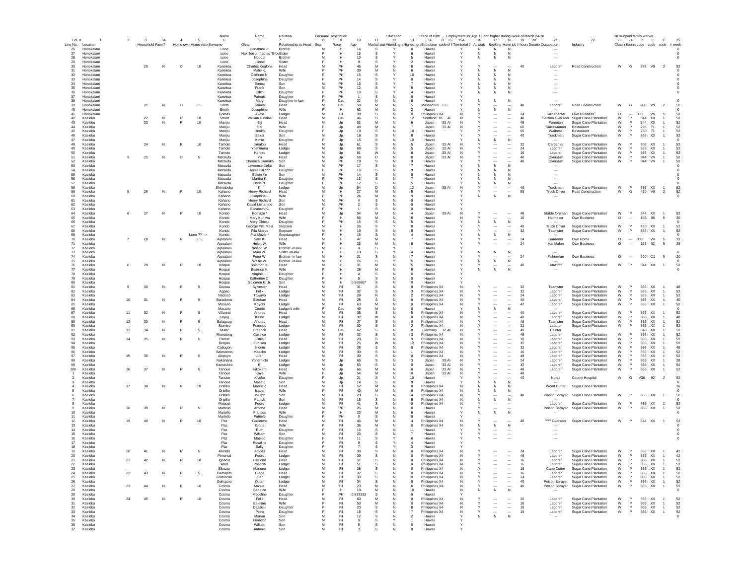| Line No. | Location | 2 | Household | Farm? | Home own | Home value | Surname | Given | Relationship to Head | Sex | Race | Age | Marital status | Attending school | Highest grade | Birthplace | Code | 15 | Territorial citizen | At work | Seeking | Have job | # hours | Duration | Occupation | Industry | Class | Source | Code | Code | Code | # weeks |
|---|---|---|---|---|---|---|---|---|---|---|---|---|---|---|---|---|---|---|---|---|---|---|---|---|---|---|---|---|---|---|---|---|
| 26 | Honokalani | | | | | | Lono | Hanakahi Jr. | Brother | M | H | 14 | S | Y | 8 | Hawaii | | | Y | N | N | N | | | --- | | | | | | | 0 |
| 27 | Honokalani | | | | | | Lono | Naki [error: had as "Brot | Sister | F | H | 13 | S | Y | 6 | Hawaii | | | Y | N | N | N | | | --- | | | | | | | |
| 28 | Honokalani | | | | | | Lono | Hoopai | Brother | M | H | 10 | S | Y | 5 | Hawaii | | | Y | N | N | N | | | --- | | | | | | | 0 |
| 29 | Honokalani | | | | | | Lono | Lilinoe | Sister | F | H | 8 | S | Y | 2 | Hawaii | | | Y | | | | | | | | | | | | | |
| 30 | Honokalani | | 20 | N | O | 10 | Kanekoa | Charles Kealoha | Head | M | PH | 46 | M | N | 8 | Hawaii | | | Y | Y | --- | --- | 40 | | Laborer | Road Construction | W | G | 988 | V9 | 2 | 52 |
| 31 | Honokalani | | | | | | Kanekoa | Malle K. | Wife | F | PH | 39 | M | N | 6 | Hawaii | | | Y | N | N | N | | | --- | | | | | | | 0 |
| 32 | Honokalani | | | | | | Kanekoa | Cathrine N. | Daughter | F | PH | 15 | S | Y | 10 | Hawaii | | | Y | N | N | N | | | --- | | | | | | | 0 |
| 33 | Honokalani | | | | | | Kanekoa | Josephine | Daughter | F | PH | 14 | S | Y | 8 | Hawaii | | | Y | N | N | N | | | --- | | | | | | | 0 |
| 34 | Honokalani | | | | | | Kanekoa | Ernest | Son | M | PH | 13 | S | Y | 7 | Hawaii | | | Y | N | N | N | | | --- | | | | | | | 0 |
| 35 | Honokalani | | | | | | Kanekoa | Frank | Son | M | PH | 12 | S | Y | 6 | Hawaii | | | Y | N | N | N | | | --- | | | | | | | 0 |
| 36 | Honokalani | | | | | | Kanekoa | Edith | Daughter | F | PH | 10 | S | Y | 4 | Hawaii | | | Y | N | N | N | | | --- | | | | | | | 0 |
| 37 | Honokalani | | | | | | Kanekoa | Patnais | Daughter | F | PH | 1 | S | N | 0 | Hawaii | | | Y | | | | | | | | | | | | | |
| 38 | Honokalani | | | | | | Kanekoa | Mary | Daughter-in-law | F | Cau | 22 | M | N | 8 | Hawaii | | | Y | N | N | N | | | --- | | | | | | | 0 |
| 39 | Honokalani | | 21 | N | O | 3.5 | Smith | James | Head | M | Cau | 58 | M | N | 5 | Massachus | 53 | | Y | Y | --- | --- | 40 | | Laborer | Road Construction | W | G | 988 | V9 | 2 | 52 |
| 40 | Honokalani | | | | | | Smith | Josephine | Wife | F | H | 63 | M | N | 3 | Hawaii | | | Y | N | N | N | | | --- | | | | | | | 0 |
| 41 | Honokalani | | | | | | Gomes | Akalo | Lodger | M | Fil | 39 | S | N | 0 | Philippines | X4 | | N | Y | --- | --- | 24 | | Taro Planter | Own Business | O | --- | 000 | VV | 5 | 52 |
| 42 | Kaeleku | | 22 | N | R | 10 | Smart | William Dinidas | Head | M | Cau | 46 | S | N | 12 | Scotland | 01 | Al | N | Y | --- | --- | 48 | | Section Overseer | Sugar Cane Plantation | W | P | 844 | XX | 1 | 52 |
| 43 | Kaeleku | | 23 | N | R | 10 | Manjiu | Eiji | Head | M | Jp | 52 | M | N | 6 | Japan | 33 | Al | N | Y | --- | --- | 48 | | Foreman | Sugar Cane Plantation | W | P | 844 | XX | 1 | 52 |
| 44 | Kaeleku | | | | | | Manjiu | Sei | Wife | F | Jp | 49 | M | N | 7 | Japan | 33 | Al | N | Y | --- | --- | 60 | | Saleswoman | Restaurant | W | P | 298 | 71 | 1 | 52 |
| 45 | Kaeleku | | | | | | Manjiu | Hiroko | Daughter | F | Jp | 19 | S | N | 10 | Hawaii | | | Y | Y | --- | --- | 60 | | Waitress | Restaurant | W | P | 780 | 71 | 1 | 52 |
| 46 | Kaeleku | | | | | | Manjiu | Sakai | Son | M | Jp | 18 | S | N | 8 | Hawaii | | | Y | Y | --- | --- | 40 | | Laborer | Sugar Cane Plantation | W | P | 866 | XX | 1 | 52 |
| 47 | Kaeleku | | | | | | Manjiu | Kimie | Daughter | F | Jp | 15 | S | N | 10 | Hawaii | | | Y | N | N | N | | | --- | | | | | | | 0 |
| 48 | Kaeleku | | 24 | N | R | 10 | Tamoto | Jimaiou | Head | M | Jp | 61 | S | N | 5 | Japan | 33 | Al | N | Y | --- | --- | 32 | | Carpenter | Sugar Cane Plantation | W | P | 308 | XX | 1 | 52 |
| 49 | Kaeleku | | | | | | Tamoto | Yoshimura | Lodger | M | Jp | 60 | S | N | 5 | Japan | 33 | Al | N | Y | --- | --- | 24 | | Laborer | Sugar Cane Plantation | W | P | 866 | XX | 1 | 52 |
| 50 | Kaeleku | | | | | | Tamoto | Harozo | Lodger | M | Jp | 81 | W | N | 6 | Japan | 33 | Al | N | Y | --- | --- | 16 | | Laborer | Sugar Cane Plantation | W | P | 866 | XX | 1 | 52 |
| 51 | Kaeleku | 3 | 25 | N | O | 5 | Matsuda | Yu | Head | M | Jp | 50 | D | N | 8 | Japan | 33 | Al | N | Y | --- | --- | 40 | | Overseer | Sugar Cane Plantation | W | P | 844 | VV | 1 | 52 |
| 52 | Kaeleku | | | | | | Matsuda | Clarence Jiumoka | Son | M | PH | 19 | S | N | 9 | Hawaii | | | Y | Y | --- | --- | 40 | | Overseer | Sugar Cane Plantation | W | P | 844 | VV | 1 | 52 |
| 53 | Kaeleku | | | | | | Matsuda | Lawrence Jinke | Son | M | PH | 17 | S | N | 7 | Hawaii | | | Y | N | N | N | | | --- | | | | | | | 0 |
| 54 | Kaeleku | | | | | | Matsuda | Annie Ca??? | Daughter | F | PH | 16 | S | N | 9 | Hawaii | | | Y | N | N | N | | | --- | | | | | | | 0 |
| 55 | Kaeleku | | | | | | Matsuda | Edwin Yu | Son | M | PH | 14 | S | N | 8 | Hawaii | | | Y | N | N | N | | | --- | | | | | | | 0 |
| 56 | Kaeleku | | | | | | Matsuda | Martha K. | Daughter | F | PH | 13 | S | N | 7 | Hawaii | | | Y | N | N | N | | | --- | | | | | | | 0 |
| 57 | Kaeleku | | | | | | Matsuda | Doris N. | Daughter | F | PH | 12 | S | N | 5 | Hawaii | | | Y | N | N | N | | | --- | | | | | | | 0 |
| 58 | Kaeleku | | | | | | Shimabuku | K. | Lodger | M | Jp | 54 | D | N | 12 | Japan | 33 | Al | N | Y | --- | --- | 40 | | Trackman | Sugar Cane Plantation | W | P | 866 | XX | 1 | 52 |
| 59 | Kaeleku | 5 | 26 | N | R | 10 | Kahano | Henry Richard | Head | M | H | 27 | M | N | 8 | Hawaii | | | Y | Y | --- | --- | 55 | | Truck Driver | Road Construction | W | G | 420 | V9 | 2 | 52 |
| 60 | Kaeleku | | | | | | Kahano | Josephine L. | Wife | F | PH | 24 | M | N | 9 | Hawaii | | | Y | N | N | N | | | --- | | | | | | | 0 |
| 61 | Kaeleku | | | | | | Kahano | Henry Richard | Son | M | PH | 4 | S | N | 0 | Hawaii | | | Y | | | | | | | | | | | | | |
| 62 | Kaeleku | | | | | | Kahano | David Leinahele | Son | M | PH | 2 | S | N | 0 | Hawaii | | | Y | | | | | | | | | | | | | |
| 63 | Kaeleku | | | | | | Kahano | Elizabeth K. | Daughter | F | PH | 1 | S | N | 0 | Hawaii | | | Y | | | | | | | | | | | | | |
| 64 | Kaeleku | 6 | 27 | N | R | 10 | Kondo | Komazo * | Head | M | Jp | 54 | M | N | 4 | Japan | 33 | Al | N | Y | --- | --- | 48 | | Stable foreman | Sugar Cane Plantation | W | P | 844 | XX | 1 | 52 |
| 65 | Kaeleku | | | | | | Kondo | Mary Kuhiwa | Wife | F | H | 56 | M | N | 8 | Hawaii | | | N | Y | --- | --- | 16 | | Hatmaker | Own Business | O | --- | 156 | 06 | 5 | 30 |
| 66 | Kaeleku | | | | | | Kondo | Mary Chieko | Daughter | F | PH | 15 | S | N | 5 | Hawaii | | | Y | N | N | N | | | --- | | | | | | | 0 |
| 67 | Kaeleku | | | | | | Kondo | George Pila Maia | Stepson | M | H | 26 | S | Y | 8 | Hawaii | | | Y | Y | --- | --- | 40 | | Truck Driver | Sugar Cane Plantation | W | P | 420 | XX | 1 | 52 |
| 68 | Kaeleku | | | | | | Kondo | Pila Moses | Stepson | M | H | 19 | S | N | 8 | Hawaii | | | Y | Y | --- | --- | 32 | | Teamster | Sugar Cane Plantation | W | P | 866 | XX | 1 | 52 |
| 69 | Kaeleku | | | | | Lono ?? --> | Kondo | Pila Mazie * | Stepdaughter | F | H | 15 | S | N | 4 | Hawaii | | | Y | N | N | N | | | --- | | | | | | | 0 |
| 70 | Kaeleku | 7 | 28 | N | R | 2.5 | Aipoalani | Sam K. | Head | M | H | 47 | M | N | 7 | Hawaii | | | Y | Y | --- | --- | 24 | | Gardener | Own Home | O | --- | 000 | VV | 5 | 32 |
| 71 | Kaeleku | | | | | | Aipoalani | Helen W. | Wife | F | H | 23 | M | N | 8 | Hawaii | | | Y | Y | --- | --- | 24 | | Mat Maker | Own Business | O | --- | 156 | 02 | 5 | 28 |
| 72 | Kaeleku | | | | | | Aipoalani | Nelson W. | Brother -in-law | M | H | 8 | S | Y | 1 | Hawaii | | | Y | | | | | | | | | | | | | |
| 73 | Kaeleku | | | | | | Aipoalani | Maui W. | Sister -in-law | F | H | 10 | S | Y | 4 | Hawaii | | | Y | N | N | N | | | --- | | | | | | | 0 |
| 74 | Kaeleku | | | | | | Aipoalani | Peter W. | Brother -in-law | M | H | 21 | S | N | 7 | Hawaii | | | Y | Y | --- | --- | 24 | | Fisherman | Own Business | O | --- | 900 | C1 | 5 | 20 |
| 75 | Kaeleku | | | | | | Aipoalani | Wallie W. | Brother -in-law | M | H | 16 | S | Y | 5 | Hawaii | | | Y | N | N | N | | | --- | | | | | | | 0 |
| 76 | Kaeleku | 8 | 29 | N | R | 10 | Hoopai | Solomon K. | Head | M | H | 31 | M | N | 5 | Hawaii | | | Y | Y | --- | --- | 40 | | Jare??? | Sugar Cane Plantation | W | P | 844 | XX | 1 | 52 |
| 77 | Kaeleku | | | | | | Hoopai | Beatrice H. | Wife | F | H | 28 | M | N | 8 | Hawaii | | | Y | N | N | N | | | --- | | | | | | | 0 |
| 78 | Kaeleku | | | | | | Hoopai | Virginia L. | Daughter | F | H | 4 | S | N | 0 | Hawaii | | | Y | | | | | | | | | | | | | |
| 79 | Kaeleku | | | | | | Hoopai | Katherine C. | Daughter | F | H | 5 | S | N | 0 | Hawaii | | | Y | | | | | | | | | | | | | |
| 80 | Kaeleku | | | | | | Hoopai | Solomon K. Jr. | Son | M | H | 0.666667 | S | N | 0 | Hawaii | | | Y | | | | | | | | | | | | | |
| 81 | Kaeleku | 9 | 30 | N | R | 5 | Giunau | Sylvester | Head | M | Fil | 31 | S | N | 0 | Philippines | X4 | | N | Y | --- | --- | 32 | | Teamster | Sugar Cane Plantation | W | P | 866 | XX | 1 | 48 |
| 82 | Kaeleku | | | | | | Agpao | Felix | Lodger | M | Fil | 32 | S | N | 3 | Philippines | X4 | | N | Y | --- | --- | 32 | | Laborer | Sugar Cane Plantation | W | P | 866 | XX | 1 | 52 |
| 83 | Kaeleku | | | | | | Nacisco | Tawayo | Lodger | M | Fil | 29 | N | N | 2 | Philippines | X4 | | N | Y | --- | --- | 24 | | Laborer | Sugar Cane Plantation | W | P | 866 | XX | 1 | 52 |
| 84 | Kaeleku | 10 | 31 | N | R | 5 | Bartalome | Esteban | Head | M | Fil | 28 | S | N | 0 | Philippines | X4 | | N | Y | --- | --- | 40 | | Laborer | Sugar Cane Plantation | W | P | 866 | XX | 1 | 40 |
| 85 | Kaeleku | | | | | | Masario | Kayoni | Lodger | M | Fil | 63 | M | N | 0 | Philippines | X4 | | N | Y | --- | --- | 42 | | Laborer | Sugar Cane Plantation | W | P | 866 | XX | 1 | 52 |
| 86 | Kaeleku | | | | | | Masario | Crenie | Lodger's wife | F | Cau | 49 | M | N | 0 | Hawaii | | | Y | N | N | N | | | --- | | | | | | | 0 |
| 87 | Kaeleku | 11 | 32 | N | R | 5 | Villareal | Andres | Head | M | Fil | 35 | S | N | 5 | Philippines | X4 | | N | Y | --- | --- | 40 | | Laborer | Sugar Cane Plantation | W | P | 866 | XX | 1 | 52 |
| 88 | Kaeleku | | | | | | Layog | Kirino | Lodger | M | Fil | 32 | W | N | 0 | Philippines | X4 | | N | Y | --- | --- | 40 | | Laborer | Sugar Cane Plantation | W | P | 866 | XX | 1 | 48 |
| 89 | Kaeleku | 12 | 33 | N | R | 5 | Balagoag | Andres | Head | M | Fil | 27 | S | N | 0 | Philippines | X4 | | N | Y | --- | --- | 48 | | Teamster | Sugar Cane Plantation | W | P | 866 | XX | 1 | 52 |
| 90 | Kaeleku | | | | | | Stomiro | Francico | Lodger | M | Fil | 30 | S | N | 2 | Philippines | X4 | | N | Y | --- | --- | 32 | | Laborer | Sugar Cane Plantation | W | P | 866 | XX | 1 | 52 |
| 91 | Kaeleku | 13 | 34 | N | R | 5 | Miller | Fredrick | Head | M | Cau | 62 | S | N | 8 | Germany | 12 | Al | N | Y | --- | --- | 40 | | Painter | | | | 340 | XX | 1 | 52 |
| 92 | Kaeleku | | | | | | Rowatong | Cukinco | Lodger | M | Fil | 33 | S | N | 3 | Philippines | X4 | | N | Y | --- | --- | 48 | | Laborer | Sugar Cane Plantation | W | P | 866 | XX | 1 | 52 |
| 93 | Kaeleku | 14 | 35 | N | R | 5 | Ramel | Cirila | Head | M | Fil | 28 | S | N | 9 | Philippines | X4 | | N | Y | --- | --- | 30 | | Laborer | Sugar Cane Plantation | W | P | 866 | XX | 1 | 52 |
| 94 | Kaeleku | | | | | | Bergao | Euhiseo | Lodger | M | Fil | 25 | W | N | 12 | Philippines | X4 | | N | Y | --- | --- | 32 | | Laborer | Sugar Cane Plantation | W | P | 866 | XX | 1 | 52 |
| 95 | Kaeleku | | | | | | Cabugon | Silonie | Lodger | M | Fil | 28 | S | N | 0 | Philippines | X4 | | N | Y | --- | --- | 32 | | Laborer | Sugar Cane Plantation | W | P | 866 | XX | 1 | 48 |
| 96 | Kaeleku | | | | | | Balesteros | Maecko | Lodger | M | Fil | 30 | S | N | 1 | Philippines | X4 | | N | Y | --- | --- | 16 | | Laborer | Sugar Cane Plantation | W | P | 866 | XX | 1 | 52 |
| 97 | Kaeleku | 15 | 36 | N | R | 5 | Alepuyo | Juan | Head | M | Fil | 39 | S | N | 0 | Philippines | X4 | | N | Y | --- | --- | 48 | | Laborer | Sugar Cane Plantation | W | P | 866 | XX | 1 | 52 |
| 98 | Kaeleku | | | | | | Nakahana | Yonemichi | Lodger | M | Jp | 65 | S | N | 3 | Japan | 33 | Al | N | Y | --- | --- | 24 | | Laborer | Sugar Cane Plantation | W | P | 866 | XX | 1 | 28 |
| 99 | Kaeleku | | | | | | Kameshiro | K. | Lodger | M | Jp | 53 | S | N | 0 | Japan | 33 | Al | N | Y | --- | --- | 32 | | Laborer | Sugar Cane Plantation | W | P | 866 | XX | 1 | 52 |
| 100 | Kaeleku | 16 | 37 | N | R | 5 | Tanoue | Hikokaro | Head | M | Jp | 66 | M | N | 6 | Japan | 33 | Al | N | Y | --- | --- | 48 | | Laborer | Sugar Cane Plantation | W | P | 866 | XX | 1 | 52 |
| 1 | Kaeleku | | | | | | Tanoue | Kaye | Wife | F | Jp | 54 | M | N | 0 | Japan | 33 | Al | N | Y | --- | --- | 48 | | | | | | | | | |
| 2 | Kaeleku | | | | | | Tanoue | Kiyoko | Daughter | F | Jp | 21 | S | N | 10 | Hawaii | | | Y | Y | --- | --- | 40 | | Nurse | County Hospital | W | G | V36 | 92 | 2 | 52 |
| 3 | Kaeleku | | | | | | Tanoue | Masato | Son | M | Jp | 14 | S | Y | 9 | Hawaii | | | Y | N | N | N | | | --- | | | | | | | 0 |
| 4 | Kaeleku | 17 | 38 | N | R | 10 | Ortellio | Marcello | Head | M | Fil | 52 | M | N | 0 | Philippines | X4 | | N | N | N | N | | | Wood Cutter | Sugar Cane Plantation | | | | | | 26 |
| 5 | Kaeleku | | | | | | Ortellio | Isabel | Wife | F | Fil | 42 | M | N | 0 | Philippines | X4 | | N | N | N | N | | | --- | | | | | | | 0 |
| 6 | Kaeleku | | | | | | Ortellio | Joseph | Son | M | Fil | 20 | S | N | 4 | Philippines | X4 | | N | Y | --- | --- | 40 | | Poison Sprayer | Sugar Cane Plantation | W | P | 866 | XX | 1 | 52 |
| 7 | Kaeleku | | | | | | Ortellio | Patrick | Son | M | Fil | 15 | S | N | 8 | Philippines | X4 | | N | N | N | N | | | --- | | | | | | | 0 |
| 8 | Kaeleku | | | | | | Patepat | Pedro | Lodger | M | Fil | 41 | S | N | 0 | Philippines | X4 | | N | Y | --- | --- | | | Laborer | Sugar Cane Plantation | W | P | 866 | XX | 1 | 52 |
| 9 | Kaeleku | 18 | 39 | N | R | 5 | Martello | Antone | Head | M | PR | 26 | M | N | 8 | Hawaii | | | Y | Y | --- | --- | | | Poison Sprayer | Sugar Cane Plantation | W | P | 866 | XX | 1 | 52 |
| 10 | Kaeleku | | | | | | Martello | Frances | Wife | F | H | 23 | M | N | 6 | Hawaii | | | Y | N | N | N | | | --- | | | | | | | 0 |
| 11 | Kaeleku | | | | | | Martello | Patrielo | Daughter | F | PH | 0 | S | N | 0 | Hawaii | | | Y | | | | | | | | | | | | | |
| 12 | Kaeleku | 19 | 40 | N | R | 10 | Paz | Guillermo | Head | M | Fil | 46 | M | N | 4 | Philippines | X4 | | N | Y | --- | --- | 48 | | ??? Overseer | Sugar Cane Plantation | W | P | 844 | XX | 1 | 52 |
| 13 | Kaeleku | | | | | | Paz | Gloria | Wife | F | Fil | 36 | M | N | 0 | Philippines | X4 | | N | N | N | N | | | --- | | | | | | | 0 |
| 14 | Kaeleku | | | | | | Paz | Ruth | Daughter | F | Fil | 16 | S | N | 11 | Hawaii | | | Y | Y | --- | --- | | | --- | | | | | | | 0 |
| 15 | Kaeleku | | | | | | Paz | William | Son | M | Fil | 23 | S | N | 7 | Hawaii | | | Y | Y | --- | --- | | | --- | | | | | | | 0 |
| 16 | Kaeleku | | | | | | Paz | Matildo | Daughter | F | Fil | 11 | S | Y | 6 | Hawaii | | | Y | Y | --- | --- | | | --- | | | | | | | 0 |
| 17 | Kaeleku | | | | | | Paz | Rosaline | Daughter | F | Fil | 9 | S | Y | 4 | Hawaii | | | Y | | | | | | | | | | | | | |
| 18 | Kaeleku | | | | | | Paz | Sally | Daughter | F | Fil | 7 | S | Y | 3 | Hawaii | | | Y | | | | | | | | | | | | | |
| 19 | Kaeleku | 20 | 41 | N | R | 5 | Ancleto | Adides | Head | M | Fil | 39 | S | N | 0 | Philippines | X4 | | N | Y | --- | --- | 24 | | Laborer | Sugar Cane Plantation | W | P | 866 | XX | 1 | 42 |
| 20 | Kaeleku | | | | | | Pimental | Pedro | Lodger | M | Fil | 39 | S | N | 0 | Philippines | X4 | | N | Y | --- | --- | 48 | | Laborer | Sugar Cane Plantation | W | P | 866 | XX | 1 | 42 |
| 21 | Kaeleku | 21 | 42 | N | R | 10 | Ignacio | Casiono | Head | M | Fil | 31 | S | N | 0 | Philippines | X4 | | N | Y | --- | --- | 16 | | Laborer | Sugar Cane Plantation | W | P | 866 | XX | 1 | 52 |
| 22 | Kaeleku | | | | | | Atad | Poaticis | Lodger | M | Fil | 51 | S | N | 0 | Philippines | X4 | | N | Y | --- | --- | 16 | | Laborer | Sugar Cane Plantation | W | P | 866 | XX | 1 | 52 |
| 23 | Kaeleku | | | | | | Eleazor | Mariono | Lodger | M | Fil | 38 | S | N | 0 | Philippines | X4 | | N | Y | --- | --- | 16 | | Cane Cutter | Sugar Cane Plantation | W | P | 866 | XX | 1 | 52 |
| 24 | Kaeleku | 22 | 43 | N | R | 5 | Damapito | Diego | Head | M | Fil | 32 | S | N | 0 | Philippines | X4 | | N | Y | --- | --- | 36 | | Laborer | Sugar Cane Plantation | W | P | 866 | XX | 1 | 52 |
| 25 | Kaeleku | | | | | | Glabionso | Juan | Lodger | M | Fil | 30 | S | N | 0 | Philippines | X4 | | N | Y | --- | --- | 24 | | Laborer | Sugar Cane Plantation | W | P | 866 | XX | 1 | 52 |
| 26 | Kaeleku | | | | | | Gelispero | Obian | Lodger | M | Fil | 34 | S | N | 0 | Philippines | X4 | | N | Y | --- | --- | 40 | | Poison Sprayer | Sugar Cane Plantation | W | P | 866 | XX | 1 | 52 |
| 27 | Kaeleku | 23 | 44 | N | R | 10 | Cosma | Manuel | Head | M | Fil | 23 | M | N | 6 | Philippines | X4 | | N | Y | --- | --- | 40 | | Poison Sprayer | Sugar Cane Plantation | W | P | 866 | XX | 1 | 52 |
| 28 | Kaeleku | | | | | | Cosma | Beatrice | Wife | F | H | 18 | M | N | 10 | Hawaii | | | N | N | N | N | | | --- | | | | | | | 0 |
| 29 | Kaeleku | | | | | | Cosma | Madeline | Daughter | F | PH | 0.833333 | S | N | 0 | Hawaii | | | Y | | | | | | | | | | | | | |
| 30 | Kaeleku | 24 | 45 | N | R | 10 | Cosma | Felix | Head | M | Fil | 60 | M | N | 0 | Philippines | X4 | | N | Y | --- | --- | 20 | | Laborer | Sugar Cane Plantation | W | P | 866 | XX | 1 | 52 |
| 31 | Kaeleku | | | | | | Cosma | Ealetino | Wife | F | Fil | 50 | M | N | 0 | Philippines | X4 | | N | Y | --- | --- | 18 | | Laborer | Sugar Cane Plantation | W | P | 866 | XX | 1 | 52 |
| 32 | Kaeleku | | | | | | Cosma | Dassieic | Daughter | F | Fil | 20 | S | N | 8 | Philippines | X4 | | N | Y | --- | --- | 18 | | Laborer | Sugar Cane Plantation | W | P | 866 | XX | 1 | 52 |
| 33 | Kaeleku | | | | | | Cosma | Petro | Daughter | F | Fil | 18 | S | N | 7 | Philippines | X4 | | N | Y | --- | --- | 18 | | Laborer | Sugar Cane Plantation | W | P | 866 | XX | 1 | 52 |
| 34 | Kaeleku | | | | | | Cosma | Marion | Son | M | Fil | 12 | S | N | 2 | Hawaii | | | Y | N | N | N | | | --- | | | | | | | 0 |
| 35 | Kaeleku | | | | | | Cosma | Francico | Son | M | Fil | 9 | S | Y | 1 | Hawaii | | | Y | | | | | | | | | | | | | |
| 36 | Kaeleku | | | | | | Cosma | William | Son | M | Fil | 6 | S | N | 0 | Hawaii | | | Y | | | | | | | | | | | | | |
| 37 | Kaeleku | | | | | | Cosma | Antonio | Son | M | Fil | 3 | S | N | 0 | Hawaii | | | Y | | | | | | | | | | | | | |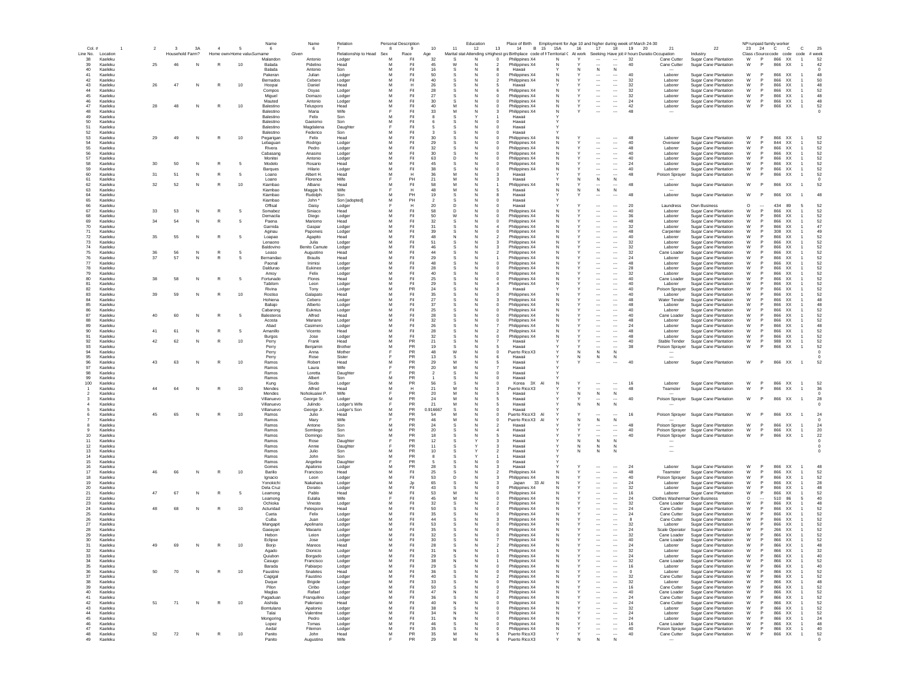| Col. # / Line No. | 1 Location | 2 Household | 3 Farm? | 3A | 4 Home own | 5 Home value | 6 Name: Surname | Name: Given | 7 Relationship to Head | 8 Sex | 9 Race | 10 Age | 11 Marital stat | 12 Attending s | 13 Highest gra | 14 Birthplace | B code of F | 15 | 15A Territorial C | 16 At work | 17 Seeking | 18 Have job | 19 # hours | 20 Duratio | 21 Occupation | 22 Industry | 23 Class | 24 (Source | C code | C code | C code | 25 # week |
|---|---|---|---|---|---|---|---|---|---|---|---|---|---|---|---|---|---|---|---|---|---|---|---|---|---|---|---|---|---|---|---|---|
| 38 | Kaeleku | | | | | | Malandon | Antonio | Lodger | M | Fil | 32 | S | N | 0 | Philippines | X4 | | N | Y | --- | --- | 32 | | Cane Cutter | Sugar Cane Plantation | W | P | 866 | XX | 1 | 52 |
| 39 | Kaeleku | 25 | 46 | N | R | 10 | Balada | Pidelino | Head | M | Fil | 45 | W | N | 2 | Philippines | X4 | | N | Y | --- | --- | 40 | | Cane Cutter | Sugar Cane Plantation | W | P | 866 | XX | 1 | 42 |
| 40 | Kaeleku | | | | | | Balada | Antonio | Son | M | Fil | 16 | S | N | 8 | Hawaii | | | Y | N | N | N | | | --- | | | | | | | 0 |
| 41 | Kaeleku | | | | | | Pakeran | Julian | Lodger | M | Fil | 50 | S | N | 0 | Philippines | X4 | | N | Y | --- | --- | 40 | | Laborer | Sugar Cane Plantation | W | P | 866 | XX | 1 | 48 |
| 42 | Kaeleku | | | | | | Bernados | Cebero | Lodger | M | Fil | 40 | S | N | 2 | Philippines | X4 | | N | Y | --- | --- | 32 | | Laborer | Sugar Cane Plantation | W | P | 866 | XX | 1 | 50 |
| 43 | Kaeleku | 26 | 47 | N | R | 10 | Hoopai | Daniel | Head | M | H | 26 | S | N | 5 | Hawaii | | | Y | Y | --- | --- | 32 | | Laborer | Sugar Cane Plantation | W | P | 866 | XX | 1 | 48 |
| 44 | Kaeleku | | | | | | Compos | Osyas | Lodger | M | Fil | 28 | S | N | 6 | Philippines | X4 | | N | Y | --- | --- | 32 | | Laborer | Sugar Cane Plantation | W | P | 866 | XX | 1 | 52 |
| 45 | Kaeleku | | | | | | Miguel | Domazo | Lodger | M | Fil | 27 | S | N | 0 | Philippines | X4 | | N | Y | --- | --- | 32 | | Laborer | Sugar Cane Plantation | W | P | 866 | XX | 1 | 52 |
| 46 | Kaeleku | | | | | | Mauted | Antonio | Lodger | M | Fil | 30 | S | N | 0 | Philippines | X4 | | N | Y | --- | --- | 24 | | Laborer | Sugar Cane Plantation | W | P | 866 | XX | 1 | 48 |
| 47 | Kaeleku | 28 | 48 | N | R | 10 | Balestino | Telusporo | Head | M | Fil | 40 | M | N | 0 | Philippines | X4 | | N | Y | --- | --- | 42 | | Laborer | Sugar Cane Plantation | W | P | 866 | XX | 1 | 52 |
| 48 | Kaeleku | | | | | | Balestino | Maria | Wife | F | Fil | 33 | M | N | 3 | Philippines | X4 | | N | Y | --- | --- | 48 | | --- | | | | | | | |
| 49 | Kaeleku | | | | | | Balestino | Felix | Son | M | Fil | 8 | S | Y | 1 | Hawaii | | | Y | | | | | | | | | | | | | 0 |
| 50 | Kaeleku | | | | | | Balestino | Gaeiomo | Son | M | Fil | 6 | S | N | 0 | Hawaii | | | Y | | | | | | | | | | | | | |
| 51 | Kaeleku | | | | | | Balestino | Magdalena | Daughter | F | Fil | 5 | S | N | 0 | Hawaii | | | Y | | | | | | | | | | | | | |
| 52 | Kaeleku | | | | | | Balestino | Federico | Son | M | Fil | 3 | S | N | 0 | Hawaii | | | Y | | | | | | | | | | | | | |
| 53 | Kaeleku | 29 | 49 | N | R | 10 | Pegarigan | Felix | Head | M | Fil | 30 | S | N | 0 | Philippines | X4 | | N | Y | --- | --- | 48 | | Laborer | Sugar Cane Plantation | W | P | 866 | XX | 1 | 52 |
| 54 | Kaeleku | | | | | | Lebaguan | Rodrigo | Lodger | M | Fil | 29 | S | N | 0 | Philippines | X4 | | N | Y | --- | --- | 40 | | Overseer | Sugar Cane Plantation | W | P | 844 | XX | 1 | 52 |
| 55 | Kaeleku | | | | | | Rivera | Pedro | Lodger | M | Fil | 32 | S | N | 0 | Philippines | X4 | | N | Y | --- | --- | 48 | | Laborer | Sugar Cane Plantation | W | P | 866 | XX | 1 | 52 |
| 56 | Kaeleku | | | | | | Cabasang | Anasino | Lodger | M | Fil | 30 | S | N | 0 | Philippines | X4 | | N | Y | --- | --- | 40 | | Laborer | Sugar Cane Plantation | W | P | 866 | XX | 1 | 52 |
| 57 | Kaeleku | | | | | | Monitei | Antonio | Lodger | M | Fil | 63 | D | N | 0 | Philippines | X4 | | N | Y | --- | --- | 40 | | Laborer | Sugar Cane Plantation | W | P | 866 | XX | 1 | 52 |
| 58 | Kaeleku | 30 | 50 | N | R | 5 | Modelo | Rosario | Head | M | Fil | 45 | S | N | 0 | Philippines | X4 | | N | Y | --- | --- | 24 | | Laborer | Sugar Cane Plantation | W | P | 866 | XX | 1 | 52 |
| 59 | Kaeleku | | | | | | Barques | Hilario | Lodger | M | Fil | 38 | S | N | 0 | Philippines | X4 | | N | Y | --- | --- | 40 | | Laborer | Sugar Cane Plantation | W | P | 866 | XX | 1 | 52 |
| 60 | Kaeleku | 31 | 51 | N | R | 5 | Loano | Albert H. | Head | M | H | 36 | M | N | 3 | Hawaii | | | Y | Y | --- | --- | 48 | | Poison Sprayer | Sugar Cane Plantation | W | P | 866 | XX | 1 | 52 |
| 61 | Kaeleku | | | | | | Loano | Florence | Wife | F | PH | 21 | M | N | 3 | Hawaii | | | Y | N | N | N | | | --- | | | | | | | 0 |
| 62 | Kaeleku | 32 | 52 | N | R | 10 | Kiambao | Albano | Head | M | Fil | 58 | M | N | 1 | Philippines | X4 | | N | Y | --- | --- | 48 | | Laborer | Sugar Cane Plantation | W | P | 866 | XX | 1 | 52 |
| 63 | Kaeleku | | | | | | Kiambao | Maggie N. | Wife | F | H | 48 | M | N | 5 | Hawaii | | | N | N | N | N | | | --- | | | | | | | |
| 64 | Kaeleku | | | | | | Kiambao | Rudolph | Son | M | PH | 19 | S | N | 8 | Hawaii | | | Y | Y | --- | --- | 48 | | Laborer | Sugar Cane Plantation | W | P | 866 | XX | 1 | 48 |
| 65 | Kaeleku | | | | | | Kiambao | John * | Son [adopted] | M | PH | 2 | S | N | 0 | Hawaii | | | Y | | | | | | | | | | | | | |
| 66 | Kaeleku | | | | | | Offisal | Daisy | Lodger | F | H | 20 | D | N | 0 | Hawaii | | | Y | Y | --- | --- | 20 | | Laundress | Own Business | O | --- | 434 | 89 | 5 | 52 |
| 67 | Kaeleku | 33 | 53 | N | R | 5 | Somabez | Siniaco | Head | M | Fil | 58 | D | N | 0 | Philippines | X4 | | N | Y | --- | --- | 40 | | Laborer | Sugar Cane Plantation | W | P | 866 | XX | 1 | 52 |
| 68 | Kaeleku | | | | | | Demacila | Diego | Lodger | M | Fil | 50 | W | N | 0 | Philippines | X4 | | N | Y | --- | --- | 36 | | Laborer | Sugar Cane Plantation | W | P | 866 | XX | 1 | 52 |
| 69 | Kaeleku | 34 | 54 | N | R | 5 | Paena | Mariomo | Head | M | Fil | 32 | S | N | 0 | Philippines | X4 | | N | Y | --- | --- | 48 | | Laborer | Sugar Cane Plantation | W | P | 866 | XX | 1 | 52 |
| 70 | Kaeleku | | | | | | Gamida | Gaspar | Lodger | M | Fil | 31 | S | N | 4 | Philippines | X4 | | N | Y | --- | --- | 32 | | Laborer | Sugar Cane Plantation | W | P | 866 | XX | 1 | 47 |
| 71 | Kaeleku | | | | | | Aginau | Paponeis | Lodger | M | Fil | 39 | S | N | 0 | Philippines | X4 | | N | Y | --- | --- | 48 | | Carpenter | Sugar Cane Plantation | W | P | 308 | XX | 1 | 49 |
| 72 | Kaeleku | 35 | 55 | N | R | 5 | Loapao | Agapito | Head | M | Fil | 48 | N | N | 2 | Philippines | X4 | | N | Y | --- | --- | 40 | | Laborer | Sugar Cane Plantation | W | P | 866 | XX | 1 | 52 |
| 73 | Kaeleku | | | | | | Lenaono | Julia | Lodger | M | Fil | 51 | S | N | 3 | Philippines | X4 | | N | Y | --- | --- | 32 | | Laborer | Sugar Cane Plantation | W | P | 866 | XX | 1 | 52 |
| 74 | Kaeleku | | | | | | Baldovino | Benito Camute | Lodger | M | Fil | 46 | S | N | 3 | Philippines | X4 | | N | Y | --- | --- | 32 | | Laborer | Sugar Cane Plantation | W | P | 866 | XX | 1 | 52 |
| 75 | Kaeleku | 36 | 56 | N | R | 5 | Leaso | Augustino | Head | M | Fil | 44 | S | N | 0 | Philippines | X4 | | N | Y | --- | --- | 32 | | Cane Loader | Sugar Cane Plantation | W | P | 866 | XX | 1 | 52 |
| 76 | Kaeleku | 37 | 57 | N | R | 5 | Bernandao | Braulis | Head | M | Fil | 29 | S | N | 1 | Philippines | X4 | | N | Y | --- | --- | 24 | | Laborer | Sugar Cane Plantation | W | P | 866 | XX | 1 | 52 |
| 77 | Kaeleku | | | | | | Paonal | Inimisi | Lodger | M | Fil | 48 | S | N | 0 | Philippines | X4 | | N | Y | --- | --- | 48 | | Laborer | Sugar Cane Plantation | W | P | 866 | XX | 1 | 52 |
| 78 | Kaeleku | | | | | | Dalduao | Eukineo | Lodger | M | Fil | 28 | S | N | 0 | Philippines | X4 | | N | Y | --- | --- | 28 | | Laborer | Sugar Cane Plantation | W | P | 866 | XX | 1 | 52 |
| 79 | Kaeleku | | | | | | Amoy | Felix | Lodger | M | Fil | 40 | S | N | 0 | Philippines | X4 | | N | Y | --- | --- | 32 | | Laborer | Sugar Cane Plantation | W | P | 866 | XX | 1 | 52 |
| 80 | Kaeleku | 38 | 58 | N | R | 5 | Fortunado | Flores | Head | M | Fil | 25 | S | N | 0 | Philippines | X4 | | N | Y | --- | --- | 40 | | Cane Loader | Sugar Cane Plantation | W | P | 866 | XX | 1 | 52 |
| 81 | Kaeleku | | | | | | Tabilom | Leon | Lodger | M | Fil | 29 | S | N | 4 | Philippines | X4 | | N | Y | --- | --- | 40 | | Laborer | Sugar Cane Plantation | W | P | 866 | XX | 1 | 52 |
| 82 | Kaeleku | | | | | | Rivina | Tony | Lodger | M | PR | 24 | S | N | 3 | Hawaii | | | Y | Y | --- | --- | 40 | | Poison Sprayer | Sugar Cane Plantation | W | P | 866 | XX | 1 | 52 |
| 83 | Kaeleku | 39 | 59 | N | R | 10 | Rostiso | Galapato | Head | M | Fil | 35 | S | N | 0 | Philippines | X4 | | N | Y | --- | --- | 40 | | Laborer | Sugar Cane Plantation | W | P | 866 | XX | 1 | 52 |
| 84 | Kaeleku | | | | | | Hohlena | Cebero | Lodger | M | Fil | 27 | S | N | 3 | Philippines | X4 | | N | Y | --- | --- | 48 | | Water Tender | Sugar Cane Plantation | W | P | 866 | XX | 1 | 48 |
| 85 | Kaeleku | | | | | | Ballajo | Alberto | Lodger | M | Fil | 37 | S | N | 0 | Philippines | X4 | | N | Y | --- | --- | 48 | | Laborer | Sugar Cane Plantation | W | P | 866 | XX | 1 | 48 |
| 86 | Kaeleku | | | | | | Cabarong | Eukmus | Lodger | M | Fil | 25 | S | N | 0 | Philippines | X4 | | N | Y | --- | --- | 40 | | Laborer | Sugar Cane Plantation | W | P | 866 | XX | 1 | 52 |
| 87 | Kaeleku | 40 | 60 | N | R | 5 | Balesteros | Alfred | Head | M | Fil | 28 | S | N | 0 | Philippines | X4 | | N | Y | --- | --- | 40 | | Cane Loader | Sugar Cane Plantation | W | P | 866 | XX | 1 | 52 |
| 88 | Kaeleku | | | | | | Acosta | Mariano | Lodger | M | Fil | 32 | S | N | 0 | Philippines | X4 | | N | Y | --- | --- | 48 | | Laborer | Sugar Cane Plantation | W | P | 866 | XX | 1 | 52 |
| 89 | Kaeleku | | | | | | Abad | Casimero | Lodger | M | Fil | 26 | S | N | 7 | Philippines | X4 | | N | Y | --- | --- | 24 | | Laborer | Sugar Cane Plantation | W | P | 866 | XX | 1 | 48 |
| 90 | Kaeleku | 41 | 61 | N | R | 5 | Amanillo | Vicento | Head | M | Fil | 28 | S | N | 2 | Philippines | X4 | | N | Y | --- | --- | 48 | | Laborer | Sugar Cane Plantation | W | P | 866 | XX | 1 | 52 |
| 91 | Kaeleku | | | | | | Burgos | Jose | Lodger | M | Fil | 32 | S | N | 0 | Philippines | X4 | | N | Y | --- | --- | 48 | | Laborer | Sugar Cane Plantation | W | P | 866 | XX | 1 | 52 |
| 92 | Kaeleku | 42 | 62 | N | R | 10 | Perry | Frank | Head | M | PR | 21 | S | N | 7 | Hawaii | | | Y | Y | --- | --- | 40 | | Stable Tender | Sugar Cane Plantation | W | P | 988 | XX | 1 | 52 |
| 93 | Kaeleku | | | | | | Perry | Benjamin | Brother | M | PR | 19 | S | N | 5 | Hawaii | | | Y | Y | --- | --- | 38 | | Poison Sprayer | Sugar Cane Plantation | W | P | 866 | XX | 1 | 52 |
| 94 | Kaeleku | | | | | | Perry | Anna | Mother | F | PR | 48 | W | N | 0 | Puerto Rico | X3 | | Y | N | N | N | | | --- | | | | | | | 0 |
| 95 | Kaeleku | | | | | | Perry | Rose | Sister | F | PR | 13 | S | N | 6 | Hawaii | | | Y | N | N | N | | | --- | | | | | | | 0 |
| 96 | Kaeleku | 43 | 63 | N | R | 10 | Ramos | Robert | Head | M | PR | 29 | M | N | 5 | Hawaii | | | Y | Y | --- | --- | 40 | | Laborer | Sugar Cane Plantation | W | P | 866 | XX | 1 | 52 |
| 97 | Kaeleku | | | | | | Ramos | Laura | Wife | F | PR | 20 | M | N | 7 | Hawaii | | | Y | | | | | | | | | | | | | |
| 98 | Kaeleku | | | | | | Ramos | Loretta | Daughter | F | PR | 2 | S | N | 0 | Hawaii | | | Y | | | | | | | | | | | | | |
| 99 | Kaeleku | | | | | | Ramos | Albert | Son | M | PR | 1 | S | N | 0 | Hawaii | | | Y | | | | | | | | | | | | | |
| 100 | Kaeleku | | | | | | Kung | Siudo | Lodger | M | PR | 56 | S | N | 0 | Korea | 3X | AI | N | Y | --- | --- | 16 | | Laborer | Sugar Cane Plantation | W | P | 866 | XX | 1 | 52 |
| 1 | Kaeleku | 44 | 64 | N | R | 10 | Mendes | Alfred | Head | M | H | 21 | M | N | 3 | Puerto Rico | X3 | | Y | Y | --- | --- | 48 | | Teamster | Sugar Cane Plantation | W | P | 866 | XX | 1 | 36 |
| 2 | Kaeleku | | | | | | Mendes | Nohokuaiwi P. | Wife | F | PR | 20 | M | N | 5 | Hawaii | | | Y | N | N | N | | | --- | | | | | | | 0 |
| 3 | Kaeleku | | | | | | Villanuevo | George Sr. | Lodger | M | PR | 24 | M | N | 5 | Hawaii | | | Y | Y | --- | --- | 40 | | Poison Sprayer | Sugar Cane Plantation | W | P | 866 | XX | 1 | 28 |
| 4 | Kaeleku | | | | | | Villanuevo | Julindo | Lodger's Wife | F | PR | 21 | M | N | 5 | Hawaii | | | Y | N | N | N | | | --- | | | | | | | 0 |
| 5 | Kaeleku | | | | | | Villanuevo | George Jr. | Lodger's Son | M | PR | 0.916667 | S | N | 0 | Hawaii | | | Y | | | | | | | | | | | | | |
| 6 | Kaeleku | 45 | 65 | N | R | 10 | Ramos | Julio | Head | M | PR | 54 | M | N | 0 | Puerto Rico | X3 | AI | Y | Y | --- | --- | 16 | | Poison Sprayer | Sugar Cane Plantation | W | P | 866 | XX | 1 | 24 |
| 7 | Kaeleku | | | | | | Ramos | Mary | Wife | F | PR | 46 | M | N | 0 | Puerto Rico | X3 | AI | Y | N | N | N | | | --- | | | | | | | 0 |
| 8 | Kaeleku | | | | | | Ramos | Antone | Son | M | PR | 24 | S | N | 2 | Hawaii | | | Y | Y | --- | --- | 48 | | Poison Sprayer | Sugar Cane Plantation | W | P | 866 | XX | 1 | 24 |
| 9 | Kaeleku | | | | | | Ramos | Somtiego | Son | M | PR | 20 | S | N | 4 | Hawaii | | | Y | Y | --- | --- | 40 | | Poison Sprayer | Sugar Cane Plantation | W | P | 866 | XX | 1 | 20 |
| 10 | Kaeleku | | | | | | Ramos | Domingo | Son | M | PR | 18 | S | N | 5 | Hawaii | | | Y | Y | --- | --- | 40 | | Poison Sprayer | Sugar Cane Plantation | W | P | 866 | XX | 1 | 22 |
| 11 | Kaeleku | | | | | | Ramos | Rose | Daughter | F | PR | 12 | S | Y | 3 | Hawaii | | | Y | N | N | N | | | --- | | | | | | | 0 |
| 12 | Kaeleku | | | | | | Ramos | Annie | Daughter | F | PR | 11 | S | Y | 3 | Hawaii | | | Y | N | N | N | | | --- | | | | | | | 0 |
| 13 | Kaeleku | | | | | | Ramos | Julio | Son | M | PR | 10 | S | Y | 2 | Hawaii | | | Y | N | N | N | | | --- | | | | | | | 0 |
| 14 | Kaeleku | | | | | | Ramos | John | Son | M | PR | 8 | S | Y | 1 | Hawaii | | | Y | | | | | | | | | | | | | |
| 15 | Kaeleku | | | | | | Ramos | Angeline | Daughter | F | PR | 5 | S | N | 0 | Hawaii | | | Y | | | | | | | | | | | | | |
| 16 | Kaeleku | | | | | | Gomes | Apalonio | Lodger | M | PR | 28 | S | N | 3 | Hawaii | | | Y | Y | --- | --- | 24 | | Laborer | Sugar Cane Plantation | W | P | 866 | XX | 1 | 48 |
| 17 | Kaeleku | 46 | 66 | N | R | 10 | Barilio | Francisco | Head | M | Fil | 25 | S | N | 2 | Philippines | X4 | | N | Y | --- | --- | 48 | | Teamster | Sugar Cane Plantation | W | P | 866 | XX | 1 | 52 |
| 18 | Kaeleku | | | | | | Ignacio | Leon | Lodger | M | Fil | 53 | D | N | 3 | Philippines | X4 | | N | Y | --- | --- | 40 | | Poison Sprayer | Sugar Cane Plantation | W | P | 866 | XX | 1 | 52 |
| 19 | Kaeleku | | | | | | Yonokichi | Nakahara | Lodger | M | Jp | 65 | S | N | 3 | Japan | 33 | AI | N | Y | --- | --- | 24 | | Laborer | Sugar Cane Plantation | W | P | 866 | XX | 1 | 28 |
| 20 | Kaeleku | | | | | | Dela Cruz | Dorato | Lodger | M | Fil | 43 | S | N | 0 | Philippines | X4 | | N | Y | --- | --- | 32 | | Laborer | Sugar Cane Plantation | W | P | 866 | XX | 1 | 48 |
| 21 | Kaeleku | 47 | 67 | N | R | 5 | Leamong | Pablo | Head | M | Fil | 53 | M | N | 0 | Philippines | X4 | | N | Y | --- | --- | 16 | | Laborer | Sugar Cane Plantation | W | P | 866 | XX | 1 | 52 |
| 22 | Kaeleku | | | | | | Leamong | Eulalia | Wife | F | Fil | 45 | M | N | 0 | Philippines | X4 | | N | Y | --- | --- | 24 | | Clothes Washerman | Own Business | O | --- | 510 | 86 | 5 | 40 |
| 23 | Kaeleku | | | | | | Ochioka | Vinesto | Lodger | M | Fil | 32 | S | N | 2 | Philippines | X4 | | N | Y | --- | --- | 32 | | Cane Loader | Sugar Cane Plantation | W | P | 866 | XX | 1 | 48 |
| 24 | Kaeleku | 48 | 68 | N | R | 10 | Acturidad | Felesporo | Head | M | Fil | 50 | S | N | 0 | Philippines | X4 | | N | Y | --- | --- | 24 | | Cane Cutter | Sugar Cane Plantation | W | P | 866 | XX | 1 | 52 |
| 25 | Kaeleku | | | | | | Cueta | Felix | Lodger | M | Fil | 35 | S | N | 0 | Philippines | X4 | | N | Y | --- | --- | 24 | | Cane Cutter | Sugar Cane Plantation | W | P | 866 | XX | 1 | 52 |
| 26 | Kaeleku | | | | | | Culba | Juan | Lodger | M | Fil | 44 | S | N | 3 | Philippines | X4 | | N | Y | --- | --- | 8 | | Cane Cutter | Sugar Cane Plantation | W | P | 866 | XX | 1 | 52 |
| 27 | Kaeleku | | | | | | Mangapit | Apolinario | Lodger | M | Fil | 53 | S | N | 0 | Philippines | X4 | | N | Y | --- | --- | 32 | | Laborer | Sugar Cane Plantation | W | P | 866 | XX | 1 | 52 |
| 28 | Kaeleku | | | | | | Gaeayan | Macario | Lodger | M | Fil | 35 | S | N | 0 | Philippines | X4 | | N | Y | --- | --- | 24 | | Scale Operator | Sugar Cane Plantation | W | P | 266 | XX | 1 | 52 |
| 29 | Kaeleku | | | | | | Hebon | Leion | Lodger | M | Fil | 32 | S | N | 0 | Philippines | X4 | | N | Y | --- | --- | 32 | | Cane Loader | Sugar Cane Plantation | W | P | 866 | XX | 1 | 52 |
| 30 | Kaeleku | | | | | | Eclipse | Jose | Lodger | M | Fil | 30 | S | N | 7 | Philippines | X4 | | N | Y | --- | --- | 40 | | Cane Loader | Sugar Cane Plantation | W | P | 866 | XX | 1 | 52 |
| 31 | Kaeleku | 49 | 69 | N | R | 10 | Borjo | Mareos | Head | M | Fil | 28 | S | N | 2 | Philippines | X4 | | N | Y | --- | --- | 24 | | Laborer | Sugar Cane Plantation | W | P | 866 | XX | 1 | 48 |
| 32 | Kaeleku | | | | | | Agado | Dionicio | Lodger | M | Fil | 31 | N | N | 1 | Philippines | X4 | | N | Y | --- | --- | 32 | | Laborer | Sugar Cane Plantation | W | P | 866 | XX | 1 | 32 |
| 33 | Kaeleku | | | | | | Quiubon | Borgado | Lodger | M | Fil | 29 | S | N | 0 | Philippines | X4 | | N | Y | --- | --- | 24 | | Laborer | Sugar Cane Plantation | W | P | 866 | XX | 1 | 40 |
| 34 | Kaeleku | | | | | | Casugo | Francisco | Lodger | M | Fil | 38 | N | N | 1 | Philippines | X4 | | N | Y | --- | --- | 32 | | Cane Loader | Sugar Cane Plantation | W | P | 866 | XX | 1 | 52 |
| 35 | Kaeleku | | | | | | Barada | Pabiarpo | Lodger | M | Fil | 29 | S | N | 0 | Philippines | X4 | | N | Y | --- | --- | 16 | | Laborer | Sugar Cane Plantation | W | P | 866 | XX | 1 | 40 |
| 36 | Kaeleku | 50 | 70 | N | R | 10 | Faustino | Snaletes | Head | M | Fil | 36 | S | N | 0 | Philippines | X4 | | N | Y | --- | --- | 0 | | Laborer | Sugar Cane Plantation | W | P | 866 | XX | 1 | 52 |
| 37 | Kaeleku | | | | | | Capigal | Faustino | Lodger | M | Fil | 40 | S | N | 2 | Philippines | X4 | | N | Y | --- | --- | 32 | | Cane Cutter | Sugar Cane Plantation | W | P | 866 | XX | 1 | 52 |
| 38 | Kaeleku | | | | | | Duque | Brigide | Lodger | M | Fil | 33 | S | N | 0 | Philippines | X4 | | N | Y | --- | --- | 32 | | Laborer | Sugar Cane Plantation | W | P | 866 | XX | 1 | 48 |
| 39 | Kaeleku | | | | | | Pilon | Ciribo | Lodger | M | Fil | 50 | S | N | 0 | Philippines | X4 | | N | Y | --- | --- | 16 | | Cane Cutter | Sugar Cane Plantation | W | P | 866 | XX | 1 | 52 |
| 40 | Kaeleku | | | | | | Maglas | Rafael | Lodger | M | Fil | 47 | N | N | 2 | Philippines | X4 | | N | Y | --- | --- | 40 | | Cane Loader | Sugar Cane Plantation | W | P | 866 | XX | 1 | 52 |
| 41 | Kaeleku | | | | | | Pagaduan | Franquilino | Lodger | M | Fil | 36 | S | N | 0 | Philippines | X4 | | N | Y | --- | --- | 24 | | Cane Cutter | Sugar Cane Plantation | W | P | 866 | XX | 1 | 52 |
| 42 | Kaeleku | 51 | 71 | N | R | 10 | Aishida | Paleriano | Head | M | Fil | 40 | N | N | 0 | Philippines | X4 | | N | Y | --- | --- | 24 | | Cane Cutter | Sugar Cane Plantation | W | P | 866 | XX | 1 | 52 |
| 43 | Kaeleku | | | | | | Bomtulano | Apalonio | Lodger | M | Fil | 38 | S | N | 0 | Philippines | X4 | | N | Y | --- | --- | 32 | | Laborer | Sugar Cane Plantation | W | P | 866 | XX | 1 | 52 |
| 44 | Kaeleku | | | | | | Talai | Valentine | Lodger | M | Fil | 34 | N | N | 0 | Philippines | X4 | | N | Y | --- | --- | 24 | | Laborer | Sugar Cane Plantation | W | P | 866 | XX | 1 | 52 |
| 45 | Kaeleku | | | | | | Mongoring | Pedro | Lodger | M | Fil | 31 | N | N | 0 | Philippines | X4 | | N | Y | --- | --- | 24 | | Laborer | Sugar Cane Plantation | W | P | 866 | XX | 1 | 24 |
| 46 | Kaeleku | | | | | | Lopez | Tomas | Lodger | M | Fil | 46 | S | N | 0 | Philippines | X4 | | N | Y | --- | --- | 16 | | Cane Loader | Sugar Cane Plantation | W | P | 866 | XX | 1 | 48 |
| 47 | Kaeleku | | | | | | Aedal | Filemon | Lodger | M | Fil | 35 | S | N | 0 | Philippines | X4 | | N | Y | --- | --- | 40 | | Poison Sprayer | Sugar Cane Plantation | W | P | 866 | XX | 1 | 40 |
| 48 | Kaeleku | 52 | 72 | N | R | 10 | Panito | John | Head | M | PR | 35 | M | N | 5 | Puerto Rico | X3 | | Y | Y | --- | --- | 40 | | Cane Cutter | Sugar Cane Plantation | W | P | 866 | XX | 1 | 52 |
| 49 | Kaeleku | | | | | | Panito | Augustino | Wife | F | PR | 29 | M | N | 6 | Puerto Rico | X3 | | Y | N | N | N | | | --- | | | | | | | 0 |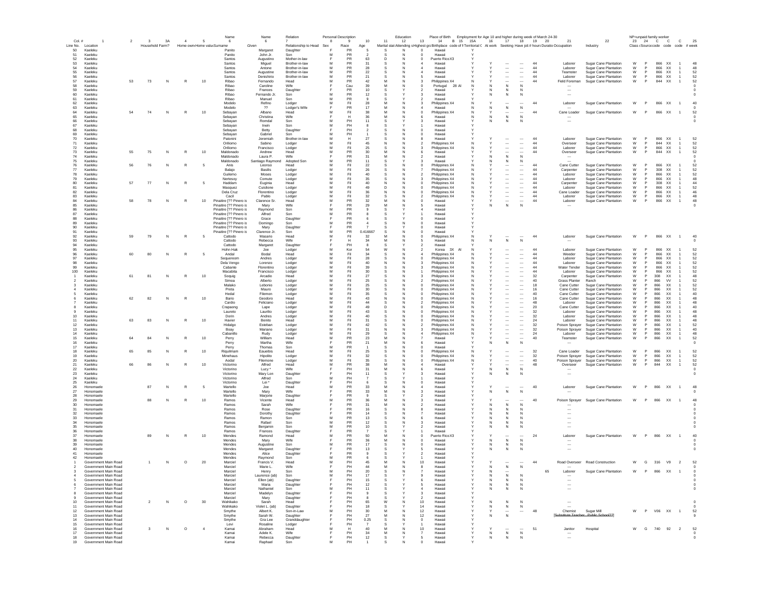| Col. # | 1 | 2 | 3 | 3A | 4 | 5 | 6 | 6 | 7 | 8 | 9 | 10 | 11 | 12 | 13 | 14 | 15 | 15A | 16 | 17 | 18 | 19 | 20 | 21 | 22 | 23 | 24 | C | C | C | 25 |
|---|---|---|---|---|---|---|---|---|---|---|---|---|---|---|---|---|---|---|---|---|---|---|---|---|---|---|---|---|---|---|---|
| | | | | | | | Name | Name | Relation | Personal Description | | | | Education | | Place of Birth | | | Employment for Age 10 and higher during week of March 24-30 | | | | | | | NP=unpaid family worker | | | | | |
| Line No. | Location | | Household | Farm? | Home own | Home value | Surname | Given | Relationship to Head | Sex | Race | Age | Marital stat | Attending school | Highest grade | Birthplace | code of birthplace | Territorial C | At work | Seeking | Have job | # hours | Duration | Occupation | Industry | Class | Source | code | code | code | # week |
| 50 | Kaeleku | | | | | | Panito | Margaret | Daughter | F | PR | 5 | S | N | 0 | Hawaii | | Y | | | | | | | | | | | | | |
| 51 | Kaeleku | | | | | | Panito | John Jr. | Son | M | PR | 2 | S | N | 0 | Hawaii | | Y | | | | | | | | | | | | | |
| 52 | Kaeleku | | | | | | Santos | Augustino | Mother-in-law | F | PR | 63 | D | N | 0 | Puerto Rico | X3 | Y | | | | | | | | | | | | | |
| 53 | Kaeleku | | | | | | Santos | Miguel | Brother-in-law | M | PR | 31 | S | N | 4 | Hawaii | | Y | Y | --- | --- | 44 | | Laborer | Sugar Cane Plantation | W | P | 866 | XX | 1 | 48 |
| 54 | Kaeleku | | | | | | Santos | Antone | Brother-in-law | M | PR | 28 | S | N | 4 | Hawaii | | Y | Y | --- | --- | 44 | | Laborer | Sugar Cane Plantation | W | P | 866 | XX | 1 | 48 |
| 55 | Kaeleku | | | | | | Santos | Augustine | Brother-in-law | M | PR | 22 | S | N | 4 | Hawaii | | Y | Y | --- | --- | 44 | | Teamster | Sugar Cane Plantation | W | P | 866 | XX | 1 | 52 |
| 56 | Kaeleku | | | | | | Santos | Denishirio | Brother-in-law | M | PR | 21 | S | N | 5 | Hawaii | | Y | Y | --- | --- | 44 | | Laborer | Sugar Cane Plantation | W | P | 866 | XX | 1 | 52 |
| 57 | Kaeleku | 53 | 73 | N | R | 10 | Ribao | Fernando | Head | M | PR | 42 | M | N | 3 | Philippines | X4 | N | Y | --- | --- | 44 | | Field Foreman | Sugar Cane Plantation | W | P | 844 | XX | 1 | 52 |
| 58 | Kaeleku | | | | | | Ribao | Caroline | Wife | F | Cau | 39 | M | N | 0 | Portugal | 28 Al | N | N | N | N | | | --- | | | | | | | 0 |
| 59 | Kaeleku | | | | | | Ribao | Frances | Daughter | F | PR | 10 | S | Y | 2 | Hawaii | | Y | N | N | N | | | --- | | | | | | | 0 |
| 60 | Kaeleku | | | | | | Ribao | Fernando Jr. | Son | M | PR | 12 | S | Y | 3 | Hawaii | | Y | N | N | N | | | --- | | | | | | | 0 |
| 61 | Kaeleku | | | | | | Ribao | Manuel | Son | M | PR | 9 | S | Y | 2 | Hawaii | | Y | | | | | | | | | | | | | |
| 62 | Kaeleku | | | | | | Modelo | Refino | Lodger | M | Fil | 28 | M | N | 3 | Philippines | X4 | N | Y | --- | --- | 44 | | Laborer | Sugar Cane Plantation | W | P | 866 | XX | 1 | 40 |
| 63 | Kaeleku | | | | | | Modelo | ?? | Lodger's Wife | F | PR | 17 | M | N | 4 | Hawaii | | N | N | N | N | | | --- | | | | | | | 0 |
| 64 | Kaeleku | 54 | 74 | N | R | 10 | Sebayan | Albano | Head | M | Fil | 38 | M | N | 0 | Philippines | X4 | N | Y | --- | --- | 44 | | Cane Loader | Sugar Cane Plantation | W | P | 866 | XX | 1 | 52 |
| 65 | Kaeleku | | | | | | Sebayan | Christina | Wife | F | H | 36 | M | N | 6 | Hawaii | | N | N | N | N | | | --- | | | | | | | 0 |
| 66 | Kaeleku | | | | | | Sebayan | Romdal | Son | M | PH | 11 | S | Y | 3 | Hawaii | | Y | N | N | N | | | --- | | | | | | | 0 |
| 67 | Kaeleku | | | | | | Sebayan | Irwin | Son | M | PH | 8 | S | Y | 1 | Hawaii | | Y | | | | | | | | | | | | | |
| 68 | Kaeleku | | | | | | Sebayan | Betty | Daughter | F | PH | 2 | S | N | 0 | Hawaii | | Y | | | | | | | | | | | | | |
| 69 | Kaeleku | | | | | | Sebayan | Gabriel | Son | M | PH | 1 | S | N | 0 | Hawaii | | Y | | | | | | | | | | | | | |
| 70 | Kaeleku | | | | | | Patonini | Jeremiah | Brother-in-law | M | H | 27 | S | N | 8 | Hawaii | | Y | Y | --- | --- | 44 | | Laborer | Sugar Cane Plantation | W | P | 866 | XX | 1 | 52 |
| 71 | Kaeleku | | | | | | Onlliomo | Sabino | Lodger | M | Fil | 45 | N | N | 2 | Philippines | X4 | N | Y | --- | --- | 44 | | Overseer | Sugar Cane Plantation | W | P | 844 | XX | 1 | 52 |
| 72 | Kaeleku | | | | | | Onlliomo | Francisco | Lodger | M | Fil | 25 | S | N | 3 | Philippines | X4 | N | Y | --- | --- | 44 | | Overseer | Sugar Cane Plantation | W | P | 866 | XX | 1 | 52 |
| 73 | Kaeleku | 55 | 75 | N | R | 10 | Maldonado | Andrew | Head | M | PR | 30 | M | N | 6 | Hawaii | | Y | Y | --- | --- | 44 | | Overseer | Sugar Cane Plantation | W | P | 844 | XX | 1 | 52 |
| 74 | Kaeleku | | | | | | Maldonado | Laura P. | Wife | F | PR | 31 | M | N | 2 | Hawaii | | Y | N | N | N | | | --- | | | | | | | 0 |
| 75 | Kaeleku | | | | | | Maldonado | Santiago Raymond | Adopted Son | M | PR | 11 | S | Y | 3 | Hawaii | | Y | N | N | N | | | --- | | | | | | | 0 |
| 76 | Kaeleku | 56 | 76 | N | R | 5 | Anis | Leonso | Head | M | Fil | 22 | S | N | 0 | Philippines | X4 | N | Y | --- | --- | 44 | | Cane Cutter | Sugar Cane Plantation | W | P | 866 | XX | 1 | 52 |
| 77 | Kaeleku | | | | | | Balajo | Basilis | Lodger | M | Fil | 26 | S | N | 7 | Philippines | X4 | N | Y | --- | --- | 44 | | Carpenter | Sugar Cane Plantation | W | P | 308 | XX | 1 | 52 |
| 78 | Kaeleku | | | | | | Guilemo | Moses | Lodger | M | Fil | 40 | S | N | 2 | Philippines | X4 | N | Y | --- | --- | 44 | | Laborer | Sugar Cane Plantation | W | P | 866 | XX | 1 | 52 |
| 79 | Kaeleku | | | | | | Nertesoy | Comute | Lodger | M | Fil | 35 | S | N | 3 | Philippines | X4 | N | Y | --- | --- | 44 | | Laborer | Sugar Cane Plantation | W | P | 866 | XX | 1 | 48 |
| 80 | Kaeleku | 57 | 77 | N | R | 5 | Haddam | Euginia | Head | M | Fil | 40 | N | N | 0 | Philippines | X4 | N | Y | --- | --- | 44 | | Carpenter | Sugar Cane Plantation | W | P | 308 | XX | 1 | 44 |
| 81 | Kaeleku | | | | | | Masquez | Cuislione | Lodger | M | Fil | 49 | D | N | 0 | Philippines | X4 | N | Y | --- | --- | 44 | | Laborer | Sugar Cane Plantation | W | P | 866 | XX | 1 | 52 |
| 82 | Kaeleku | | | | | | Dela Cruz | Florentino | Lodger | M | Fil | 36 | N | N | 0 | Philippines | X4 | N | Y | --- | --- | 44 | | Cane Loader | Sugar Cane Plantation | W | P | 866 | XX | 1 | 46 |
| 83 | Kaeleku | | | | | | Cacil | Pablo | Lodger | M | Fil | 32 | S | N | 2 | Philippines | X4 | N | Y | --- | --- | 44 | | Laborer | Sugar Cane Plantation | W | P | 866 | XX | 1 | 48 |
| 84 | Kaeleku | 58 | 78 | N | R | 10 | Pinaitire [?? Pinero is | Clarence Sr. | Head | M | PR | 32 | M | N | 0 | Hawaii | | Y | Y | --- | --- | 44 | | Laborer | Sugar Cane Plantation | W | P | 866 | XX | 1 | 48 |
| 85 | Kaeleku | | | | | | Pinaitire [?? Pinero is | Mary | Wife | F | PR | 29 | M | N | 5 | Hawaii | | Y | N | N | N | | | --- | | | | | | | 0 |
| 86 | Kaeleku | | | | | | Pinaitire [?? Pinero is | Raymond | Son | M | PR | 9 | S | Y | 4 | Hawaii | | Y | | | | | | | | | | | | | |
| 87 | Kaeleku | | | | | | Pinaitire [?? Pinero is | Alfred | Son | M | PR | 8 | S | Y | 1 | Hawaii | | Y | | | | | | | | | | | | | |
| 88 | Kaeleku | | | | | | Pinaitire [?? Pinero is | Grace | Daughter | F | PR | 6 | S | Y | 0 | Hawaii | | Y | | | | | | | | | | | | | |
| 89 | Kaeleku | | | | | | Pinaitire [?? Pinero is | Domingo | Son | M | PR | 4 | S | N | 0 | Hawaii | | Y | | | | | | | | | | | | | |
| 90 | Kaeleku | | | | | | Pinaitire [?? Pinero is | Mary | Daughter | F | PR | 7 | S | Y | 0 | Hawaii | | Y | | | | | | | | | | | | | |
| 91 | Kaeleku | | | | | | Pinaitire [?? Pinero is | Clarence Jr. | Son | M | PR | 0.416667 | S | N | 0 | Hawaii | | Y | | | | | | | | | | | | | |
| 92 | Kaeleku | 59 | 79 | N | R | 5 | Cattodo | Masario | Head | M | Fil | 32 | M | N | 0 | Philippines | X4 | N | Y | --- | --- | 44 | | Laborer | Sugar Cane Plantation | W | P | 866 | XX | 1 | 40 |
| 93 | Kaeleku | | | | | | Cattodo | Rebecca | Wife | F | H | 34 | M | N | 5 | Hawaii | | N | N | N | N | | | --- | | | | | | | 0 |
| 94 | Kaeleku | | | | | | Cattodo | Margaret | Daughter | F | PH | 8 | S | Y | 2 | Hawaii | | Y | | | | | | | | | | | | | |
| 95 | Kaeleku | | | | | | Hohn Hak | Joe | Lodger | M | Kor | 54 | W | N | 2 | Korea | 3X Al | N | Y | --- | --- | 44 | | Laborer | Sugar Cane Plantation | W | P | 866 | XX | 1 | 52 |
| 96 | Kaeleku | 60 | 80 | N | R | 5 | Andal | Bodal | Head | M | Fil | 34 | S | N | 4 | Philippines | X4 | N | Y | --- | --- | 44 | | Weeder | Sugar Cane Plantation | W | P | 866 | XX | 1 | 52 |
| 97 | Kaeleku | | | | | | Sequereom | Andres | Lodger | M | Fil | 28 | S | N | 0 | Philippines | X4 | N | Y | --- | --- | 44 | | Laborer | Sugar Cane Plantation | W | P | 866 | XX | 1 | 52 |
| 98 | Kaeleku | | | | | | Dela Vengo | Lorenzo | Lodger | M | Fil | 40 | N | N | 3 | Philippines | X4 | N | Y | --- | --- | 44 | | Laborer | Sugar Cane Plantation | W | P | 866 | XX | 1 | 52 |
| 99 | Kaeleku | | | | | | Cabante | Florentino | Lodger | M | Fil | 39 | S | N | 3 | Philippines | X4 | N | Y | --- | --- | 44 | | Water Tender | Sugar Cane Plantation | W | P | 866 | XX | 1 | 52 |
| 100 | Kaeleku | | | | | | Macabita | Francisco | Lodger | M | Fil | 30 | S | N | 1 | Philippines | X4 | N | Y | --- | --- | 44 | | Laborer | Sugar Cane Plantation | W | P | 866 | XX | 1 | 52 |
| 1 | Kaeleku | 61 | 81 | N | R | 10 | Soquig | Arcadio | Head | M | Fil | 27 | S | N | 3 | Philippines | X4 | N | Y | --- | --- | 32 | | Carpenter | Sugar Cane Plantation | W | P | 308 | XX | 1 | 48 |
| 2 | Kaeleku | | | | | | Simoa | Alberto | Lodger | M | Fil | 25 | S | N | 2 | Philippines | X4 | N | Y | --- | --- | 40 | | Grass Planter | Ranch | W | P | 866 | VV | 1 | 52 |
| 3 | Kaeleku | | | | | | Malako | Lebonio | Lodger | M | Fil | 25 | S | N | 0 | Philippines | X4 | N | Y | --- | --- | 18 | | Cane Cutter | Sugar Cane Plantation | W | P | 866 | XX | 1 | 52 |
| 4 | Kaeleku | | | | | | Preta | Mauro | Lodger | M | Fil | 30 | S | N | 0 | Philippines | X4 | N | Y | --- | --- | 16 | | Cane Cutter | Sugar Cane Plantation | W | P | 866 | XX | 1 | 52 |
| 5 | Kaeleku | | | | | | Hedal | Fileman | Lodger | M | Fil | 35 | S | N | 0 | Philippines | X4 | N | Y | --- | --- | 40 | | Cane Cutter | Sugar Cane Plantation | W | P | 866 | XX | 1 | 40 |
| 6 | Kaeleku | 62 | 82 | N | R | 10 | Bario | Geodoro | Head | M | Fil | 43 | N | N | 0 | Philippines | X4 | N | Y | --- | --- | 16 | | Cane Cutter | Sugar Cane Plantation | W | P | 866 | XX | 1 | 48 |
| 7 | Kaeleku | | | | | | Cardio | Feliciano | Lodger | M | Fil | 44 | S | N | 2 | Philippines | X4 | N | Y | --- | --- | 48 | | Laborer | Sugar Cane Plantation | W | P | 866 | XX | 1 | 48 |
| 8 | Kaeleku | | | | | | Crapaong | Lape | Lodger | M | Fil | 49 | D | N | 0 | Philippines | X4 | N | Y | --- | --- | 20 | | Cane Cutter | Sugar Cane Plantation | W | P | 866 | XX | 1 | 40 |
| 9 | Kaeleku | | | | | | Laureto | Laurilio | Lodger | M | Fil | 43 | S | N | 0 | Philippines | X4 | N | Y | --- | --- | 32 | | Laborer | Sugar Cane Plantation | W | P | 866 | XX | 1 | 48 |
| 10 | Kaeleku | | | | | | Dorin | Andres | Lodger | M | Fil | 40 | S | N | 0 | Philippines | X4 | N | Y | --- | --- | 32 | | Laborer | Sugar Cane Plantation | W | P | 866 | XX | 1 | 48 |
| 11 | Kaeleku | 63 | 83 | N | R | 10 | Havier | Benito | Head | M | Fil | 31 | S | N | 0 | Philippines | X4 | N | Y | --- | --- | 24 | | Laborer | Sugar Cane Plantation | W | P | 866 | XX | 1 | 48 |
| 12 | Kaeleku | | | | | | Hidalgo | Esteban | Lodger | M | Fil | 42 | S | N | 2 | Philippines | X4 | N | Y | --- | --- | 32 | | Poison Sprayer | Sugar Cane Plantation | W | P | 866 | XX | 1 | 52 |
| 13 | Kaeleku | | | | | | Boay | Mariano | Lodger | M | Fil | 31 | N | N | 3 | Philippines | X4 | N | Y | --- | --- | 32 | | Poison Sprayer | Sugar Cane Plantation | W | P | 866 | XX | 1 | 40 |
| 14 | Kaeleku | | | | | | Cabanillo | Rudy | Lodger | M | Fil | 29 | S | N | 4 | Philippines | X4 | N | Y | --- | --- | 24 | | Laborer | Sugar Cane Plantation | W | P | 866 | XX | 1 | 48 |
| 15 | Kaeleku | 64 | 84 | N | R | 10 | Perry | William | Head | M | PR | 23 | M | N | 7 | Hawaii | | Y | Y | --- | --- | 40 | | Teamster | Sugar Cane Plantation | W | P | 866 | XX | 1 | 52 |
| 16 | Kaeleku | | | | | | Perry | Martha | Wife | F | PR | 21 | M | N | 6 | Hawaii | | Y | N | N | N | | | --- | | | | | | | 0 |
| 17 | Kaeleku | | | | | | Perry | Thomas | Son | M | PR | 1 | S | N | 0 | Hawaii | | Y | | | | | | | | | | | | | |
| 18 | Kaeleku | 65 | 85 | N | R | 10 | Riquilmam | Eaueibis | Head | M | Fil | 25 | S | N | 0 | Philippines | X4 | N | Y | --- | --- | 32 | | Cane Loader | Sugar Cane Plantation | W | P | 866 | XX | 1 | 52 |
| 19 | Kaeleku | | | | | | Minehaus | Hipolito | Lodger | M | Fil | 32 | S | N | 0 | Philippines | X4 | N | Y | --- | --- | 32 | | Poison Sprayer | Sugar Cane Plantation | W | P | 866 | XX | 1 | 52 |
| 20 | Kaeleku | | | | | | Aodal | Filemone | Lodger | M | Fil | 35 | S | N | 0 | Philippines | X4 | N | Y | --- | --- | 40 | | Poison Sprayer | Sugar Cane Plantation | W | P | 866 | XX | 1 | 52 |
| 21 | Kaeleku | 66 | 86 | N | R | 10 | Victorino | Alfred | Head | M | PR | 38 | M | M | 4 | Hawaii | | Y | Y | --- | --- | 48 | | Overseer | Sugar Cane Plantation | W | P | 844 | XX | 1 | 52 |
| 22 | Kaeleku | | | | | | Victorino | Lucy * | Wife | F | PH | 31 | M | N | 6 | Hawaii | | Y | N | N | N | | | --- | | | | | | | 0 |
| 23 | Kaeleku | | | | | | Victorino | Mary Lon | Daughter | F | PH | 11 | S | Y | 3 | Hawaii | | Y | N | N | N | | | --- | | | | | | | 0 |
| 24 | Kaeleku | | | | | | Victorino | Alfred | Son | M | PH | 7 | S | Y | 1 | Hawaii | | Y | | | | | | | | | | | | | |
| 25 | Kaeleku | | | | | | Victorino | Lei * | Daughter | F | PH | 6 | S | N | 0 | Hawaii | | Y | | | | | | | | | | | | | |
| 26 | Honomaele | | 87 | N | R | 5 | Martello | Joe | Head | M | PR | 33 | M | N | 4 | Hawaii | | Y | Y | --- | --- | 40 | | Laborer | Sugar Cane Plantation | W | P | 866 | XX | 1 | 48 |
| 27 | Honomaele | | | | | | Martello | Mary | Wife | F | PR | 33 | M | N | 3 | Hawaii | | Y | N | N | N | | | --- | | | | | | | 0 |
| 28 | Honomaele | | | | | | Martello | Marjorie | Daughter | F | PR | 9 | S | Y | 2 | Hawaii | | Y | | | | | | | | | | | | | |
| 29 | Honomaele | | 88 | N | R | 10 | Ramos | Vicente | Head | M | PR | 36 | M | N | 3 | Hawaii | | Y | Y | --- | --- | 40 | | Poison Sprayer | Sugar Cane Plantation | W | P | 866 | XX | 1 | 48 |
| 30 | Honomaele | | | | | | Ramos | Sarah | Wife | F | PR | 31 | M | N | 2 | Hawaii | | Y | N | N | N | | | --- | | | | | | | 0 |
| 31 | Honomaele | | | | | | Ramos | Rose | Daughter | F | PR | 16 | S | N | 8 | Hawaii | | Y | N | N | N | | | --- | | | | | | | 0 |
| 32 | Honomaele | | | | | | Ramos | Dorothy | Daughter | F | PR | 14 | S | N | 7 | Hawaii | | Y | N | N | N | | | --- | | | | | | | 0 |
| 33 | Honomaele | | | | | | Ramos | Ramon | Son | M | PR | 13 | S | N | 6 | Hawaii | | Y | N | N | N | | | --- | | | | | | | 0 |
| 34 | Honomaele | | | | | | Ramos | Rafael | Son | M | PR | 12 | S | N | 3 | Hawaii | | Y | N | N | N | | | --- | | | | | | | 0 |
| 35 | Honomaele | | | | | | Ramos | Benjamin | Son | M | PR | 10 | S | Y | 2 | Hawaii | | Y | N | N | N | | | --- | | | | | | | 0 |
| 36 | Honomaele | | | | | | Ramos | Frances | Daughter | F | PR | 7 | S | Y | 1 | Hawaii | | Y | | | | | | | | | | | | | |
| 37 | Honomaele | | 89 | N | R | 10 | Mendes | Ramond | Head | M | PR | 50 | M | N | 0 | Puerto Rico | X3 | Y | Y | --- | --- | 24 | | Laborer | Sugar Cane Plantation | W | P | 866 | XX | 1 | 40 |
| 38 | Honomaele | | | | | | Mendes | Mary | Wife | F | PR | 36 | M | N | 0 | Hawaii | | Y | N | N | N | | | --- | | | | | | | 0 |
| 39 | Honomaele | | | | | | Mendes | Augustine | Son | M | PR | 17 | S | N | 0 | Hawaii | | Y | N | N | N | | | --- | | | | | | | 0 |
| 40 | Honomaele | | | | | | Mendes | Margaret | Daughter | F | PR | 13 | S | Y | 5 | Hawaii | | Y | N | N | N | | | --- | | | | | | | 0 |
| 41 | Honomaele | | | | | | Mendes | Alice | Daughter | F | PR | 9 | S | Y | 2 | Hawaii | | Y | | | | | | | | | | | | | |
| 42 | Honomaele | | | | | | Mendes | Raymond | Son | M | PR | 6 | S | Y | 1 | Hawaii | | Y | | | | | | | | | | | | | |
| 1 | Government Main Road | | 1 | N | O | 20 | Marciel | Francis V. | Head | M | PH | 45 | M | N | 10 | Hawaii | | Y | Y | --- | --- | 44 | | Road Overseer | Road Construction | W | G | 316 | V9 | 2 | 52 |
| 2 | Government Main Road | | | | | | Marciel | Marie L. | Wife | F | PH | 44 | M | N | 8 | Hawaii | | Y | N | N | N | | | --- | | | | | | | 0 |
| 3 | Government Main Road | | | | | | Marciel | Henry | Son | M | PH | 20 | S | N | 7 | Hawaii | | Y | N | --- | | | 65 | Laborer | Sugar Cane Plantation | W | P | 866 | XX | 1 | 0 |
| 4 | Government Main Road | | | | | | Marciel | Laurence (ab) | Son | M | PH | 17 | S | Y | 9 | Hawaii | | Y | N | N | N | | | --- | | | | | | | 0 |
| 5 | Government Main Road | | | | | | Marciel | Ellen (ab) | Daughter | F | PH | 15 | S | Y | 6 | Hawaii | | Y | N | N | N | | | --- | | | | | | | 0 |
| 6 | Government Main Road | | | | | | Marciel | Maria | Daughter | F | PH | 12 | S | Y | 5 | Hawaii | | Y | N | N | N | | | --- | | | | | | | 0 |
| 7 | Government Main Road | | | | | | Marciel | Nathaniel | Son | M | PH | 11 | S | Y | 4 | Hawaii | | Y | N | N | N | | | --- | | | | | | | 0 |
| 8 | Government Main Road | | | | | | Marciel | Madelyn | Daughter | F | PH | 9 | S | Y | 3 | Hawaii | | Y | | | | | | | | | | | | | |
| 9 | Government Main Road | | | | | | Marciel | Mary | Daughter | F | PH | 8 | S | Y | 2 | Hawaii | | Y | | | | | | | | | | | | | |
| 10 | Government Main Road | | 2 | N | O | 30 | Wahikako | Sarah | Head | F | PH | 65 | W | N | 10 | Hawaii | | Y | N | N | N | | | --- | | | | | | | 0 |
| 11 | Government Main Road | | | | | | Wahikako | Violet L. (ab) | Daughter | F | PH | 18 | S | Y | 14 | Hawaii | | Y | N | N | N | | | --- | | | | | | | 0 |
| 12 | Government Main Road | | | | | | Smythe | Albert K. | Son-in-Law | M | PH | 30 | M | N | 12 | Hawaii | | Y | Y | --- | --- | 48 | | Chemist | Sugar Mill | W | P | V06 | XX | 1 | 52 |
| 13 | Government Main Road | | | | | | Smythe | Sarah W. | Daughter | F | PH | 27 | M | N | 12 | Hawaii | | Y | N | N | | | | [Substitute Teacher | Public School??] | | | | | | 9 |
| 14 | Government Main Road | | | | | | Smythe | Gra Lee | Granddaughter | F | PH | 0.25 | S | N | 0 | Hawaii | | Y | | | | | | | | | | | | | |
| 15 | Government Main Road | | | | | | Levi | Rosaline | Lodger | F | PH | 7 | S | Y | 1 | Hawaii | | Y | | | | | | | | | | | | | |
| 16 | Government Main Road | | 3 | N | O | 4 | Kamai | Abraham | Head | M | H | 40 | M | N | 10 | Hawaii | | Y | Y | --- | --- | 51 | | Janitor | Hospital | W | G | 740 | 92 | 2 | 52 |
| 17 | Government Main Road | | | | | | Kamai | Adele K. | Wife | F | PH | 34 | M | N | 7 | Hawaii | | Y | N | N | N | | | --- | | | | | | | 0 |
| 18 | Government Main Road | | | | | | Kamai | Rebecca | Daughter | F | PH | 12 | S | Y | 5 | Hawaii | | Y | N | N | N | | | --- | | | | | | | 0 |
| 19 | Government Main Road | | | | | | Kamai | Raphael | Son | M | PH | 1 | S | N | 0 | Hawaii | | Y | | | | | | | | | | | | | |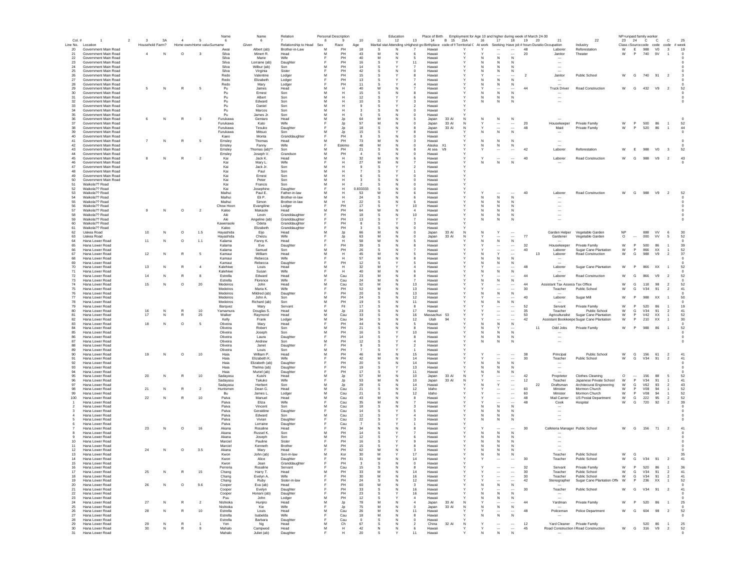| Col. # | 1 | 2 | 3 | 3A | 4 | 5 | Name 6 | Name 6 | Relation 7 | Personal Description 8 | 9 | 10 | 11 | Education 12 | 13 | Place of Birth 14 | B 15 | 15A | Employment for Age 10 and higher during week of March 24-30 16 | 17 | 18 | 19 | 20 | 21 | 22 | NP=unpaid family worker 23 | 24 | C | C | C | 25 |
|---|---|---|---|---|---|---|---|---|---|---|---|---|---|---|---|---|---|---|---|---|---|---|---|---|---|---|---|---|---|---|---|
| Line No. | Location | | Household | Farm? | Home own | Home value | Surname | Given | Relationship to Head | Sex | Race | Age | Marital stat | Attending s | Highest gra | Birthplace | code of l | Territorial C | At work | Seeking | Have job | # hours | Duratio | Occupation | Industry | Class | (Source code | code | code | code | # week |
| 20 | Government Main Road | | | | | | Awai | Albert (ab) | Brother-in-Law | M | PH | 18 | S | N | 7 | Hawaii | | Y | Y | --- | --- | 48 | | Laborer | Reforestation | W | E | 988 | V0 | 3 | 19 |
| 21 | Government Main Road | | 4 | N | O | 3 | Silva | Minert R. | Head | M | PH | 43 | M | N | 6 | Hawaii | | Y | Y | --- | --- | 20 | | Janitor | Theater | W | P | 740 | 9V | 1 | 0 |
| 22 | Government Main Road | | | | | | Silva | Marie | Wife | F | PH | 40 | M | N | 5 | Hawaii | | Y | N | N | N | | | --- | | | | | | | 0 |
| 23 | Government Main Road | | | | | | Silva | Lorraine (ab) | Daughter | F | PH | 16 | S | Y | 11 | Hawaii | | Y | N | N | N | | | --- | | | | | | | 0 |
| 24 | Government Main Road | | | | | | Silva | Wilbur (ab) | Son | M | PH | 14 | S | Y | 7 | Hawaii | | Y | N | N | N | | | --- | | | | | | | 0 |
| 25 | Government Main Road | | | | | | Silva | Virginia | Sister | F | PH | 42 | S | N | 0 | Hawaii | | Y | N | N | N | | | --- | | | | | | | 0 |
| 26 | Government Main Road | | | | | | Redo | Valentine | Lodger | M | PH | 15 | S | Y | 8 | Hawaii | | Y | Y | --- | --- | 2 | | Janitor | Public School | W | G | 740 | 91 | 2 | 3 |
| 27 | Government Main Road | | | | | | Redo | Elizabeth | Lodger | F | PH | 13 | S | Y | 7 | Hawaii | | Y | N | N | N | | | --- | | | | | | | 0 |
| 28 | Government Main Road | | | | | | Redo | Mary | Lodger | F | PH | 11 | S | Y | 4 | Hawaii | | Y | N | N | N | | | --- | | | | | | | 0 |
| 29 | Government Main Road | | 5 | N | R | 5 | Pu | James | Head | M | H | 40 | W | N | 7 | Hawaii | | Y | Y | --- | --- | 44 | | Truck Driver | Road Construction | W | G | 432 | V9 | 2 | 52 |
| 30 | Government Main Road | | | | | | Pu | Ernest | Son | M | H | 15 | S | N | 8 | Hawaii | | Y | N | N | N | | | --- | | | | | | | 0 |
| 31 | Government Main Road | | | | | | Pu | Albert | Son | M | H | 12 | S | Y | 6 | Hawaii | | Y | N | N | N | | | --- | | | | | | | 0 |
| 32 | Government Main Road | | | | | | Pu | Edward | Son | M | H | 10 | S | Y | 3 | Hawaii | | Y | N | N | N | | | --- | | | | | | | 0 |
| 33 | Government Main Road | | | | | | Pu | Daniel | Son | M | H | 9 | S | Y | 2 | Hawaii | | Y | | | | | | | | | | | | | |
| 34 | Government Main Road | | | | | | Pu | Marcos | Son | M | H | 3 | S | N | 0 | Hawaii | | Y | | | | | | | | | | | | | |
| 35 | Government Main Road | | | | | | Pu | James Jr. | Son | M | H | 5 | S | N | 0 | Hawaii | | Y | | | | | | | | | | | | | |
| 36 | Government Main Road | | 6 | N | R | 3 | Furukawa | Gentaro | Head | M | Jp | 64 | M | N | 5 | Japan | 33 Al | N | N | N | N | | | | | | | | | | 0 |
| 37 | Government Main Road | | | | | | Furukawa | Kato | Wife | F | Jp | 57 | M | N | 0 | Japan | 33 Al | N | Y | --- | --- | 20 | | Housekeeper | Private Family | W | P | 500 | 86 | 1 | 52 |
| 38 | Government Main Road | | | | | | Furukawa | Tesuko | Daughter | F | Jp | 18 | S | N | 8 | Japan | 33 Al | N | Y | --- | --- | 48 | | Maid | Private Family | W | P | 520 | 86 | 1 | 44 |
| 39 | Government Main Road | | | | | | Furukawa | Mitsuo | Son | M | Jp | 15 | S | Y | 8 | Hawaii | | Y | N | N | N | | | --- | | | | | | | 0 |
| 40 | Government Main Road | | | | | | Kaeo | Monta | Granddaughter | F | PH | 8 | S | N | 0 | Hawaii | | Y | | | | | | | | | | | | | |
| 41 | Government Main Road | | 7 | N | R | 5 | Emsley | Thomas | Head | M | PH | 73 | M | N | 3 | Hawaii | | Y | N | N | N | | | --- | | | | | | | 0 |
| 42 | Government Main Road | | | | | | Emsley | Fanny | Wife | F | Eskimo | 48 | M | N | 0 | Alaska | X1 | Y | N | N | N | | | --- | | | | | | | 0 |
| 43 | Government Main Road | | | | | | Emsley | Thomas (ab)** | Son | M | PH | 21 | S | N | 8 | At sea | V9 | Y | Y | --- | --- | 42 | | Laborer | Reforestation | W | E | 988 | V0 | 3 | 52 |
| 44 | Government Main Road | | | | | | Emsley | Joseph V. | Grandson | M | PH | 4 | S | N | 0 | Hawaii | | Y | | | | | | | | | | | | | |
| 45 | Government Main Road | | 8 | N | R | 2 | Kai | Jack K. | Head | M | H | 32 | M | N | 6 | Hawaii | | Y | Y | --- | --- | 40 | | Laborer | Road Construction | W | G | 988 | V9 | 2 | 43 |
| 46 | Government Main Road | | | | | | Kai | Mary L. | Wife | F | H | 27 | M | N | 7 | Hawaii | | Y | N | N | N | | | --- | | | | | | | 0 |
| 47 | Government Main Road | | | | | | Kai | Jack Jr. | Son | M | H | 9 | S | Y | 2 | Hawaii | | Y | | | | | | | | | | | | | |
| 48 | Government Main Road | | | | | | Kai | Paul | Son | M | H | 7 | S | Y | 1 | Hawaii | | Y | | | | | | | | | | | | | |
| 49 | Government Main Road | | | | | | Kai | Ernest | Son | M | H | 6 | S | Y | 0 | Hawaii | | Y | | | | | | | | | | | | | |
| 50 | Government Main Road | | | | | | Kai | Peter | Son | M | H | 3 | S | N | 0 | Hawaii | | Y | | | | | | | | | | | | | |
| 51 | Waikola?? Road | | | | | | Kai | Francis | Son | M | H | 1 | S | N | 0 | Hawaii | | Y | | | | | | | | | | | | | |
| 52 | Waikola?? Road | | | | | | Kai | Josephine | Daughter | F | H | 0.833333 | S | N | 0 | Hawaii | | Y | | | | | | | | | | | | | |
| 53 | Waikola?? Road | | | | | | Maihui | Paul E. | Father-in-law | M | H | 53 | W | N | 6 | Hawaii | | Y | Y | --- | --- | 40 | | Laborer | Road Construction | W | G | 988 | V9 | 2 | 52 |
| 54 | Waikola?? Road | | | | | | Maihui | Eli P. | Brother-in-law | M | H | 24 | S | N | 6 | Hawaii | | Y | N | N | N | | | --- | | | | | | | 0 |
| 55 | Waikola?? Road | | | | | | Maihui | Simon | Brother-in-law | M | H | 22 | S | N | 6 | Hawaii | | Y | N | N | N | | | --- | | | | | | | 0 |
| 56 | Waikola?? Road | | | | | | Chow Hoon | Evangiline | Lodger | F | PH | 17 | S | Y | 10 | Hawaii | | Y | N | N | N | | | --- | | | | | | | 0 |
| 57 | Waikola?? Road | | 9 | N | O | 2 | Kaleo | Makaole | Head | M | PH | 64 | W | N | 4 | Hawaii | | Y | N | N | N | | | --- | | | | | | | 0 |
| 58 | Waikola?? Road | | | | | | Aki | Levin | Granddaughter | F | PH | 18 | S | N | 10 | Hawaii | | Y | N | N | N | | | --- | | | | | | | 0 |
| 59 | Waikola?? Road | | | | | | Aki | Angeline (ab) | Granddaughter | F | PH | 13 | S | Y | 7 | Hawaii | | Y | N | N | N | | | --- | | | | | | | 0 |
| 60 | Waikola?? Road | | | | | | Kawenaole | Odeta | Granddaughter | F | PH | 8 | S | Y | 3 | Hawaii | | Y | | | | | | | | | | | | | |
| 61 | Waikola?? Road | | | | | | Kaleo | Elizabeth | Granddaughter | F | PH | 3 | S | N | 0 | Hawaii | | Y | | | | | | | | | | | | | |
| 62 | Uakea Road | | 10 | N | O | 1.5 | Hayashida | Eijo | Head | M | Jp | 66 | M | N | 0 | Japan | 33 Al | N | N | Y | --- | | | Garden Helper | Vegetable Garden | NP | | 888 | VV | 6 | 30 |
| 63 | Uakea Road | | | | | | Hayashida | Cheizu | Wife | F | Jp | 63 | M | N | 0 | Japan | 33 Al | N | Y | --- | --- | 77 | | Gardener | Vegetable Garden | O | --- | 000 | VV | 5 | 52 |
| 64 | Hana Lower Road | | 11 | N | O | 1.1 | Kalama | Fanny K. | Head | F | H | 58 | W | N | 5 | Hawaii | | Y | N | N | N | | | --- | | | | | | | 0 |
| 65 | Hana Lower Road | | | | | | Kalama | Eve | Daughter | F | PH | 39 | S | N | 8 | Hawaii | | Y | Y | --- | --- | 32 | | Housekeeper | Private Family | W | P | 500 | 86 | 1 | 39 |
| 66 | Hana Lower Road | | | | | | Kalama | Samuel | Son | M | PH | 26 | S | N | 7 | Hawaii | | Y | Y | --- | --- | 40 | | Laborer | Sugar Cane Plantation | W | P | 866 | XX | 1 | 52 |
| 67 | Hana Lower Road | | 12 | N | R | 5 | Kamaui | William | Head | M | H | 45 | M | N | 6 | Hawaii | | Y | N | Y | --- | | 13 | Laborer | Road Construction | W | G | 988 | V9 | 2 | 37 |
| 68 | Hana Lower Road | | | | | | Kamaui | Rebecca | Wife | F | H | 57 | M | N | 8 | Hawaii | | Y | N | N | N | | | --- | | | | | | | 0 |
| 69 | Hana Lower Road | | | | | | Kamaui | Rebecca | Daughter | F | PH | 12 | S | Y | 5 | Hawaii | | Y | N | N | N | | | --- | | | | | | | 0 |
| 70 | Hana Lower Road | | 13 | N | R | 4 | Kalehiwe | Louis | Head | M | H | 32 | M | Y | 4 | Hawaii | | Y | Y | --- | --- | 48 | | Laborer | Sugar Cane Plantation | W | P | 866 | XX | 1 | 52 |
| 71 | Hana Lower Road | | | | | | Kalehiwe | Susan | Wife | F | H | 40 | M | N | 6 | Hawaii | | Y | N | N | N | | | --- | | | | | | | 0 |
| 72 | Hana Lower Road | | 14 | N | R | 8 | Estrella | Edward | Head | M | Cau | 23 | M | N | 8 | Hawaii | | Y | Y | --- | --- | 44 | | Laborer | Road Construction | W | G | 866 | V9 | 2 | 52 |
| 73 | Hana Lower Road | | | | | | Estrella | Florence | Wife | F | Cau | 24 | M | N | 7 | Hawaii | | Y | N | N | N | | | --- | | | | | | | 0 |
| 74 | Hana Lower Road | | 15 | N | O | 20 | Medeiros | John | Head | M | Cau | 52 | M | N | 13 | Hawaii | | Y | Y | --- | --- | 44 | | Assistant Tax Assess | Tax Office | W | G | 118 | 98 | 2 | 52 |
| 75 | Hana Lower Road | | | | | | Medeiros | Maria K. | Wife | F | PH | 52 | M | N | 13 | Hawaii | | Y | Y | --- | --- | 30 | | Teacher | Public School | W | G | V34 | 91 | 2 | 41 |
| 76 | Hana Lower Road | | | | | | Medeiros | Mildred (ab) | Daughter | F | PH | 20 | S | N | 13 | Hawaii | | Y | N | N | N | | | --- | | | | | | | 0 |
| 77 | Hana Lower Road | | | | | | Medeiros | John A. | Son | M | PH | 24 | S | N | 12 | Hawaii | | Y | Y | --- | --- | 40 | | Laborer | Sugar Mill | W | P | 988 | XX | 1 | 50 |
| 78 | Hana Lower Road | | | | | | Medeiros | Richard (ab) | Son | M | PH | 19 | S | N | 11 | Hawaii | | Y | N | N | N | | | --- | | | | | | | 0 |
| 79 | Hana Lower Road | | | | | | Barquez | Mary | Servant | F | Fil | 17 | S | N | 8 | Hawaii | | Y | Y | --- | --- | 52 | | Servant | Private Family | W | P | 520 | 86 | 1 | 19 |
| 80 | Hana Lower Road | | 16 | N | R | 10 | Yamamura | Douglas S. | Head | M | Jp | 23 | S | N | 17 | Hawaii | | Y | Y | --- | --- | 35 | | Teacher | Public School | W | G | V34 | 91 | 2 | 41 |
| 81 | Hana Lower Road | | 17 | N | R | 25 | Walker | Raymond | Head | M | Cau | 33 | S | N | 16 | Massachus | 53 | Y | Y | --- | --- | 50 | | Agriculturalist | Sugar Cane Plantation | W | P | V42 | XX | 1 | 52 |
| 82 | Hana Lower Road | | | | | | Kelly | Frank | Lodger | M | Cau | 34 | S | N | 12 | Utah | 94 | Y | Y | --- | --- | 42 | | Assistant Bookkeepe | Sugar Cane Plantation | W | P | 210 | XX | 1 | 30 |
| 83 | Hana Lower Road | | 18 | N | O | 5 | Oliveira | Mary | Head | F | PH | 44 | N | N | 5 | Hawaii | | Y | N | N | N | | | --- | | | | | | | 0 |
| 84 | Hana Lower Road | | | | | | Oliveira | Robert | Son | M | PH | 21 | S | N | 8 | Hawaii | | Y | N | Y | --- | | 11 | Odd Jobs | Private Family | W | P | 988 | 86 | 1 | 52 |
| 85 | Hana Lower Road | | | | | | Oliveira | Joseph | Son | M | PH | 16 | S | Y | 10 | Hawaii | | Y | N | N | N | | | --- | | | | | | | 0 |
| 86 | Hana Lower Road | | | | | | Oliveira | Laura | Daughter | F | PH | 14 | S | Y | 8 | Hawaii | | Y | N | N | N | | | --- | | | | | | | 0 |
| 87 | Hana Lower Road | | | | | | Oliveira | Andrew | Son | M | PH | 12 | S | Y | 4 | Hawaii | | Y | N | N | N | | | --- | | | | | | | 0 |
| 88 | Hana Lower Road | | | | | | Oliveira | Janet | Daughter | F | PH | 9 | S | Y | 2 | Hawaii | | Y | | | | | | | | | | | | | |
| 89 | Hana Lower Road | | | | | | Oliveira | Louis | Son | M | PH | 7 | S | Y | 1 | Hawaii | | Y | | | | | | | | | | | | | |
| 90 | Hana Lower Road | | 19 | N | O | 10 | Haia | William P. | Head | M | PH | 46 | M | N | 15 | Hawaii | | Y | Y | --- | --- | 38 | | Principal | Public School | W | G | 156 | 61 | 2 | 41 |
| 91 | Hana Lower Road | | | | | | Haia | Elizabeth K. | Wife | F | PH | 42 | M | N | 14 | Hawaii | | Y | Y | --- | --- | 30 | | Teacher | Public School | W | G | V34 | 91 | 2 | 41 |
| 92 | Hana Lower Road | | | | | | Haia | Elizabeth (ab) | Daughter | F | PH | 20 | S | N | 14 | Hawaii | | Y | N | N | N | | | --- | | | | | | | 0 |
| 93 | Hana Lower Road | | | | | | Haia | Thelma (ab) | Daughter | F | PH | 19 | S | Y | 13 | Hawaii | | Y | N | N | N | | | --- | | | | | | | 0 |
| 94 | Hana Lower Road | | | | | | Haia | Muriel (ab) | Daughter | F | PH | 17 | S | Y | 11 | Hawaii | | Y | N | N | N | | | --- | | | | | | | 0 |
| 95 | Hana Lower Road | | 20 | N | R | 10 | Sadayasu | Kuishi | Head | M | Jp | 57 | M | N | 10 | Japan | 33 Al | N | Y | --- | --- | 42 | | Proprietor | Clothes Cleaning | O | --- | 156 | 88 | 5 | 52 |
| 96 | Hana Lower Road | | | | | | Sadayasu | Takuko | Wife | F | Jp | 53 | M | N | 10 | Japan | 33 Al | N | Y | --- | --- | 12 | | Teacher | Japanese Private School | W | P | V34 | 91 | 1 | 41 |
| 97 | Hana Lower Road | | | | | | Sadayasu | Herbert | Son | M | Jp | 29 | S | N | 14 | Hawaii | | Y | N | Y | --- | | 22 | Draftsman | Architectural Engineering | W | G | V62 | 93 | 2 | 43 |
| 98 | Hana Lower Road | | 21 | N | R | 2 | Huntsmen | Dean G. | Head | M | Cau | 21 | S | N | 12 | Idaho | | Y | Y | --- | --- | 60 | | Minister | Mormon Church | W | P | V08 | 94 | 1 | 52 |
| 99 | Hana Lower Road | | | | | | Bu | James L. | Lodger | M | Cau | 21 | S | N | 12 | Idaho | | Y | Y | --- | --- | 60 | | Minister | Mormon Church | W | P | V08 | 94 | 1 | 52 |
| 100 | Hana Lower Road | | 22 | N | R | 10 | Paiva | Manuel | Head | M | Cau | 43 | M | N | 8 | Hawaii | | Y | Y | --- | --- | 48 | | Mail Carrier | US Postal Department | W | G | 222 | 95 | 2 | 52 |
| 1 | Hana Lower Road | | | | | | Paiva | Eliza | Wife | F | Cau | 35 | M | N | 7 | Hawaii | | Y | Y | --- | --- | 48 | | Cook | Hospital | W | G | 720 | 92 | 2 | 39 |
| 2 | Hana Lower Road | | | | | | Paiva | Vincent | Son | M | Cau | 18 | S | N | 3 | Hawaii | | Y | N | N | N | | | --- | | | | | | | 0 |
| 3 | Hana Lower Road | | | | | | Paiva | Geraldine | Daughter | F | Cau | 14 | S | Y | 5 | Hawaii | | Y | N | N | N | | | --- | | | | | | | 0 |
| 4 | Hana Lower Road | | | | | | Paiva | Edward | Son | M | Cau | 12 | S | Y | 4 | Hawaii | | Y | N | N | N | | | --- | | | | | | | 0 |
| 5 | Hana Lower Road | | | | | | Paiva | Vivian | Daughter | F | Cau | 22 | S | Y | 3 | Hawaii | | Y | N | N | N | | | --- | | | | | | | 0 |
| 6 | Hana Lower Road | | | | | | Paiva | Lorraine | Daughter | F | Cau | 7 | S | Y | 1 | Hawaii | | Y | | | | | | | | | | | | | |
| 7 | Hana Lower Road | | 23 | N | O | 16 | Akana | Rosaline | Head | F | PH | 34 | N | N | 8 | Hawaii | | Y | Y | --- | --- | 30 | | Cafeteria Manager | Public School | W | G | 156 | 71 | 2 | 41 |
| 8 | Hana Lower Road | | | | | | Akana | Russel K. | Son | M | PH | 14 | S | Y | 7 | Hawaii | | Y | N | N | N | | | --- | | | | | | | 0 |
| 9 | Hana Lower Road | | | | | | Akana | Joseph | Son | M | PH | 12 | S | Y | 6 | Hawaii | | Y | N | N | N | | | --- | | | | | | | 0 |
| 10 | Hana Lower Road | | | | | | Marciel | Pauline | Sister | F | PH | 16 | S | Y | 9 | Hawaii | | Y | N | N | N | | | --- | | | | | | | 0 |
| 11 | Hana Lower Road | | | | | | Marciel | Kenneth | Brother | M | PH | 15 | S | Y | 8 | Hawaii | | Y | N | N | N | | | --- | | | | | | | 0 |
| 12 | Hana Lower Road | | 24 | N | O | 3.5 | Akana | Mary | Head | F | PH | 62 | W | N | 3 | Hawaii | | Y | N | N | N | | | --- | | | | | | | 0 |
| 13 | Hana Lower Road | | | | | | Kwon | John (ab) | Son-in-law | M | Kor | 30 | M | Y | 17 | Hawaii | | Y | N | N | N | | | Teacher | Public School | W | G | | | | 35 |
| 14 | Hana Lower Road | | | | | | Kwon | Alice | Daughter | F | PH | 31 | M | N | 14 | Hawaii | | Y | Y | --- | | 30 | | Teacher | Public School | W | G | V34 | 91 | 2 | 41 |
| 15 | Hana Lower Road | | | | | | Kwon | Jean | Granddaughter | F | PH | 3 | S | N | 0 | Hawaii | | Y | | | | | | | | | | | | | |
| 16 | Hana Lower Road | | | | | | Perreria | Rosaline | Servant | F | Cau | 15 | S | N | 8 | Hawaii | | Y | Y | --- | --- | 32 | | Servant | Private Family | W | P | 520 | 86 | 1 | 36 |
| 17 | Hana Lower Road | | 25 | N | R | 15 | Chang | Harry T. | Head | M | PH | 33 | M | N | 14 | Hawaii | | Y | Y | --- | --- | 30 | | Teacher | Public School | W | G | V34 | 91 | 2 | 41 |
| 18 | Hana Lower Road | | | | | | Chang | Evelyn A. | Wife | F | PH | 30 | M | N | 16 | Hawaii | | Y | Y | --- | --- | 30 | | Teacher | Public School | W | G | V34 | 91 | 2 | 41 |
| 19 | Hana Lower Road | | | | | | Chang | Ruby | Sister-in-law | F | PH | 24 | S | N | 12 | Hawaii | | Y | Y | --- | --- | 42 | | Stenographer | Sugar Cane Plantation Offi | W | P | 236 | XX | 1 | 52 |
| 20 | Hana Lower Road | | 26 | N | O | 9.6 | Cooper | Eva (ab) | Head | F | PH | 60 | W | N | 3 | Hawaii | | Y | N | N | N | | | --- | | | | | | | 0 |
| 21 | Hana Lower Road | | | | | | Cooper | Evelyn | Daughter | F | PH | 33 | S | N | 15 | Hawaii | | Y | Y | --- | --- | 30 | | Teacher | Public School | W | G | V34 | 91 | 2 | 41 |
| 22 | Hana Lower Road | | | | | | Cooper | Honani (ab) | Daughter | F | PH | 23 | S | Y | 16 | Hawaii | | Y | N | N | N | | | --- | | | | | | | 0 |
| 23 | Hana Lower Road | | | | | | Puu | John | Lodger | M | PH | 12 | S | Y | 4 | Hawaii | | Y | N | N | N | | | --- | | | | | | | 0 |
| 24 | Hana Lower Road | | 27 | N | R | 2 | Nishioka | Hunjiro | Head | M | Jp | 78 | M | N | 4 | Japan | 33 Al | N | Y | --- | --- | 44 | | Yardman | Private Family | W | P | 520 | 86 | 1 | 25 |
| 25 | Hana Lower Road | | | | | | Nishioka | Kie | Wife | F | Jp | 75 | M | N | 0 | Japan | 33 Al | N | N | N | N | | | --- | | | | | | | 0 |
| 26 | Hana Lower Road | | 28 | N | R | 10 | Estrella | Louis | Head | M | Cau | 26 | M | N | 11 | Hawaii | | Y | Y | --- | --- | 48 | | Policeman | Police Department | W | G | 604 | 98 | 2 | 52 |
| 27 | Hana Lower Road | | | | | | Estrella | Isabelda | Wife | F | Cau | 18 | M | N | 8 | Hawaii | | Y | N | N | N | | | --- | | | | | | | 0 |
| 28 | Hana Lower Road | | | | | | Estrella | Barbara | Daughter | F | Cau | 0 | S | N | 0 | Hawaii | | Y | | | | | | | | | | | | | |
| 29 | Hana Lower Road | | 29 | N | R | 1 | Yen | Ng | Head | M | Ch | 67 | S | N | 2 | China | 32 Al | N | Y | --- | --- | 12 | | Yard Cleaner | Private Family | | | 520 | 86 | 1 | 25 |
| 30 | Hana Lower Road | | 30 | N | R | 9 | Mahalo | Campwod | Head | M | H | 42 | N | N | 6 | Hawaii | | Y | Y | --- | --- | 45 | | Road Construction I | Road Construction | W | G | 316 | V9 | 2 | 52 |
| 31 | Hana Lower Road | | | | | | Mahalo | Juliet (ab) | Daughter | F | H | 20 | S | Y | 11 | Hawaii | | Y | N | N | N | | | --- | | | | | | | 0 |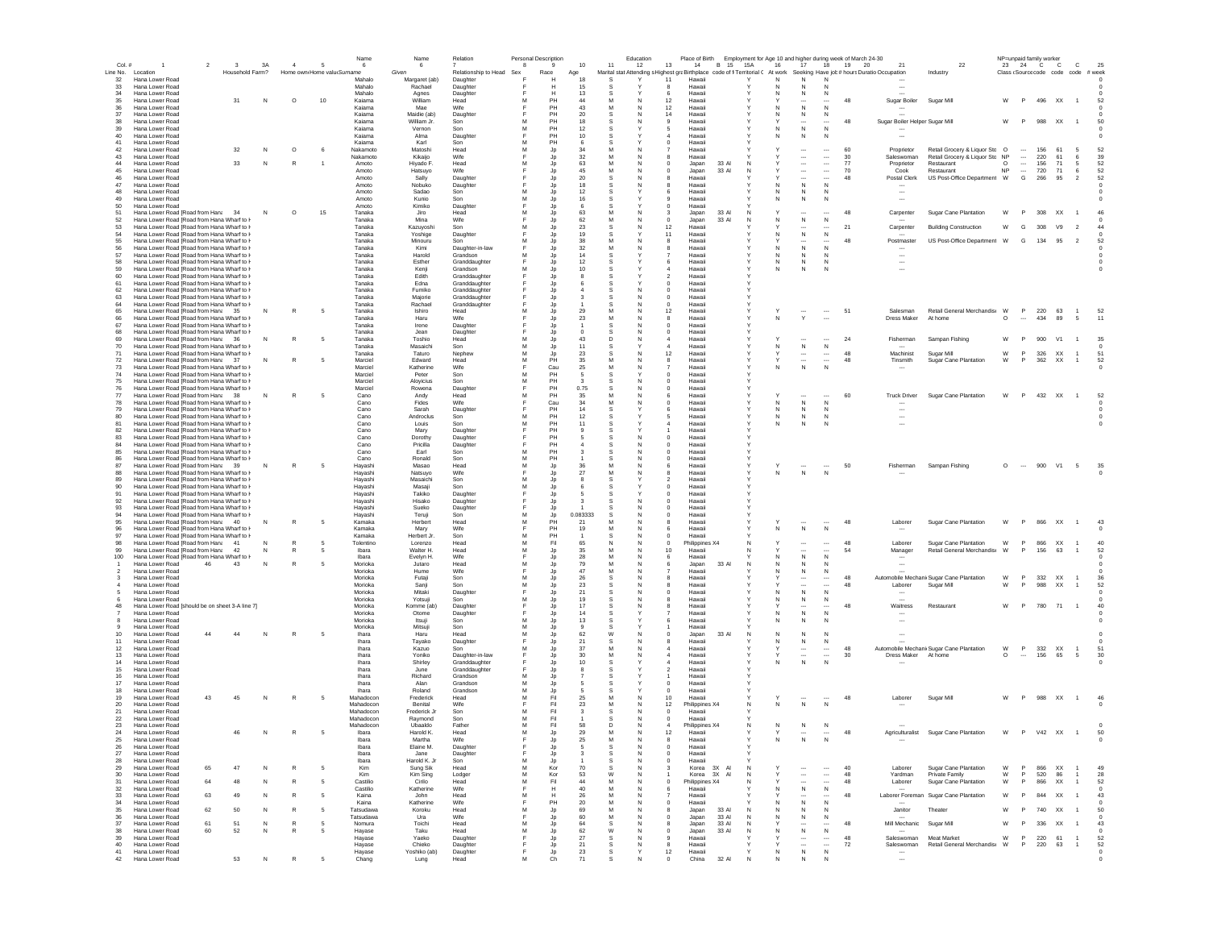| Col. # | 1 | 2 | 3 | 3A | 4 | 5 | 6 | 6 | 7 | 8 | 9 | 10 | 11 | 12 | 13 | 14 | B | 15 | 15A | 16 | 17 | 18 | 19 | 20 | 21 | 22 | 23 | 24 | C | C | C | 25 |
|---|---|---|---|---|---|---|---|---|---|---|---|---|---|---|---|---|---|---|---|---|---|---|---|---|---|---|---|---|---|---|---|---|
| | | | | | | | Name | Name | Relation | Personal Description | | | | Education | | Place of Birth | | | | Employment for Age 10 and higher during week of March 24-30 | | | | | | | NP=unpaid family worker | | | | | |
| Line No. | Location | | Household | Farm? | Home own | Home value | Surname | Given | Relationship to Head | Sex | Race | Age | Marital stat | Attending s | Highest gra | Birthplace | code of | Territorial C | | At work | Seeking | Have job | # hours | Duration | Occupation | Industry | Class | Source | code | code | code | # week |
| 32 | Hana Lower Road | | | | | | Mahalo | Margaret (ab) | Daughter | F | H | 18 | S | Y | 11 | Hawaii | | | Y | N | N | N | | | --- | | | | | | | 0 |
| 33 | Hana Lower Road | | | | | | Mahalo | Rachael | Daughter | F | H | 15 | S | Y | 8 | Hawaii | | | Y | | | | | | --- | | | | | | | 0 |
| 34 | Hana Lower Road | | | | | | Mahalo | Agnes | Daughter | F | H | 13 | S | Y | 6 | Hawaii | | | Y | N | N | N | | | --- | | | | | | | 0 |
| 35 | Hana Lower Road | | 31 | N | O | 10 | Kaiama | William | Head | M | PH | 44 | M | N | 12 | Hawaii | | | Y | Y | --- | --- | 48 | | Sugar Boiler | Sugar Mill | W | P | 496 | XX | 1 | 52 |
| 36 | Hana Lower Road | | | | | | Kaiama | Mae | Wife | F | PH | 43 | M | N | 12 | Hawaii | | | Y | N | N | N | | | --- | | | | | | | 0 |
| 37 | Hana Lower Road | | | | | | Kaiama | Maidie (ab) | Daughter | F | PH | 20 | S | N | 14 | Hawaii | | | Y | N | N | N | | | --- | | | | | | | 0 |
| 38 | Hana Lower Road | | | | | | Kaiama | William Jr. | Son | M | PH | 18 | S | N | 9 | Hawaii | | | Y | Y | --- | --- | 48 | | Sugar Boiler Helper | Sugar Mill | W | P | 988 | XX | 1 | 50 |
| 39 | Hana Lower Road | | | | | | Kaiama | Vernon | Son | M | PH | 12 | S | Y | 5 | Hawaii | | | Y | N | N | N | | | --- | | | | | | | 0 |
| 40 | Hana Lower Road | | | | | | Kaiama | Alma | Daughter | F | PH | 10 | S | Y | 4 | Hawaii | | | Y | N | N | N | | | --- | | | | | | | 0 |
| 41 | Hana Lower Road | | | | | | Kaiama | Karl | Son | M | PH | 6 | S | Y | 0 | Hawaii | | | Y | | | | | | | | | | | | | |
| 42 | Hana Lower Road | | 32 | N | O | 6 | Nakamoto | Matoshi | Head | M | Jp | 34 | M | N | 7 | Hawaii | | | Y | Y | --- | --- | 60 | | Proprietor | Retail Grocery & Liquor Sto | O | --- | 156 | 61 | 5 | 52 |
| 43 | Hana Lower Road | | | | | | Nakamoto | Kikaijo | Wife | F | Jp | 32 | M | N | 8 | Hawaii | | | Y | Y | --- | --- | 30 | | Saleswoman | Retail Grocery & Liquor Sto | NP | --- | 220 | 61 | 6 | 39 |
| 44 | Hana Lower Road | | 33 | N | R | 1 | Amoto | Hiyado F. | Head | M | Jp | 63 | M | N | 0 | Japan | 33 | AI | N | Y | --- | --- | 77 | | Proprietor | Restaurant | O | --- | 156 | 71 | 5 | 52 |
| 45 | Hana Lower Road | | | | | | Amoto | Hatsuyo | Wife | F | Jp | 45 | M | N | 0 | Japan | 33 | AI | N | Y | --- | --- | 70 | | Cook | Restaurant | NP | --- | 720 | 71 | 6 | 52 |
| 46 | Hana Lower Road | | | | | | Amoto | Sally | Daughter | F | Jp | 20 | S | N | 8 | Hawaii | | | Y | Y | --- | --- | 48 | | Postal Clerk | US Post-Office Department | W | G | 266 | 95 | 2 | 52 |
| 47 | Hana Lower Road | | | | | | Amoto | Nobuko | Daughter | F | Jp | 18 | S | N | 8 | Hawaii | | | Y | N | N | N | | | --- | | | | | | | 0 |
| 48 | Hana Lower Road | | | | | | Amoto | Sadao | Son | M | Jp | 12 | S | Y | 6 | Hawaii | | | Y | N | N | N | | | --- | | | | | | | 0 |
| 49 | Hana Lower Road | | | | | | Amoto | Kunio | Son | M | Jp | 16 | S | Y | 9 | Hawaii | | | Y | N | N | N | | | --- | | | | | | | 0 |
| 50 | Hana Lower Road | | | | | | Amoto | Kimiko | Daughter | F | Jp | 6 | S | Y | 0 | Hawaii | | | Y | | | | | | | | | | | | | |
| 51 | Hana Lower Road [Road from Hana | | 34 | N | O | 15 | Tanaka | Jiro | Head | M | Jp | 63 | M | N | 3 | Japan | 33 | AI | N | Y | --- | --- | 48 | | Carpenter | Sugar Cane Plantation | W | P | 308 | XX | 1 | 46 |
| 52 | Hana Lower Road [Road from Hana Wharf to H | | | | | | Tanaka | Mina | Wife | F | Jp | 62 | M | N | 0 | Japan | 33 | AI | N | N | N | N | | | --- | | | | | | | 0 |
| 53 | Hana Lower Road [Road from Hana Wharf to H | | | | | | Tanaka | Kazuyoshi | Son | M | Jp | 23 | S | N | 12 | Hawaii | | | Y | Y | --- | --- | 21 | | Carpenter | Building Construction | W | G | 308 | V9 | 2 | 44 |
| 54 | Hana Lower Road [Road from Hana Wharf to H | | | | | | Tanaka | Yoshige | Daughter | F | Jp | 19 | S | Y | 11 | Hawaii | | | Y | N | N | N | | | --- | | | | | | | 0 |
| 55 | Hana Lower Road [Road from Hana Wharf to H | | | | | | Tanaka | Minsuru | Son | M | Jp | 38 | M | N | 8 | Hawaii | | | Y | Y | --- | --- | 48 | | Postmaster | US Post-Office Department | W | G | 134 | 95 | 2 | 52 |
| 56 | Hana Lower Road [Road from Hana Wharf to H | | | | | | Tanaka | Kimi | Daughter-in-law | F | Jp | 32 | M | N | 8 | Hawaii | | | Y | N | N | N | | | --- | | | | | | | 0 |
| 57 | Hana Lower Road [Road from Hana Wharf to H | | | | | | Tanaka | Harold | Grandson | M | Jp | 14 | S | Y | 7 | Hawaii | | | Y | N | N | N | | | --- | | | | | | | 0 |
| 58 | Hana Lower Road [Road from Hana Wharf to H | | | | | | Tanaka | Esther | Granddaughter | F | Jp | 12 | S | Y | 6 | Hawaii | | | Y | N | N | N | | | --- | | | | | | | 0 |
| 59 | Hana Lower Road [Road from Hana Wharf to H | | | | | | Tanaka | Kenji | Grandson | M | Jp | 10 | S | Y | 4 | Hawaii | | | Y | N | N | N | | | --- | | | | | | | 0 |
| 60 | Hana Lower Road [Road from Hana Wharf to H | | | | | | Tanaka | Edith | Granddaughter | F | Jp | 8 | S | Y | 2 | Hawaii | | | Y | | | | | | | | | | | | | |
| 61 | Hana Lower Road [Road from Hana Wharf to H | | | | | | Tanaka | Edna | Granddaughter | F | Jp | 6 | S | Y | 0 | Hawaii | | | Y | | | | | | | | | | | | | |
| 62 | Hana Lower Road [Road from Hana Wharf to H | | | | | | Tanaka | Fumiko | Granddaughter | F | Jp | 4 | S | N | 0 | Hawaii | | | Y | | | | | | | | | | | | | |
| 63 | Hana Lower Road [Road from Hana Wharf to H | | | | | | Tanaka | Majorie | Granddaughter | F | Jp | 3 | S | N | 0 | Hawaii | | | Y | | | | | | | | | | | | | |
| 64 | Hana Lower Road [Road from Hana Wharf to H | | | | | | Tanaka | Rachael | Granddaughter | F | Jp | 1 | S | N | 0 | Hawaii | | | Y | | | | | | | | | | | | | |
| 65 | Hana Lower Road [Road from Hana | | 35 | N | R | 5 | Tanaka | Ishiro | Head | M | Jp | 29 | M | N | 12 | Hawaii | | | Y | Y | --- | --- | 51 | | Salesman | Retail General Merchandise | W | P | 220 | 63 | 1 | 52 |
| 66 | Hana Lower Road [Road from Hana Wharf to H | | | | | | Tanaka | Haru | Wife | F | Jp | 23 | M | N | 8 | Hawaii | | | Y | N | Y | --- | | | Dress Maker | At home | O | --- | 434 | 89 | 5 | 11 |
| 67 | Hana Lower Road [Road from Hana Wharf to H | | | | | | Tanaka | Irene | Daughter | F | Jp | 1 | S | N | 0 | Hawaii | | | Y | | | | | | | | | | | | | |
| 68 | Hana Lower Road [Road from Hana Wharf to H | | | | | | Tanaka | Jean | Daughter | F | Jp | 0 | S | N | 0 | Hawaii | | | Y | | | | | | | | | | | | | |
| 69 | Hana Lower Road [Road from Hana | | 36 | N | R | 5 | Tanaka | Toshio | Head | M | Jp | 43 | D | N | 4 | Hawaii | | | Y | Y | --- | --- | 24 | | Fisherman | Sampan Fishing | W | P | 900 | V1 | 1 | 35 |
| 70 | Hana Lower Road [Road from Hana Wharf to H | | | | | | Tanaka | Masaichi | Son | M | Jp | 11 | S | Y | 4 | Hawaii | | | Y | N | N | N | | | --- | | | | | | | 0 |
| 71 | Hana Lower Road [Road from Hana Wharf to H | | | | | | Tanaka | Taturo | Nephew | M | Jp | 23 | S | N | 12 | Hawaii | | | Y | Y | --- | --- | 48 | | Machinist | Sugar Mill | W | P | 326 | XX | 1 | 51 |
| 72 | Hana Lower Road [Road from Hana | | 37 | N | R | 5 | Marciel | Edward | Head | M | PH | 35 | M | N | 8 | Hawaii | | | Y | Y | --- | --- | 48 | | Tinsmith | Sugar Cane Plantation | W | P | 362 | XX | 1 | 52 |
| 73 | Hana Lower Road [Road from Hana Wharf to H | | | | | | Marciel | Katherine | Wife | F | Cau | 25 | M | N | 7 | Hawaii | | | Y | N | N | N | | | --- | | | | | | | 0 |
| 74 | Hana Lower Road [Road from Hana Wharf to H | | | | | | Marciel | Peter | Son | M | PH | 5 | S | Y | 0 | Hawaii | | | Y | | | | | | | | | | | | | |
| 75 | Hana Lower Road [Road from Hana Wharf to H | | | | | | Marciel | Aloyicius | Son | M | PH | 3 | S | N | 0 | Hawaii | | | Y | | | | | | | | | | | | | |
| 76 | Hana Lower Road [Road from Hana Wharf to H | | | | | | Marciel | Rowena | Daughter | F | PH | 0.75 | S | N | 0 | Hawaii | | | Y | | | | | | | | | | | | | |
| 77 | Hana Lower Road [Road from Hana | | 38 | N | R | 5 | Cano | Andy | Head | M | PH | 35 | M | N | 6 | Hawaii | | | Y | Y | --- | --- | 60 | | Truck Driver | Sugar Cane Plantation | W | P | 432 | XX | 1 | 52 |
| 78 | Hana Lower Road [Road from Hana Wharf to H | | | | | | Cano | Fides | Wife | F | Cau | 34 | M | N | 0 | Hawaii | | | Y | N | N | N | | | --- | | | | | | | 0 |
| 79 | Hana Lower Road [Road from Hana Wharf to H | | | | | | Cano | Sarah | Daughter | F | PH | 14 | S | Y | 6 | Hawaii | | | Y | N | N | N | | | --- | | | | | | | 0 |
| 80 | Hana Lower Road [Road from Hana Wharf to H | | | | | | Cano | Androclus | Son | M | PH | 12 | S | Y | 5 | Hawaii | | | Y | N | N | N | | | --- | | | | | | | 0 |
| 81 | Hana Lower Road [Road from Hana Wharf to H | | | | | | Cano | Louis | Son | M | PH | 11 | S | Y | 4 | Hawaii | | | Y | N | N | N | | | --- | | | | | | | 0 |
| 82 | Hana Lower Road [Road from Hana Wharf to H | | | | | | Cano | Mary | Daughter | F | PH | 9 | S | Y | 1 | Hawaii | | | Y | | | | | | | | | | | | | |
| 83 | Hana Lower Road [Road from Hana Wharf to H | | | | | | Cano | Dorothy | Daughter | F | PH | 5 | S | N | 0 | Hawaii | | | Y | | | | | | | | | | | | | |
| 84 | Hana Lower Road [Road from Hana Wharf to H | | | | | | Cano | Pricilla | Daughter | F | PH | 4 | S | N | 0 | Hawaii | | | Y | | | | | | | | | | | | | |
| 85 | Hana Lower Road [Road from Hana Wharf to H | | | | | | Cano | Earl | Son | M | PH | 3 | S | N | 0 | Hawaii | | | Y | | | | | | | | | | | | | |
| 86 | Hana Lower Road [Road from Hana Wharf to H | | | | | | Cano | Ronald | Son | M | PH | 1 | S | N | 0 | Hawaii | | | Y | | | | | | | | | | | | | |
| 87 | Hana Lower Road [Road from Hana | | 39 | N | R | 5 | Hayashi | Masao | Head | M | Jp | 36 | M | N | 6 | Hawaii | | | Y | Y | --- | --- | 50 | | Fisherman | Sampan Fishing | O | --- | 900 | V1 | 5 | 35 |
| 88 | Hana Lower Road [Road from Hana Wharf to H | | | | | | Hayashi | Natsuyo | Wife | F | Jp | 27 | M | N | 8 | Hawaii | | | Y | N | N | N | | | --- | | | | | | | 0 |
| 89 | Hana Lower Road [Road from Hana Wharf to H | | | | | | Hayashi | Masaichi | Son | M | Jp | 8 | S | Y | 2 | Hawaii | | | Y | | | | | | | | | | | | | |
| 90 | Hana Lower Road [Road from Hana Wharf to H | | | | | | Hayashi | Masaji | Son | M | Jp | 6 | S | Y | 0 | Hawaii | | | Y | | | | | | | | | | | | | |
| 91 | Hana Lower Road [Road from Hana Wharf to H | | | | | | Hayashi | Takiko | Daughter | F | Jp | 5 | S | Y | 0 | Hawaii | | | Y | | | | | | | | | | | | | |
| 92 | Hana Lower Road [Road from Hana Wharf to H | | | | | | Hayashi | Hisako | Daughter | F | Jp | 3 | S | N | 0 | Hawaii | | | Y | | | | | | | | | | | | | |
| 93 | Hana Lower Road [Road from Hana Wharf to H | | | | | | Hayashi | Sueko | Daughter | F | Jp | 1 | S | N | 0 | Hawaii | | | Y | | | | | | | | | | | | | |
| 94 | Hana Lower Road [Road from Hana Wharf to H | | | | | | Hayashi | Teruji | Son | M | Jp | 0.083333 | S | N | 0 | Hawaii | | | Y | | | | | | | | | | | | | |
| 95 | Hana Lower Road [Road from Hana | | 40 | N | R | 5 | Kamaka | Herbert | Head | M | PH | 21 | M | N | 8 | Hawaii | | | Y | Y | --- | --- | 48 | | Laborer | Sugar Cane Plantation | W | P | 866 | XX | 1 | 43 |
| 96 | Hana Lower Road [Road from Hana Wharf to H | | | | | | Kamaka | Mary | Wife | F | PH | 19 | M | N | 6 | Hawaii | | | Y | N | N | N | | | --- | | | | | | | 0 |
| 97 | Hana Lower Road [Road from Hana Wharf to H | | | | | | Kamaka | Herbert Jr. | Son | M | PH | 1 | S | N | 0 | Hawaii | | | Y | | | | | | | | | | | | | |
| 98 | Hana Lower Road [Road from Hana | | 41 | N | R | 5 | Tolentino | Lorenzo | Head | M | Fil | 65 | M | N | 0 | Philippines | X4 | | N | Y | --- | --- | 48 | | Laborer | Sugar Cane Plantation | W | P | 866 | XX | 1 | 40 |
| 99 | Hana Lower Road [Road from Hana | | 42 | N | R | 5 | Ibara | Walter H. | Head | M | Jp | 35 | M | N | 10 | Hawaii | | | Y | Y | --- | --- | 54 | | Manager | Retail General Merchandise | W | P | 156 | 63 | 1 | 52 |
| 100 | Hana Lower Road [Road from Hana Wharf to H | | | | | | Ibara | Evelyn H. | Wife | F | Jp | 28 | M | N | 6 | Hawaii | | | Y | N | N | N | | | --- | | | | | | | 0 |
| 1 | Hana Lower Road | 46 | 43 | N | R | 5 | Morioka | Jutaro | Head | M | Jp | 79 | M | N | 6 | Japan | 33 | AI | N | N | N | N | | | --- | | | | | | | 0 |
| 2 | Hana Lower Road | | | | | | Morioka | Hume | Wife | F | Jp | 47 | M | N | 7 | Hawaii | | | Y | N | N | N | | | --- | | | | | | | 0 |
| 3 | Hana Lower Road | | | | | | Morioka | Futaji | Son | M | Jp | 26 | S | N | 8 | Hawaii | | | Y | Y | --- | --- | 48 | | Automobile Mechanic | Sugar Cane Plantation | W | P | 332 | XX | 1 | 36 |
| 4 | Hana Lower Road | | | | | | Morioka | Sanji | Son | M | Jp | 23 | S | N | 8 | Hawaii | | | Y | Y | --- | --- | 48 | | Laborer | Sugar Mill | W | P | 988 | XX | 1 | 52 |
| 5 | Hana Lower Road | | | | | | Morioka | Mitaki | Daughter | F | Jp | 21 | S | N | 0 | Hawaii | | | Y | N | N | N | | | --- | | | | | | | 0 |
| 6 | Hana Lower Road | | | | | | Morioka | Yotsuji | Son | M | Jp | 19 | S | N | 8 | Hawaii | | | Y | N | N | N | | | --- | | | | | | | 0 |
| 48 | Hana Lower Road [should be on sheet 3-A line 7] | | | | | | Morioka | Komme (ab) | Daughter | F | Jp | 17 | S | N | 8 | Hawaii | | | Y | Y | --- | --- | 48 | | Waitress | Restaurant | W | P | 780 | 71 | 1 | 40 |
| 7 | Hana Lower Road | | | | | | Morioka | Otome | Daughter | F | Jp | 14 | S | Y | 7 | Hawaii | | | Y | N | N | N | | | --- | | | | | | | 0 |
| 8 | Hana Lower Road | | | | | | Morioka | Itsuji | Son | M | Jp | 13 | S | Y | 6 | Hawaii | | | Y | N | N | N | | | --- | | | | | | | 0 |
| 9 | Hana Lower Road | | | | | | Morioka | Mitsuji | Son | M | Jp | 9 | S | Y | 1 | Hawaii | | | Y | | | | | | | | | | | | | |
| 10 | Hana Lower Road | 44 | 44 | N | R | 5 | Ihara | Haru | Head | M | Jp | 62 | W | N | 0 | Japan | 33 | AI | N | N | N | N | | | --- | | | | | | | 0 |
| 11 | Hana Lower Road | | | | | | Ihara | Tayako | Daughter | F | Jp | 21 | S | N | 8 | Hawaii | | | Y | N | N | N | | | --- | | | | | | | 0 |
| 12 | Hana Lower Road | | | | | | Ihara | Kazuo | Son | M | Jp | 37 | M | N | 4 | Hawaii | | | Y | Y | --- | --- | 48 | | Automobile Mechanic | Sugar Cane Plantation | W | P | 332 | XX | 1 | 51 |
| 13 | Hana Lower Road | | | | | | Ihara | Yoriko | Daughter-in-law | F | Jp | 30 | M | N | 4 | Hawaii | | | Y | Y | --- | --- | 30 | | Dress Maker | At home | O | --- | 156 | 65 | 5 | 30 |
| 14 | Hana Lower Road | | | | | | Ihara | Shirley | Granddaughter | F | Jp | 10 | S | Y | 4 | Hawaii | | | Y | N | N | N | | | --- | | | | | | | 0 |
| 15 | Hana Lower Road | | | | | | Ihara | June | Granddaughter | F | Jp | 8 | S | Y | 2 | Hawaii | | | Y | | | | | | | | | | | | | |
| 16 | Hana Lower Road | | | | | | Ihara | Richard | Grandson | M | Jp | 7 | S | Y | 1 | Hawaii | | | Y | | | | | | | | | | | | | |
| 17 | Hana Lower Road | | | | | | Ihara | Alan | Grandson | M | Jp | 5 | S | Y | 0 | Hawaii | | | Y | | | | | | | | | | | | | |
| 18 | Hana Lower Road | | | | | | Ihara | Roland | Grandson | M | Jp | 5 | S | Y | 0 | Hawaii | | | Y | | | | | | | | | | | | | |
| 19 | Hana Lower Road | 43 | 45 | N | R | 5 | Mahadocon | Frederick | Head | M | Fil | 25 | M | N | 10 | Hawaii | | | Y | Y | --- | --- | 48 | | Laborer | Sugar Mill | W | P | 988 | XX | 1 | 46 |
| 20 | Hana Lower Road | | | | | | Mahadocon | Benital | Wife | F | Fil | 23 | M | N | 12 | Philippines | X4 | | N | N | N | N | | | --- | | | | | | | 0 |
| 21 | Hana Lower Road | | | | | | Mahadocon | Frederick Jr | Son | M | Fil | 3 | S | N | 0 | Hawaii | | | Y | | | | | | | | | | | | | |
| 22 | Hana Lower Road | | | | | | Mahadocon | Raymond | Son | M | Fil | 1 | S | N | 0 | Hawaii | | | Y | | | | | | | | | | | | | |
| 23 | Hana Lower Road | | | | | | Mahadocon | Ubaaldo | Father | M | Fil | 58 | D | N | 4 | Philippines | X4 | | N | N | N | N | | | --- | | | | | | | 0 |
| 24 | Hana Lower Road | | 46 | N | R | 5 | Ibara | Harold K. | Head | M | Jp | 29 | M | N | 12 | Hawaii | | | Y | Y | --- | --- | 48 | | Agriculturalist | Sugar Cane Plantation | W | P | V42 | XX | 1 | 50 |
| 25 | Hana Lower Road | | | | | | Ibara | Martha | Wife | F | Jp | 25 | M | N | 8 | Hawaii | | | Y | N | N | N | | | --- | | | | | | | 0 |
| 26 | Hana Lower Road | | | | | | Ibara | Elaine M. | Daughter | F | Jp | 5 | S | N | 0 | Hawaii | | | Y | | | | | | | | | | | | | |
| 27 | Hana Lower Road | | | | | | Ibara | Jane | Daughter | F | Jp | 3 | S | N | 0 | Hawaii | | | Y | | | | | | | | | | | | | |
| 28 | Hana Lower Road | | | | | | Ibara | Harold K. Jr | Son | M | Jp | 1 | S | N | 0 | Hawaii | | | Y | | | | | | | | | | | | | |
| 29 | Hana Lower Road | 65 | 47 | N | R | 5 | Kim | Sung Sik | Head | M | Kor | 70 | S | N | 3 | Korea | 3X | AI | N | Y | --- | --- | 40 | | Laborer | Sugar Cane Plantation | W | P | 866 | XX | 1 | 49 |
| 30 | Hana Lower Road | | | | | | Kim | Kim Sing | Lodger | M | Kor | 53 | W | N | 1 | Korea | 3X | AI | N | Y | --- | --- | 48 | | Yardman | Private Family | W | P | 520 | 86 | 1 | 28 |
| 31 | Hana Lower Road | 64 | 48 | N | R | 5 | Castillo | Cirilo | Head | M | Fil | 44 | M | N | 0 | Philippines | X4 | | N | Y | --- | --- | 48 | | Laborer | Sugar Cane Plantation | W | P | 866 | XX | 1 | 52 |
| 32 | Hana Lower Road | | | | | | Castillo | Katherine | Wife | F | H | 40 | M | N | 6 | Hawaii | | | Y | N | N | N | | | --- | | | | | | | 0 |
| 33 | Hana Lower Road | 63 | 49 | N | R | 5 | Kaina | John | Head | M | H | 26 | M | N | 7 | Hawaii | | | Y | Y | --- | --- | 48 | | Laborer Foreman | Sugar Cane Plantation | W | P | 844 | XX | 1 | 43 |
| 34 | Hana Lower Road | | | | | | Kaina | Katherine | Wife | F | PH | 20 | M | N | 0 | Hawaii | | | Y | N | N | N | | | --- | | | | | | | 0 |
| 35 | Hana Lower Road | 62 | 50 | N | R | 5 | Tatsudawa | Korsku | Head | M | Jp | 69 | M | N | 8 | Japan | 33 | AI | N | N | N | N | | | Janitor | Theater | W | P | 740 | XX | 1 | 50 |
| 36 | Hana Lower Road | | | | | | Tatsudawa | Ura | Wife | F | Jp | 60 | M | N | 0 | Japan | 33 | AI | N | N | N | N | | | --- | | | | | | | 0 |
| 37 | Hana Lower Road | 61 | 51 | N | R | 5 | Nomura | Toichi | Head | M | Jp | 64 | S | N | 8 | Japan | 33 | AI | N | Y | --- | --- | 48 | | Mill Mechanic | Sugar Mill | W | P | 336 | XX | 1 | 43 |
| 38 | Hana Lower Road | 60 | 52 | N | R | 5 | Hayase | Taku | Head | M | Jp | 62 | W | N | 0 | Japan | 33 | AI | N | N | N | N | | | --- | | | | | | | 0 |
| 39 | Hana Lower Road | | | | | | Hayase | Yaeko | Daughter | F | Jp | 27 | S | N | 9 | Hawaii | | | Y | Y | --- | --- | 48 | | Saleswoman | Meat Market | W | P | 220 | 61 | 1 | 52 |
| 40 | Hana Lower Road | | | | | | Hayase | Chieko | Daughter | F | Jp | 21 | S | N | 8 | Hawaii | | | Y | Y | --- | --- | 72 | | Saleswoman | Retail General Merchandise | W | P | 220 | 63 | 1 | 52 |
| 41 | Hana Lower Road | | | | | | Hayase | Yoshiko (ab) | Daughter | F | Jp | 23 | S | Y | 12 | Hawaii | | | Y | N | N | N | | | --- | | | | | | | 0 |
| 42 | Hana Lower Road | | 53 | N | R | 5 | Chang | Lung | Head | M | Ch | 71 | S | N | 0 | China | 32 | AI | N | N | N | N | | | --- | | | | | | | 0 |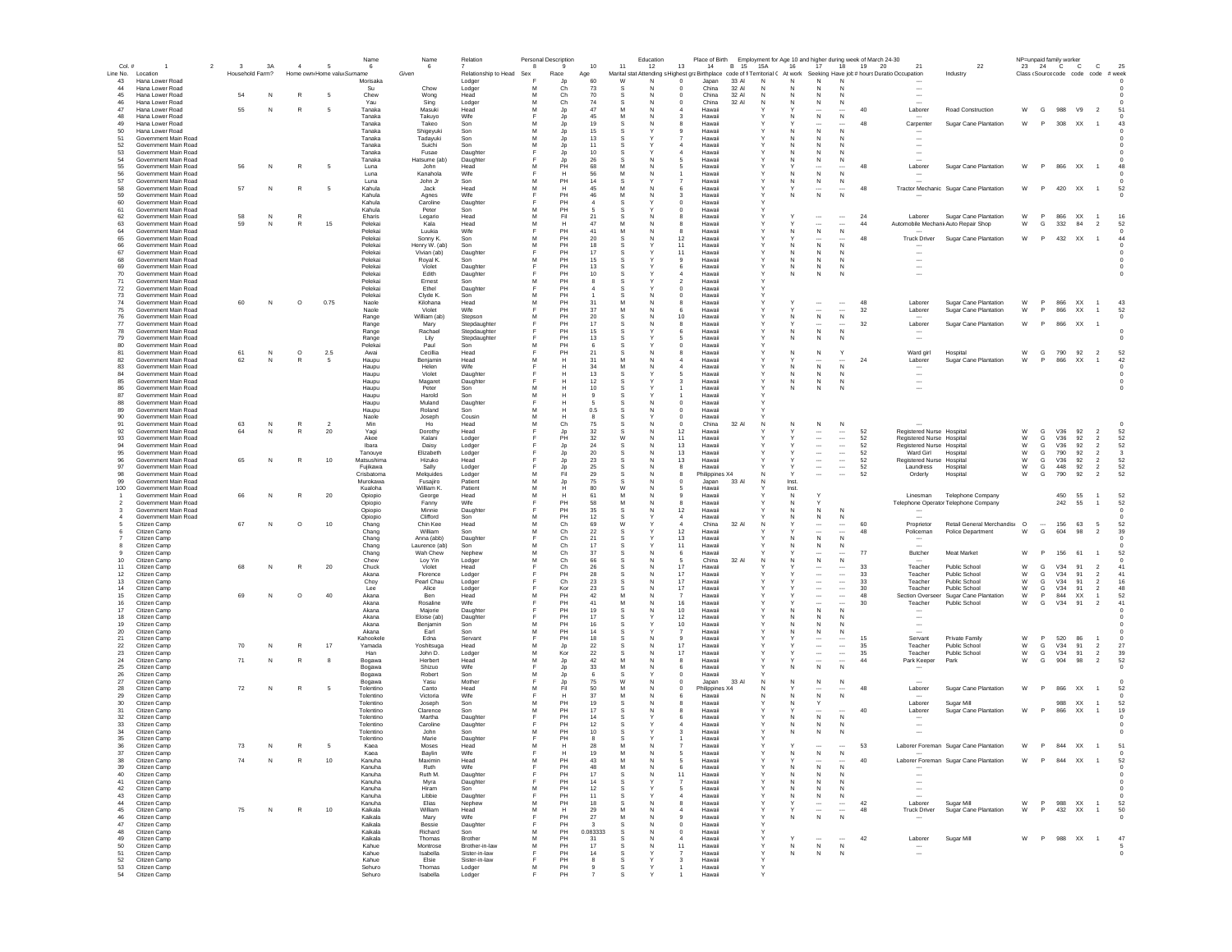| Line No. | Location | Household | Farm? | Home own | Home value | Surname | Given | Relationship to Head | Sex | Race | Age | Marital stat | Attending s | Highest gra | Birthplace | code of B | Territorial C | At work | Seeking | Have job | # hours | Duration | Occupation | Industry | Class | Source code | code | code | # week |
|---|---|---|---|---|---|---|---|---|---|---|---|---|---|---|---|---|---|---|---|---|---|---|---|---|---|---|---|---|---|---|
| Col. # | 1 | 3 | 3A | 4 | 5 | 6 | 6 | 7 | 8 | 9 | 10 | 11 | 12 | 13 | 14 | 15 | 15A | 16 | 17 | 18 | 19 | 20 | 21 | 22 | 23 | 24 | C | C | C | 25 |
| 43 | Hana Lower Road | | | | | Morisaka | | Lodger | F | Jp | 60 | W | N | 0 | Japan | 33 Al | N | N | N | N | | | --- | | | | | | | 0 |
| 44 | Hana Lower Road | | | | | Su | Chow | Lodger | M | Ch | 73 | S | N | 0 | China | 32 Al | N | N | N | N | | | --- | | | | | | | 0 |
| 45 | Hana Lower Road | 54 | N | R | 5 | Chew | Wong | Head | M | Ch | 70 | S | N | 0 | China | 32 Al | N | N | N | N | | | --- | | | | | | | 0 |
| 46 | Hana Lower Road | | | | | Yau | Sing | Lodger | M | Ch | 74 | S | N | 0 | China | 32 Al | N | N | N | N | | | --- | | | | | | | 0 |
| 47 | Hana Lower Road | 55 | N | R | 5 | Tanaka | Masuki | Head | M | Jp | 47 | M | N | 4 | Hawaii | | Y | Y | --- | --- | 40 | | Laborer | Road Construction | W | G | 988 | V9 | 2 | 51 |
| 48 | Hana Lower Road | | | | | Tanaka | Takuyo | Wife | F | Jp | 45 | M | N | 3 | Hawaii | | Y | N | N | N | | | --- | | | | | | | 0 |
| 49 | Hana Lower Road | | | | | Tanaka | Takeo | Son | M | Jp | 19 | S | N | 8 | Hawaii | | Y | Y | --- | --- | 48 | | Carpenter | Sugar Cane Plantation | W | P | 308 | XX | 1 | 43 |
| 50 | Hana Lower Road | | | | | Tanaka | Shigeyuki | Son | M | Jp | 15 | S | Y | 9 | Hawaii | | Y | N | N | N | | | --- | | | | | | | 0 |
| 51 | Government Main Road | | | | | Tanaka | Tadayuki | Son | M | Jp | 13 | S | Y | 7 | Hawaii | | Y | N | N | N | | | --- | | | | | | | 0 |
| 52 | Government Main Road | | | | | Tanaka | Suichi | Son | M | Jp | 11 | S | Y | 4 | Hawaii | | Y | N | N | N | | | --- | | | | | | | 0 |
| 53 | Government Main Road | | | | | Tanaka | Fusae | Daughter | F | Jp | 10 | S | Y | 4 | Hawaii | | Y | N | N | N | | | --- | | | | | | | 0 |
| 54 | Government Main Road | | | | | Tanaka | Hatsume (ab) | Daughter | F | Jp | 26 | S | N | 5 | Hawaii | | Y | N | N | N | | | --- | | | | | | | 0 |
| 55 | Government Main Road | 56 | N | R | 5 | Luna | John | Head | M | PH | 68 | M | N | 5 | Hawaii | | Y | Y | --- | --- | 48 | | Laborer | Sugar Cane Plantation | W | P | 866 | XX | 1 | 48 |
| 56 | Government Main Road | | | | | Luna | Kanahola | Wife | F | H | 56 | M | N | 1 | Hawaii | | Y | N | N | N | | | --- | | | | | | | 0 |
| 57 | Government Main Road | | | | | Luna | John Jr | Son | M | PH | 14 | S | Y | 7 | Hawaii | | Y | N | N | N | | | --- | | | | | | | 0 |
| 58 | Government Main Road | 57 | N | R | 5 | Kahula | Jack | Head | M | H | 45 | M | N | 6 | Hawaii | | Y | Y | --- | --- | 48 | | Tractor Mechanic | Sugar Cane Plantation | W | P | 420 | XX | 1 | 52 |
| 59 | Government Main Road | | | | | Kahula | Agnes | Wife | F | PH | 46 | M | N | 3 | Hawaii | | Y | N | N | N | | | --- | | | | | | | 0 |
| 60 | Government Main Road | | | | | Kahula | Caroline | Daughter | F | PH | 4 | S | Y | 0 | Hawaii | | Y | | | | | | | | | | | | | |
| 61 | Government Main Road | | | | | Kahula | Peter | Son | M | PH | 5 | S | Y | 0 | Hawaii | | Y | | | | | | | | | | | | | |
| 62 | Government Main Road | 58 | N | R | | Eharis | Legario | Head | M | Fil | 21 | S | N | 8 | Hawaii | | Y | Y | --- | --- | 24 | | Laborer | Sugar Cane Plantation | W | P | 866 | XX | 1 | 16 |
| 63 | Government Main Road | 59 | N | R | 15 | Pelekai | Kala | Head | M | H | 47 | M | N | 8 | Hawaii | | Y | Y | --- | --- | 44 | | Automobile Mechanic | Auto Repair Shop | W | G | 332 | 84 | 2 | 52 |
| 64 | Government Main Road | | | | | Pelekai | Luukia | Wife | F | PH | 41 | M | N | 8 | Hawaii | | Y | N | N | N | | | --- | | | | | | | 0 |
| 65 | Government Main Road | | | | | Pelekai | Sonny K. | Son | M | PH | 20 | S | N | 12 | Hawaii | | Y | Y | --- | --- | 48 | | Truck Driver | Sugar Cane Plantation | W | P | 432 | XX | 1 | 44 |
| 66 | Government Main Road | | | | | Pelekai | Henry W. (ab) | Son | M | PH | 18 | S | Y | 11 | Hawaii | | Y | N | N | N | | | --- | | | | | | | 0 |
| 67 | Government Main Road | | | | | Pelekai | Vivian (ab) | Daughter | F | PH | 17 | S | Y | 11 | Hawaii | | Y | N | N | N | | | --- | | | | | | | 0 |
| 68 | Government Main Road | | | | | Pelekai | Royal K. | Son | M | PH | 15 | S | Y | 9 | Hawaii | | Y | N | N | N | | | --- | | | | | | | 0 |
| 69 | Government Main Road | | | | | Pelekai | Violet | Daughter | F | PH | 13 | S | Y | 6 | Hawaii | | Y | N | N | N | | | --- | | | | | | | 0 |
| 70 | Government Main Road | | | | | Pelekai | Edith | Daughter | F | PH | 10 | S | Y | 4 | Hawaii | | Y | N | N | N | | | --- | | | | | | | 0 |
| 71 | Government Main Road | | | | | Pelekai | Ernest | Son | M | PH | 8 | S | Y | 2 | Hawaii | | Y | | | | | | | | | | | | | |
| 72 | Government Main Road | | | | | Pelekai | Ethel | Daughter | F | PH | 4 | S | Y | 0 | Hawaii | | Y | | | | | | | | | | | | | |
| 73 | Government Main Road | | | | | Pelekai | Clyde K. | Son | M | PH | 1 | S | N | 0 | Hawaii | | Y | | | | | | | | | | | | | |
| 74 | Government Main Road | 60 | N | O | 0.75 | Naole | Kilohana | Head | M | PH | 31 | M | N | 8 | Hawaii | | Y | Y | --- | --- | 48 | | Laborer | Sugar Cane Plantation | W | P | 866 | XX | 1 | 43 |
| 75 | Government Main Road | | | | | Naole | Violet | Wife | F | PH | 37 | M | N | 6 | Hawaii | | Y | Y | --- | --- | 32 | | Laborer | Sugar Cane Plantation | W | P | 866 | XX | 1 | 52 |
| 76 | Government Main Road | | | | | Range | William (ab) | Stepson | M | PH | 20 | S | N | 10 | Hawaii | | Y | N | N | N | | | --- | | | | | | | 0 |
| 77 | Government Main Road | | | | | Range | Mary | Stepdaughter | F | PH | 17 | S | N | 8 | Hawaii | | Y | Y | --- | --- | 32 | | Laborer | Sugar Cane Plantation | W | P | 866 | XX | 1 | |
| 78 | Government Main Road | | | | | Range | Rachael | Stepdaughter | F | PH | 15 | S | Y | 6 | Hawaii | | Y | N | N | N | | | --- | | | | | | | 0 |
| 79 | Government Main Road | | | | | Range | Lily | Stepdaughter | F | PH | 13 | S | Y | 5 | Hawaii | | Y | N | N | N | | | --- | | | | | | | 0 |
| 80 | Government Main Road | | | | | Pelekai | Paul | Son | M | PH | 6 | S | Y | 0 | Hawaii | | Y | | | | | | | | | | | | | |
| 81 | Government Main Road | 61 | N | O | 2.5 | Awai | Cecillia | Head | F | PH | 21 | S | N | 8 | Hawaii | | Y | N | N | Y | | | Ward girl | Hospital | W | G | 790 | 92 | 2 | 52 |
| 82 | Government Main Road | 62 | N | R | 5 | Haupu | Benjamin | Head | M | H | 31 | M | N | 4 | Hawaii | | Y | Y | --- | --- | 24 | | Laborer | Sugar Cane Plantation | W | P | 866 | XX | 1 | 42 |
| 83 | Government Main Road | | | | | Haupu | Helen | Wife | F | H | 34 | M | N | 4 | Hawaii | | Y | N | N | N | | | --- | | | | | | | 0 |
| 84 | Government Main Road | | | | | Haupu | Violet | Daughter | F | H | 13 | S | Y | 5 | Hawaii | | Y | N | N | N | | | --- | | | | | | | 0 |
| 85 | Government Main Road | | | | | Haupu | Magaret | Daughter | F | H | 12 | S | Y | 3 | Hawaii | | Y | N | N | N | | | --- | | | | | | | 0 |
| 86 | Government Main Road | | | | | Haupu | Peter | Son | M | H | 10 | S | Y | 1 | Hawaii | | Y | N | N | N | | | --- | | | | | | | 0 |
| 87 | Government Main Road | | | | | Haupu | Harold | Son | M | H | 9 | S | Y | 1 | Hawaii | | Y | | | | | | | | | | | | | |
| 88 | Government Main Road | | | | | Haupu | Muland | Daughter | F | H | 5 | S | N | 0 | Hawaii | | Y | | | | | | | | | | | | | |
| 89 | Government Main Road | | | | | Haupu | Roland | Son | M | H | 0.5 | S | N | 0 | Hawaii | | Y | | | | | | | | | | | | | |
| 90 | Government Main Road | | | | | Naole | Joseph | Cousin | M | H | 8 | S | Y | 0 | Hawaii | | Y | | | | | | | | | | | | | |
| 91 | Government Main Road | 63 | N | R | 2 | Min | Ho | Head | M | Ch | 75 | S | N | 0 | China | 32 Al | N | N | N | N | | | --- | | | | | | | 0 |
| 92 | Government Main Road | 64 | N | R | 20 | Yagi | Dorothy | Head | F | Jp | 32 | S | N | 12 | Hawaii | | Y | Y | --- | --- | 52 | | Registered Nurse | Hospital | W | G | V36 | 92 | 2 | 52 |
| 93 | Government Main Road | | | | | Akee | Kalani | Lodger | F | PH | 32 | W | N | 11 | Hawaii | | Y | Y | --- | --- | 52 | | Registered Nurse | Hospital | W | G | V36 | 92 | 2 | 52 |
| 94 | Government Main Road | | | | | Ibara | Daisy | Lodger | F | Jp | 24 | S | N | 13 | Hawaii | | Y | Y | --- | --- | 52 | | Registered Nurse | Hospital | W | G | V36 | 92 | 2 | 52 |
| 95 | Government Main Road | | | | | Tanouye | Elizabeth | Lodger | F | Jp | 20 | S | N | 13 | Hawaii | | Y | Y | --- | --- | 52 | | Ward Girl | Hospital | W | G | 790 | 92 | 2 | 3 |
| 96 | Government Main Road | 65 | N | R | 10 | Matsushima | Hizuko | Head | F | Jp | 23 | S | N | 13 | Hawaii | | Y | Y | --- | --- | 52 | | Registered Nurse | Hospital | W | G | V36 | 92 | 2 | 52 |
| 97 | Government Main Road | | | | | Fujikawa | Sally | Lodger | F | Jp | 25 | S | N | 8 | Hawaii | | Y | Y | --- | --- | 52 | | Laundress | Hospital | W | G | 448 | 92 | 2 | 52 |
| 98 | Government Main Road | | | | | Crisbatoma | Melquides | Lodger | M | Fil | 29 | S | N | 8 | Philippines | X4 | N | Y | --- | --- | 52 | | Orderly | Hospital | W | G | 790 | 92 | 2 | 52 |
| 99 | Government Main Road | | | | | Murokawa | Fusajiro | Patient | M | Jp | 75 | S | N | 0 | Japan | 33 Al | N | Inst. | | | | | | | | | | | | |
| 100 | Government Main Road | | | | | Kualoha | William K. | Patient | M | H | 80 | W | N | 5 | Hawaii | | Y | Inst. | | | | | | | | | | | | |
| 1 | Government Main Road | 66 | N | R | 20 | Opiopio | George | Head | M | H | 61 | M | N | 9 | Hawaii | | Y | N | Y | | | | Linesman | Telephone Company | | | 450 | 55 | 1 | 52 |
| 2 | Government Main Road | | | | | Opiopio | Fanny | Wife | F | PH | 58 | M | N | 8 | Hawaii | | Y | N | Y | | | | Telephone Operator | Telephone Company | | | 242 | 55 | 1 | 52 |
| 3 | Government Main Road | | | | | Opiopio | Minnie | Daughter | F | PH | 35 | S | N | 12 | Hawaii | | Y | N | N | N | | | --- | | | | | | | 0 |
| 4 | Government Main Road | | | | | Opiopio | Clifford | Son | M | PH | 12 | S | Y | 4 | Hawaii | | Y | N | N | N | | | --- | | | | | | | 0 |
| 5 | Citizen Camp | 67 | N | O | 10 | Chang | Chin Kee | Head | M | Ch | 69 | W | Y | 4 | China | 32 Al | N | Y | --- | --- | 60 | | Proprietor | Retail General Merchandise | O | --- | 156 | 63 | 5 | 52 |
| 6 | Citizen Camp | | | | | Chang | William | Son | M | Ch | 22 | S | Y | 12 | Hawaii | | Y | Y | --- | --- | 48 | | Policeman | Police Department | W | G | 604 | 98 | 2 | 39 |
| 7 | Citizen Camp | | | | | Chang | Anna (abb) | Daughter | F | Ch | 21 | S | Y | 13 | Hawaii | | Y | N | N | N | | | --- | | | | | | | 0 |
| 8 | Citizen Camp | | | | | Chang | Laurence (ab) | Son | M | Ch | 17 | S | Y | 11 | Hawaii | | Y | N | N | N | | | --- | | | | | | | 0 |
| 9 | Citizen Camp | | | | | Chang | Wah Chew | Nephew | M | Ch | 37 | S | N | 6 | Hawaii | | Y | Y | --- | --- | 77 | | Butcher | Meat Market | W | P | 156 | 61 | 1 | 52 |
| 10 | Citizen Camp | | | | | Chew | Loy Yin | Lodger | M | Ch | 66 | S | N | 5 | China | 32 Al | N | N | N | N | | | --- | | | | | | | 0 |
| 11 | Citizen Camp | 68 | N | R | 20 | Chuck | Violet | Head | F | Ch | 26 | S | N | 17 | Hawaii | | Y | Y | --- | --- | 33 | | Teacher | Public School | W | G | V34 | 91 | 2 | 41 |
| 12 | Citizen Camp | | | | | Akana | Florence | Lodger | F | PH | 28 | S | N | 17 | Hawaii | | Y | Y | --- | --- | 33 | | Teacher | Public School | W | G | V34 | 91 | 2 | 41 |
| 13 | Citizen Camp | | | | | Choy | Pearl Chau | Lodger | F | Ch | 23 | S | N | 17 | Hawaii | | Y | Y | --- | --- | 33 | | Teacher | Public School | W | G | V34 | 91 | 2 | 16 |
| 14 | Citizen Camp | | | | | Lee | Alice | Lodger | F | Kor | 23 | S | N | 17 | Hawaii | | Y | Y | --- | --- | 30 | | Teacher | Public School | W | G | V34 | 91 | 2 | 48 |
| 15 | Citizen Camp | 69 | N | O | 40 | Akana | Ben | Head | M | PH | 42 | M | N | 7 | Hawaii | | Y | Y | --- | --- | 48 | | Section Overseer | Sugar Cane Plantation | W | P | 844 | XX | 1 | 52 |
| 16 | Citizen Camp | | | | | Akana | Rosaline | Wife | F | PH | 41 | M | N | 16 | Hawaii | | Y | Y | --- | --- | 30 | | Teacher | Public School | W | G | V34 | 91 | 2 | 41 |
| 17 | Citizen Camp | | | | | Akana | Majorie | Daughter | F | PH | 19 | S | N | 10 | Hawaii | | Y | N | N | N | | | --- | | | | | | | 0 |
| 18 | Citizen Camp | | | | | Akana | Eloise (ab) | Daughter | F | PH | 17 | S | Y | 12 | Hawaii | | Y | N | N | N | | | --- | | | | | | | 0 |
| 19 | Citizen Camp | | | | | Akana | Benjamin | Son | M | PH | 16 | S | Y | 10 | Hawaii | | Y | N | N | N | | | --- | | | | | | | 0 |
| 20 | Citizen Camp | | | | | Akana | Earl | Son | M | PH | 14 | S | Y | 7 | Hawaii | | Y | N | N | N | | | --- | | | | | | | 0 |
| 21 | Citizen Camp | | | | | Kahookele | Edna | Servant | F | PH | 18 | S | N | 9 | Hawaii | | Y | Y | --- | --- | 15 | | Servant | Private Family | W | P | 520 | 86 | 1 | 0 |
| 22 | Citizen Camp | 70 | N | R | 17 | Yamada | Yoshitsuga | Head | M | Jp | 22 | S | N | 17 | Hawaii | | Y | Y | --- | --- | 35 | | Teacher | Public School | W | G | V34 | 91 | 2 | 27 |
| 23 | Citizen Camp | | | | | Han | John D. | Lodger | M | Kor | 22 | S | N | 17 | Hawaii | | Y | Y | --- | --- | 35 | | Teacher | Public School | W | G | V34 | 91 | 2 | 39 |
| 24 | Citizen Camp | 71 | N | R | 8 | Bogawa | Herbert | Head | M | Jp | 42 | M | N | 8 | Hawaii | | Y | Y | --- | --- | 44 | | Park Keeper | Park | W | G | 904 | 98 | 2 | 52 |
| 25 | Citizen Camp | | | | | Bogawa | Shizuo | Wife | F | Jp | 33 | M | N | 6 | Hawaii | | Y | N | N | N | | | --- | | | | | | | 0 |
| 26 | Citizen Camp | | | | | Bogawa | Robert | Son | M | Jp | 6 | S | Y | 0 | Hawaii | | Y | | | | | | | | | | | | | |
| 27 | Citizen Camp | | | | | Bogawa | Yasu | Mother | F | Jp | 75 | W | N | 0 | Japan | 33 Al | N | N | N | N | | | --- | | | | | | | 0 |
| 28 | Citizen Camp | 72 | N | R | 5 | Tolentino | Canto | Head | M | Fil | 50 | M | N | 0 | Philippines | X4 | N | Y | --- | --- | 48 | | Laborer | Sugar Cane Plantation | W | P | 866 | XX | 1 | 52 |
| 29 | Citizen Camp | | | | | Tolentino | Victoria | Wife | F | H | 37 | M | N | 6 | Hawaii | | Y | N | N | N | | | --- | | | | | | | 0 |
| 30 | Citizen Camp | | | | | Tolentino | Joseph | Son | M | PH | 19 | S | N | 8 | Hawaii | | Y | N | Y | | | | Laborer | Sugar Mill | | | 988 | XX | 1 | 52 |
| 31 | Citizen Camp | | | | | Tolentino | Clarence | Son | M | PH | 17 | S | N | 8 | Hawaii | | Y | Y | --- | --- | 40 | | Laborer | Sugar Cane Plantation | W | P | 866 | XX | 1 | 19 |
| 32 | Citizen Camp | | | | | Tolentino | Martha | Daughter | F | PH | 14 | S | Y | 6 | Hawaii | | Y | N | N | N | | | --- | | | | | | | 0 |
| 33 | Citizen Camp | | | | | Tolentino | Caroline | Daughter | F | PH | 12 | S | Y | 4 | Hawaii | | Y | N | N | N | | | --- | | | | | | | 0 |
| 34 | Citizen Camp | | | | | Tolentino | John | Son | M | PH | 10 | S | Y | 3 | Hawaii | | Y | N | N | N | | | --- | | | | | | | 0 |
| 35 | Citizen Camp | | | | | Tolentino | Marie | Daughter | F | PH | 8 | S | Y | 1 | Hawaii | | Y | | | | | | | | | | | | | |
| 36 | Citizen Camp | 73 | N | R | 5 | Kaea | Moses | Head | M | H | 28 | M | N | 7 | Hawaii | | Y | Y | --- | --- | 53 | | Laborer Foreman | Sugar Cane Plantation | W | P | 844 | XX | 1 | 51 |
| 37 | Citizen Camp | | | | | Kaea | Baylin | Wife | F | H | 19 | M | N | 5 | Hawaii | | Y | N | N | N | | | --- | | | | | | | 0 |
| 38 | Citizen Camp | 74 | N | R | 10 | Kanuha | Maximin | Head | M | PH | 43 | M | N | 5 | Hawaii | | Y | Y | --- | --- | 40 | | Laborer Foreman | Sugar Cane Plantation | W | P | 844 | XX | 1 | 52 |
| 39 | Citizen Camp | | | | | Kanuha | Ruth | Wife | F | PH | 48 | M | N | 6 | Hawaii | | Y | N | N | N | | | --- | | | | | | | 0 |
| 40 | Citizen Camp | | | | | Kanuha | Ruth M. | Daughter | F | PH | 17 | S | N | 11 | Hawaii | | Y | N | N | N | | | --- | | | | | | | 0 |
| 41 | Citizen Camp | | | | | Kanuha | Myra | Daughter | F | PH | 14 | S | Y | 7 | Hawaii | | Y | N | N | N | | | --- | | | | | | | 0 |
| 42 | Citizen Camp | | | | | Kanuha | Hiram | Son | M | PH | 12 | S | Y | 5 | Hawaii | | Y | N | N | N | | | --- | | | | | | | 0 |
| 43 | Citizen Camp | | | | | Kanuha | Libbie | Daughter | F | PH | 11 | S | Y | 4 | Hawaii | | Y | N | N | N | | | --- | | | | | | | 0 |
| 44 | Citizen Camp | | | | | Kanuha | Elias | Nephew | M | PH | 18 | S | N | 8 | Hawaii | | Y | Y | --- | --- | 42 | | Laborer | Sugar Mill | W | P | 988 | XX | 1 | 52 |
| 45 | Citizen Camp | 75 | N | R | 10 | Kaikala | William | Head | M | H | 29 | M | N | 4 | Hawaii | | Y | Y | --- | --- | 48 | | Truck Driver | Sugar Cane Plantation | W | P | 432 | XX | 1 | 50 |
| 46 | Citizen Camp | | | | | Kaikala | Mary | Wife | F | PH | 27 | M | N | 9 | Hawaii | | Y | N | N | N | | | --- | | | | | | | 0 |
| 47 | Citizen Camp | | | | | Kaikala | Bessie | Daughter | F | PH | 3 | S | N | 0 | Hawaii | | Y | | | | | | | | | | | | | |
| 48 | Citizen Camp | | | | | Kaikala | Richard | Son | M | PH | 0.083333 | S | N | 0 | Hawaii | | Y | | | | | | | | | | | | | |
| 49 | Citizen Camp | | | | | Kaikala | Thomas | Brother | M | PH | 31 | S | N | 4 | Hawaii | | Y | Y | --- | --- | 42 | | Laborer | Sugar Mill | W | P | 988 | XX | 1 | 47 |
| 50 | Citizen Camp | | | | | Kahue | Montrose | Brother-in-law | M | PH | 17 | S | N | 11 | Hawaii | | Y | N | N | N | | | --- | | | | | | | 5 |
| 51 | Citizen Camp | | | | | Kahue | Isabella | Sister-in-law | F | PH | 14 | S | Y | 7 | Hawaii | | Y | N | N | N | | | --- | | | | | | | 0 |
| 52 | Citizen Camp | | | | | Kahue | Elsie | Sister-in-law | F | PH | 8 | S | Y | 3 | Hawaii | | Y | | | | | | | | | | | | | |
| 53 | Citizen Camp | | | | | Sehuro | Thomas | Lodger | M | PH | 9 | S | Y | 1 | Hawaii | | Y | | | | | | | | | | | | | |
| 54 | Citizen Camp | | | | | Sehuro | Isabella | Lodger | F | PH | 7 | S | Y | 1 | Hawaii | | Y | | | | | | | | | | | | | |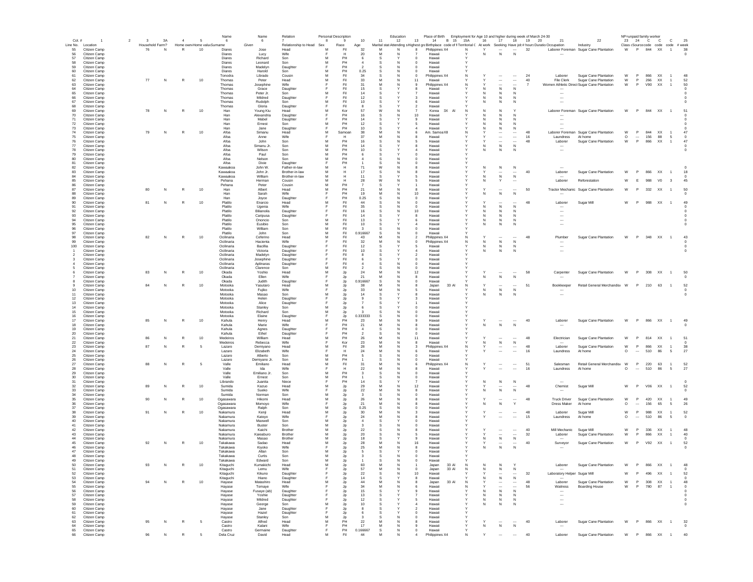| Line No. | Location | | Household | Farm? | Home own | Home value | Name: Surname | Name: Given | Relation: Relationship to Head | Personal Description: Sex | Race | Age | Marital stat | Education: Attending s | Highest gr | Place of Birth: Birthplace | B | | Territorial C | Employment for Age 10 and higher during week of March 24-30: At work | Seeking | Have job | # hours | Duration | Occupation | Industry | NP=unpaid family worker: Class | Source | code | code | code | # week |
|---|---|---|---|---|---|---|---|---|---|---|---|---|---|---|---|---|---|---|---|---|---|---|---|---|---|---|---|---|---|---|---|---|
| Col. # | 1 | 2 | 3 | 3A | 4 | 5 | 6 | 6 | 7 | 8 | 9 | 10 | 11 | 12 | 13 | 14 | B | 15 | 15A | 16 | 17 | 18 | 19 | 20 | 21 | 22 | 23 | 24 | C | C | | 25 |
| 55 | Citizen Camp | | 76 | N | R | 10 | Diares | Jose | Head | M | Fil | 32 | M | N | 8 | Philippines | X4 | | N | Y | --- | --- | 32 | | Laborer Foreman | Sugar Cane Plantation | W | P | 844 | XX | 1 | 38 |
| 56 | Citizen Camp | | | | | | Diares | Lucy | Wife | F | H | 20 | M | N | 7 | Hawaii | | | Y | N | N | N | | | --- | | | | | | | 0 |
| 57 | Citizen Camp | | | | | | Diares | Richard | Son | M | PH | 6 | S | Y | 0 | Hawaii | | | Y | | | | | | | | | | | | | |
| 58 | Citizen Camp | | | | | | Diares | Leonard | Son | M | PH | 4 | S | N | 0 | Hawaii | | | Y | | | | | | | | | | | | | |
| 59 | Citizen Camp | | | | | | Diares | Madelyn | Daughter | F | PH | 2 | S | N | 0 | Hawaii | | | Y | | | | | | | | | | | | | |
| 60 | Citizen Camp | | | | | | Diares | Harold | Son | M | PH | 0.25 | S | N | 0 | Hawaii | | | Y | | | | | | | | | | | | | |
| 61 | Citizen Camp | | | | | | Tonodra | Librado | Cousin | M | Fil | 34 | S | N | 0 | Philippines | X4 | | N | Y | --- | --- | 24 | | Laborer | Sugar Cane Plantation | W | P | 866 | XX | 1 | 48 |
| 62 | Citizen Camp | | 77 | N | R | 10 | Thomas | Peter | Head | M | Fil | 33 | M | N | 11 | Hawaii | | | Y | Y | --- | --- | 40 | | File Clerk | Sugar Cane Plantation | W | P | 266 | XX | 1 | 52 |
| 63 | Citizen Camp | | | | | | Thomas | Josephine | Wife | F | Fil | 31 | M | N | 9 | Philippines | X4 | | N | Y | --- | --- | 7 | | Women Athletic Direct | Sugar Cane Plantation | W | P | V90 | XX | 1 | 50 |
| 64 | Citizen Camp | | | | | | Thomas | Grace | Daughter | F | Fil | 15 | S | Y | 8 | Hawaii | | | Y | N | N | N | | | --- | | | | | | | 0 |
| 65 | Citizen Camp | | | | | | Thomas | Peter Jr. | Son | M | Fil | 14 | S | Y | 7 | Hawaii | | | Y | N | N | N | | | --- | | | | | | | 0 |
| 66 | Citizen Camp | | | | | | Thomas | Mildred | Daughter | F | Fil | 12 | S | Y | 3 | Hawaii | | | Y | N | N | N | | | --- | | | | | | | 0 |
| 67 | Citizen Camp | | | | | | Thomas | Rudolph | Son | M | Fil | 10 | S | Y | 6 | Hawaii | | | Y | N | N | N | | | --- | | | | | | | 0 |
| 68 | Citizen Camp | | | | | | Thomas | Gloria | Daughter | F | Fil | 8 | S | Y | 2 | Hawaii | | | Y | | | | | | | | | | | | | |
| 69 | Citizen Camp | | 78 | N | R | 10 | Han | Young Kiu | Head | M | Kor | 57 | W | N | 7 | Korea | 3X | AI | N | N | N | Y | | | Laborer Foreman | Sugar Cane Plantation | W | P | 844 | XX | 1 | 51 |
| 70 | Citizen Camp | | | | | | Han | Alexandria | Daughter | F | PH | 16 | S | N | 10 | Hawaii | | | Y | N | N | N | | | --- | | | | | | | 0 |
| 71 | Citizen Camp | | | | | | Han | Mabel | Daughter | F | PH | 14 | S | Y | 9 | Hawaii | | | Y | N | N | N | | | --- | | | | | | | 0 |
| 72 | Citizen Camp | | | | | | Han | Ernest | Son | M | PH | 12 | S | Y | 5 | Hawaii | | | Y | N | N | N | | | --- | | | | | | | 0 |
| 73 | Citizen Camp | | | | | | Han | Jane | Daughter | F | PH | 10 | S | Y | 4 | Hawaii | | | Y | N | N | N | | | --- | | | | | | | 0 |
| 74 | Citizen Camp | | 79 | N | R | 10 | Afoa | Simanu | Head | M | Samoan | 38 | M | N | 6 | Am. Samoa | X8 | | N | Y | --- | --- | 48 | | Laborer Foreman | Sugar Cane Plantation | W | P | 844 | XX | 1 | 47 |
| 75 | Citizen Camp | | | | | | Afoa | Anne | Wife | F | H | 37 | M | N | 8 | Hawaii | | | Y | Y | --- | --- | 16 | | Laundress | At home | O | --- | 156 | 88 | 5 | 0 |
| 76 | Citizen Camp | | | | | | Afoa | John | Son | M | PH | 16 | S | N | 5 | Hawaii | | | Y | Y | --- | --- | 48 | | Laborer | Sugar Cane Plantation | W | P | 866 | XX | 1 | 47 |
| 77 | Citizen Camp | | | | | | Afoa | Simanu Jr. | Son | M | PH | 14 | S | Y | 8 | Hawaii | | | Y | N | N | N | | | --- | | | | | | | 0 |
| 78 | Citizen Camp | | | | | | Afoa | Wilson | Son | M | PH | 10 | S | Y | 4 | Hawaii | | | Y | N | N | N | | | --- | | | | | | | 0 |
| 79 | Citizen Camp | | | | | | Afoa | Paul | Son | M | PH | 6 | S | Y | 0 | Hawaii | | | Y | | | | | | | | | | | | | |
| 80 | Citizen Camp | | | | | | Afoa | Nelson | Son | M | PH | 4 | S | N | 0 | Hawaii | | | Y | | | | | | | | | | | | | |
| 81 | Citizen Camp | | | | | | Afoa | Dixie | Daughter | F | PH | 1 | S | N | 0 | Hawaii | | | Y | | | | | | | | | | | | | |
| 82 | Citizen Camp | | | | | | Kawaakoa | John W. | Father-in-law | M | H | 71 | W | N | 8 | Hawaii | | | Y | N | N | N | | | --- | | | | | | | 0 |
| 83 | Citizen Camp | | | | | | Kawaakoa | John Jr. | Brother-in-law | M | H | 17 | S | N | 8 | Hawaii | | | Y | Y | --- | --- | 40 | | Laborer | Sugar Cane Plantation | W | P | 866 | XX | 1 | 18 |
| 84 | Citizen Camp | | | | | | Kawaakoa | William | Brother-in-law | M | H | 11 | S | Y | 5 | Hawaii | | | Y | N | N | N | | | --- | | | | | | | 0 |
| 85 | Citizen Camp | | | | | | Pehana | Herman | Cousin | M | H | 28 | W | N | 5 | Hawaii | | | Y | N | Y | --- | | | Laborer | Reforestation | W | E | 988 | V0 | 3 | 45 |
| 86 | Citizen Camp | | | | | | Pehana | Peter | Cousin | M | PH | 7 | S | Y | 1 | Hawaii | | | Y | | | | | | | | | | | | | |
| 87 | Citizen Camp | | 80 | N | R | 10 | Han | Albert | Head | M | PH | 21 | M | N | 8 | Hawaii | | | Y | Y | --- | --- | 50 | | Tractor Mechanic | Sugar Cane Plantation | W | P | 332 | XX | 1 | 50 |
| 88 | Citizen Camp | | | | | | Han | Sarah | Wife | F | PH | 19 | M | N | 10 | Hawaii | | | Y | N | N | N | | | --- | | | | | | | 0 |
| 89 | Citizen Camp | | | | | | Han | Joyce | Daughter | F | PH | 0.25 | S | N | 0 | Hawaii | | | Y | | | | | | | | | | | | | |
| 90 | Citizen Camp | | 81 | N | R | 10 | Platilo | Enarcio | Head | M | Fil | 44 | S | N | 0 | Hawaii | | | Y | Y | --- | --- | 48 | | Laborer | Sugar Mill | W | P | 988 | XX | 1 | 49 |
| 91 | Citizen Camp | | | | | | Platilo | Ugenia | Wife | F | Fil | 35 | S | N | 0 | Hawaii | | | Y | N | N | N | | | --- | | | | | | | 0 |
| 92 | Citizen Camp | | | | | | Platilo | Billanoila | Daughter | F | Fil | 16 | S | N | 10 | Hawaii | | | Y | N | N | N | | | --- | | | | | | | 0 |
| 93 | Citizen Camp | | | | | | Platilo | Caripusa | Daughter | F | Fil | 14 | S | Y | 8 | Hawaii | | | Y | N | N | N | | | --- | | | | | | | 0 |
| 94 | Citizen Camp | | | | | | Platilo | Ononcio | Son | M | Fil | 13 | S | Y | 6 | Hawaii | | | Y | N | N | N | | | --- | | | | | | | 0 |
| 95 | Citizen Camp | | | | | | Platilo | Eusibio | Son | M | Fil | 10 | S | Y | 4 | Hawaii | | | Y | N | N | N | | | --- | | | | | | | 0 |
| 96 | Citizen Camp | | | | | | Platilo | William | Son | M | Fil | 3 | S | N | 0 | Hawaii | | | Y | | | | | | | | | | | | | |
| 97 | Citizen Camp | | | | | | Platilo | John | Son | M | Fil | 0.916667 | S | N | 0 | Hawaii | | | Y | | | | | | | | | | | | | |
| 98 | Citizen Camp | | 82 | N | R | 10 | Ocilinaria | Ceferino | Head | M | Fil | 43 | M | N | 2 | Philippines | X4 | | N | Y | --- | --- | 48 | | Plumber | Sugar Cane Plantation | W | P | 348 | XX | 1 | 43 |
| 99 | Citizen Camp | | | | | | Ocilinaria | Hacienta | Wife | F | Fil | 32 | M | N | 0 | Philippines | X4 | | N | N | N | N | | | --- | | | | | | | 0 |
| 100 | Citizen Camp | | | | | | Ocilinaria | Bacillia | Daughter | F | Fil | 12 | S | Y | 5 | Hawaii | | | Y | N | N | N | | | --- | | | | | | | 0 |
| 1 | Citizen Camp | | | | | | Ocilinaria | Victoria | Daughter | F | Fil | 10 | S | Y | 4 | Hawaii | | | Y | N | N | N | | | --- | | | | | | | 0 |
| 2 | Citizen Camp | | | | | | Ocilinaria | Madelyn | Daughter | F | Fil | 8 | S | Y | 2 | Hawaii | | | Y | | | | | | | | | | | | | |
| 3 | Citizen Camp | | | | | | Ocilinaria | Josephine | Daughter | F | Fil | 6 | S | Y | 0 | Hawaii | | | Y | | | | | | | | | | | | | |
| 4 | Citizen Camp | | | | | | Ocilinaria | Aplinaras | Daughter | F | Fil | 4 | S | N | 0 | Hawaii | | | Y | | | | | | | | | | | | | |
| 5 | Citizen Camp | | | | | | Ocilinaria | Clarence | Son | M | Fil | 2 | S | N | 0 | Hawaii | | | Y | | | | | | | | | | | | | |
| 6 | Citizen Camp | | 83 | N | R | 10 | Okada | Yoshio | Head | M | Jp | 24 | M | N | 12 | Hawaii | | | Y | Y | --- | --- | 58 | | Carpenter | Sugar Cane Plantation | W | P | 308 | XX | 1 | 50 |
| 7 | Citizen Camp | | | | | | Okada | Ellen | Wife | F | Jp | 21 | M | N | 8 | Hawaii | | | Y | N | N | N | | | --- | | | | | | | 0 |
| 8 | Citizen Camp | | | | | | Okada | Judith | Daughter | F | Jp | 0.916667 | S | N | 0 | Hawaii | | | Y | | | | | | | | | | | | | |
| 9 | Citizen Camp | | 84 | N | R | 10 | Motooka | Yasutaro | Head | M | Jp | 38 | M | N | 8 | Japan | 33 | AI | N | Y | --- | --- | 51 | | Bookkeeper | Retail General Merchandis | W | P | 210 | 63 | 1 | 52 |
| 10 | Citizen Camp | | | | | | Motooka | Fujiko | Wife | F | Jp | 33 | M | N | 5 | Hawaii | | | Y | N | N | N | | | --- | | | | | | | 0 |
| 11 | Citizen Camp | | | | | | Motooka | Masao | Son | M | Jp | 14 | S | Y | 8 | Hawaii | | | Y | N | N | N | | | --- | | | | | | | 0 |
| 12 | Citizen Camp | | | | | | Motooka | Helen | Daughter | F | Jp | 9 | S | Y | 3 | Hawaii | | | Y | | | | | | | | | | | | | |
| 13 | Citizen Camp | | | | | | Motooka | Alice | Daughter | F | Jp | 7 | S | Y | 1 | Hawaii | | | Y | | | | | | | | | | | | | |
| 14 | Citizen Camp | | | | | | Motooka | Stanley | Son | M | Jp | 6 | S | Y | 0 | Hawaii | | | Y | | | | | | | | | | | | | |
| 15 | Citizen Camp | | | | | | Motooka | Richard | Son | M | Jp | 3 | S | N | 0 | Hawaii | | | Y | | | | | | | | | | | | | |
| 16 | Citizen Camp | | | | | | Motooka | Elaine | Daughter | F | Jp | 0.333333 | S | N | 0 | Hawaii | | | Y | | | | | | | | | | | | | |
| 17 | Citizen Camp | | 85 | N | R | 10 | Kahula | Henry | Head | M | PH | 23 | M | N | 9 | Hawaii | | | Y | Y | --- | --- | 40 | | Laborer | Sugar Cane Plantation | W | P | 866 | XX | 1 | 49 |
| 18 | Citizen Camp | | | | | | Kahula | Marie | Wife | F | PH | 21 | M | N | 8 | Hawaii | | | Y | N | N | N | | | --- | | | | | | | 0 |
| 19 | Citizen Camp | | | | | | Kahula | Agnes | Daughter | F | PH | 4 | S | N | 0 | Hawaii | | | Y | | | | | | | | | | | | | |
| 20 | Citizen Camp | | | | | | Kahula | Ethel | Daughter | F | PH | 2 | S | N | 0 | Hawaii | | | Y | | | | | | | | | | | | | |
| 21 | Citizen Camp | | 86 | N | R | 10 | Medeiros | William | Head | M | PH | 26 | M | N | 11 | Hawaii | | | Y | Y | --- | --- | 48 | | Electrician | Sugar Cane Plantation | W | P | 814 | XX | 1 | 51 |
| 22 | Citizen Camp | | | | | | Medeiros | Rebecca | Wife | F | Kor | 23 | M | N | 8 | Hawaii | | | Y | N | N | N | | | --- | | | | | | | 0 |
| 23 | Citizen Camp | | 87 | N | R | 5 | Lazaro | Demiyano | Head | M | Fil | 28 | M | N | 3 | Philippines | X4 | | N | Y | --- | --- | 48 | | Laborer | Sugar Cane Plantation | W | P | 866 | XX | 1 | 38 |
| 24 | Citizen Camp | | | | | | Lazaro | Elizabeth | Wife | F | H | 24 | M | N | 6 | Hawaii | | | Y | Y | --- | --- | 16 | | Laundress | At home | O | --- | 510 | 86 | 5 | 27 |
| 25 | Citizen Camp | | | | | | Lazaro | Alberto | Son | M | PH | 5 | S | N | 0 | Hawaii | | | Y | | | | | | | | | | | | | |
| 26 | Citizen Camp | | | | | | Lazaro | Demiyano Jr. | Son | M | PH | 1 | S | N | 0 | Hawaii | | | Y | | | | | | | | | | | | | |
| 27 | Citizen Camp | | 88 | N | R | 5 | Valle | Emiliano | Head | M | Fil | 31 | M | N | 6 | Philippines | X4 | | N | Y | --- | --- | 51 | | Salesman | Retail General Merchandis | W | P | 220 | 63 | 1 | 52 |
| 28 | Citizen Camp | | | | | | Valle | Ida | Wife | F | H | 22 | M | N | 8 | Hawaii | | | Y | Y | --- | --- | 16 | | Laundress | At home | O | --- | 510 | 86 | 5 | 27 |
| 29 | Citizen Camp | | | | | | Valle | Emiliano Jr. | Son | M | PH | 3 | S | N | 0 | Hawaii | | | Y | | | | | | | | | | | | | |
| 30 | Citizen Camp | | | | | | Valle | Ernest | Son | M | PH | 1 | S | N | 0 | Hawaii | | | Y | | | | | | | | | | | | | |
| 31 | Citizen Camp | | | | | | Librando | Juanita | Niece | F | PH | 14 | S | Y | 7 | Hawaii | | | Y | N | N | N | | | --- | | | | | | | 0 |
| 32 | Citizen Camp | | 89 | N | R | 10 | Sumida | Kazuo | Head | M | Jp | 29 | M | N | 12 | Hawaii | | | Y | Y | --- | --- | 48 | | Chemist | Sugar Mill | W | P | V06 | XX | 1 | 52 |
| 33 | Citizen Camp | | | | | | Sumida | Sueko | Wife | F | Jp | 22 | M | N | 8 | Hawaii | | | Y | N | N | N | | | --- | | | | | | | 0 |
| 34 | Citizen Camp | | | | | | Sumida | Norman | Son | M | Jp | 3 | S | N | 0 | Hawaii | | | Y | | | | | | | | | | | | | |
| 35 | Citizen Camp | | 90 | N | R | 10 | Ogasawara | Hikomi | Head | M | Jp | 26 | M | N | 8 | Hawaii | | | Y | Y | --- | --- | 48 | | Truck Driver | Sugar Cane Plantation | W | P | 420 | XX | 1 | 49 |
| 36 | Citizen Camp | | | | | | Ogasawara | Momoyo | Wife | F | Jp | 21 | M | N | 8 | Hawaii | | | Y | N | N | Y | | | Dress Maker | At home | O | --- | 156 | 65 | 5 | 26 |
| 37 | Citizen Camp | | | | | | Ogasawara | Ralph | Son | M | Jp | 0.25 | S | N | 0 | Hawaii | | | Y | | | | | | | | | | | | | |
| 38 | Citizen Camp | | 91 | N | R | 10 | Nakamura | Kenji | Head | M | Jp | 30 | M | N | 3 | Hawaii | | | Y | Y | --- | --- | 48 | | Laborer | Sugar Mill | W | P | 988 | XX | 1 | 52 |
| 39 | Citizen Camp | | | | | | Nakamura | Katoyo | Wife | F | Jp | 24 | M | N | 8 | Hawaii | | | Y | Y | --- | --- | 15 | | Laundress | At home | O | --- | 510 | 86 | 5 | 0 |
| 40 | Citizen Camp | | | | | | Nakamura | Maxwell | Son | M | Jp | 4 | S | Y | 0 | Hawaii | | | Y | | | | | | | | | | | | | |
| 41 | Citizen Camp | | | | | | Nakamura | Buster | Son | M | Jp | 3 | S | N | 0 | Hawaii | | | Y | | | | | | | | | | | | | |
| 42 | Citizen Camp | | | | | | Nakamura | Kaichi | Brother | M | Jp | 22 | S | N | 8 | Hawaii | | | Y | Y | --- | --- | 40 | | Mill Mechanic | Sugar Mill | W | P | 336 | XX | 1 | 48 |
| 43 | Citizen Camp | | | | | | Nakamura | Kaieaburo | Brother | M | Jp | 20 | S | N | 5 | Hawaii | | | Y | Y | --- | --- | 32 | | Laborer | Sugar Cane Plantation | W | P | 866 | XX | 1 | 40 |
| 44 | Citizen Camp | | | | | | Nakamura | Masao | Brother | M | Jp | 18 | S | Y | 9 | Hawaii | | | Y | N | N | N | | | --- | | | | | | | 0 |
| 45 | Citizen Camp | | 92 | N | R | 10 | Takakawa | Sadao | Head | M | Jp | 28 | M | N | 16 | Hawaii | | | Y | Y | --- | --- | 40 | | Surveyor | Sugar Cane Plantation | W | P | V92 | XX | 1 | 52 |
| 46 | Citizen Camp | | | | | | Takakawa | Kiyoko | Wife | F | Jp | 25 | M | N | 8 | Hawaii | | | Y | N | N | N | | | --- | | | | | | | 0 |
| 47 | Citizen Camp | | | | | | Takakawa | Allan | Son | M | Jp | 5 | S | Y | 0 | Hawaii | | | Y | | | | | | | | | | | | | |
| 48 | Citizen Camp | | | | | | Takakawa | Curtis | Son | M | Jp | 3 | S | N | 0 | Hawaii | | | Y | | | | | | | | | | | | | |
| 49 | Citizen Camp | | | | | | Takakawa | Edward | Son | M | Jp | 1 | S | N | 0 | Hawaii | | | Y | | | | | | | | | | | | | |
| 50 | Citizen Camp | | 93 | N | R | 10 | Kitaguchi | Kumakichi | Head | M | Jp | 60 | M | N | 1 | Japan | 33 | AI | N | N | N | Y | | | Laborer | Sugar Cane Plantation | W | P | 866 | XX | 1 | 48 |
| 51 | Citizen Camp | | | | | | Kitaguchi | Lemu | Wife | F | Jp | 57 | M | N | 0 | Japan | 33 | AI | N | N | N | N | | | --- | | | | | | | 0 |
| 52 | Citizen Camp | | | | | | Kitaguchi | Kikuno | Daughter | F | Jp | 22 | S | N | 10 | Hawaii | | | Y | Y | --- | --- | 32 | | Laboratory Helper | Sugar Mill | W | P | 496 | XX | 1 | 52 |
| 53 | Citizen Camp | | | | | | Kitaguchi | Hiano | Daughter | F | Jp | 14 | S | Y | 8 | Hawaii | | | Y | N | N | N | | | --- | | | | | | | 0 |
| 54 | Citizen Camp | | 94 | N | R | 10 | Hayase | Matashiro | Head | M | Jp | 44 | M | N | 8 | Japan | 33 | AI | N | Y | --- | --- | 48 | | Laborer | Sugar Cane Plantation | W | P | 308 | XX | 1 | 48 |
| 55 | Citizen Camp | | | | | | Hayase | Tomaye | Wife | F | Jp | 34 | M | N | 6 | Hawaii | | | N | Y | --- | --- | 56 | | Waitress | Boarding House | W | P | 780 | 87 | 1 | 0 |
| 56 | Citizen Camp | | | | | | Hayase | Fusaye (ab) | Daughter | F | Jp | 15 | S | Y | 9 | Hawaii | | | Y | N | N | N | | | --- | | | | | | | 0 |
| 57 | Citizen Camp | | | | | | Hayase | Yoshie | Daughter | F | Jp | 13 | S | Y | 7 | Hawaii | | | Y | N | N | N | | | --- | | | | | | | 0 |
| 58 | Citizen Camp | | | | | | Hayase | Mildred | Daughter | F | Jp | 12 | S | Y | 5 | Hawaii | | | Y | N | N | N | | | --- | | | | | | | 0 |
| 59 | Citizen Camp | | | | | | Hayase | George | Son | M | Jp | 10 | S | Y | 4 | Hawaii | | | Y | N | N | N | | | --- | | | | | | | 0 |
| 60 | Citizen Camp | | | | | | Hayase | Jane | Daughter | F | Jp | 8 | S | Y | 2 | Hawaii | | | Y | | | | | | | | | | | | | |
| 61 | Citizen Camp | | | | | | Hayase | Hazel | Daughter | F | Jp | 6 | S | Y | 0 | Hawaii | | | Y | | | | | | | | | | | | | |
| 62 | Citizen Camp | | | | | | Hayase | Stanley | Son | M | Jp | 3 | S | N | 0 | Hawaii | | | Y | | | | | | | | | | | | | |
| 63 | Citizen Camp | | 95 | N | R | 5 | Castro | Alfred | Head | M | PH | 22 | M | N | 8 | Hawaii | | | Y | Y | --- | --- | 40 | | Laborer | Sugar Cane Plantation | W | P | 866 | XX | 1 | 32 |
| 64 | Citizen Camp | | | | | | Castro | Kalani | Wife | F | PH | 17 | M | N | 9 | Hawaii | | | Y | N | N | N | | | --- | | | | | | | 0 |
| 65 | Citizen Camp | | | | | | Castro | Germaine | Daughter | F | PH | 0.166667 | S | N | 0 | Hawaii | | | Y | | | | | | | | | | | | | |
| 66 | Citizen Camp | | 96 | N | R | 5 | Dela Cruz | David | Head | M | Fil | 44 | M | N | 4 | Philippines | X4 | | N | Y | --- | --- | 40 | | Laborer | Sugar Cane Plantation | W | P | 866 | XX | 1 | 40 |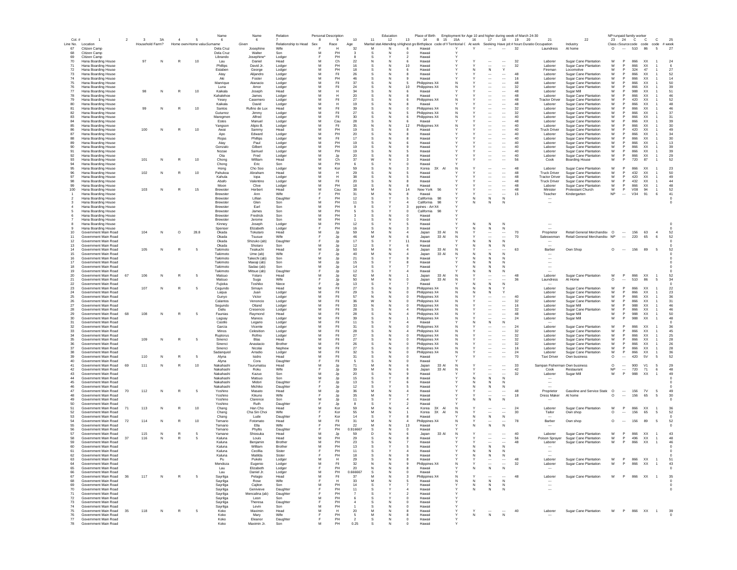Employment for Age 10 and higher during week of March 24-30

NP=unpaid family worker

| Col. # | 1 | 2 | 3 | 3A | 4 | 5 | Name 6 | Name 6 | Relation 7 | Personal Description 8 | 9 | 10 | 11 | Education 12 | 13 | Place of Birth 14 | 15 | 15A | 16 | 17 | 18 | 19 | 20 | 21 | 22 | 23 | 24 | C | C | C | 25 |
|---|---|---|---|---|---|---|---|---|---|---|---|---|---|---|---|---|---|---|---|---|---|---|---|---|---|---|---|---|---|---|---|
| Line No. | Location | | Household | Farm? | Home own | Home value | Surname | Given | Relationship to Head | Sex | Race | Age | Marital stat | Attending s | Highest gra | Birthplace | code of b | Territorial C | At work | Seeking | Have job | # hours | Duration | Occupation | Industry | Class | Source code | code | code | code | # week |
| 67 | Citizen Camp | | | | | | Dela Cruz | Josephine | Wife | F | H | 32 | M | N | 6 | Hawaii | | Y | Y | --- | --- | 32 | | Laundress | At home | O | --- | 510 | 86 | 5 | 27 |
| 68 | Citizen Camp | | | | | | Dela Cruz | Walter | Son | M | PH | 3 | S | N | 0 | Hawaii | | Y | | | | | | | | | | | | | |
| 69 | Citizen Camp | | | | | | Librando | Josephine* | Lodger | F | PH | 8 | S | Y | 2 | Hawaii | | Y | | | | | | | | | | | | | |
| 70 | Hana Boarding House | | 97 | N | R | 10 | Lau | Daniel | Head | M | Ch | 22 | N | N | 6 | Hawaii | | Y | Y | --- | --- | 32 | | Laborer | Sugar Cane Plantation | W | P | 866 | XX | 1 | 24 |
| 71 | Hana Boarding House | | | | | | Phillips | David Jr. | Lodger | M | PH | 16 | S | N | 10 | Hawaii | | Y | Y | --- | --- | 32 | | Laborer | Sugar Cane Plantation | W | P | 866 | XX | 1 | 6 |
| 72 | Hana Boarding House | | | | | | Estaben | George | Lodger | M | PH | 18 | S | N | 6 | Hawaii | | Y | N | N | Y | | | Fireman | Locomotive | W | P | 324 | 47 | 1 | 27 |
| 73 | Hana Boarding House | | | | | | Atay | Alijandro | Lodger | M | Fil | 26 | S | N | 8 | Hawaii | | Y | Y | --- | --- | 48 | | Laborer | Sugar Cane Plantation | W | P | 866 | XX | 1 | 52 |
| 74 | Hana Boarding House | | | | | | Aki | Foster | Lodger | M | PH | 46 | S | N | 9 | Hawaii | | Y | Y | --- | --- | 16 | | Laborer | Sugar Cane Plantation | W | P | 866 | XX | 1 | 14 |
| 75 | Hana Boarding House | | | | | | Manrique | Atanacio | Lodger | M | Fil | 37 | S | N | 5 | Philippines | X4 | N | Y | --- | --- | 48 | | Laborer | Sugar Cane Plantation | W | P | 866 | XX | 1 | 50 |
| 76 | Hana Boarding House | | | | | | Luna | Amor | Lodger | M | Fil | 24 | S | N | 10 | Philippines | X4 | N | Y | --- | --- | 32 | | Laborer | Sugar Cane Plantation | W | P | 866 | XX | 1 | 39 |
| 77 | Hana Boarding House | | 98 | N | R | 10 | Kaikala | Joseph | Head | M | H | 34 | S | N | 6 | Hawaii | | Y | Y | --- | --- | 48 | | Laborer | Sugar Mill | W | P | 988 | XX | 1 | 51 |
| 78 | Hana Boarding House | | | | | | Kahalehoe | James | Lodger | M | H | 20 | S | N | 8 | Hawaii | | Y | Y | --- | --- | 48 | | Laborer | Sugar Cane Plantation | W | P | 866 | XX | 1 | 46 |
| 79 | Hana Boarding House | | | | | | Yesey | Casemero | Lodger | M | Fil | 27 | S | N | 6 | Philippines | X4 | N | Y | --- | --- | 48 | | Tractor Driver | Sugar Cane Plantation | W | P | 420 | XX | 1 | 52 |
| 80 | Hana Boarding House | | | | | | Kaikala | David | Lodger | M | H | 19 | S | N | 8 | Hawaii | | Y | Y | --- | --- | 48 | | Laborer | Sugar Cane Plantation | W | P | 866 | XX | 1 | 48 |
| 81 | Hana Boarding House | | 99 | N | R | 10 | Santos | Rufino de Lux | Head | M | Fil | 39 | S | N | 0 | Philippines | X4 | N | Y | --- | --- | 32 | | Laborer | Sugar Cane Plantation | W | P | 866 | XX | 1 | 46 |
| 82 | Hana Boarding House | | | | | | Guturrez | Jimmy | Lodger | M | Fil | 27 | S | N | 5 | Philippines | X4 | N | Y | --- | --- | 32 | | Laborer | Sugar Cane Plantation | W | P | 866 | XX | 1 | 37 |
| 83 | Hana Boarding House | | | | | | Manogmen | Alfred | Lodger | M | Fil | 30 | S | N | 6 | Philippines | X4 | N | Y | --- | --- | 40 | | Laborer | Sugar Cane Plantation | W | P | 866 | XX | 1 | 31 |
| 84 | Hana Boarding House | | | | | | Estes | Manuel | Lodger | M | Cau | 28 | S | N | 6 | Hawaii | | Y | Y | --- | --- | 48 | | Laborer | Sugar Cane Plantation | W | P | 866 | XX | 1 | 39 |
| 85 | Hana Boarding House | | | | | | Yangson | Alipio B. | Lodger | M | Fil | 35 | N | N | 12 | Philippines | X4 | N | Y | --- | --- | 40 | | Laborer | Sugar Cane Plantation | W | P | 866 | XX | 1 | 30 |
| 86 | Hana Boarding House | | 100 | N | R | 10 | Awai | Sammy | Head | M | PH | 19 | S | N | 8 | Hawaii | | Y | Y | --- | --- | 40 | | Truck Driver | Sugar Cane Plantation | W | P | 420 | XX | 1 | 49 |
| 87 | Hana Boarding House | | | | | | Apo | Edward | Lodger | M | PH | 20 | S | N | 8 | Hawaii | | Y | Y | --- | --- | 40 | | Laborer | Sugar Cane Plantation | W | P | 866 | XX | 1 | 34 |
| 88 | Hana Boarding House | | | | | | Rojas | Phillips | Lodger | M | Fil | 17 | S | N | 8 | Hawaii | | Y | Y | --- | --- | 40 | | Laborer | Sugar Cane Plantation | W | P | 866 | XX | 1 | 30 |
| 89 | Hana Boarding House | | | | | | Atay | Paul | Lodger | M | PH | 19 | S | N | 6 | Hawaii | | Y | Y | --- | --- | 40 | | Laborer | Sugar Cane Plantation | W | P | 866 | XX | 1 | 13 |
| 90 | Hana Boarding House | | | | | | Gonzalo | Gilbert | Lodger | M | PH | 19 | S | N | 9 | Hawaii | | Y | Y | --- | --- | 40 | | Laborer | Sugar Cane Plantation | W | P | 866 | XX | 1 | 39 |
| 91 | Hana Boarding House | | | | | | Nozae | Samuel | Lodger | M | PH | 19 | S | N | 5 | Hawaii | | Y | Y | --- | --- | 40 | | Laborer | Sugar Cane Plantation | W | P | 866 | XX | 1 | 39 |
| 92 | Hana Boarding House | | | | | | Ota | Fred | Lodger | M | Jp | 20 | S | N | 8 | Hawaii | | Y | Y | --- | --- | 40 | | Laborer | Sugar Cane Plantation | W | P | 866 | XX | 1 | 29 |
| 93 | Hana Boarding House | | 101 | N | R | 10 | Chong | William | Head | M | Ch | 37 | W | N | 3 | Hawaii | | Y | Y | --- | --- | 56 | | Cook | Boarding House | W | P | 720 | 87 | 1 | 52 |
| 94 | Hana Boarding House | | | | | | Chong | Eric | Son | M | PH | 6 | S | Y | 0 | Hawaii | | Y | | | | | | | | | | | | | |
| 95 | Hana Boarding House | | | | | | Hong | Cho Soo | Lodger | M | Kor | 59 | S | N | 3 | Korea | 3X AI | N | Y | --- | --- | 48 | | Laborer | Sugar Cane Plantation | W | P | 866 | XX | 1 | 23 |
| 96 | Hana Boarding House | | 102 | N | R | 10 | Pahukoa | Abraham | Head | M | H | 29 | S | N | 5 | Hawaii | | Y | Y | --- | --- | 48 | | Truck Driver | Sugar Cane Plantation | W | P | 432 | XX | 1 | 50 |
| 97 | Hana Boarding House | | | | | | Kahula | Iopa | Lodger | M | H | 38 | S | N | 5 | Hawaii | | Y | Y | --- | --- | 48 | | Tractor Driver | Sugar Cane Plantation | W | P | 420 | XX | 1 | 49 |
| 98 | Hana Boarding House | | | | | | Abafo | Valentino | Lodger | M | Fil | 20 | S | N | 8 | Hawaii | | Y | Y | --- | --- | 48 | | Truck Driver | Sugar Cane Plantation | W | P | 432 | XX | 1 | 44 |
| 99 | Hana Boarding House | | | | | | Moon | Clive | Lodger | M | PH | 18 | S | N | 8 | Hawaii | | Y | Y | --- | --- | 48 | | Laborer | Sugar Cane Plantation | W | P | 866 | XX | 1 | 48 |
| 100 | Hana Boarding House | | 103 | N | R | 15 | Brewster | Herbert | Head | M | Cau | 38 | M | N | 14 | New York | 56 | Y | Y | --- | --- | 48 | | Minister | Protestant Church | W | P | V08 | 94 | 1 | 52 |
| 1 | Hana Boarding House | | | | | | Brewster | Ann | Wife | F | PH | 31 | M | N | 8 | Hawaii | | Y | Y | --- | --- | 15 | | Teacher | Kindergarten | NP | --- | V34 | 91 | 6 | 41 |
| 2 | Hana Boarding House | | | | | | Brewster | Lillian | Daughter | F | PH | 12 | S | Y | 5 | California | 98 | Y | N | N | N | | | --- | | | | | | | 0 |
| 3 | Hana Boarding House | | | | | | Brewster | Glen | Son | M | PH | 11 | S | Y | 4 | California | 98 | Y | N | N | N | | | --- | | | | | | | 0 |
| 4 | Hana Boarding House | | | | | | Brewster | Earl | Son | M | PH | 9 | S | Y | 3 | ppines - Am | X4 | Y | | | | | | | | | | | | | |
| 5 | Hana Boarding House | | | | | | Brewster | James | Son | M | PH | 5 | S | Y | 0 | California | 98 | Y | | | | | | | | | | | | | |
| 6 | Hana Boarding House | | | | | | Brewster | Fredrick | Son | M | PH | 3 | S | N | 0 | Hawaii | | Y | | | | | | | | | | | | | |
| 7 | Hana Boarding House | | | | | | Brewster | Jerome | Son | M | PH | 1 | S | N | 0 | Hawaii | | Y | | | | | | | | | | | | | |
| 8 | Hana Boarding House | | | | | | Kinney | Joseph | Lodger | M | PH | 12 | S | Y | 5 | Hawaii | | Y | N | N | N | | | --- | | | | | | | 0 |
| 9 | Hana Boarding House | | | | | | Spenser | Elizabeth | Lodger | F | PH | 16 | S | N | 3 | Hawaii | | Y | N | N | N | | | --- | | | | | | | 0 |
| 10 | Government Main Road | | 104 | N | O | 28.8 | Okada | Tokutaro | Head | M | Jp | 59 | M | N | 4 | Japan | 33 AI | N | Y | --- | --- | 70 | | Proprietor | Retail General Merchandis | O | --- | 156 | 63 | 4 | 52 |
| 11 | Government Main Road | | | | | | Okada | Tsusue | Wife | F | Jp | 46 | M | N | 6 | Japan | 33 AI | N | Y | --- | --- | 70 | | Saleswoman | Retail General Merchandis | NP | --- | 220 | 65 | 6 | 52 |
| 12 | Government Main Road | | | | | | Okada | Shizuko (ab) | Daughter | F | Jp | 17 | S | Y | 11 | Hawaii | | Y | N | N | N | | | --- | | | | | | | 0 |
| 13 | Government Main Road | | | | | | Okada | Shotaro | Son | M | Jp | 12 | S | Y | 6 | Hawaii | | Y | N | N | N | | | --- | | | | | | | 0 |
| 14 | Government Main Road | | 105 | N | R | 5 | Takimoto | Teakuchi | Head | M | Jp | 50 | M | N | 4 | Japan | 33 AI | N | Y | --- | --- | 63 | | Barber | Own Shop | O | --- | 156 | 89 | 5 | 52 |
| 15 | Government Main Road | | | | | | Takimoto | Ume (ab) | Wife | F | Jp | 40 | M | N | 4 | Japan | 33 AI | N | N | N | N | | | --- | | | | | | | 0 |
| 16 | Government Main Road | | | | | | Takimoto | Takechi (ab) | Son | M | Jp | 21 | S | Y | 9 | Hawaii | | Y | N | N | N | | | --- | | | | | | | 0 |
| 17 | Government Main Road | | | | | | Takimoto | Maeaji (ab) | Son | M | Jp | 15 | S | Y | 8 | Hawaii | | Y | N | N | N | | | --- | | | | | | | 0 |
| 18 | Government Main Road | | | | | | Takimoto | Sadao (ab) | Son | M | Jp | 14 | S | Y | 7 | Hawaii | | Y | N | N | N | | | --- | | | | | | | 0 |
| 19 | Government Main Road | | | | | | Takimoto | Mitsue (ab) | Daughter | F | Jp | 12 | S | Y | 4 | Hawaii | | Y | N | N | N | | | --- | | | | | | | 0 |
| 20 | Government Main Road | 67 | 106 | N | R | 5 | Matsuo | Yotaro | Head | M | Jp | 62 | M | N | 1 | Japan | 33 AI | N | Y | --- | --- | 48 | | Laborer | Sugar Cane Plantation | W | P | 866 | XX | 1 | 52 |
| 21 | Government Main Road | | | | | | Matsuo | Suga | Wife | F | Jp | 50 | M | N | 0 | Japan | 33 AI | N | Y | --- | --- | 36 | | Laundress | At Home | O | --- | 510 | 86 | 5 | 34 |
| 22 | Government Main Road | | | | | | Fujioka | Toshiko | Niece | F | Jp | 13 | S | Y | 7 | Hawaii | | Y | N | N | N | | | --- | | | | | | | 0 |
| 23 | Government Main Road | | 107 | N | R | 5 | Cegundo | Simayn | Head | M | Fil | 27 | S | N | 3 | Philippines | X4 | N | N | N | Y | | | Laborer | Sugar Cane Plantation | W | P | 866 | XX | 1 | 22 |
| 24 | Government Main Road | | | | | | Laqua | Juan | Lodger | M | Fil | 29 | S | N | 0 | Philippines | X4 | N | N | N | Y | | | Laborer | Sugar Cane Plantation | W | P | 866 | XX | 1 | 23 |
| 25 | Government Main Road | | | | | | Gunyo | Victor | Lodger | M | Fil | 57 | N | N | 0 | Philippines | X4 | N | Y | --- | --- | 40 | | Laborer | Sugar Cane Plantation | W | P | 866 | XX | 1 | 36 |
| 26 | Government Main Road | | | | | | Calantos | Venoncio | Lodger | M | Fil | 36 | W | N | 0 | Philippines | X4 | N | Y | --- | --- | 32 | | Laborer | Sugar Cane Plantation | W | P | 866 | XX | 1 | 31 |
| 27 | Government Main Road | | | | | | Segundo | Olland | Lodger | M | Fil | 33 | N | N | 0 | Philippines | X4 | N | Y | --- | --- | 16 | | Laborer | Sugar Mill | W | P | 988 | XX | 1 | 46 |
| 28 | Government Main Road | | | | | | Daliu | Cresencio | Lodger | M | Fil | 28 | S | N | 4 | Philippines | X4 | N | Y | --- | --- | 32 | | Laborer | Sugar Cane Plantation | W | P | 866 | XX | 1 | 46 |
| 29 | Government Main Road | 68 | 108 | N | R | 5 | Faunias | Raymond | Head | M | Fil | 28 | S | N | 4 | Philippines | X4 | N | Y | --- | --- | 48 | | Laborer | Sugar Mill | W | P | 988 | XX | 1 | 50 |
| 30 | Government Main Road | | | | | | Lagsay | Mareos | Lodger | M | Fil | 39 | S | N | 1 | Philippines | X4 | N | Y | --- | --- | 24 | | Laborer | Sugar Mill | W | P | 988 | XX | 1 | 48 |
| 31 | Government Main Road | | | | | | Castillo | Legario | Lodger | M | Fil | 11 | S | Y | 4 | Hawaii | | Y | N | N | N | | | --- | | | | | | | 0 |
| 32 | Government Main Road | | | | | | Garcia | Vicente | Lodger | M | Fil | 31 | S | N | 0 | Philippines | X4 | N | Y | --- | --- | 24 | | Laborer | Sugar Cane Plantation | W | P | 866 | XX | 1 | 36 |
| 33 | Government Main Road | | | | | | Minos | Celesition | Lodger | M | Fil | 28 | S | N | 4 | Philippines | X4 | N | Y | --- | --- | 32 | | Laborer | Sugar Cane Plantation | W | P | 866 | XX | 1 | 45 |
| 34 | Government Main Road | | | | | | Ruptorus | Rofino | Lodger | M | Fil | 27 | S | N | 0 | Philippines | X4 | N | Y | --- | --- | 32 | | Laborer | Sugar Cane Plantation | W | P | 866 | XX | 1 | 25 |
| 35 | Government Main Road | | 109 | N | R | 5 | Sinenci | Blas | Head | M | Fil | 27 | S | N | 0 | Philippines | X4 | N | Y | --- | --- | 32 | | Laborer | Sugar Cane Plantation | W | P | 866 | XX | 1 | 28 |
| 36 | Government Main Road | | | | | | Sinenci | Anastacio | Brother | M | Fil | 26 | S | N | 0 | Philippines | X4 | N | Y | --- | --- | 32 | | Laborer | Sugar Cane Plantation | W | P | 866 | XX | 1 | 26 |
| 37 | Government Main Road | | | | | | Sinenci | Nicolai | Nephew | M | Fil | 27 | S | N | 0 | Philippines | X4 | N | Y | --- | --- | 16 | | Laborer | Sugar Cane Plantation | W | P | 866 | XX | 1 | 28 |
| 38 | Government Main Road | | | | | | Sadanquiol | Arradio | Lodger | M | Fil | 32 | S | N | 0 | Philippines | X4 | N | Y | --- | --- | 24 | | Laborer | Sugar Cane Plantation | W | P | 866 | XX | 1 | 36 |
| 39 | Government Main Road | | 110 | N | R | 5 | Alyna | Isidro | Head | M | Fil | 31 | S | N | 0 | Hawaii | | Y | Y | --- | --- | 70 | | Taxi Driver | Own business | O | --- | 420 | 5V | 5 | 52 |
| 40 | Government Main Road | | | | | | Alyna | Cora | Daughter | F | Fil | 5 | S | N | 0 | Hawaii | | Y | | | | | | | | | | | | | |
| 41 | Government Main Road | 69 | 111 | N | R | 10 | Nakahashi | Tsurumatsu | Head | M | Jp | 71 | M | N | 6 | Japan | 33 AI | N | Y | --- | --- | 33 | | Sampan Fisherman | Own business | O | --- | 900 | V1 | 5 | 29 |
| 42 | Government Main Road | | | | | | Nakahashi | Roku | Wife | F | Jp | 39 | M | N | 6 | Japan | 33 AI | N | Y | --- | --- | 42 | | Cook | Restaurant | NP | --- | 720 | 71 | 6 | 48 |
| 43 | Government Main Road | | | | | | Nakahashi | Kazuo | Son | M | Jp | 20 | S | N | 9 | Hawaii | | Y | Y | --- | --- | 32 | | Laborer | Sugar Mill | W | P | 988 | XX | 1 | 49 |
| 44 | Government Main Road | | | | | | Nakahashi | Matsuo | Son | M | Jp | 15 | S | Y | 8 | Hawaii | | Y | N | N | N | | | --- | | | | | | | 0 |
| 45 | Government Main Road | | | | | | Nakahashi | Midori | Daughter | F | Jp | 13 | S | Y | 6 | Hawaii | | Y | N | N | N | | | --- | | | | | | | 0 |
| 46 | Government Main Road | | | | | | Nakahashi | Michiko | Daughter | F | Jp | 12 | S | Y | 5 | Hawaii | | Y | N | N | N | | | --- | | | | | | | 0 |
| 47 | Government Main Road | 70 | 112 | N | R | 5 | Yoshino | Masato | Head | M | Jp | 36 | M | N | 4 | Hawaii | | Y | Y | --- | --- | 48 | | Proprietor | Gasoline and Service Stati | O | --- | 156 | 7V | 5 | 49 |
| 48 | Government Main Road | | | | | | Yoshino | Kikuno | Wife | F | Jp | 35 | M | N | 7 | Hawaii | | Y | Y | --- | --- | 18 | | Dress Maker | At home | O | --- | 156 | 65 | 5 | 30 |
| 49 | Government Main Road | | | | | | Yoshino | Clarence | Son | M | Jp | 11 | S | Y | 4 | Hawaii | | Y | N | N | N | | | --- | | | | | | | 0 |
| 50 | Government Main Road | | | | | | Yoshino | Ruth | Daughter | F | Jp | 8 | S | Y | 2 | Hawaii | | Y | | | | | | | | | | | | | |
| 51 | Government Main Road | 71 | 113 | N | R | 10 | Chang | Han Cho | Head | M | Kor | 59 | M | N | 4 | Korea | 3X AI | N | Y | --- | --- | 24 | | Laborer | Sugar Cane Plantation | W | P | 866 | XX | 1 | 36 |
| 52 | Government Main Road | | | | | | Chang | Cha Sin Choi | Wife | F | Kor | 55 | M | N | 1 | Korea | 3X AI | N | Y | --- | --- | 30 | | Tailor | Own shop | O | --- | 156 | 65 | 5 | 52 |
| 53 | Government Main Road | | | | | | Chang | Lude | Daughter | F | Kor | 14 | S | Y | 8 | Hawaii | | Y | N | N | N | | | --- | | | | | | | 0 |
| 54 | Government Main Road | 72 | 114 | N | R | 10 | Temario | Fotomato | Head | M | Fil | 31 | M | N | 4 | Philippines | X4 | N | Y | --- | --- | 78 | | Barber | Own shop | O | --- | 156 | 89 | 5 | 52 |
| 55 | Government Main Road | | | | | | Temario | Ella | Wife | F | PH | 22 | M | N | 13 | Hawaii | | Y | N | N | N | | | --- | | | | | | | 0 |
| 56 | Government Main Road | | | | | | Temario | Phyllis | Daughter | F | PH | 0.916667 | S | N | 0 | Hawaii | | Y | | | | | | | | | | | | | |
| 57 | Government Main Road | | 115 | N | R | 5 | Yamane | Shiosuka | Head | M | Jp | 59 | D | N | 6 | Japan | 33 AI | N | Y | --- | --- | 40 | | Laborer | Sugar Cane Plantation | W | P | 866 | XX | 1 | 43 |
| 58 | Government Main Road | 37 | 116 | N | R | 5 | Kaluna | Louis | Head | M | PH | 29 | S | N | 8 | Hawaii | | Y | Y | --- | --- | 56 | | Poison Sprayer | Sugar Cane Plantation | W | P | 496 | XX | 1 | 48 |
| 59 | Government Main Road | | | | | | Kaluna | Benjamin | Brother | M | PH | 23 | S | N | 7 | Hawaii | | Y | Y | --- | --- | 48 | | Laborer | Sugar Cane Plantation | W | P | 866 | XX | 1 | 46 |
| 60 | Government Main Road | | | | | | Kaluna | William | Brother | M | PH | 13 | S | Y | 5 | Hawaii | | Y | N | N | N | | | --- | | | | | | | 0 |
| 61 | Government Main Road | | | | | | Kaluna | Cecillia | Sister | F | PH | 11 | S | Y | 4 | Hawaii | | Y | N | N | N | | | --- | | | | | | | 0 |
| 62 | Government Main Road | | | | | | Kaluna | Matilda | Sister | F | PH | 18 | S | N | 9 | Hawaii | | Y | N | N | N | | | --- | | | | | | | 0 |
| 63 | Government Main Road | | | | | | Pu | Pukelo | Lodger | M | H | 29 | S | N | 8 | Hawaii | | Y | Y | --- | --- | 48 | | Laborer | Sugar Cane Plantation | W | P | 866 | XX | 1 | 51 |
| 64 | Government Main Road | | | | | | Mendoza | Eugenio | Lodger | M | Fil | 32 | N | N | 9 | Philippines | X4 | N | Y | --- | --- | 32 | | Laborer | Sugar Cane Plantation | W | P | 866 | XX | 1 | 43 |
| 65 | Government Main Road | | | | | | Lau | Elizabeth | Lodger | F | PH | 20 | N | N | 8 | Hawaii | | Y | N | N | N | | | --- | | | | | | | 0 |
| 66 | Government Main Road | | | | | | Lau | Daniel Jr. | Lodger | M | PH | 0.666667 | S | N | 0 | Hawaii | | Y | | | | | | | | | | | | | |
| 67 | Government Main Road | 36 | 117 | N | R | 5 | Sayrilga | Pelagio | Head | M | Fil | 37 | M | N | 3 | Philippines | X4 | N | Y | --- | --- | 48 | | Laborer | Sugar Cane Plantation | W | P | 866 | XX | 1 | 35 |
| 68 | Government Main Road | | | | | | Sayrilga | Rose | Wife | F | H | 33 | M | N | 5 | Hawaii | | N | N | N | N | | | --- | | | | | | | 0 |
| 69 | Government Main Road | | | | | | Sayrilga | Cajiton | Son | M | PH | 14 | S | Y | 7 | Hawaii | | Y | N | N | N | | | --- | | | | | | | 0 |
| 70 | Government Main Road | | | | | | Sayrilga | Genivieve | Daughter | F | PH | 11 | S | Y | 4 | Hawaii | | Y | N | N | N | | | --- | | | | | | | 0 |
| 71 | Government Main Road | | | | | | Sayrilga | Mencalina (ab) | Daughter | F | PH | 7 | S | Y | 2 | Hawaii | | Y | | | | | | | | | | | | | |
| 72 | Government Main Road | | | | | | Sayrilga | Leon | Son | M | PH | 6 | S | Y | 0 | Hawaii | | Y | | | | | | | | | | | | | |
| 73 | Government Main Road | | | | | | Sayrilga | Theresa | Daughter | F | PH | 4 | S | N | 0 | Hawaii | | Y | | | | | | | | | | | | | |
| 74 | Government Main Road | | | | | | Sayrilga | Levin | Son | M | PH | 1 | S | N | 0 | Hawaii | | Y | | | | | | | | | | | | | |
| 75 | Government Main Road | 35 | 118 | N | R | 5 | Koko | Maximin | Head | M | H | 20 | M | N | 8 | Hawaii | | Y | Y | --- | --- | 40 | | Laborer | Sugar Cane Plantation | W | P | 866 | XX | 1 | 39 |
| 76 | Government Main Road | | | | | | Koko | Mary | Wife | F | PH | 5 | M | N | 8 | Hawaii | | Y | N | N | N | | | --- | | | | | | | 0 |
| 77 | Government Main Road | | | | | | Koko | Eleanor | Daughter | F | PH | 2 | S | N | 0 | Hawaii | | Y | | | | | | | | | | | | | |
| 78 | Government Main Road | | | | | | Koko | Maximin Jr. | Son | M | PH | 0.25 | S | N | 0 | Hawaii | | Y | | | | | | | | | | | | | |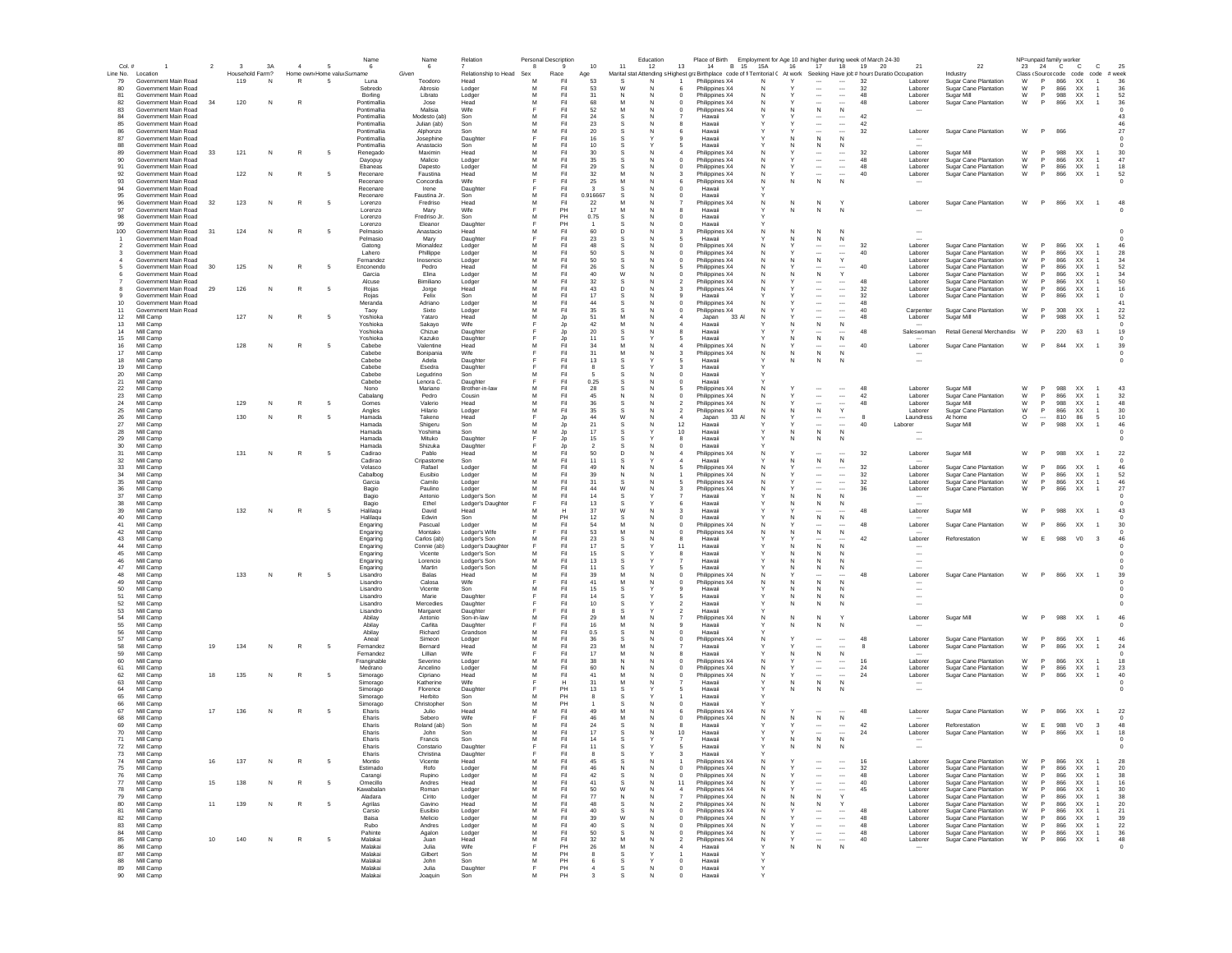| Col. # | 1 | 2 | 3 | 3A | 4 | 5 | 6 | 6 | 7 | 8 | 9 | 10 | 11 | 12 | 13 | 14 | B | 15 | 15A | 16 | 17 | 18 | 19 | 20 | 21 | 22 | 23 | 24 | C | C | C | 25 |
|---|---|---|---|---|---|---|---|---|---|---|---|---|---|---|---|---|---|---|---|---|---|---|---|---|---|---|---|---|---|---|---|---|
| | | | | | | | Name | Name | Relation | Personal Description | | | | Education | | Place of Birth | | | Employment for Age 10 and higher during week of March 24-30 | | | | | | | | NP=unpaid family worker | | | | | |
| Line No. | Location | | Household | Farm? | Home own | Home value | Surname | Given | Relationship to Head | Sex | Race | Age | Marital stat | Attending s | Highest gra | Birthplace | code of E | | Territorial C | At work | Seeking | Have job | # hours | Duratio | Occupation | Industry | Class | (Source | code | code | code | # week |
| 79 | Government Main Road | | 119 | N | R | 5 | Luna | Teodoro | Head | M | Fil | 53 | S | N | 1 | Philippines | X4 | | N | Y | --- | --- | 32 | | Laborer | Sugar Cane Plantation | W | P | 866 | XX | 1 | 36 |
| 80 | Government Main Road | | | | | | Sebredo | Abrosio | Lodger | M | Fil | 53 | W | N | 6 | Philippines | X4 | | N | Y | --- | --- | 32 | | Laborer | Sugar Cane Plantation | W | P | 866 | XX | 1 | 36 |
| 81 | Government Main Road | | | | | | Borling | Librato | Lodger | M | Fil | 31 | N | N | 0 | Philippines | X4 | | N | Y | --- | --- | 48 | | Laborer | Sugar Mill | W | P | 988 | XX | 1 | 52 |
| 82 | Government Main Road | 34 | 120 | N | R | | Pontimallia | Jose | Head | M | Fil | 68 | M | N | 0 | Philippines | X4 | | N | Y | --- | --- | 48 | | Laborer | Sugar Cane Plantation | W | P | 866 | XX | 1 | 36 |
| 83 | Government Main Road | | | | | | Pontimallia | Malisia | Wife | F | Fil | 52 | M | N | 0 | Philippines | X4 | | N | N | N | N | | | --- | | | | | | | 0 |
| 84 | Government Main Road | | | | | | Pontimallia | Modesto (ab) | Son | M | Fil | 24 | S | N | 7 | Hawaii | | | Y | Y | --- | --- | 42 | | | | | | | | | 43 |
| 85 | Government Main Road | | | | | | Pontimallia | Julian (ab) | Son | M | Fil | 23 | S | N | 8 | Hawaii | | | Y | Y | --- | --- | 42 | | | | | | | | | 46 |
| 86 | Government Main Road | | | | | | Pontimallia | Alphonzo | Son | M | Fil | 20 | S | N | 6 | Hawaii | | | Y | Y | --- | --- | 32 | | Laborer | Sugar Cane Plantation | W | P | 866 | | | 27 |
| 87 | Government Main Road | | | | | | Pontimallia | Josephine | Daughter | F | Fil | 16 | S | Y | 9 | Hawaii | | | Y | N | N | N | | | --- | | | | | | | 0 |
| 88 | Government Main Road | | | | | | Pontimallia | Anastacio | Son | M | Fil | 10 | S | Y | 5 | Hawaii | | | Y | N | N | N | | | --- | | | | | | | 0 |
| 89 | Government Main Road | 33 | 121 | N | R | 5 | Renegado | Maximin | Head | M | Fil | 30 | S | N | 4 | Philippines | X4 | | N | Y | --- | --- | 32 | | Laborer | Sugar Mill | W | P | 988 | XX | 1 | 30 |
| 90 | Government Main Road | | | | | | Dayopuy | Malicio | Lodger | M | Fil | 35 | S | N | 0 | Philippines | X4 | | N | Y | --- | --- | 48 | | Laborer | Sugar Cane Plantation | W | P | 866 | XX | 1 | 47 |
| 91 | Government Main Road | | | | | | Ebaneas | Dapesto | Lodger | M | Fil | 29 | S | N | 0 | Philippines | X4 | | N | Y | --- | --- | 48 | | Laborer | Sugar Cane Plantation | W | P | 866 | XX | 1 | 18 |
| 92 | Government Main Road | | 122 | N | R | 5 | Recenare | Faustina | Head | M | Fil | 32 | M | N | 3 | Philippines | X4 | | N | Y | --- | --- | 40 | | Laborer | Sugar Cane Plantation | W | P | 866 | XX | 1 | 52 |
| 93 | Government Main Road | | | | | | Recenare | Concordia | Wife | F | Fil | 25 | M | N | 6 | Philippines | X4 | | N | N | N | N | | | --- | | | | | | | 0 |
| 94 | Government Main Road | | | | | | Recenare | Irene | Daughter | F | Fil | 3 | S | N | 0 | Hawaii | | | Y | | | | | | | | | | | | | |
| 95 | Government Main Road | | | | | | Recenare | Faustina Jr. | Son | M | Fil | 0.916667 | S | N | 0 | Hawaii | | | Y | | | | | | | | | | | | | |
| 96 | Government Main Road | 32 | 123 | N | R | 5 | Lorenzo | Fredriso | Head | M | Fil | 22 | M | N | 7 | Philippines | X4 | | N | N | N | Y | | | Laborer | Sugar Cane Plantation | W | P | 866 | XX | 1 | 48 |
| 97 | Government Main Road | | | | | | Lorenzo | Mary | Wife | F | PH | 17 | M | N | 8 | Hawaii | | | Y | N | N | N | | | --- | | | | | | | 0 |
| 98 | Government Main Road | | | | | | Lorenzo | Fredriso Jr. | Son | M | PH | 0.75 | S | N | 0 | Hawaii | | | Y | | | | | | | | | | | | | |
| 99 | Government Main Road | | | | | | Lorenzo | Eleanor | Daughter | F | PH | 1 | S | N | 0 | Hawaii | | | Y | | | | | | | | | | | | | |
| 100 | Government Main Road | 31 | 124 | N | R | 5 | Pelmasio | Anastacio | Head | M | Fil | 60 | D | N | 3 | Philippines | X4 | | N | N | N | N | | | --- | | | | | | | 0 |
| 1 | Government Main Road | | | | | | Pelmasio | Mary | Daughter | F | Fil | 23 | S | N | 5 | Hawaii | | | Y | N | N | N | | | --- | | | | | | | 0 |
| 2 | Government Main Road | | | | | | Gatong | Mionaldez | Lodger | M | Fil | 48 | S | N | 0 | Philippines | X4 | | N | Y | --- | --- | 32 | | Laborer | Sugar Cane Plantation | W | P | 866 | XX | 1 | 46 |
| 3 | Government Main Road | | | | | | Lahero | Phillippe | Lodger | M | Fil | 50 | S | N | 0 | Philippines | X4 | | N | Y | --- | --- | 40 | | Laborer | Sugar Cane Plantation | W | P | 866 | XX | 1 | 28 |
| 4 | Government Main Road | | | | | | Fernandez | Inosencio | Lodger | M | Fil | 50 | S | N | 0 | Philippines | X4 | | N | N | N | Y | | | Laborer | Sugar Cane Plantation | W | P | 866 | XX | 1 | 34 |
| 5 | Government Main Road | 30 | 125 | N | R | 5 | Enconendo | Pedro | Head | M | Fil | 26 | S | N | 5 | Philippines | X4 | | N | Y | --- | --- | 40 | | Laborer | Sugar Cane Plantation | W | P | 866 | XX | 1 | 52 |
| 6 | Government Main Road | | | | | | Garcia | Elina | Lodger | M | Fil | 40 | W | N | 0 | Philippines | X4 | | N | N | N | Y | | | Laborer | Sugar Cane Plantation | W | P | 866 | XX | 1 | 34 |
| 7 | Government Main Road | | | | | | Alcuse | Bimiliano | Lodger | M | Fil | 32 | S | N | 2 | Philippines | X4 | | N | Y | --- | --- | 48 | | Laborer | Sugar Cane Plantation | W | P | 866 | XX | 1 | 50 |
| 8 | Government Main Road | 29 | 126 | N | R | 5 | Rojas | Jorge | Head | M | Fil | 43 | D | N | 3 | Philippines | X4 | | N | Y | --- | --- | 32 | | Laborer | Sugar Cane Plantation | W | P | 866 | XX | 1 | 16 |
| 9 | Government Main Road | | | | | | Rojas | Felix | Son | M | Fil | 17 | S | N | 9 | Hawaii | | | Y | Y | --- | --- | 32 | | Laborer | Sugar Cane Plantation | W | P | 866 | XX | 1 | 0 |
| 10 | Government Main Road | | | | | | Meranda | Adriano | Lodger | M | Fil | 44 | S | N | 0 | Philippines | X4 | | N | Y | --- | --- | 48 | | | | | | | | | 41 |
| 11 | Government Main Road | | | | | | Taoy | Sixto | Lodger | M | Fil | 35 | S | N | 0 | Philippines | X4 | | N | Y | --- | --- | 40 | | Carpenter | Sugar Cane Plantation | W | P | 308 | XX | 1 | 22 |
| 12 | Mill Camp | | 127 | N | R | 5 | Yoshioka | Yataro | Head | M | Jp | 51 | M | N | 4 | Japan | 33 | Al | N | Y | --- | --- | 48 | | Laborer | Sugar Mill | W | P | 988 | XX | 1 | 52 |
| 13 | Mill Camp | | | | | | Yoshioka | Sakayo | Wife | F | Jp | 42 | M | N | 4 | Hawaii | | | Y | N | N | N | | | --- | | | | | | | 0 |
| 14 | Mill Camp | | | | | | Yoshioka | Chizue | Daughter | F | Jp | 20 | S | N | 8 | Hawaii | | | Y | Y | --- | --- | 48 | | Saleswoman | Retail General Merchandis | W | P | 220 | 63 | 1 | 19 |
| 15 | Mill Camp | | | | | | Yoshioka | Kazuko | Daughter | F | Jp | 11 | S | Y | 5 | Hawaii | | | Y | N | N | N | | | --- | | | | | | | 0 |
| 16 | Mill Camp | | 128 | N | R | 5 | Cabebe | Valentine | Head | M | Fil | 34 | M | N | 4 | Philippines | X4 | | N | Y | --- | --- | 40 | | Laborer | Sugar Cane Plantation | W | P | 844 | XX | 1 | 39 |
| 17 | Mill Camp | | | | | | Cabebe | Bonipania | Wife | F | Fil | 31 | M | N | 3 | Philippines | X4 | | N | N | N | N | | | --- | | | | | | | 0 |
| 18 | Mill Camp | | | | | | Cabebe | Adela | Daughter | F | Fil | 13 | S | Y | 5 | Hawaii | | | Y | N | N | N | | | --- | | | | | | | 0 |
| 19 | Mill Camp | | | | | | Cabebe | Esedra | Daughter | F | Fil | 8 | S | Y | 3 | Hawaii | | | Y | | | | | | | | | | | | | |
| 20 | Mill Camp | | | | | | Cabebe | Legudrino | Son | M | Fil | 5 | S | N | 0 | Hawaii | | | Y | | | | | | | | | | | | | |
| 21 | Mill Camp | | | | | | Cabebe | Lenora C. | Daughter | F | Fil | 0.25 | S | N | 0 | Hawaii | | | Y | | | | | | | | | | | | | |
| 22 | Mill Camp | | | | | | Nono | Mariano | Brother-in-law | M | Fil | 28 | S | N | 5 | Philippines | X4 | | N | Y | --- | --- | 48 | | Laborer | Sugar Mill | W | P | 988 | XX | 1 | 43 |
| 23 | Mill Camp | | | | | | Cabalang | Pedro | Cousin | M | Fil | 45 | N | N | 0 | Philippines | X4 | | N | Y | --- | --- | 42 | | Laborer | Sugar Cane Plantation | W | P | 866 | XX | 1 | 32 |
| 24 | Mill Camp | | 129 | N | R | 5 | Gomes | Valerio | Head | M | Fil | 36 | S | N | 2 | Philippines | X4 | | N | Y | --- | --- | 48 | | Laborer | Sugar Mill | W | P | 988 | XX | 1 | 48 |
| 25 | Mill Camp | | | | | | Angles | Hilario | Lodger | M | Fil | 35 | S | N | 2 | Philippines | X4 | | N | N | N | Y | | | Laborer | Sugar Cane Plantation | W | P | 866 | XX | 1 | 30 |
| 26 | Mill Camp | | 130 | N | R | 5 | Hamada | Takeno | Head | F | Jp | 44 | W | N | 4 | Japan | 33 | Al | N | Y | --- | --- | 8 | | Laundress | At home | O | --- | 810 | 86 | 5 | 10 |
| 27 | Mill Camp | | | | | | Hamada | Shigeru | Son | M | Jp | 21 | S | N | 12 | Hawaii | | | Y | Y | --- | --- | 40 | | Laborer | Sugar Mill | W | P | 988 | XX | 1 | 46 |
| 28 | Mill Camp | | | | | | Hamada | Yoshima | Son | M | Jp | 17 | S | Y | 10 | Hawaii | | | Y | N | N | N | | | --- | | | | | | | 0 |
| 29 | Mill Camp | | | | | | Hamada | Mituko | Daughter | F | Jp | 15 | S | Y | 8 | Hawaii | | | Y | N | N | N | | | --- | | | | | | | 0 |
| 30 | Mill Camp | | | | | | Hamada | Shizuka | Daughter | F | Jp | 2 | S | N | 0 | Hawaii | | | Y | | | | | | | | | | | | | |
| 31 | Mill Camp | | 131 | N | R | 5 | Cadirao | Pablo | Head | M | Fil | 50 | D | N | 4 | Philippines | X4 | | N | Y | --- | --- | 32 | | Laborer | Sugar Mill | W | P | 988 | XX | 1 | 22 |
| 32 | Mill Camp | | | | | | Cadirao | Cripastome | Son | M | Fil | 11 | S | Y | 4 | Hawaii | | | Y | N | N | N | | | --- | | | | | | | 0 |
| 33 | Mill Camp | | | | | | Velasco | Rafael | Lodger | M | Fil | 49 | N | N | 5 | Philippines | X4 | | N | Y | --- | --- | 32 | | Laborer | Sugar Cane Plantation | W | P | 866 | XX | 1 | 46 |
| 34 | Mill Camp | | | | | | Caballog | Eusibio | Lodger | M | Fil | 39 | N | N | 1 | Philippines | X4 | | N | Y | --- | --- | 32 | | Laborer | Sugar Cane Plantation | W | P | 866 | XX | 1 | 52 |
| 35 | Mill Camp | | | | | | Garcia | Camilo | Lodger | M | Fil | 31 | S | N | 5 | Philippines | X4 | | N | Y | --- | --- | 32 | | Laborer | Sugar Cane Plantation | W | P | 866 | XX | 1 | 46 |
| 36 | Mill Camp | | | | | | Bagio | Paulino | Lodger | M | Fil | 44 | W | N | 3 | Philippines | X4 | | N | Y | --- | --- | 36 | | Laborer | Sugar Cane Plantation | W | P | 866 | XX | 1 | 27 |
| 37 | Mill Camp | | | | | | Bagio | Antonio | Lodger's Son | M | Fil | 14 | S | Y | 7 | Hawaii | | | Y | N | N | N | | | --- | | | | | | | 0 |
| 38 | Mill Camp | | | | | | Bagio | Ethel | Lodger's Daughter | F | Fil | 13 | S | Y | 6 | Hawaii | | | Y | N | N | N | | | --- | | | | | | | 0 |
| 39 | Mill Camp | | 132 | N | R | 5 | Halilapu | David | Head | M | H | 37 | W | N | 3 | Hawaii | | | Y | Y | --- | --- | 48 | | Laborer | Sugar Mill | W | P | 988 | XX | 1 | 43 |
| 40 | Mill Camp | | | | | | Halilapu | Edwin | Son | M | PH | 12 | S | N | 0 | Hawaii | | | Y | N | N | N | | | --- | | | | | | | 0 |
| 41 | Mill Camp | | | | | | Engaring | Pascual | Lodger | M | Fil | 54 | M | N | 0 | Philippines | X4 | | N | Y | --- | --- | 48 | | Laborer | Sugar Cane Plantation | W | P | 866 | XX | 1 | 30 |
| 42 | Mill Camp | | | | | | Engaring | Montako | Lodger's Wife | F | Fil | 53 | M | N | 0 | Philippines | X4 | | N | N | N | N | | | --- | | | | | | | 0 |
| 43 | Mill Camp | | | | | | Engaring | Carlos (ab) | Lodger's Son | M | Fil | 23 | S | N | 8 | Hawaii | | | Y | Y | --- | --- | 42 | | Laborer | Reforestation | W | E | 988 | V0 | 3 | 46 |
| 44 | Mill Camp | | | | | | Engaring | Connie (ab) | Lodger's Daughter | F | Fil | 17 | S | Y | 11 | Hawaii | | | Y | N | N | N | | | --- | | | | | | | 0 |
| 45 | Mill Camp | | | | | | Engaring | Vicente | Lodger's Son | M | Fil | 15 | S | Y | 8 | Hawaii | | | Y | N | N | N | | | --- | | | | | | | 0 |
| 46 | Mill Camp | | | | | | Engaring | Lorencio | Lodger's Son | M | Fil | 13 | S | Y | 7 | Hawaii | | | Y | N | N | N | | | --- | | | | | | | 0 |
| 47 | Mill Camp | | | | | | Engaring | Martin | Lodger's Son | M | Fil | 11 | S | Y | 5 | Hawaii | | | Y | N | N | N | | | --- | | | | | | | 0 |
| 48 | Mill Camp | | 133 | N | R | 5 | Lisandro | Balas | Head | M | Fil | 39 | M | N | 0 | Philippines | X4 | | N | Y | --- | --- | 48 | | Laborer | Sugar Cane Plantation | W | P | 866 | XX | 1 | 39 |
| 49 | Mill Camp | | | | | | Lisandro | Calosa | Wife | F | Fil | 41 | M | N | 0 | Philippines | X4 | | N | N | N | N | | | --- | | | | | | | 0 |
| 50 | Mill Camp | | | | | | Lisandro | Vicente | Son | M | Fil | 15 | S | Y | 9 | Hawaii | | | Y | N | N | N | | | --- | | | | | | | 0 |
| 51 | Mill Camp | | | | | | Lisandro | Marie | Daughter | F | Fil | 14 | S | Y | 5 | Hawaii | | | Y | N | N | N | | | --- | | | | | | | 0 |
| 52 | Mill Camp | | | | | | Lisandro | Mercedies | Daughter | F | Fil | 10 | S | Y | 2 | Hawaii | | | Y | N | N | N | | | --- | | | | | | | 0 |
| 53 | Mill Camp | | | | | | Lisandro | Margaret | Daughter | F | Fil | 8 | S | Y | 2 | Hawaii | | | Y | | | | | | | | | | | | | |
| 54 | Mill Camp | | | | | | Abilay | Antonio | Son-in-law | M | Fil | 29 | M | N | 7 | Philippines | X4 | | N | N | N | Y | | | Laborer | Sugar Mill | W | P | 988 | XX | 1 | 46 |
| 55 | Mill Camp | | | | | | Abilay | Carlita | Daughter | F | Fil | 16 | M | N | 9 | Hawaii | | | Y | N | N | N | | | --- | | | | | | | 0 |
| 56 | Mill Camp | | | | | | Abilay | Richard | Grandson | M | Fil | 0.5 | S | N | 0 | Hawaii | | | Y | | | | | | | | | | | | | |
| 57 | Mill Camp | | | | | | Aneal | Simeon | Lodger | M | Fil | 36 | S | N | 0 | Philippines | X4 | | N | Y | --- | --- | 48 | | Laborer | Sugar Cane Plantation | W | P | 866 | XX | 1 | 46 |
| 58 | Mill Camp | 19 | 134 | N | R | 5 | Fernandez | Bernard | Head | M | Fil | 32 | M | N | 7 | Hawaii | | | Y | Y | --- | --- | 8 | | Laborer | Sugar Cane Plantation | W | P | 866 | XX | 1 | 24 |
| 59 | Mill Camp | | | | | | Fernandez | Lillian | Wife | F | Fil | 17 | M | N | 8 | Hawaii | | | Y | N | N | N | | | --- | | | | | | | 0 |
| 60 | Mill Camp | | | | | | Franginable | Severino | Lodger | M | Fil | 38 | N | N | 0 | Philippines | X4 | | N | Y | --- | --- | 16 | | Laborer | Sugar Cane Plantation | W | P | 866 | XX | 1 | 18 |
| 61 | Mill Camp | | | | | | Medrano | Ancelino | Lodger | M | Fil | 60 | N | N | 0 | Philippines | X4 | | N | Y | --- | --- | 24 | | Laborer | Sugar Cane Plantation | W | P | 866 | XX | 1 | 23 |
| 62 | Mill Camp | 18 | 135 | N | R | 5 | Simorago | Cipriano | Head | M | Fil | 41 | M | N | 0 | Philippines | X4 | | N | Y | --- | --- | 24 | | Laborer | Sugar Cane Plantation | W | P | 866 | XX | 1 | 40 |
| 63 | Mill Camp | | | | | | Simorago | Katherine | Wife | F | H | 31 | M | N | 7 | Hawaii | | | Y | N | N | N | | | --- | | | | | | | 0 |
| 64 | Mill Camp | | | | | | Simorago | Florence | Daughter | F | PH | 13 | S | Y | 5 | Hawaii | | | Y | N | N | N | | | --- | | | | | | | 0 |
| 65 | Mill Camp | | | | | | Simorago | Herbito | Son | M | PH | 8 | S | Y | 1 | Hawaii | | | Y | | | | | | | | | | | | | |
| 66 | Mill Camp | | | | | | Simorago | Christopher | Son | M | PH | 1 | S | N | 0 | Hawaii | | | Y | | | | | | | | | | | | | |
| 67 | Mill Camp | 17 | 136 | N | R | 5 | Eharis | Julio | Head | M | Fil | 49 | M | N | 6 | Philippines | X4 | | N | Y | --- | --- | 48 | | Laborer | Sugar Cane Plantation | W | P | 866 | XX | 1 | 22 |
| 68 | Mill Camp | | | | | | Eharis | Sebero | Wife | F | Fil | 46 | M | N | 0 | Philippines | X4 | | N | N | N | N | | | --- | | | | | | | 0 |
| 69 | Mill Camp | | | | | | Eharis | Roland (ab) | Son | M | Fil | 24 | S | N | 8 | Hawaii | | | Y | Y | --- | --- | 42 | | Laborer | Reforestation | W | E | 988 | V0 | 3 | 48 |
| 70 | Mill Camp | | | | | | Eharis | John | Son | M | Fil | 17 | S | N | 10 | Hawaii | | | Y | Y | --- | --- | 24 | | Laborer | Sugar Cane Plantation | W | P | 866 | XX | 1 | 18 |
| 71 | Mill Camp | | | | | | Eharis | Francis | Son | M | Fil | 14 | S | Y | 7 | Hawaii | | | Y | N | N | N | | | --- | | | | | | | 0 |
| 72 | Mill Camp | | | | | | Eharis | Constario | Daughter | F | Fil | 11 | S | Y | 5 | Hawaii | | | Y | N | N | N | | | --- | | | | | | | 0 |
| 73 | Mill Camp | | | | | | Eharis | Christina | Daughter | F | Fil | 8 | S | Y | 3 | Hawaii | | | Y | | | | | | | | | | | | | |
| 74 | Mill Camp | 16 | 137 | N | R | 5 | Montio | Vicente | Head | M | Fil | 45 | S | N | 1 | Philippines | X4 | | N | Y | --- | --- | 16 | | Laborer | Sugar Cane Plantation | W | P | 866 | XX | 1 | 28 |
| 75 | Mill Camp | | | | | | Estimado | Rofo | Lodger | M | Fil | 46 | N | N | 0 | Philippines | X4 | | N | Y | --- | --- | 32 | | Laborer | Sugar Cane Plantation | W | P | 866 | XX | 1 | 20 |
| 76 | Mill Camp | | | | | | Carangi | Rupino | Lodger | M | Fil | 42 | S | N | 0 | Philippines | X4 | | N | Y | --- | --- | 48 | | Laborer | Sugar Cane Plantation | W | P | 866 | XX | 1 | 38 |
| 77 | Mill Camp | 15 | 138 | N | R | 5 | Omecillo | Andres | Head | M | Fil | 41 | S | N | 11 | Philippines | X4 | | N | Y | --- | --- | 40 | | Laborer | Sugar Cane Plantation | W | P | 866 | XX | 1 | 16 |
| 78 | Mill Camp | | | | | | Kawabalan | Roman | Lodger | M | Fil | 50 | W | N | 4 | Philippines | X4 | | N | Y | --- | --- | 45 | | Laborer | Sugar Cane Plantation | W | P | 866 | XX | 1 | 30 |
| 79 | Mill Camp | | | | | | Aladara | Cirito | Lodger | M | Fil | 77 | N | N | 7 | Philippines | X4 | | N | N | N | Y | | | Laborer | Sugar Cane Plantation | W | P | 866 | XX | 1 | 38 |
| 80 | Mill Camp | 11 | 139 | N | R | 5 | Agrilas | Gavino | Head | M | Fil | 48 | S | N | 2 | Philippines | X4 | | N | N | N | Y | | | Laborer | Sugar Cane Plantation | W | P | 866 | XX | 1 | 20 |
| 81 | Mill Camp | | | | | | Carsio | Eusibio | Lodger | M | Fil | 40 | S | N | 0 | Philippines | X4 | | N | Y | --- | --- | 48 | | Laborer | Sugar Cane Plantation | W | P | 866 | XX | 1 | 21 |
| 82 | Mill Camp | | | | | | Baisa | Melicio | Lodger | M | Fil | 39 | W | N | 0 | Philippines | X4 | | N | Y | --- | --- | 48 | | Laborer | Sugar Cane Plantation | W | P | 866 | XX | 1 | 39 |
| 83 | Mill Camp | | | | | | Rubo | Andres | Lodger | M | Fil | 40 | S | N | 0 | Philippines | X4 | | N | Y | --- | --- | 48 | | Laborer | Sugar Cane Plantation | W | P | 866 | XX | 1 | 22 |
| 84 | Mill Camp | | | | | | Pahinte | Agalon | Lodger | M | Fil | 50 | S | N | 0 | Philippines | X4 | | N | Y | --- | --- | 48 | | Laborer | Sugar Cane Plantation | W | P | 866 | XX | 1 | 36 |
| 85 | Mill Camp | 10 | 140 | N | R | 5 | Malakai | Juan | Head | M | Fil | 32 | M | N | 2 | Philippines | X4 | | N | Y | --- | --- | 40 | | Laborer | Sugar Cane Plantation | W | P | 866 | XX | 1 | 48 |
| 86 | Mill Camp | | | | | | Malakai | Julia | Wife | F | PH | 26 | M | N | 4 | Hawaii | | | Y | N | N | N | | | --- | | | | | | | 0 |
| 87 | Mill Camp | | | | | | Malakai | Gilbert | Son | M | PH | 8 | S | Y | 1 | Hawaii | | | Y | | | | | | | | | | | | | |
| 88 | Mill Camp | | | | | | Malakai | John | Son | M | PH | 6 | S | Y | 0 | Hawaii | | | Y | | | | | | | | | | | | | |
| 89 | Mill Camp | | | | | | Malakai | Julia | Daughter | F | PH | 4 | S | N | 0 | Hawaii | | | Y | | | | | | | | | | | | | |
| 90 | Mill Camp | | | | | | Malakai | Joaquin | Son | M | PH | 3 | S | N | 0 | Hawaii | | | Y | | | | | | | | | | | | | |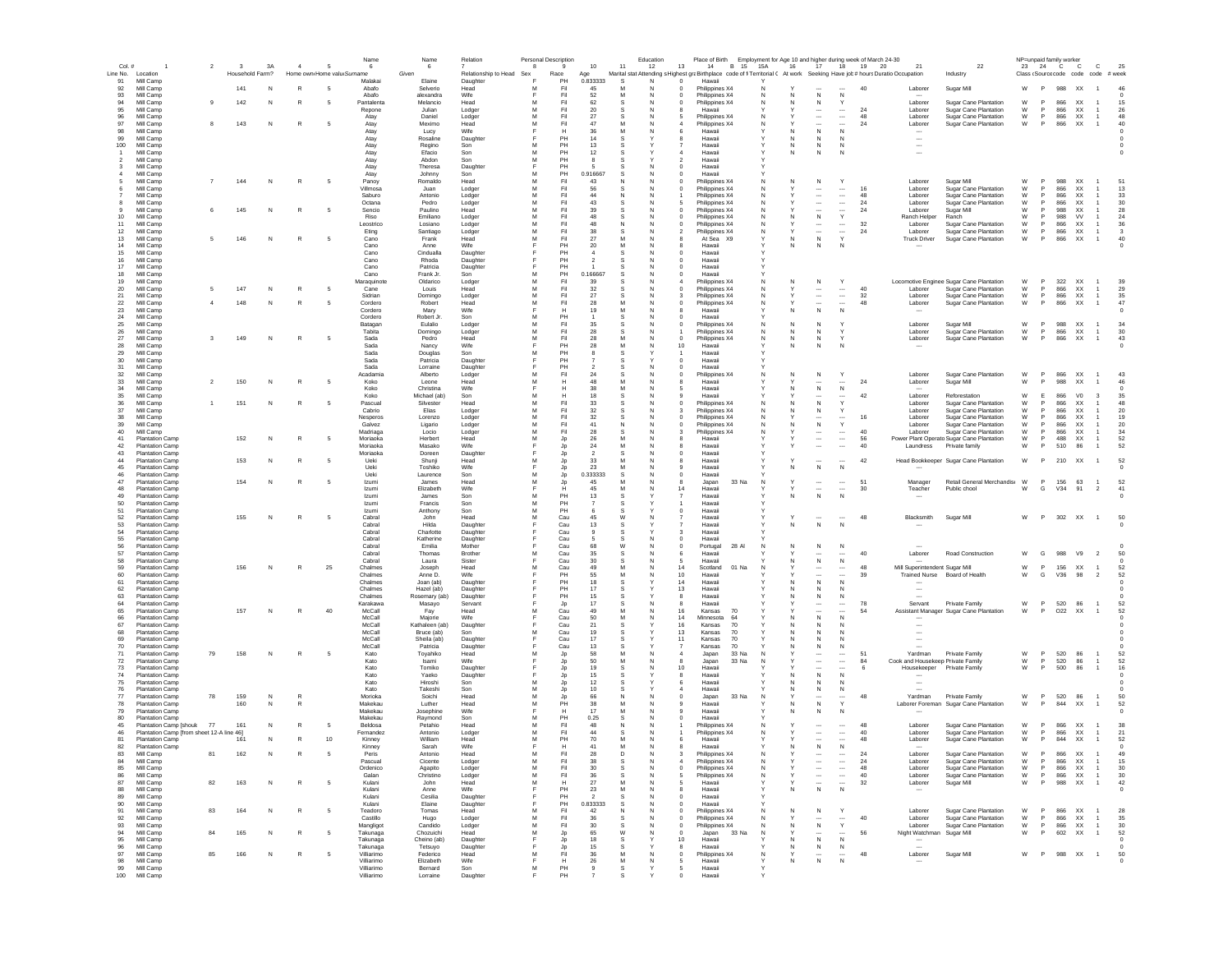| Col. # | 1 | 2 | 3 | 3A | 4 | 5 | Name 6 | Name 6 | Relation 7 | Personal Description 8 | 9 | 10 | 11 | Education 12 | 13 | Place of Birth 14 | B | 15 | 15A | Employment for Age 10 and higher during week of March 24-30 16 | 17 | 18 | 19 | 20 | 21 | 22 | NP=unpaid family worker 23 | 24 | C | C | C | 25 |
|---|---|---|---|---|---|---|---|---|---|---|---|---|---|---|---|---|---|---|---|---|---|---|---|---|---|---|---|---|---|---|---|---|
| Line No. | Location | | Household | Farm? | Home own | Home value | Surname | Given | Relationship to Head | Sex | Race | Age | Marital stat | Attending s | Highest gra | Birthplace | code of T | | Territorial C | At work | Seeking | Have job | # hours | Duratio | Occupation | Industry | Class | (Source code | code | code | code | # week |
| 91 | Mill Camp | | | | | | Malakai | Elaine | Daughter | F | PH | 0.833333 | S | N | 0 | Hawaii | | | Y | | | | | | | | | | | | | |
| 92 | Mill Camp | | 141 | N | R | 5 | Abafo | Selverio | Head | M | Fil | 45 | M | N | 0 | Philippines | X4 | | N | Y | --- | --- | 40 | | Laborer | Sugar Mill | W | P | 988 | XX | 1 | 46 |
| 93 | Mill Camp | | | | | | Abafo | alexandra | Wife | F | Fil | 52 | M | N | 0 | Philippines | X4 | | N | N | N | N | | | --- | | | | | | | 0 |
| 94 | Mill Camp | 9 | 142 | N | R | 5 | Pantaleta | Melancio | Head | M | Fil | 62 | S | N | 0 | Philippines | X4 | | N | N | N | Y | | | Laborer | Sugar Cane Plantation | W | P | 866 | XX | 1 | 15 |
| 95 | Mill Camp | | | | | | Repone | Julian | Lodger | M | Fil | 20 | S | N | 8 | Hawaii | | | Y | Y | --- | --- | 24 | | Laborer | Sugar Cane Plantation | W | P | 866 | XX | 1 | 26 |
| 96 | Mill Camp | | | | | | Atay | Daniel | Lodger | M | Fil | 27 | S | N | 5 | Philippines | X4 | | N | Y | --- | --- | 48 | | Laborer | Sugar Cane Plantation | W | P | 866 | XX | 1 | 48 |
| 97 | Mill Camp | 8 | 143 | N | R | 5 | Atay | Meximo | Head | M | Fil | 47 | M | N | 4 | Philippines | X4 | | N | Y | --- | --- | 24 | | Laborer | Sugar Cane Plantation | W | P | 866 | XX | 1 | 40 |
| 98 | Mill Camp | | | | | | Atay | Lucy | Wife | F | H | 36 | M | N | 6 | Hawaii | | | Y | N | N | N | | | --- | | | | | | | 0 |
| 99 | Mill Camp | | | | | | Atay | Rosaline | Daughter | F | PH | 14 | S | Y | 8 | Hawaii | | | Y | N | N | N | | | --- | | | | | | | 0 |
| 100 | Mill Camp | | | | | | Atay | Regino | Son | M | PH | 13 | S | Y | 7 | Hawaii | | | Y | N | N | N | | | --- | | | | | | | 0 |
| 1 | Mill Camp | | | | | | Atay | Efacio | Son | M | PH | 12 | S | Y | 4 | Hawaii | | | Y | N | N | N | | | --- | | | | | | | 0 |
| 2 | Mill Camp | | | | | | Atay | Abdon | Son | M | PH | 8 | S | Y | 2 | Hawaii | | | Y | | | | | | | | | | | | | |
| 3 | Mill Camp | | | | | | Atay | Theresa | Daughter | F | PH | 5 | S | N | 0 | Hawaii | | | Y | | | | | | | | | | | | | |
| 4 | Mill Camp | | | | | | Atay | Johnny | Son | M | PH | 0.916667 | S | N | 0 | Hawaii | | | Y | | | | | | | | | | | | | |
| 5 | Mill Camp | 7 | 144 | N | R | 5 | Panoy | Romaldo | Head | M | Fil | 43 | N | N | 0 | Philippines | X4 | | N | N | N | Y | | | Laborer | Sugar Mill | W | P | 988 | XX | 1 | 51 |
| 6 | Mill Camp | | | | | | Villmosa | Juan | Lodger | M | Fil | 56 | S | N | 0 | Philippines | X4 | | N | Y | --- | --- | 16 | | Laborer | Sugar Cane Plantation | W | P | 866 | XX | 1 | 13 |
| 7 | Mill Camp | | | | | | Saburo | Antonio | Lodger | M | Fil | 44 | N | N | 1 | Philippines | X4 | | N | Y | --- | --- | 48 | | Laborer | Sugar Cane Plantation | W | P | 866 | XX | 1 | 33 |
| 8 | Mill Camp | | | | | | Octana | Pedro | Lodger | M | Fil | 43 | S | N | 5 | Philippines | X4 | | N | Y | --- | --- | 24 | | Laborer | Sugar Cane Plantation | W | P | 866 | XX | 1 | 30 |
| 9 | Mill Camp | 6 | 145 | N | R | 5 | Sencio | Paulino | Head | M | Fil | 39 | S | N | 0 | Philippines | X4 | | N | Y | --- | --- | 24 | | Laborer | Sugar Mill | W | P | 988 | XX | 1 | 28 |
| 10 | Mill Camp | | | | | | Riso | Emiliano | Lodger | M | Fil | 48 | S | N | 0 | Philippines | X4 | | N | N | N | Y | | | Ranch Helper | Ranch | W | P | 988 | VV | 1 | 24 |
| 11 | Mill Camp | | | | | | Leostrico | Losiano | Lodger | M | Fil | 48 | N | N | 0 | Philippines | X4 | | N | Y | --- | --- | 32 | | Laborer | Sugar Cane Plantation | W | P | 866 | XX | 1 | 36 |
| 12 | Mill Camp | | | | | | Eting | Santiago | Lodger | M | Fil | 38 | S | N | 2 | Philippines | X4 | | N | Y | --- | --- | 24 | | Laborer | Sugar Cane Plantation | W | P | 866 | XX | 1 | 3 |
| 13 | Mill Camp | 5 | 146 | N | R | 5 | Cano | Frank | Head | M | Fil | 27 | M | N | 8 | At Sea | X9 | | Y | N | N | Y | | | Truck Driver | Sugar Cane Plantation | W | P | 866 | XX | 1 | 40 |
| 14 | Mill Camp | | | | | | Cano | Anne | Wife | F | PH | 20 | M | N | 8 | Hawaii | | | Y | N | N | N | | | --- | | | | | | | 0 |
| 15 | Mill Camp | | | | | | Cano | Cinduala | Daughter | F | PH | 4 | S | N | 0 | Hawaii | | | Y | | | | | | | | | | | | | |
| 16 | Mill Camp | | | | | | Cano | Rhoda | Daughter | F | PH | 2 | S | N | 0 | Hawaii | | | Y | | | | | | | | | | | | | |
| 17 | Mill Camp | | | | | | Cano | Patricia | Daughter | F | PH | 1 | S | N | 0 | Hawaii | | | Y | | | | | | | | | | | | | |
| 18 | Mill Camp | | | | | | Cano | Frank Jr. | Son | M | PH | 0.166667 | S | N | 0 | Hawaii | | | Y | | | | | | | | | | | | | |
| 19 | Mill Camp | | | | | | Maraquinote | Oldarico | Lodger | M | Fil | 39 | S | N | 4 | Philippines | X4 | | N | N | N | Y | | | Locomotive Enginee | Sugar Cane Plantation | W | P | 322 | XX | 1 | 39 |
| 20 | Mill Camp | 5 | 147 | N | R | 5 | Cane | Louis | Head | M | Fil | 32 | S | N | 0 | Philippines | X4 | | N | Y | --- | --- | 40 | | Laborer | Sugar Cane Plantation | W | P | 866 | XX | 1 | 29 |
| 21 | Mill Camp | | | | | | Sidrian | Domingo | Lodger | M | Fil | 27 | S | N | 3 | Philippines | X4 | | N | Y | --- | --- | 32 | | Laborer | Sugar Cane Plantation | W | P | 866 | XX | 1 | 35 |
| 22 | Mill Camp | 4 | 148 | N | R | 5 | Cordero | Robert | Head | M | Fil | 28 | M | N | 0 | Philippines | X4 | | N | Y | --- | --- | 48 | | Laborer | Sugar Cane Plantation | W | P | 866 | XX | 1 | 47 |
| 23 | Mill Camp | | | | | | Cordero | Mary | Wife | F | H | 19 | M | N | 8 | Hawaii | | | Y | N | N | N | | | --- | | | | | | | 0 |
| 24 | Mill Camp | | | | | | Cordero | Robert Jr. | Son | M | PH | 1 | S | N | 0 | Hawaii | | | Y | | | | | | | | | | | | | |
| 25 | Mill Camp | | | | | | Batagan | Eulalio | Lodger | M | Fil | 35 | S | N | 0 | Philippines | X4 | | N | N | N | Y | | | Laborer | Sugar Mill | W | P | 988 | XX | 1 | 34 |
| 26 | Mill Camp | | | | | | Tabita | Domingo | Lodger | M | Fil | 28 | S | N | 1 | Philippines | X4 | | N | N | N | Y | | | Laborer | Sugar Cane Plantation | W | P | 866 | XX | 1 | 30 |
| 27 | Mill Camp | 3 | 149 | N | R | 5 | Sada | Pedro | Head | M | Fil | 28 | M | N | 0 | Philippines | X4 | | N | N | N | Y | | | Laborer | Sugar Cane Plantation | W | P | 866 | XX | 1 | 43 |
| 28 | Mill Camp | | | | | | Sada | Nancy | Wife | F | PH | 28 | M | N | 10 | Hawaii | | | Y | N | N | N | | | --- | | | | | | | 0 |
| 29 | Mill Camp | | | | | | Sada | Douglas | Son | M | PH | 8 | S | Y | 1 | Hawaii | | | Y | | | | | | | | | | | | | |
| 30 | Mill Camp | | | | | | Sada | Patricia | Daughter | F | PH | 7 | S | Y | 0 | Hawaii | | | Y | | | | | | | | | | | | | |
| 31 | Mill Camp | | | | | | Sada | Lorraine | Daughter | F | PH | 2 | S | N | 0 | Hawaii | | | Y | | | | | | | | | | | | | |
| 32 | Mill Camp | | | | | | Acadamia | Alberto | Lodger | M | Fil | 24 | S | N | 0 | Philippines | X4 | | N | N | N | Y | | | Laborer | Sugar Cane Plantation | W | P | 866 | XX | 1 | 43 |
| 33 | Mill Camp | 2 | 150 | N | R | 5 | Koko | Leone | Head | M | H | 48 | M | N | 8 | Hawaii | | | Y | Y | --- | --- | 24 | | Laborer | Sugar Mill | W | P | 988 | XX | 1 | 46 |
| 34 | Mill Camp | | | | | | Koko | Christina | Wife | F | H | 38 | M | N | 5 | Hawaii | | | Y | N | N | N | | | --- | | | | | | | 0 |
| 35 | Mill Camp | | | | | | Koko | Michael (ab) | Son | M | H | 18 | S | N | 9 | Hawaii | | | Y | Y | --- | --- | 42 | | Laborer | Reforestation | W | E | 866 | V0 | 3 | 35 |
| 36 | Mill Camp | 1 | 151 | N | R | 5 | Pascual | Silvester | Head | M | Fil | 33 | S | N | 0 | Philippines | X4 | | N | N | N | Y | | | Laborer | Sugar Cane Plantation | W | P | 866 | XX | 1 | 48 |
| 37 | Mill Camp | | | | | | Cabrio | Elias | Lodger | M | Fil | 32 | S | N | 3 | Philippines | X4 | | N | N | N | Y | | | Laborer | Sugar Cane Plantation | W | P | 866 | XX | 1 | 20 |
| 38 | Mill Camp | | | | | | Nesperos | Lorenzo | Lodger | M | Fil | 32 | S | N | 0 | Philippines | X4 | | N | Y | --- | --- | 16 | | Laborer | Sugar Cane Plantation | W | P | 866 | XX | 1 | 19 |
| 39 | Mill Camp | | | | | | Galvez | Ligario | Lodger | M | Fil | 41 | N | N | 0 | Philippines | X4 | | N | N | N | Y | | | Laborer | Sugar Cane Plantation | W | P | 866 | XX | 1 | 20 |
| 40 | Mill Camp | | | | | | Madriaga | Locio | Lodger | M | Fil | 28 | S | N | 3 | Philippines | X4 | | N | Y | --- | --- | 40 | | Laborer | Sugar Cane Plantation | W | P | 866 | XX | 1 | 34 |
| 41 | Plantation Camp | | 152 | N | R | 5 | Moriaoka | Herbert | Head | M | Jp | 26 | M | N | 8 | Hawaii | | | Y | Y | --- | --- | 56 | | Power Plant Operato | Sugar Cane Plantation | W | P | 488 | XX | 1 | 52 |
| 42 | Plantation Camp | | | | | | Moriaoka | Masako | Wife | F | Jp | 24 | M | N | 8 | Hawaii | | | Y | Y | --- | --- | 40 | | Laundress | Private family | W | P | 510 | 86 | 1 | 52 |
| 43 | Plantation Camp | | | | | | Moriaoka | Doreen | Daughter | F | Jp | 2 | S | N | 0 | Hawaii | | | Y | | | | | | | | | | | | | |
| 44 | Plantation Camp | | 153 | N | R | 5 | Ueki | Shunji | Head | M | Jp | 33 | M | N | 8 | Hawaii | | | Y | Y | --- | --- | 42 | | Head Bookkeeper | Sugar Cane Plantation | W | P | 210 | XX | 1 | 52 |
| 45 | Plantation Camp | | | | | | Ueki | Toshiko | Wife | F | Jp | 23 | M | N | 9 | Hawaii | | | Y | N | N | N | | | --- | | | | | | | 0 |
| 46 | Plantation Camp | | | | | | Ueki | Laurence | Son | M | Jp | 0.333333 | S | N | 0 | Hawaii | | | Y | | | | | | | | | | | | | |
| 47 | Plantation Camp | | 154 | N | R | 5 | Izumi | James | Head | M | Jp | 45 | M | N | 8 | Japan | 33 | Na | N | Y | --- | --- | 51 | | Manager | Retail General Merchandis | W | P | 156 | 63 | 1 | 52 |
| 48 | Plantation Camp | | | | | | Izumi | Elizabeth | Wife | F | H | 45 | M | N | 14 | Hawaii | | | Y | Y | --- | --- | 30 | | Teacher | Public chool | W | G | V34 | 91 | 2 | 41 |
| 49 | Plantation Camp | | | | | | Izumi | James | Son | M | PH | 13 | S | Y | 7 | Hawaii | | | Y | N | N | N | | | --- | | | | | | | 0 |
| 50 | Plantation Camp | | | | | | Izumi | Francis | Son | M | PH | 7 | S | Y | 1 | Hawaii | | | Y | | | | | | | | | | | | | |
| 51 | Plantation Camp | | | | | | Izumi | Anthony | Son | M | PH | 6 | S | Y | 0 | Hawaii | | | Y | | | | | | | | | | | | | |
| 52 | Plantation Camp | | 155 | N | R | 5 | Cabral | John | Head | M | Cau | 45 | W | N | 7 | Hawaii | | | Y | Y | --- | --- | 48 | | Blacksmith | Sugar Mill | W | P | 302 | XX | 1 | 50 |
| 53 | Plantation Camp | | | | | | Cabral | Hilda | Daughter | F | Cau | 13 | S | Y | 7 | Hawaii | | | Y | N | N | N | | | --- | | | | | | | |
| 54 | Plantation Camp | | | | | | Cabral | Charlotte | Daughter | F | Cau | 9 | S | Y | 3 | Hawaii | | | Y | | | | | | | | | | | | | |
| 55 | Plantation Camp | | | | | | Cabral | Katherine | Daughter | F | Cau | 5 | S | N | 0 | Hawaii | | | Y | | | | | | | | | | | | | |
| 56 | Plantation Camp | | | | | | Cabral | Emilia | Mother | F | Cau | 68 | W | N | 0 | Portugal | 28 | Al | N | N | N | N | | | --- | | | | | | | 0 |
| 57 | Plantation Camp | | | | | | Cabral | Thomas | Brother | M | Cau | 35 | S | N | 6 | Hawaii | | | Y | Y | --- | --- | 40 | | Laborer | Road Construction | W | G | 988 | V9 | 2 | 50 |
| 58 | Plantation Camp | | | | | | Cabral | Laura | Sister | F | Cau | 30 | S | N | 5 | Hawaii | | | Y | N | N | N | | | --- | | | | | | | 0 |
| 59 | Plantation Camp | | 156 | N | R | 25 | Chalmes | Joseph | Head | M | Cau | 49 | M | N | 14 | Scotland | 01 | Na | N | Y | --- | --- | 48 | | Mill Superintendent | Sugar Mill | W | P | 156 | XX | 1 | 52 |
| 60 | Plantation Camp | | | | | | Chalmes | Anne D. | Wife | F | PH | 55 | M | N | 10 | Hawaii | | | Y | Y | --- | --- | 39 | | Trained Nurse | Board of Health | W | G | V36 | 98 | 2 | 52 |
| 61 | Plantation Camp | | | | | | Chalmes | Joan (ab) | Daughter | F | PH | 18 | S | Y | 14 | Hawaii | | | Y | N | N | N | | | --- | | | | | | | 0 |
| 62 | Plantation Camp | | | | | | Chalmes | Hazel (ab) | Daughter | F | PH | 17 | S | Y | 13 | Hawaii | | | Y | N | N | N | | | --- | | | | | | | 0 |
| 63 | Plantation Camp | | | | | | Chalmes | Rosemary (ab) | Daughter | F | PH | 15 | S | Y | 8 | Hawaii | | | Y | N | N | N | | | --- | | | | | | | 0 |
| 64 | Plantation Camp | | | | | | Karakawa | Masayo | Servant | F | Jp | 17 | S | N | 8 | Hawaii | | | Y | Y | --- | --- | 78 | | Servant | Private Family | W | P | 520 | 86 | 1 | 52 |
| 65 | Plantation Camp | | 157 | N | R | 40 | McCall | Fay | Head | M | Cau | 49 | M | N | 16 | Kansas | 70 | | Y | Y | --- | --- | 54 | | Assistant Manager | Sugar Cane Plantation | W | P | O22 | XX | 1 | 52 |
| 66 | Plantation Camp | | | | | | McCall | Majorie | Wife | F | Cau | 50 | M | N | 14 | Minnesota | 64 | | Y | N | N | N | | | --- | | | | | | | 0 |
| 67 | Plantation Camp | | | | | | McCall | Kathaleen (ab) | Daughter | F | Cau | 21 | S | Y | 16 | Kansas | 70 | | Y | N | N | N | | | --- | | | | | | | 0 |
| 68 | Plantation Camp | | | | | | McCall | Bruce (ab) | Son | M | Cau | 19 | S | Y | 13 | Kansas | 70 | | Y | N | N | N | | | --- | | | | | | | 0 |
| 69 | Plantation Camp | | | | | | McCall | Sheila (ab) | Daughter | F | Cau | 17 | S | Y | 11 | Kansas | 70 | | Y | N | N | N | | | --- | | | | | | | 0 |
| 70 | Plantation Camp | | | | | | McCall | Patricia | Daughter | F | Cau | 13 | S | Y | 7 | Kansas | 70 | | Y | N | N | N | | | --- | | | | | | | 0 |
| 71 | Plantation Camp | 79 | 158 | N | R | 5 | Kato | Toyahiko | Head | M | Jp | 58 | M | N | 4 | Japan | 33 | Na | N | Y | --- | --- | 51 | | Yardman | Private Family | W | P | 520 | 86 | 1 | 52 |
| 72 | Plantation Camp | | | | | | Kato | Isami | Wife | F | Jp | 50 | M | N | 8 | Japan | 33 | Na | N | Y | --- | --- | 84 | | Cook and Housekeep | Private Family | W | P | 520 | 86 | 1 | 52 |
| 73 | Plantation Camp | | | | | | Kato | Tomiko | Daughter | F | Jp | 19 | S | N | 10 | Hawaii | | | Y | Y | --- | --- | 6 | | Housekeeper | Private Family | W | P | 500 | 86 | 1 | 16 |
| 74 | Plantation Camp | | | | | | Kato | Yaeko | Daughter | F | Jp | 15 | S | Y | 8 | Hawaii | | | Y | N | N | N | | | --- | | | | | | | 0 |
| 75 | Plantation Camp | | | | | | Kato | Hiroshi | Son | M | Jp | 12 | S | Y | 6 | Hawaii | | | Y | N | N | N | | | --- | | | | | | | 0 |
| 76 | Plantation Camp | | | | | | Kato | Takeshi | Son | M | Jp | 10 | S | Y | 4 | Hawaii | | | Y | N | N | N | | | --- | | | | | | | 0 |
| 77 | Plantation Camp | 78 | 159 | N | R | | Morioka | Soichi | Head | M | Jp | 66 | M | N | 0 | Japan | 33 | Na | N | Y | --- | --- | 48 | | Yardman | Private Family | W | P | 520 | 86 | 1 | 50 |
| 78 | Plantation Camp | | 160 | N | R | | Makekau | Luther | Head | M | PH | 38 | M | N | 9 | Hawaii | | | Y | N | N | Y | | | Laborer Foreman | Sugar Cane Plantation | W | P | 844 | XX | 1 | 52 |
| 79 | Plantation Camp | | | | | | Makekau | Josephine | Wife | F | H | 17 | M | N | 9 | Hawaii | | | Y | N | N | N | | | --- | | | | | | | 0 |
| 80 | Plantation Camp | | | | | | Makekau | Raymond | Son | M | PH | 0.25 | S | N | 0 | Hawaii | | | Y | | | | | | | | | | | | | |
| 45 | Plantation Camp [shouk | 77 | 161 | N | R | 5 | Beldosa | Petahio | Head | M | Fil | 48 | N | N | 1 | Philippines | X4 | | N | Y | --- | --- | 48 | | Laborer | Sugar Cane Plantation | W | P | 866 | XX | 1 | 38 |
| 46 | Plantation Camp [from sheet 12-A line 46] | | | | | | Fernandez | Antonio | Lodger | M | Fil | 44 | S | N | 1 | Philippines | X4 | | N | Y | --- | --- | 40 | | Laborer | Sugar Cane Plantation | W | P | 866 | XX | 1 | 21 |
| 81 | Plantation Camp | | 161 | N | R | 10 | Kinney | William | Head | M | PH | 70 | M | N | 6 | Hawaii | | | Y | Y | --- | --- | 48 | | Laborer | Sugar Cane Plantation | W | P | 844 | XX | 1 | 52 |
| 82 | Plantation Camp | | | | | | Kinney | Sarah | Wife | F | H | 41 | M | N | 8 | Hawaii | | | Y | N | N | N | | | --- | | | | | | | |
| 83 | Mill Camp | 81 | 162 | N | R | 5 | Peris | Antonio | Head | M | Fil | 28 | D | N | 3 | Philippines | X4 | | N | Y | --- | --- | 24 | | Laborer | Sugar Cane Plantation | W | P | 866 | XX | 1 | 49 |
| 84 | Mill Camp | | | | | | Pascual | Cicente | Lodger | M | Fil | 38 | S | N | 4 | Philippines | X4 | | N | Y | --- | --- | 24 | | Laborer | Sugar Cane Plantation | W | P | 866 | XX | 1 | 15 |
| 85 | Mill Camp | | | | | | Ordenico | Agapito | Lodger | M | Fil | 30 | S | N | 0 | Philippines | X4 | | N | Y | --- | --- | 48 | | Laborer | Sugar Cane Plantation | W | P | 866 | XX | 1 | 30 |
| 86 | Mill Camp | | | | | | Galan | Christino | Lodger | M | Fil | 36 | S | N | 5 | Philippines | X4 | | N | Y | --- | --- | 40 | | Laborer | Sugar Cane Plantation | W | P | 866 | XX | 1 | 30 |
| 87 | Mill Camp | 82 | 163 | N | R | 5 | Kulani | John | Head | M | H | 27 | M | N | 5 | Hawaii | | | Y | Y | --- | --- | 32 | | Laborer | Sugar Mill | W | P | 988 | XX | 1 | 42 |
| 88 | Mill Camp | | | | | | Kulani | Anne | Wife | F | PH | 23 | M | N | 8 | Hawaii | | | Y | N | N | N | | | --- | | | | | | | 0 |
| 89 | Mill Camp | | | | | | Kulani | Cesilia | Daughter | F | PH | 2 | S | N | 0 | Hawaii | | | Y | | | | | | | | | | | | | |
| 90 | Mill Camp | | | | | | Kulani | Elaine | Daughter | F | PH | 0.833333 | S | N | 0 | Hawaii | | | Y | | | | | | | | | | | | | |
| 91 | Mill Camp | 83 | 164 | N | R | 5 | Teadoro | Tomas | Head | M | Fil | 42 | N | N | 0 | Philippines | X4 | | N | N | N | Y | | | Laborer | Sugar Cane Plantation | W | P | 866 | XX | 1 | 28 |
| 92 | Mill Camp | | | | | | Castillo | Hugo | Lodger | M | Fil | 36 | S | N | 0 | Philippines | X4 | | N | Y | --- | --- | 40 | | Laborer | Sugar Cane Plantation | W | P | 866 | XX | 1 | 35 |
| 93 | Mill Camp | | | | | | Mangligot | Candido | Lodger | M | Fil | 30 | S | N | 0 | Philippines | X4 | | N | N | N | Y | | | Laborer | Sugar Cane Plantation | W | P | 866 | XX | 1 | 30 |
| 94 | Mill Camp | 84 | 165 | N | R | 5 | Takunaga | Chozuichi | Head | M | Jp | 65 | W | N | 0 | Japan | 33 | Na | N | Y | --- | --- | 56 | | Night Watchman | Sugar Mill | W | P | 602 | XX | 1 | 52 |
| 95 | Mill Camp | | | | | | Takunaga | Cheino (ab) | Daughter | F | Jp | 18 | S | Y | 10 | Hawaii | | | Y | N | N | N | | | --- | | | | | | | 0 |
| 96 | Mill Camp | | | | | | Takunaga | Tetsuyo | Daughter | F | Jp | 15 | S | Y | 8 | Hawaii | | | Y | N | N | N | | | --- | | | | | | | 0 |
| 97 | Mill Camp | 85 | 166 | N | R | 5 | Villiarimo | Federico | Head | M | Fil | 36 | M | N | 0 | Philippines | X4 | | N | Y | --- | --- | 48 | | Laborer | Sugar Mill | W | P | 988 | XX | 1 | 50 |
| 98 | Mill Camp | | | | | | Villiarimo | Elizabeth | Wife | F | H | 26 | M | N | 5 | Hawaii | | | Y | N | N | N | | | --- | | | | | | | 0 |
| 99 | Mill Camp | | | | | | Villiarimo | Bernard | Son | M | PH | 9 | S | Y | 5 | Hawaii | | | Y | | | | | | | | | | | | | |
| 100 | Mill Camp | | | | | | Villiarimo | Lorraine | Daughter | F | PH | 7 | S | Y | 0 | Hawaii | | | Y | | | | | | | | | | | | | |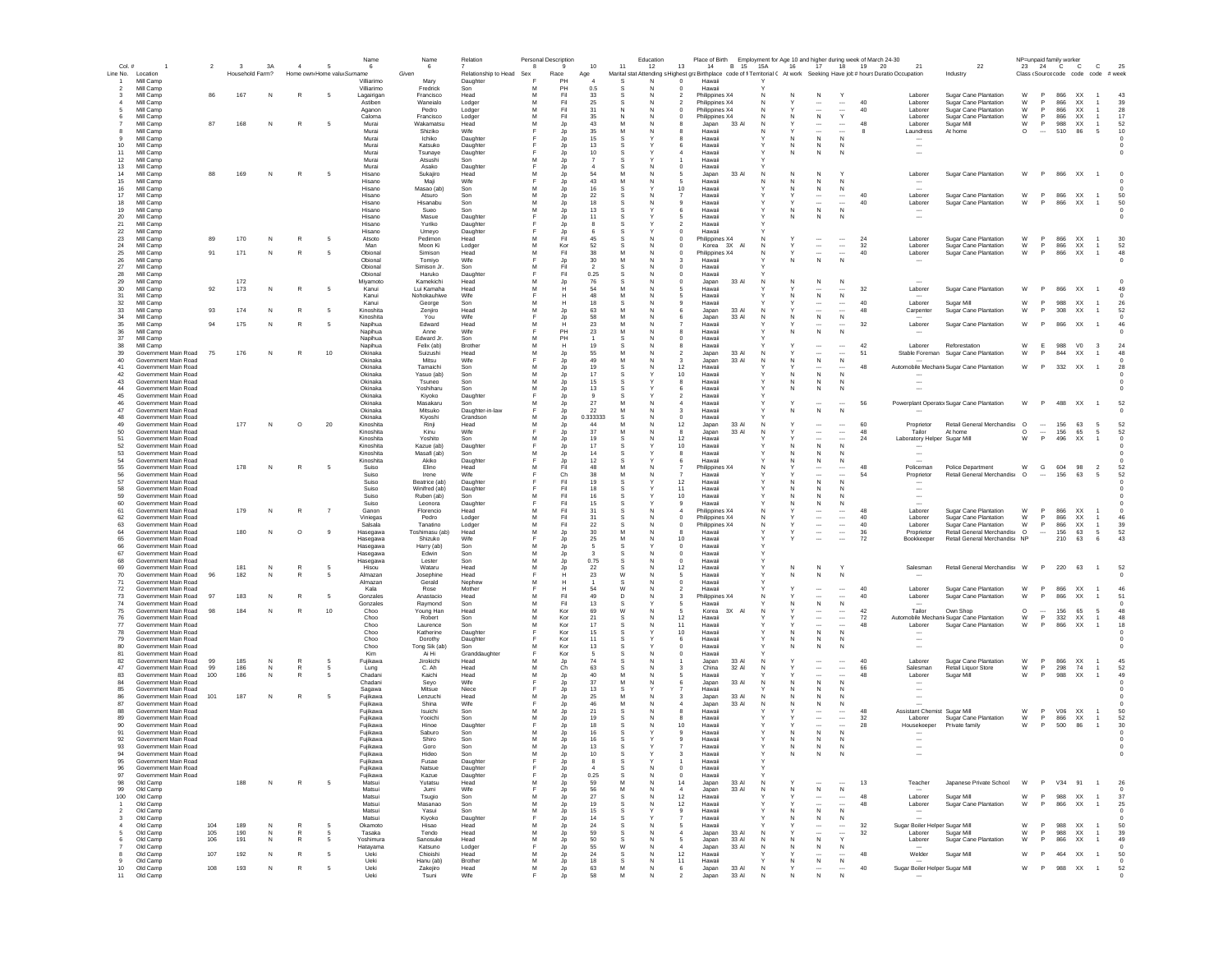| | | | | | | | Name | Name | Relation | Personal Description | | | | Education | | Place of Birth | | | Employment for Age 10 and higher during week of March 24-30 | | | | | | | NP=unpaid family worker | | | | | |
|---|---|---|---|---|---|---|---|---|---|---|---|---|---|---|---|---|---|---|---|---|---|---|---|---|---|---|---|---|---|---|---|
| Col. # | 1 | 2 | 3 | 3A | 4 | 5 | 6 | 6 | 7 | 8 | 9 | 10 | 11 | 12 | 13 | 14 | B 15 | 15A | 16 | 17 | 18 | 19 | 20 | 21 | 22 | 23 | 24 | C | C | C | 25 |
| Line No. | Location | | Household | Farm? | Home own | Home value | Surname | Given | Relationship to Head | Sex | Race | Age | Marital stat | Attending s | Highest gra | Birthplace | code of b | Territorial C | At work | Seeking | Have job | # hours | Duration | Occupation | Industry | Class | (Source | code | code | code | # week |
| 1 | Mill Camp | | | | | | Villarimo | Mary | Daughter | F | PH | 4 | S | N | 0 | Hawaii | | Y | | | | | | | | | | | | | |
| 2 | Mill Camp | | | | | | Villarimo | Fredrick | Son | M | PH | 0.5 | S | N | 0 | Hawaii | | Y | | | | | | | | | | | | | |
| 3 | Mill Camp | 86 | 167 | N | R | 5 | Lagairigan | Francisco | Head | M | Fil | 33 | S | N | 2 | Philippines | X4 | N | N | N | Y | | | Laborer | Sugar Cane Plantation | W | P | 866 | XX | 1 | 43 |
| 4 | Mill Camp | | | | | | Astiben | Waneialo | Lodger | M | Fil | 25 | S | N | 2 | Philippines | X4 | N | Y | --- | --- | 40 | | Laborer | Sugar Cane Plantation | W | P | 866 | XX | 1 | 39 |
| 5 | Mill Camp | | | | | | Aganon | Pedro | Lodger | M | Fil | 31 | N | N | 0 | Philippines | X4 | N | Y | --- | --- | 40 | | Laborer | Sugar Cane Plantation | W | P | 866 | XX | 1 | 28 |
| 6 | Mill Camp | | | | | | Caloma | Francisco | Lodger | M | Fil | 35 | N | N | 0 | Philippines | X4 | N | N | N | Y | | | Laborer | Sugar Cane Plantation | W | P | 866 | XX | 1 | 17 |
| 7 | Mill Camp | 87 | 168 | N | R | 5 | Murai | Wakamatsu | Head | M | Jp | 43 | M | N | 8 | Japan | 33 AI | N | Y | --- | --- | 48 | | Laborer | Sugar Mill | W | P | 988 | XX | 1 | 52 |
| 8 | Mill Camp | | | | | | Murai | Shiziko | Wife | F | Jp | 35 | M | N | 8 | Hawaii | | N | Y | --- | --- | 8 | | Laundress | At home | O | --- | 510 | 86 | 5 | 10 |
| 9 | Mill Camp | | | | | | Murai | Ichiko | Daughter | F | Jp | 15 | S | Y | 8 | Hawaii | | Y | N | N | N | | | --- | | | | | | | 0 |
| 10 | Mill Camp | | | | | | Murai | Katsuko | Daughter | F | Jp | 13 | S | Y | 6 | Hawaii | | Y | N | N | N | | | --- | | | | | | | 0 |
| 11 | Mill Camp | | | | | | Murai | Tsunaye | Daughter | F | Jp | 10 | S | Y | 4 | Hawaii | | Y | N | N | N | | | --- | | | | | | | 0 |
| 12 | Mill Camp | | | | | | Murai | Atsushi | Son | M | Jp | 7 | S | Y | 1 | Hawaii | | Y | | | | | | | | | | | | | |
| 13 | Mill Camp | | | | | | Murai | Asako | Daughter | F | Jp | 4 | S | N | 0 | Hawaii | | Y | | | | | | | | | | | | | |
| 14 | Mill Camp | 88 | 169 | N | R | 5 | Hisano | Sukajiro | Head | M | Jp | 54 | M | N | 5 | Japan | 33 AI | N | N | N | Y | | | Laborer | Sugar Cane Plantation | W | P | 866 | XX | 1 | 0 |
| 15 | Mill Camp | | | | | | Hisano | Maji | Wife | F | Jp | 43 | M | N | 5 | Hawaii | | N | N | N | N | | | --- | | | | | | | 0 |
| 16 | Mill Camp | | | | | | Hisano | Masao (ab) | Son | M | Jp | 16 | S | Y | 10 | Hawaii | | Y | N | N | N | | | --- | | | | | | | 0 |
| 17 | Mill Camp | | | | | | Hisano | Atsuro | Son | M | Jp | 22 | S | N | 7 | Hawaii | | Y | Y | --- | --- | 40 | | Laborer | Sugar Cane Plantation | W | P | 866 | XX | 1 | 50 |
| 18 | Mill Camp | | | | | | Hisano | Hisanabu | Son | M | Jp | 18 | S | N | 9 | Hawaii | | Y | Y | --- | --- | 40 | | Laborer | Sugar Cane Plantation | W | P | 866 | XX | 1 | 50 |
| 19 | Mill Camp | | | | | | Hisano | Sueo | Son | M | Jp | 13 | S | Y | 6 | Hawaii | | Y | N | N | N | | | --- | | | | | | | 0 |
| 20 | Mill Camp | | | | | | Hisano | Masue | Daughter | F | Jp | 11 | S | Y | 5 | Hawaii | | Y | N | N | N | | | --- | | | | | | | 0 |
| 21 | Mill Camp | | | | | | Hisano | Yuriko | Daughter | F | Jp | 8 | S | Y | 2 | Hawaii | | Y | | | | | | | | | | | | | |
| 22 | Mill Camp | | | | | | Hisano | Umeyo | Daughter | F | Jp | 6 | S | Y | 0 | Hawaii | | Y | | | | | | | | | | | | | |
| 23 | Mill Camp | 89 | 170 | N | R | 5 | Atsoto | Pedimon | Head | M | Fil | 45 | S | N | 0 | Philippines | X4 | N | Y | --- | --- | 24 | | Laborer | Sugar Cane Plantation | W | P | 866 | XX | 1 | 30 |
| 24 | Mill Camp | | | | | | Man | Moon Ki | Lodger | M | Kor | 52 | S | N | 0 | Korea | 3X AI | N | Y | --- | --- | 32 | | Laborer | Sugar Cane Plantation | W | P | 866 | XX | 1 | 52 |
| 25 | Mill Camp | 91 | 171 | N | R | 5 | Obional | Simison | Head | M | Fil | 38 | M | N | 0 | Philippines | X4 | N | Y | --- | --- | 40 | | Laborer | Sugar Cane Plantation | W | P | 866 | XX | 1 | 48 |
| 26 | Mill Camp | | | | | | Obional | Tomiyo | Wife | F | Jp | 30 | M | N | 3 | Hawaii | | Y | N | N | N | | | --- | | | | | | | 0 |
| 27 | Mill Camp | | | | | | Obional | Simison Jr. | Son | M | Fil | 2 | S | N | 0 | Hawaii | | Y | | | | | | | | | | | | | |
| 28 | Mill Camp | | | | | | Obional | Haruko | Daughter | F | Fil | 0.25 | S | N | 0 | Hawaii | | Y | | | | | | | | | | | | | |
| 29 | Mill Camp | | 172 | | | | Miyamoto | Kamekichi | Head | M | Jp | 76 | S | N | 0 | Japan | 33 AI | N | N | N | N | | | --- | | | | | | | 0 |
| 30 | Mill Camp | 92 | 173 | N | R | 5 | Kanui | Lui Kamaha | Head | M | H | 54 | M | N | 5 | Hawaii | | Y | Y | --- | --- | 32 | | Laborer | Sugar Cane Plantation | W | P | 866 | XX | 1 | 49 |
| 31 | Mill Camp | | | | | | Kanui | Nohokauhiwe | Wife | F | H | 48 | M | N | 5 | Hawaii | | Y | N | N | N | | | --- | | | | | | | 0 |
| 32 | Mill Camp | | | | | | Kanui | George | Son | M | H | 18 | S | N | 9 | Hawaii | | Y | Y | --- | --- | 40 | | Laborer | Sugar Mill | W | P | 988 | XX | 1 | 26 |
| 33 | Mill Camp | 93 | 174 | N | R | 5 | Kinoshita | Zenjiro | Head | M | Jp | 63 | M | N | 6 | Japan | 33 AI | N | Y | --- | --- | 48 | | Carpenter | Sugar Cane Plantation | W | P | 308 | XX | 1 | 52 |
| 34 | Mill Camp | | | | | | Kinoshita | You | Wife | F | Jp | 58 | M | N | 6 | Japan | 33 AI | N | N | N | N | | | --- | | | | | | | 0 |
| 35 | Mill Camp | 94 | 175 | N | R | 5 | Napihua | Edward | Head | M | H | 23 | M | N | 7 | Hawaii | | Y | Y | --- | --- | 32 | | Laborer | Sugar Cane Plantation | W | P | 866 | XX | 1 | 46 |
| 36 | Mill Camp | | | | | | Napihua | Anne | Wife | F | PH | 23 | M | N | 8 | Hawaii | | Y | N | N | N | | | --- | | | | | | | 0 |
| 37 | Mill Camp | | | | | | Napihua | Edward Jr. | Son | M | PH | 1 | S | N | 0 | Hawaii | | Y | | | | | | | | | | | | | |
| 38 | Mill Camp | | | | | | Napihua | Felix (ab) | Brother | M | H | 19 | S | N | 8 | Hawaii | | Y | Y | --- | --- | 42 | | Laborer | Reforestation | W | E | 988 | V0 | 3 | 24 |
| 39 | Government Main Road | 75 | 176 | N | R | 10 | Okinaka | Suizushi | Head | M | Jp | 55 | M | N | 2 | Japan | 33 AI | N | Y | --- | --- | 51 | | Stable Foreman | Sugar Cane Plantation | W | P | 844 | XX | 1 | 48 |
| 40 | Government Main Road | | | | | | Okinaka | Mitsu | Wife | F | Jp | 49 | M | N | 3 | Japan | 33 AI | N | N | N | N | | | --- | | | | | | | 0 |
| 41 | Government Main Road | | | | | | Okinaka | Tamaichi | Son | M | Jp | 19 | S | N | 12 | Hawaii | | Y | Y | --- | --- | 48 | | Automobile Mechanic | Sugar Cane Plantation | W | P | 332 | XX | 1 | 28 |
| 42 | Government Main Road | | | | | | Okinaka | Yasuo (ab) | Son | M | Jp | 17 | S | Y | 10 | Hawaii | | Y | N | N | N | | | --- | | | | | | | 0 |
| 43 | Government Main Road | | | | | | Okinaka | Tsuneo | Son | M | Jp | 15 | S | Y | 8 | Hawaii | | Y | N | N | N | | | --- | | | | | | | 0 |
| 44 | Government Main Road | | | | | | Okinaka | Yoshiharu | Son | M | Jp | 13 | S | Y | 6 | Hawaii | | Y | N | N | N | | | --- | | | | | | | 0 |
| 45 | Government Main Road | | | | | | Okinaka | Kiyoko | Daughter | F | Jp | 9 | S | Y | 2 | Hawaii | | Y | | | | | | | | | | | | | |
| 46 | Government Main Road | | | | | | Okinaka | Masakaru | Son | M | Jp | 27 | M | N | 4 | Hawaii | | Y | Y | --- | --- | 56 | | Powerplant Operator | Sugar Cane Plantation | W | P | 488 | XX | 1 | 52 |
| 47 | Government Main Road | | | | | | Okinaka | Mitsuko | Daughter-in-law | F | Jp | 22 | M | N | 3 | Hawaii | | Y | N | N | N | | | --- | | | | | | | 0 |
| 48 | Government Main Road | | | | | | Okinaka | Kiyoshi | Grandson | M | Jp | 0.333333 | S | N | 0 | Hawaii | | Y | | | | | | | | | | | | | |
| 49 | Government Main Road | | 177 | N | O | 20 | Kinoshita | Rinji | Head | M | Jp | 44 | M | N | 12 | Japan | 33 AI | N | Y | --- | --- | 60 | | Proprietor | Retail General Merchandise | O | --- | 156 | 63 | 5 | 52 |
| 50 | Government Main Road | | | | | | Kinoshita | Kinu | Wife | F | Jp | 37 | M | N | 8 | Japan | 33 AI | N | Y | --- | --- | 48 | | Tailor | At home | O | --- | 156 | 65 | 5 | 52 |
| 51 | Government Main Road | | | | | | Kinoshita | Yoshito | Son | M | Jp | 19 | S | N | 12 | Hawaii | | Y | Y | --- | --- | 24 | | Laboratory Helper | Sugar Mill | W | P | 496 | XX | 1 | 0 |
| 52 | Government Main Road | | | | | | Kinoshita | Kazue (ab) | Daughter | F | Jp | 17 | S | Y | 10 | Hawaii | | Y | N | N | N | | | --- | | | | | | | 0 |
| 53 | Government Main Road | | | | | | Kinoshita | Masafi (ab) | Son | M | Jp | 14 | S | Y | 8 | Hawaii | | Y | N | N | N | | | --- | | | | | | | 0 |
| 54 | Government Main Road | | | | | | Kinoshita | Akiko | Daughter | F | Jp | 12 | S | Y | 6 | Hawaii | | Y | N | N | N | | | --- | | | | | | | 0 |
| 55 | Government Main Road | | 178 | N | R | 5 | Suiso | Elino | Head | M | Fil | 48 | M | N | 7 | Philippines | X4 | N | Y | --- | --- | 48 | | Policeman | Police Department | W | G | 604 | 98 | 2 | 52 |
| 56 | Government Main Road | | | | | | Suiso | Irene | Wife | F | Ch | 38 | M | N | 7 | Hawaii | | Y | Y | --- | --- | 54 | | Proprietor | Retail General Merchandise | O | --- | 156 | 63 | 5 | 52 |
| 57 | Government Main Road | | | | | | Suiso | Beatrice (ab) | Daughter | F | Fil | 19 | S | Y | 12 | Hawaii | | Y | N | N | N | | | --- | | | | | | | 0 |
| 58 | Government Main Road | | | | | | Suiso | Winifred (ab) | Daughter | F | Fil | 18 | S | Y | 11 | Hawaii | | Y | N | N | N | | | --- | | | | | | | 0 |
| 59 | Government Main Road | | | | | | Suiso | Ruben (ab) | Son | M | Fil | 16 | S | Y | 10 | Hawaii | | Y | N | N | N | | | --- | | | | | | | 0 |
| 60 | Government Main Road | | | | | | Suiso | Leonora | Daughter | F | Fil | 15 | S | Y | 9 | Hawaii | | Y | N | N | N | | | --- | | | | | | | 0 |
| 61 | Government Main Road | | 179 | N | R | 7 | Ganon | Florencio | Head | M | Fil | 31 | S | N | 4 | Philippines | X4 | N | Y | --- | --- | 48 | | Laborer | Sugar Cane Plantation | W | P | 866 | XX | 1 | 0 |
| 62 | Government Main Road | | | | | | Vinegas | Pedro | Lodger | M | Fil | 31 | S | N | 0 | Philippines | X4 | N | Y | --- | --- | 40 | | Laborer | Sugar Cane Plantation | W | P | 866 | XX | 1 | 46 |
| 63 | Government Main Road | | | | | | Salsala | Tanatino | Lodger | M | Fil | 22 | S | N | 0 | Philippines | X4 | N | Y | --- | --- | 40 | | Laborer | Sugar Cane Plantation | W | P | 866 | XX | 1 | 39 |
| 64 | Government Main Road | | 180 | N | O | 9 | Hasegawa | Toshimasu (ab) | Head | M | Jp | 30 | M | N | 8 | Hawaii | | Y | Y | --- | --- | 36 | | Proprietor | Retail General Merchandise | O | --- | 156 | 63 | 5 | 52 |
| 65 | Government Main Road | | | | | | Hasegawa | Shizuko | Wife | F | Jp | 25 | M | N | 10 | Hawaii | | Y | Y | --- | --- | 72 | | Bookkeeper | Retail General Merchandise | NP | | 210 | 63 | 6 | 43 |
| 66 | Government Main Road | | | | | | Hasegawa | Harry (ab) | Son | M | Jp | 5 | S | Y | 0 | Hawaii | | Y | | | | | | | | | | | | | |
| 67 | Government Main Road | | | | | | Hasegawa | Edwin | Son | M | Jp | 3 | S | N | 0 | Hawaii | | Y | | | | | | | | | | | | | |
| 68 | Government Main Road | | | | | | Hasegawa | Lester | Son | M | Jp | 0.75 | S | N | 0 | Hawaii | | Y | | | | | | | | | | | | | |
| 69 | Government Main Road | | 181 | N | R | 5 | Hisou | Wataru | Head | M | Jp | 22 | S | N | 12 | Hawaii | | Y | N | N | Y | | | Salesman | Retail General Merchandise | W | P | 220 | 63 | 1 | 52 |
| 70 | Government Main Road | 96 | 182 | N | R | 5 | Almazan | Josephine | Head | F | H | 23 | W | N | 5 | Hawaii | | Y | N | N | N | | | --- | | | | | | | 0 |
| 71 | Government Main Road | | | | | | Almazan | Gerald | Nephew | M | H | 1 | S | N | 0 | Hawaii | | Y | | | | | | | | | | | | | |
| 72 | Government Main Road | | | | | | Kala | Rose | Mother | F | H | 54 | W | N | 2 | Hawaii | | Y | Y | --- | --- | 40 | | Laborer | Sugar Cane Plantation | W | P | 866 | XX | 1 | 46 |
| 73 | Government Main Road | 97 | 183 | N | R | 5 | Gonzales | Anastacio | Head | M | Fil | 49 | D | N | 3 | Philippines | X4 | N | Y | --- | --- | 40 | | Laborer | Sugar Cane Plantation | W | P | 866 | XX | 1 | 51 |
| 74 | Government Main Road | | | | | | Gonzales | Raymond | Son | M | Fil | 13 | S | Y | 5 | Hawaii | | Y | N | N | N | | | --- | | | | | | | 0 |
| 75 | Government Main Road | 98 | 184 | N | R | 10 | Choo | Young Han | Head | M | Kor | 69 | W | N | 5 | Korea | 3X AI | N | Y | --- | --- | 42 | | Tailor | Own Shop | O | --- | 156 | 65 | 5 | 48 |
| 76 | Government Main Road | | | | | | Choo | Robert | Son | M | Kor | 21 | S | N | 12 | Hawaii | | Y | Y | --- | --- | 72 | | Automobile Mechanic | Sugar Cane Plantation | W | P | 332 | XX | 1 | 48 |
| 77 | Government Main Road | | | | | | Choo | Laurence | Son | M | Kor | 17 | S | N | 11 | Hawaii | | Y | Y | --- | --- | 48 | | Laborer | Sugar Cane Plantation | W | P | 866 | XX | 1 | 18 |
| 78 | Government Main Road | | | | | | Choo | Katherine | Daughter | F | Kor | 15 | S | Y | 10 | Hawaii | | Y | N | N | N | | | --- | | | | | | | 0 |
| 79 | Government Main Road | | | | | | Choo | Dorothy | Daughter | F | Kor | 11 | S | Y | 6 | Hawaii | | Y | N | N | N | | | --- | | | | | | | 0 |
| 80 | Government Main Road | | | | | | Choo | Tong Sik (ab) | Son | M | Kor | 13 | S | Y | 0 | Hawaii | | Y | N | N | N | | | --- | | | | | | | 0 |
| 81 | Government Main Road | | | | | | Kim | Ai Hi | Granddaughter | F | Kor | 5 | S | N | 0 | Hawaii | | Y | | | | | | | | | | | | | |
| 82 | Government Main Road | 99 | 185 | N | R | 5 | Fujikawa | Jirokichi | Head | M | Jp | 74 | S | N | 1 | Japan | 33 AI | N | Y | --- | --- | 40 | | Laborer | Sugar Cane Plantation | W | P | 866 | XX | 1 | 45 |
| 47 | Government Main Road | 99 | 186 | N | R | 5 | Lung | C. Ah | Head | M | Ch | 63 | S | N | 3 | China | 32 AI | N | Y | --- | --- | 66 | | Salesman | Retail Liquor Store | W | P | 298 | 74 | 1 | 52 |
| 83 | Government Main Road | 100 | 186 | N | R | 5 | Chadani | Kaichi | Head | M | Jp | 40 | M | N | 5 | Hawaii | | Y | Y | --- | --- | 48 | | Laborer | Sugar Mill | W | P | 988 | XX | 1 | 49 |
| 84 | Government Main Road | | | | | | Chadani | Seyo | Wife | F | Jp | 37 | M | N | 6 | Japan | 33 AI | N | N | N | N | | | --- | | | | | | | 0 |
| 85 | Government Main Road | | | | | | Sagawa | Mitsue | Niece | F | Jp | 13 | S | Y | 7 | Hawaii | | Y | N | N | N | | | --- | | | | | | | 0 |
| 86 | Government Main Road | 101 | 187 | N | R | 5 | Fujikawa | Lenzuchi | Head | M | Jp | 25 | M | N | 3 | Japan | 33 AI | N | N | N | N | | | --- | | | | | | | 0 |
| 87 | Government Main Road | | | | | | Fujikawa | Shina | Wife | F | Jp | 46 | M | N | 4 | Japan | 33 AI | N | N | N | N | | | --- | | | | | | | 0 |
| 88 | Government Main Road | | | | | | Fujikawa | Isuichi | Son | M | Jp | 21 | S | N | 8 | Hawaii | | Y | Y | --- | --- | 48 | | Assistant Chemist | Sugar Mill | W | P | V06 | XX | 1 | 50 |
| 89 | Government Main Road | | | | | | Fujikawa | Yooichi | Son | M | Jp | 19 | S | N | 8 | Hawaii | | Y | Y | --- | --- | 32 | | Laborer | Sugar Cane Plantation | W | P | 866 | XX | 1 | 52 |
| 90 | Government Main Road | | | | | | Fujikawa | Hinoe | Daughter | F | Jp | 18 | S | N | 10 | Hawaii | | Y | Y | --- | --- | 28 | | Housekeeper | Private family | W | P | 500 | 86 | 1 | 30 |
| 91 | Government Main Road | | | | | | Fujikawa | Saburo | Son | M | Jp | 16 | S | Y | 9 | Hawaii | | Y | N | N | N | | | --- | | | | | | | 0 |
| 92 | Government Main Road | | | | | | Fujikawa | Shiro | Son | M | Jp | 16 | S | Y | 8 | Hawaii | | Y | N | N | N | | | --- | | | | | | | 0 |
| 93 | Government Main Road | | | | | | Fujikawa | Goro | Son | M | Jp | 13 | S | Y | 7 | Hawaii | | Y | N | N | N | | | --- | | | | | | | 0 |
| 94 | Government Main Road | | | | | | Fujikawa | Hideo | Son | M | Jp | 10 | S | Y | 3 | Hawaii | | Y | N | N | N | | | --- | | | | | | | 0 |
| 95 | Government Main Road | | | | | | Fujikawa | Fusae | Daughter | F | Jp | 8 | S | Y | 1 | Hawaii | | Y | | | | | | | | | | | | | |
| 96 | Government Main Road | | | | | | Fujikawa | Natsue | Daughter | F | Jp | 4 | S | N | 0 | Hawaii | | Y | | | | | | | | | | | | | |
| 97 | Government Main Road | | | | | | Fujikawa | Kazue | Daughter | F | Jp | 0.25 | S | N | 0 | Hawaii | | Y | | | | | | | | | | | | | |
| 98 | Old Camp | | 188 | N | R | 5 | Matsui | Yutatsu | Head | M | Jp | 59 | M | N | 14 | Japan | 33 AI | N | Y | --- | --- | 13 | | Teacher | Japanese Private School | W | P | V34 | 91 | 1 | 26 |
| 99 | Old Camp | | | | | | Matsui | Jumi | Wife | F | Jp | 56 | M | N | 4 | Japan | 33 AI | N | N | N | N | | | --- | | | | | | | 0 |
| 100 | Old Camp | | | | | | Matsui | Tsugio | Son | M | Jp | 27 | S | N | 12 | Hawaii | | Y | Y | --- | --- | 48 | | Laborer | Sugar Mill | W | P | 988 | XX | 1 | 37 |
| 1 | Old Camp | | | | | | Matsui | Masanao | Son | M | Jp | 19 | S | N | 12 | Hawaii | | Y | Y | --- | --- | 48 | | Laborer | Sugar Cane Plantation | W | P | 866 | XX | 1 | 25 |
| 2 | Old Camp | | | | | | Matsui | Yasui | Son | M | Jp | 15 | S | Y | 9 | Hawaii | | Y | N | N | N | | | --- | | | | | | | 0 |
| 3 | Old Camp | | | | | | Matsui | Kiyoko | Daughter | F | Jp | 14 | S | Y | 7 | Hawaii | | Y | N | N | N | | | --- | | | | | | | |
| 4 | Old Camp | 104 | 189 | N | R | 5 | Okamoto | Hisao | Head | M | Jp | 24 | S | N | 5 | Hawaii | | Y | Y | --- | --- | 32 | | Sugar Boiler Helper | Sugar Mill | W | P | 988 | XX | 1 | 50 |
| 5 | Old Camp | 105 | 190 | N | R | 5 | Tasaka | Tendo | Head | M | Jp | 59 | S | N | 4 | Japan | 33 AI | N | Y | --- | --- | 32 | | Laborer | Sugar Mill | W | P | 988 | XX | 1 | 39 |
| 6 | Old Camp | 106 | 191 | N | R | 5 | Yoshimura | Sanosuke | Head | M | Jp | 50 | S | N | 5 | Japan | 33 AI | N | N | N | Y | | | Laborer | Sugar Cane Plantation | W | P | 866 | XX | 1 | 49 |
| 7 | Old Camp | | | | | | Hatayama | Katsuno | Lodger | F | Jp | 55 | W | N | 4 | Japan | 33 AI | N | N | N | N | | | --- | | | | | | | |
| 8 | Old Camp | 107 | 192 | N | R | 5 | Ueki | Chioishi | Head | M | Jp | 24 | S | N | 12 | Hawaii | | Y | Y | --- | --- | 48 | | Welder | Sugar Mill | W | P | 464 | XX | 1 | 50 |
| 9 | Old Camp | | | | | | Ueki | Hanu (ab) | Brother | M | Jp | 18 | S | N | 11 | Hawaii | | Y | N | N | N | | | --- | | | | | | | 0 |
| 10 | Old Camp | 108 | 193 | N | R | 5 | Ueki | Zakejiro | Head | M | Jp | 63 | M | N | 6 | Japan | 33 AI | N | Y | --- | --- | 40 | | Sugar Boiler Helper | Sugar Mill | W | P | 988 | XX | 1 | 52 |
| 11 | Old Camp | | | | | | Ueki | Tsuni | Wife | F | Jp | 58 | M | N | 2 | Japan | 33 AI | N | N | N | N | | | --- | | | | | | | 0 |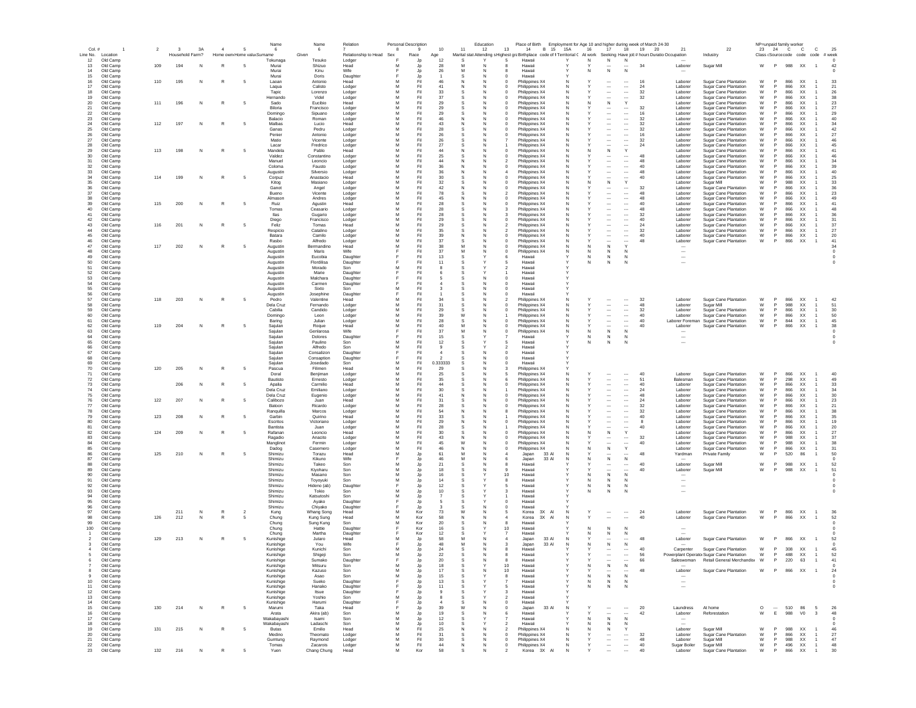| Col. # Line No. | 1 Location | 2 Household | 3 Farm? | 3A Home own | 4 Home value | 5 | Name 6 Surname | Name 6 Given | Relation 7 Relationship to Head | Personal Description 8 Sex | 9 Race | 10 Age | 11 Marital stat | Education 12 Attending s | 13 Highest gra | Place of Birth 14 Birthplace | B 15 code of birthplace | 15A Territorial C | Employment for Age 10 and higher during week of March 24-30 16 At work | 17 Seeking | 18 Have job | 19 # hours | 20 Duration | 21 Occupation | 22 Industry | NP=unpaid family worker 23 Class | 24 Source | C code | C code | C code | 25 # week |
|---|---|---|---|---|---|---|---|---|---|---|---|---|---|---|---|---|---|---|---|---|---|---|---|---|---|---|---|---|---|---|---|
| 12 | Old Camp | | | | | | Tokunaga | Tesuko | Lodger | F | Jp | 12 | S | Y | 5 | Hawaii | | Y | N | N | N | | | --- | | | | | | | 0 |
| 13 | Old Camp | 109 | 194 | N | R | 5 | Murai | Shizuo | Head | M | Jp | 28 | M | N | 8 | Hawaii | | Y | Y | --- | --- | 34 | | Laborer | Sugar Mill | W | P | 988 | XX | 1 | 42 |
| 14 | Old Camp | | | | | | Murai | Kinu | Wife | F | Jp | 26 | M | N | 8 | Hawaii | | Y | N | N | N | | | --- | | | | | | | 0 |
| 15 | Old Camp | | | | | | Murai | Doris | Daughter | F | Jp | 1 | S | N | 0 | Hawaii | | Y | | | | | | | | | | | | | |
| 16 | Old Camp | 110 | 195 | N | R | 5 | Laoan | Antonio | Head | M | Fil | 46 | N | N | 0 | Philippines | X4 | N | Y | --- | --- | 16 | | Laborer | Sugar Cane Plantation | W | P | 866 | XX | 1 | 33 |
| 17 | Old Camp | | | | | | Laqua | Calisto | Lodger | M | Fil | 41 | N | N | 0 | Philippines | X4 | N | Y | --- | --- | 24 | | Laborer | Sugar Cane Plantation | W | P | 866 | XX | 1 | 21 |
| 18 | Old Camp | | | | | | Tapic | Lorenzo | Lodger | M | Fil | 33 | S | N | 0 | Philippines | X4 | N | Y | --- | --- | 32 | | Laborer | Sugar Cane Plantation | W | P | 866 | XX | 1 | 26 |
| 19 | Old Camp | | | | | | Hernando | Videl | Lodger | M | Fil | 37 | S | N | 0 | Philippines | X4 | N | Y | --- | --- | 32 | | Laborer | Sugar Cane Plantation | W | P | 866 | XX | 1 | 38 |
| 20 | Old Camp | 111 | 196 | N | R | 5 | Sado | Eucibio | Head | M | Fil | 29 | S | N | 0 | Philippines | X4 | N | N | N | Y | | | Laborer | Sugar Cane Plantation | W | P | 866 | XX | 1 | 23 |
| 21 | Old Camp | | | | | | Biloria | Francisco | Lodger | M | Fil | 29 | S | N | 0 | Philippines | X4 | N | Y | --- | --- | 32 | | Laborer | Sugar Cane Plantation | W | P | 866 | XX | 1 | 27 |
| 22 | Old Camp | | | | | | Domingo | Sipuano | Lodger | M | Fil | 29 | S | N | 0 | Philippines | X4 | N | Y | --- | --- | 16 | | Laborer | Sugar Cane Plantation | W | P | 866 | XX | 1 | 29 |
| 23 | Old Camp | | | | | | Balacio | Roman | Lodger | M | Fil | 46 | N | N | 0 | Philippines | X4 | N | Y | --- | --- | 32 | | Laborer | Sugar Cane Plantation | W | P | 866 | XX | 1 | 40 |
| 24 | Old Camp | 112 | 197 | N | R | 5 | Malbas | Lucio | Head | M | Fil | 43 | N | N | 0 | Philippines | X4 | N | Y | --- | --- | 32 | | Laborer | Sugar Cane Plantation | W | P | 866 | XX | 1 | 34 |
| 25 | Old Camp | | | | | | Ganas | Pedru | Lodger | M | Fil | 28 | S | N | 0 | Philippines | X4 | N | Y | --- | --- | 32 | | Laborer | Sugar Cane Plantation | W | P | 866 | XX | 1 | 42 |
| 26 | Old Camp | | | | | | Penier | Antonio | Lodger | M | Fil | 26 | S | N | 0 | Philippines | X4 | N | Y | --- | --- | 16 | | Laborer | Sugar Cane Plantation | W | P | 866 | XX | 1 | 27 |
| 27 | Old Camp | | | | | | Matio | Vicente | Lodger | M | Fil | 26 | S | N | 7 | Philippines | X4 | N | Y | --- | --- | 32 | | Laborer | Sugar Cane Plantation | W | P | 866 | XX | 1 | 46 |
| 28 | Old Camp | | | | | | Lacar | Fredrico | Lodger | M | Fil | 27 | S | N | 1 | Philippines | X4 | N | Y | --- | --- | 24 | | Laborer | Sugar Cane Plantation | W | P | 866 | XX | 1 | 45 |
| 29 | Old Camp | 113 | 198 | N | R | 5 | Mandela | Pablo | Head | M | Fil | 44 | N | N | 0 | Philippines | X4 | N | N | N | Y | | | Laborer | Sugar Cane Plantation | W | P | 866 | XX | 1 | 41 |
| 30 | Old Camp | | | | | | Valdez | Constantino | Lodger | M | Fil | 25 | S | N | 0 | Philippines | X4 | N | Y | --- | --- | 48 | | Laborer | Sugar Cane Plantation | W | P | 866 | XX | 1 | 46 |
| 31 | Old Camp | | | | | | Manuel | Leoncio | Lodger | M | Fil | 44 | N | N | 2 | Philippines | X4 | N | Y | --- | --- | 48 | | Laborer | Sugar Cane Plantation | W | P | 866 | XX | 1 | 34 |
| 32 | Old Camp | | | | | | Coloma | Fausto | Lodger | M | Fil | 36 | N | N | 0 | Philippines | X4 | N | Y | --- | --- | 40 | | Laborer | Sugar Cane Plantation | W | P | 866 | XX | 1 | 39 |
| 33 | Old Camp | | | | | | Augustin | Silversio | Lodger | M | Fil | 36 | N | N | 4 | Philippines | X4 | N | Y | --- | --- | 48 | | Laborer | Sugar Cane Plantation | W | P | 866 | XX | 1 | 40 |
| 34 | Old Camp | 114 | 199 | N | R | 5 | Corpuz | Anastacio | Head | M | Fil | 30 | S | N | 0 | Philippines | X4 | N | Y | --- | --- | 40 | | Laborer | Sugar Cane Plantation | W | P | 866 | XX | 1 | 25 |
| 35 | Old Camp | | | | | | Kitog | Masiano | Lodger | M | Fil | 32 | S | N | 0 | Philippines | X4 | N | N | N | Y | | | Laborer | Sugar Mill | W | P | 988 | XX | 1 | 33 |
| 36 | Old Camp | | | | | | Ganot | Angel | Lodger | M | Fil | 42 | N | N | 0 | Philippines | X4 | N | Y | --- | --- | 32 | | Laborer | Sugar Cane Plantation | W | P | 866 | XX | 1 | 36 |
| 37 | Old Camp | | | | | | Bueno | Vicente | Lodger | M | Fil | 78 | S | N | 2 | Philippines | X4 | N | Y | --- | --- | 48 | | Laborer | Sugar Cane Plantation | W | P | 866 | XX | 1 | 23 |
| 38 | Old Camp | | | | | | Almason | Andres | Lodger | M | Fil | 45 | N | N | 0 | Philippines | X4 | N | Y | --- | --- | 48 | | Laborer | Sugar Cane Plantation | W | P | 866 | XX | 1 | 49 |
| 39 | Old Camp | 115 | 200 | N | R | 5 | Ruiz | Agustin | Head | M | Fil | 28 | S | N | 0 | Philippines | X4 | N | Y | --- | --- | 40 | | Laborer | Sugar Cane Plantation | W | P | 866 | XX | 1 | 41 |
| 40 | Old Camp | | | | | | Tomas | Ceasario | Lodger | M | Fil | 28 | S | N | 3 | Philippines | X4 | N | Y | --- | --- | 48 | | Laborer | Sugar Cane Plantation | W | P | 866 | XX | 1 | 48 |
| 41 | Old Camp | | | | | | Ilas | Gugario | Lodger | M | Fil | 28 | S | N | 3 | Philippines | X4 | N | Y | --- | --- | 32 | | Laborer | Sugar Cane Plantation | W | P | 866 | XX | 1 | 36 |
| 42 | Old Camp | | | | | | Diego | Francisco | Lodger | M | Fil | 29 | S | N | 3 | Philippines | X4 | N | Y | --- | --- | 40 | | Laborer | Sugar Cane Plantation | W | P | 866 | XX | 1 | 31 |
| 43 | Old Camp | 116 | 201 | N | R | 5 | Feliz | Tomas | Head | M | Fil | 29 | S | N | 2 | Philippines | X4 | N | Y | --- | --- | 24 | | Laborer | Sugar Cane Plantation | W | P | 866 | XX | 1 | 37 |
| 44 | Old Camp | | | | | | Respicio | Catalino | Lodger | M | Fil | 35 | S | N | 2 | Philippines | X4 | N | Y | --- | --- | 32 | | Laborer | Sugar Cane Plantation | W | P | 866 | XX | 1 | 27 |
| 45 | Old Camp | | | | | | Batara | Camilo | Lodger | M | Fil | 39 | N | N | 0 | Philippines | X4 | N | Y | --- | --- | 40 | | Laborer | Sugar Cane Plantation | W | P | 866 | XX | 1 | 20 |
| 46 | Old Camp | | | | | | Rasbo | Alfredo | Lodger | M | Fil | 37 | S | N | 0 | Philippines | X4 | N | Y | --- | --- | 48 | | Laborer | Sugar Cane Plantation | W | P | 866 | XX | 1 | 41 |
| 47 | Old Camp | 117 | 202 | N | R | 5 | Augustin | Bermandino | Head | M | Fil | 38 | M | N | 0 | Philippines | X4 | N | N | N | Y | | | --- | | | | | | | 34 |
| 48 | Old Camp | | | | | | Augustin | Maris | Wife | F | Fil | 37 | M | N | 0 | Philippines | X4 | N | N | N | N | | | --- | | | | | | | 0 |
| 49 | Old Camp | | | | | | Augustin | Eucobia | Daughter | F | Fil | 13 | S | Y | 6 | Hawaii | | Y | N | N | N | | | --- | | | | | | | 0 |
| 50 | Old Camp | | | | | | Augustin | Flordilisa | Daughter | F | Fil | 11 | S | Y | 5 | Hawaii | | Y | N | N | N | | | --- | | | | | | | 0 |
| 51 | Old Camp | | | | | | Augustin | Morado | Son | M | Fil | 8 | S | Y | 2 | Hawaii | | Y | | | | | | | | | | | | | |
| 52 | Old Camp | | | | | | Augustin | Marie | Daughter | F | Fil | 6 | S | Y | 1 | Hawaii | | Y | | | | | | | | | | | | | |
| 53 | Old Camp | | | | | | Augustin | Malchara | Daughter | F | Fil | 5 | S | N | 0 | Hawaii | | Y | | | | | | | | | | | | | |
| 54 | Old Camp | | | | | | Augustin | Carmen | Daughter | F | Fil | 4 | S | N | 0 | Hawaii | | Y | | | | | | | | | | | | | |
| 55 | Old Camp | | | | | | Augustin | Sixto | Son | M | Fil | 3 | S | N | 0 | Hawaii | | Y | | | | | | | | | | | | | |
| 56 | Old Camp | | | | | | Augustin | Josephine | Daughter | F | Fil | 1 | S | N | 0 | Hawaii | | Y | | | | | | | | | | | | | |
| 57 | Old Camp | 118 | 203 | N | R | 5 | Pedro | Valentine | Head | M | Fil | 34 | S | N | 2 | Philippines | X4 | N | Y | --- | --- | 32 | | Laborer | Sugar Cane Plantation | W | P | 866 | XX | 1 | 42 |
| 58 | Old Camp | | | | | | Dela Cruz | Fernando | Lodger | M | Fil | 31 | S | N | 0 | Philippines | X4 | N | Y | --- | --- | 48 | | Laborer | Sugar Mill | W | P | 988 | XX | 1 | 51 |
| 59 | Old Camp | | | | | | Cabilla | Candido | Lodger | M | Fil | 29 | S | N | 0 | Philippines | X4 | N | Y | --- | --- | 32 | | Laborer | Sugar Cane Plantation | W | P | 866 | XX | 1 | 30 |
| 60 | Old Camp | | | | | | Domingo | Leon | Lodger | M | Fil | 39 | W | N | 1 | Philippines | X4 | N | Y | --- | --- | 40 | | Laborer | Sugar Cane Plantation | W | P | 866 | XX | 1 | 50 |
| 61 | Old Camp | | | | | | Baring | Julian | Lodger | M | Fil | 28 | S | N | 0 | Philippines | X4 | N | Y | --- | --- | 40 | | Laborer Foreman | Sugar Cane Plantation | W | P | 844 | XX | 1 | 45 |
| 62 | Old Camp | 119 | 204 | N | R | 5 | Sajulan | Roque | Head | M | Fil | 40 | M | N | 0 | Philippines | X4 | N | Y | --- | --- | 40 | | Laborer | Sugar Cane Plantation | W | P | 866 | XX | 1 | 38 |
| 63 | Old Camp | | | | | | Sajulan | Genlarosa | Wife | F | Fil | 37 | M | N | 0 | Philippines | X4 | N | N | N | N | | | --- | | | | | | | 0 |
| 64 | Old Camp | | | | | | Sajulan | Dolores | Daughter | F | Fil | 15 | S | Y | 7 | Hawaii | | Y | N | N | N | | | --- | | | | | | | 0 |
| 65 | Old Camp | | | | | | Sajulan | Paulino | Son | M | Fil | 12 | S | Y | 5 | Hawaii | | Y | N | N | N | | | --- | | | | | | | 0 |
| 66 | Old Camp | | | | | | Sajulan | Alfredo | Son | M | Fil | 9 | S | Y | 2 | Hawaii | | Y | | | | | | | | | | | | | |
| 67 | Old Camp | | | | | | Sajulan | Consalizon | Daughter | F | Fil | 4 | S | N | 0 | Hawaii | | Y | | | | | | | | | | | | | |
| 68 | Old Camp | | | | | | Sajulan | Consaption | Daughter | F | Fil | 2 | S | N | 0 | Hawaii | | Y | | | | | | | | | | | | | |
| 69 | Old Camp | | | | | | Sajulan | Josedado | Son | M | Fil | 0.333333 | S | N | 0 | Hawaii | | Y | | | | | | | | | | | | | |
| 70 | Old Camp | 120 | 205 | N | R | 5 | Pascua | Filimen | Head | M | Fil | 29 | S | N | 3 | Philippines | X4 | Y | | | | | | | | | | | | | |
| 71 | Old Camp | | | | | | Doral | Benjiman | Lodger | M | Fil | 25 | S | N | 5 | Philippines | X4 | N | Y | --- | --- | 40 | | Laborer | Sugar Cane Plantation | W | P | 866 | XX | 1 | 40 |
| 72 | Old Camp | | | | | | Bautisto | Ernesto | Lodger | M | Fil | 35 | S | N | 6 | Philippines | X4 | N | Y | --- | --- | 51 | | Balesman | Sugar Cane Plantation | W | P | 298 | XX | 1 | 49 |
| 73 | Old Camp | | 206 | N | R | 5 | Apalia | Carmilio | Head | M | Fil | 44 | S | N | 0 | Philippines | X4 | N | Y | --- | --- | 40 | | Laborer | Sugar Cane Plantation | W | P | 866 | XX | 1 | 33 |
| 74 | Old Camp | | | | | | Dela Cruz | Emiliano | Lodger | M | Fil | 30 | S | N | 1 | Philippines | X4 | N | Y | --- | --- | 24 | | Laborer | Sugar Cane Plantation | W | P | 866 | XX | 1 | 34 |
| 75 | Old Camp | | | | | | Dela Cruz | Eugenio | Lodger | M | Fil | 41 | N | N | 0 | Philippines | X4 | N | Y | --- | --- | 48 | | Laborer | Sugar Cane Plantation | W | P | 866 | XX | 1 | 30 |
| 76 | Old Camp | 122 | 207 | N | R | 5 | Calibozo | Juan | Head | M | Fil | 31 | S | N | 0 | Philippines | X4 | N | Y | --- | --- | 24 | | Laborer | Sugar Cane Plantation | W | P | 866 | XX | 1 | 23 |
| 77 | Old Camp | | | | | | Batoon | Ricardo | Lodger | M | Fil | 28 | S | N | 0 | Philippines | X4 | N | Y | --- | --- | 32 | | Laborer | Sugar Cane Plantation | W | P | 866 | XX | 1 | 21 |
| 78 | Old Camp | | | | | | Ranquilla | Marcos | Lodger | M | Fil | 54 | N | N | 8 | Philippines | X4 | N | Y | --- | --- | 32 | | Laborer | Sugar Cane Plantation | W | P | 866 | XX | 1 | 38 |
| 79 | Old Camp | 123 | 208 | N | R | 5 | Garbin | Quirino | Head | M | Fil | 33 | S | N | 1 | Philippines | X4 | N | Y | --- | --- | 40 | | Laborer | Sugar Cane Plantation | W | P | 866 | XX | 1 | 35 |
| 80 | Old Camp | | | | | | Escritos | Victoriano | Lodger | M | Fil | 29 | N | N | 0 | Philippines | X4 | N | Y | --- | --- | 8 | | Laborer | Sugar Cane Plantation | W | P | 866 | XX | 1 | 19 |
| 81 | Old Camp | | | | | | Bantista | Juan | Lodger | M | Fil | 28 | S | N | 1 | Philippines | X4 | N | Y | --- | --- | 40 | | Laborer | Sugar Cane Plantation | W | P | 866 | XX | 1 | 20 |
| 82 | Old Camp | 124 | 209 | N | R | 5 | Rafanan | Leoncio | Head | M | Fil | 30 | S | N | 0 | Philippines | X4 | N | N | N | Y | | | Laborer | Sugar Cane Plantation | W | P | 866 | XX | 1 | 27 |
| 83 | Old Camp | | | | | | Ragadio | Anacito | Lodger | M | Fil | 43 | N | N | 0 | Philippines | X4 | N | Y | --- | --- | 32 | | Laborer | Sugar Cane Plantation | W | P | 988 | XX | 1 | 37 |
| 84 | Old Camp | | | | | | Manglinot | Fermin | Lodger | M | Fil | 45 | W | N | 0 | Philippines | X4 | N | Y | --- | --- | 40 | | Laborer | Sugar Cane Plantation | W | P | 988 | XX | 1 | 38 |
| 85 | Old Camp | | | | | | Dadog | Casemero | Lodger | M | Fil | 46 | N | N | 0 | Philippines | X4 | N | N | N | Y | | | Laborer | Sugar Cane Plantation | W | P | 866 | XX | 1 | 31 |
| 86 | Old Camp | 125 | 210 | N | R | 5 | Shimizu | Torazu | Head | M | Jp | 61 | M | N | 4 | Japan | 33 AI | N | Y | --- | --- | 48 | | Yardman | Private Family | W | P | 520 | 86 | 1 | 50 |
| 87 | Old Camp | | | | | | Shimizu | Kikuno | Wife | F | Jp | 46 | M | N | 6 | Japan | 33 AI | N | N | N | N | | | --- | | | | | | | 0 |
| 88 | Old Camp | | | | | | Shimizu | Takeo | Son | M | Jp | 21 | S | N | 8 | Hawaii | | Y | Y | --- | --- | 40 | | Laborer | Sugar Mill | W | P | 988 | XX | 1 | 52 |
| 89 | Old Camp | | | | | | Shimizu | Kiyoharu | Son | M | Jp | 18 | S | N | 9 | Hawaii | | Y | Y | --- | --- | 40 | | Laborer | Sugar Mill | W | P | 988 | XX | 1 | 51 |
| 90 | Old Camp | | | | | | Shimizu | Masano | Son | M | Jp | 16 | S | Y | 10 | Hawaii | | Y | N | N | N | | | --- | | | | | | | 0 |
| 91 | Old Camp | | | | | | Shimizu | Toyoyuki | Son | M | Jp | 14 | S | Y | 8 | Hawaii | | Y | N | N | N | | | --- | | | | | | | 0 |
| 92 | Old Camp | | | | | | Shimizu | Hideno (ab) | Daughter | F | Jp | 12 | S | Y | 5 | Hawaii | | Y | N | N | N | | | --- | | | | | | | 0 |
| 93 | Old Camp | | | | | | Shimizu | Tokio | Son | M | Jp | 10 | S | Y | 3 | Hawaii | | Y | N | N | N | | | --- | | | | | | | 0 |
| 94 | Old Camp | | | | | | Shimizu | Katsutoshi | Son | M | Jp | 7 | S | Y | 1 | Hawaii | | Y | | | | | | | | | | | | | |
| 95 | Old Camp | | | | | | Shimizu | Ayako | Daughter | F | Jp | 5 | S | Y | 0 | Hawaii | | Y | | | | | | | | | | | | | |
| 96 | Old Camp | | | | | | Shimizu | Chiyako | Daughter | F | Jp | 3 | S | N | 0 | Hawaii | | Y | | | | | | | | | | | | | |
| 97 | Old Camp | | 211 | N | R | 2 | Kung | Whang Song | Head | M | Kor | 73 | W | N | 5 | Korea | 3X AI | N | Y | --- | --- | 24 | | Laborer | Sugar Cane Plantation | W | P | 866 | XX | 1 | 36 |
| 98 | Old Camp | 126 | 212 | N | R | 5 | Chung | Sung Kung | Head | M | Kor | 58 | N | N | 4 | Korea | 3X AI | N | Y | --- | --- | 40 | | Laborer | Sugar Cane Plantation | W | P | 866 | XX | 1 | 52 |
| 99 | Old Camp | | | | | | Chung | Sung Kung | Son | M | Kor | 20 | S | N | 8 | Hawaii | | Y | | | | | | | | | | | | | 0 |
| 100 | Old Camp | | | | | | Chung | Hattie | Daughter | F | Kor | 16 | S | Y | 10 | Hawaii | | Y | N | N | N | | | --- | | | | | | | 0 |
| 1 | Old Camp | | | | | | Chung | Martha | Daughter | F | Kor | 12 | S | Y | 7 | Hawaii | | Y | N | N | N | | | --- | | | | | | | 0 |
| 2 | Old Camp | 129 | 213 | N | R | 5 | Kunishige | Jutaro | Head | M | Jp | 58 | M | N | 4 | Japan | 33 AI | N | Y | --- | --- | 48 | | Laborer | Sugar Cane Plantation | W | P | 866 | XX | 1 | 52 |
| 3 | Old Camp | | | | | | Kunishige | You | Wife | F | Jp | 48 | M | N | 3 | Japan | 33 AI | N | N | N | N | | | --- | | | | | | | 0 |
| 4 | Old Camp | | | | | | Kunishige | Kunichi | Son | M | Jp | 24 | S | N | 8 | Hawaii | | Y | Y | --- | --- | 40 | | Carpenter | Sugar Cane Plantation | W | P | 308 | XX | 1 | 45 |
| 5 | Old Camp | | | | | | Kunishige | Shigeji | Son | M | Jp | 22 | S | N | 8 | Hawaii | | Y | Y | --- | --- | 56 | | Powerplant Operator | Sugar Cane Plantation | W | P | 488 | XX | 1 | 52 |
| 6 | Old Camp | | | | | | Kunishige | Sumako | Daughter | F | Jp | 20 | S | N | 8 | Hawaii | | Y | Y | --- | --- | 66 | | Saleswoman | Retail General Merchandise | W | P | 220 | 63 | 1 | 41 |
| 7 | Old Camp | | | | | | Kunishige | Mitsuru | Son | M | Jp | 18 | S | Y | 10 | Hawaii | | Y | N | N | N | | | --- | | | | | | | 0 |
| 8 | Old Camp | | | | | | Kunishige | Kazuso | Son | M | Jp | 17 | S | N | 10 | Hawaii | | Y | Y | --- | --- | 48 | | Laborer | Sugar Cane Plantation | W | P | 866 | XX | 1 | 24 |
| 9 | Old Camp | | | | | | Kunishige | Asao | Son | M | Jp | 15 | S | Y | 8 | Hawaii | | Y | N | N | N | | | --- | | | | | | | 0 |
| 10 | Old Camp | | | | | | Kunishige | Sueko | Daughter | F | Jp | 13 | S | Y | 7 | Hawaii | | Y | N | N | N | | | --- | | | | | | | 0 |
| 11 | Old Camp | | | | | | Kunishige | Hanako | Daughter | F | Jp | 11 | S | Y | 5 | Hawaii | | Y | N | N | N | | | --- | | | | | | | 0 |
| 12 | Old Camp | | | | | | Kunishige | Itsue | Daughter | F | Jp | 9 | S | Y | 3 | Hawaii | | Y | | | | | | | | | | | | | |
| 13 | Old Camp | | | | | | Kunishige | Yoshio | Son | M | Jp | 8 | S | Y | 2 | Hawaii | | Y | | | | | | | | | | | | | |
| 14 | Old Camp | | | | | | Kunishige | Harumi | Daughter | F | Jp | 4 | S | N | 0 | Hawaii | | Y | | | | | | | | | | | | | |
| 15 | Old Camp | 130 | 214 | N | R | 5 | Marumi | Taka | Head | F | Jp | 39 | W | N | 0 | Japan | 33 AI | N | Y | --- | --- | 20 | | Laundress | At home | O | --- | 510 | 86 | 5 | 26 |
| 16 | Old Camp | | | | | | Arata | Akira (ab) | Son | M | Jp | 19 | S | N | 6 | Hawaii | | Y | Y | --- | --- | 42 | | Laborer | Reforestation | W | E | 988 | V0 | 3 | 48 |
| 17 | Old Camp | | | | | | Wakabayashi | Isami | Son | M | Jp | 12 | S | Y | 7 | Hawaii | | Y | N | N | N | | | --- | | | | | | | 0 |
| 18 | Old Camp | | | | | | Wakabayashi | Ladaschi | Son | M | Jp | 10 | S | Y | 2 | Hawaii | | Y | N | N | N | | | --- | | | | | | | 0 |
| 19 | Old Camp | 131 | 215 | N | R | 5 | Butas | Emilio | Head | M | Fil | 25 | N | N | 2 | Philippines | X4 | N | N | N | Y | | | Laborer | Sugar Mill | W | P | 988 | XX | 1 | 46 |
| 20 | Old Camp | | | | | | Medino | Theomato | Lodger | M | Fil | 31 | S | N | 0 | Philippines | X4 | N | Y | --- | --- | 32 | | Laborer | Sugar Cane Plantation | W | P | 866 | XX | 1 | 27 |
| 21 | Old Camp | | | | | | Gumtung | Raymond | Lodger | M | Fil | 30 | S | N | 0 | Philippines | X4 | N | Y | --- | --- | 48 | | Laborer | Sugar Mill | W | P | 988 | XX | 1 | 47 |
| 22 | Old Camp | | | | | | Tomas | Zacarois | Lodger | M | Fil | 44 | N | N | 0 | Philippines | X4 | N | Y | --- | --- | 40 | | Sugar Boiler | Sugar Mill | W | P | 496 | XX | 1 | 48 |
| 23 | Old Camp | 132 | 216 | N | R | 5 | Yuen | Chang Chung | Head | M | Kor | 58 | S | N | 2 | Korea | 3X AI | N | Y | --- | --- | 40 | | Laborer | Sugar Cane Plantation | W | P | 866 | XX | 1 | 30 |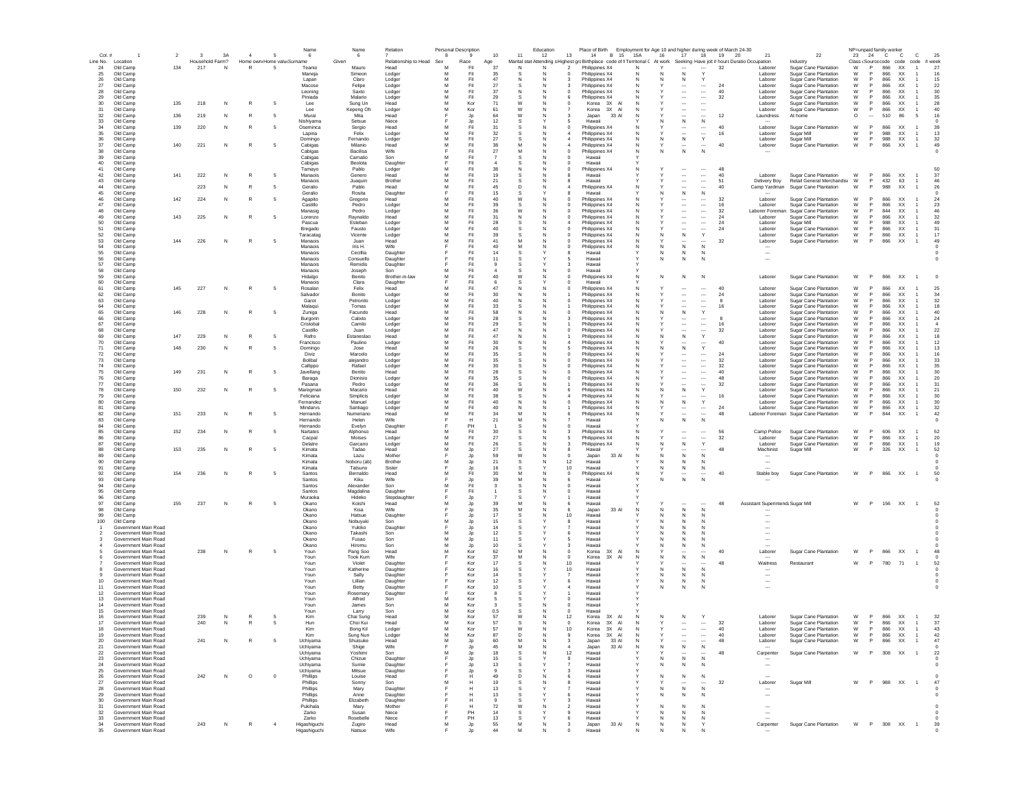| Col. # | 1 | 2 | 3 | 3A | 4 | 5 | 6 | 6 | 7 | 8 | 9 | 10 | 11 | 12 | 13 | 14 | B 15 | 15A | 16 | 17 | 18 | 19 | 20 | 21 | 22 | 23 | 24 | C | C | C | 25 |
|---|---|---|---|---|---|---|---|---|---|---|---|---|---|---|---|---|---|---|---|---|---|---|---|---|---|---|---|---|---|---|---|
| | | | | | | | Name | Name | Relation | Personal Description | | | | Education | | Place of Birth | | | Employment for Age 10 and higher during week of March 24-30 | | | | | | | NP=unpaid family worker | | | | | |
| Line No. | Location | | Household | Farm? | Home own | Home value | Surname | Given | Relationship to Head | Sex | Race | Age | Marital stat | Attending s | Highest gr | Birthplace | code of Territorial C | | At work | Seeking | Have job | # hours | Duration | Occupation | Industry | Class | (Source) | code | code | code | # week |
| 24 | Old Camp | 134 | 217 | N | R | 5 | Teanio | Mauro | Head | M | Fil | 37 | N | N | 2 | Philippines | X4 | N | Y | --- | --- | 32 | | Laborer | Sugar Cane Plantation | W | P | 866 | XX | 1 | 27 |
| 25 | Old Camp | | | | | | Maneja | Simeon | Lodger | M | Fil | 35 | S | N | 0 | Philippines | X4 | N | N | N | Y | | | Laborer | Sugar Cane Plantation | W | P | 866 | XX | 1 | 16 |
| 26 | Old Camp | | | | | | Lapan | Claro | Lodger | M | Fil | 47 | N | N | 3 | Philippines | X4 | N | N | N | Y | | | Laborer | Sugar Cane Plantation | W | P | 866 | XX | 1 | 15 |
| 27 | Old Camp | | | | | | Macose | Felipe | Lodger | M | Fil | 27 | S | N | 3 | Philippines | X4 | N | Y | --- | --- | 24 | | Laborer | Sugar Cane Plantation | W | P | 866 | XX | 1 | 22 |
| 28 | Old Camp | | | | | | Leoning | Saxto | Lodger | M | Fil | 37 | N | N | 0 | Philippines | X4 | N | Y | --- | --- | 40 | | Laborer | Sugar Cane Plantation | W | P | 866 | XX | 1 | 30 |
| 29 | Old Camp | | | | | | Piniada | Malario | Lodger | M | Fil | 29 | S | N | 6 | Philippines | X4 | N | Y | --- | --- | 32 | | Laborer | Sugar Cane Plantation | W | P | 866 | XX | 1 | 35 |
| 30 | Old Camp | 135 | 218 | N | R | 5 | Lee | Sung Un | Head | M | Kor | 71 | W | N | 0 | Korea | 3X AI | N | Y | --- | --- | | | Laborer | Sugar Cane Plantation | W | P | 866 | XX | 1 | 28 |
| 31 | Old Camp | | | | | | Lee | Kepeng Oh | Lodger | M | Kor | 61 | W | N | 7 | Korea | 3X AI | N | Y | --- | --- | | | Laborer | Sugar Cane Plantation | W | P | 866 | XX | 1 | 40 |
| 32 | Old Camp | 136 | 219 | N | R | 5 | Murai | Mita | Head | F | Jp | 64 | W | N | 3 | Japan | 33 AI | N | Y | --- | --- | 12 | | Laundress | At home | O | --- | 510 | 86 | 5 | 16 |
| 33 | Old Camp | | | | | | Nishiyama | Setsue | Niece | F | Jp | 12 | S | Y | 5 | Hawaii | | Y | N | N | N | | | --- | | | | | | | 0 |
| 34 | Old Camp | 139 | 220 | N | R | 5 | Osemınca | Sergio | Head | M | Fil | 31 | S | N | 0 | Philippines | X4 | N | Y | --- | --- | 40 | | Laborer | Sugar Cane Plantation | W | P | 866 | XX | 1 | 39 |
| 35 | Old Camp | | | | | | Lapina | Felix | Lodger | M | Fil | 32 | S | N | 4 | Philippines | X4 | N | Y | --- | --- | 16 | | Laborer | Sugar Mill | W | P | 988 | XX | 1 | 13 |
| 36 | Old Camp | | | | | | Domingo | Fernando | Lodger | M | Fil | 27 | S | N | 4 | Philippines | X4 | N | N | N | Y | | | Laborer | Sugar Mill | W | P | 988 | XX | 1 | 32 |
| 37 | Old Camp | 140 | 221 | N | R | 5 | Cabigas | Milanio | Head | M | Fil | 38 | M | N | 4 | Philippines | X4 | N | Y | --- | --- | 40 | | Laborer | Sugar Cane Plantation | W | P | 866 | XX | 1 | 49 |
| 38 | Old Camp | | | | | | Cabigas | Bacilisa | Wife | F | Fil | 27 | M | N | 0 | Philippines | X4 | N | N | N | N | | | --- | | | | | | | 0 |
| 39 | Old Camp | | | | | | Cabigas | Carnalio | Son | M | Fil | 7 | S | N | 0 | Hawaii | | Y | | | | | | | | | | | | | |
| 40 | Old Camp | | | | | | Cabigas | Beolota | Daughter | F | Fil | 4 | S | N | 0 | Hawaii | | Y | | | | | | | | | | | | | |
| 41 | Old Camp | | | | | | Tamayo | Pablo | Lodger | M | Fil | 38 | N | N | 0 | Philippines | X4 | N | Y | --- | --- | 48 | | | | | | | | | 50 |
| 42 | Old Camp | 141 | 222 | N | R | 5 | Manaois | Genero | Head | M | Fil | 19 | S | N | 8 | Hawaii | | Y | Y | --- | --- | 40 | | Laborer | Sugar Cane Plantation | W | P | 866 | XX | 1 | 37 |
| 43 | Old Camp | | | | | | Manaois | Juaquin | Brother | M | Fil | 21 | S | N | 8 | Hawaii | | Y | Y | --- | --- | 51 | | Delivery Boy | Retail General Merchandise | W | P | 432 | 63 | 1 | 46 |
| 44 | Old Camp | | 223 | N | R | 5 | Geralio | Pablo | Head | M | Fil | 45 | D | N | 4 | Philippines | X4 | N | Y | --- | --- | 40 | | Camp Yardman | Sugar Cane Plantation | W | P | 988 | XX | 1 | 26 |
| 45 | Old Camp | | | | | | Geralio | Rosita | Daughter | F | Fil | 15 | S | Y | 8 | Hawaii | | Y | N | N | N | | | --- | | | | | | | 0 |
| 46 | Old Camp | 142 | 224 | N | R | 5 | Agapito | Gregorio | Head | M | Fil | 40 | W | N | 0 | Philippines | X4 | N | Y | --- | --- | 32 | | Laborer | Sugar Cane Plantation | W | P | 866 | XX | 1 | 24 |
| 47 | Old Camp | | | | | | Castillo | Pedro | Lodger | M | Fil | 39 | S | N | 0 | Philippines | X4 | N | Y | --- | --- | 16 | | Laborer | Sugar Cane Plantation | W | P | 866 | XX | 1 | 23 |
| 48 | Old Camp | | | | | | Manasig | Pedro | Lodger | M | Fil | 36 | W | N | 0 | Philippines | X4 | N | Y | --- | --- | 32 | | Laborer Foreman | Sugar Cane Plantation | W | P | 844 | XX | 1 | 46 |
| 49 | Old Camp | 143 | 225 | N | R | 5 | Lorenzo | Raynaldo | Head | M | Fil | 31 | N | N | 0 | Philippines | X4 | N | Y | --- | --- | 24 | | Laborer | Sugar Cane Plantation | W | P | 866 | XX | 1 | 32 |
| 50 | Old Camp | | | | | | Pascua | Esteban | Lodger | M | Fil | 28 | S | N | 4 | Philippines | X4 | N | Y | --- | --- | 24 | | Laborer | Sugar Mill | W | P | 988 | XX | 1 | 49 |
| 51 | Old Camp | | | | | | Bregado | Fausto | Lodger | M | Fil | 40 | S | N | 0 | Philippines | X4 | N | Y | --- | --- | 24 | | Laborer | Sugar Cane Plantation | W | P | 866 | XX | 1 | 31 |
| 52 | Old Camp | | | | | | Taracatag | Vicente | Lodger | M | Fil | 39 | S | N | 0 | Philippines | X4 | N | N | N | Y | | | Laborer | Sugar Cane Plantation | W | P | 866 | XX | 1 | 17 |
| 53 | Old Camp | 144 | 226 | N | R | 5 | Manaois | Juan | Head | M | Fil | 41 | M | N | 0 | Philippines | X4 | N | Y | --- | --- | 32 | | Laborer | Sugar Cane Plantation | W | P | 866 | XX | 1 | 49 |
| 54 | Old Camp | | | | | | Manaois | Iris H. | Wife | F | Fil | 40 | M | N | 0 | Philippines | X4 | N | N | N | N | | | --- | | | | | | | 0 |
| 55 | Old Camp | | | | | | Manaois | Cecillia | Daughter | F | Fil | 14 | S | Y | 8 | Hawaii | | Y | N | N | N | | | --- | | | | | | | 0 |
| 56 | Old Camp | | | | | | Manaois | Consuello | Daughter | F | Fil | 11 | S | Y | 5 | Hawaii | | Y | N | N | N | | | --- | | | | | | | 0 |
| 57 | Old Camp | | | | | | Manaois | Remidis | Daughter | F | Fil | 9 | S | Y | 3 | Hawaii | | Y | | | | | | | | | | | | | |
| 58 | Old Camp | | | | | | Manaois | Joseph | Son | M | Fil | 4 | S | N | 0 | Hawaii | | Y | | | | | | | | | | | | | |
| 59 | Old Camp | | | | | | Hidalgo | Benito | Brother-in-law | M | Fil | 40 | W | N | 0 | Philippines | X4 | N | N | N | N | | | Laborer | Sugar Cane Plantation | W | P | 866 | XX | 1 | 0 |
| 60 | Old Camp | | | | | | Manaois | Clara | Daughter | F | Fil | 6 | S | Y | 0 | Hawaii | | Y | | | | | | | | | | | | | |
| 61 | Old Camp | 145 | 227 | N | R | 5 | Rosalan | Felix | Head | M | Fil | 47 | N | N | 0 | Philippines | X4 | N | Y | --- | --- | 40 | | Laborer | Sugar Cane Plantation | W | P | 866 | XX | 1 | 25 |
| 62 | Old Camp | | | | | | Salvador | Bonito | Lodger | M | Fil | 30 | N | N | 1 | Philippines | X4 | N | Y | --- | --- | 24 | | Laborer | Sugar Cane Plantation | W | P | 866 | XX | 1 | 34 |
| 63 | Old Camp | | | | | | Garot | Petronilo | Lodger | M | Fil | 40 | N | N | 0 | Philippines | X4 | N | Y | --- | --- | 8 | | Laborer | Sugar Cane Plantation | W | P | 866 | XX | 1 | 32 |
| 64 | Old Camp | | | | | | Malaqui | Tomas | Lodger | M | Fil | 33 | S | N | 1 | Philippines | X4 | N | Y | --- | --- | 16 | | Laborer | Sugar Cane Plantation | W | P | 866 | XX | 1 | 18 |
| 65 | Old Camp | 146 | 228 | N | R | 5 | Zuniga | Facundo | Head | M | Fil | 58 | N | N | 0 | Philippines | X4 | N | N | N | Y | | | Laborer | Sugar Cane Plantation | W | P | 866 | XX | 1 | 40 |
| 66 | Old Camp | | | | | | Burgorin | Calixto | Lodger | M | Fil | 28 | S | N | 3 | Philippines | X4 | N | Y | --- | --- | 8 | | Laborer | Sugar Cane Plantation | W | P | 866 | XX | 1 | 24 |
| 67 | Old Camp | | | | | | Cristobal | Camilo | Lodger | M | Fil | 29 | S | N | 1 | Philippines | X4 | N | Y | --- | --- | 16 | | Laborer | Sugar Cane Plantation | W | P | 866 | XX | 1 | 4 |
| 68 | Old Camp | | | | | | Castillo | Juan | Lodger | M | Fil | 47 | N | N | 0 | Philippines | X4 | N | Y | --- | --- | 32 | | Laborer | Sugar Cane Plantation | W | P | 866 | XX | 1 | 22 |
| 69 | Old Camp | 147 | 229 | N | R | 5 | Rafro | Estaneslao | Head | M | Fil | 47 | N | N | 1 | Philippines | X4 | N | N | N | Y | | | Laborer | Sugar Cane Plantation | W | P | 866 | XX | 1 | 18 |
| 70 | Old Camp | | | | | | Francisco | Paulino | Lodger | M | Fil | 30 | N | N | 4 | Philippines | X4 | N | Y | --- | --- | 40 | | Laborer | Sugar Cane Plantation | W | P | 866 | XX | 1 | 12 |
| 71 | Old Camp | 148 | 230 | N | R | 5 | Domingo | Jose | Head | M | Fil | 26 | S | N | 5 | Philippines | X4 | N | N | N | Y | | | Laborer | Sugar Cane Plantation | W | P | 866 | XX | 1 | 13 |
| 72 | Old Camp | | | | | | Diviz | Marcelo | Lodger | M | Fil | 35 | S | N | 0 | Philippines | X4 | N | Y | --- | --- | 24 | | Laborer | Sugar Cane Plantation | W | P | 866 | XX | 1 | 16 |
| 73 | Old Camp | | | | | | Bolibal | alejandro | Lodger | M | Fil | 35 | S | N | 0 | Philippines | X4 | N | Y | --- | --- | 32 | | Laborer | Sugar Cane Plantation | W | P | 866 | XX | 1 | 33 |
| 74 | Old Camp | | | | | | Callippo | Rafael | Lodger | M | Fil | 30 | S | N | 0 | Philippines | X4 | N | Y | --- | --- | 32 | | Laborer | Sugar Cane Plantation | W | P | 866 | XX | 1 | 35 |
| 75 | Old Camp | 149 | 231 | N | R | 5 | Javellang | Benito | Head | M | Fil | 28 | S | N | 0 | Philippines | X4 | N | Y | --- | --- | 40 | | Laborer | Sugar Cane Plantation | W | P | 866 | XX | 1 | 30 |
| 76 | Old Camp | | | | | | Baraga | Dionisio | Lodger | M | Fil | 35 | S | N | 0 | Philippines | X4 | N | Y | --- | --- | 48 | | Laborer | Sugar Cane Plantation | W | P | 866 | XX | 1 | 20 |
| 77 | Old Camp | | | | | | Pasana | Pedro | Lodger | M | Fil | 36 | S | N | 1 | Philippines | X4 | N | Y | --- | --- | 32 | | Laborer | Sugar Cane Plantation | W | P | 866 | XX | 1 | 31 |
| 78 | Old Camp | 150 | 232 | Y | R | 5 | Maregman | Macario | Head | M | Fil | 40 | W | N | 6 | Philippines | X4 | N | N | N | Y | | | Laborer | Sugar Cane Plantation | W | P | 866 | XX | 1 | 21 |
| 79 | Old Camp | | | | | | Feliciana | Simplicis | Lodger | M | Fil | 38 | S | N | 4 | Philippines | X4 | N | Y | --- | --- | 16 | | Laborer | Sugar Cane Plantation | W | P | 866 | XX | 1 | 30 |
| 80 | Old Camp | | | | | | Fernandez | Manuel | Lodger | M | Fil | 40 | N | N | 0 | Philippines | X4 | N | N | N | Y | | | Laborer | Sugar Cane Plantation | W | P | 866 | XX | 1 | 30 |
| 81 | Old Camp | | | | | | Mindarvs | Santiago | Lodger | M | Fil | 40 | N | N | 1 | Philippines | X4 | N | Y | --- | --- | 24 | | Laborer | Sugar Cane Plantation | W | P | 866 | XX | 1 | 32 |
| 82 | Old Camp | 151 | 233 | N | R | 5 | Hernando | Numeriano | Head | M | Fil | 34 | M | N | 6 | Philippines | X4 | N | Y | --- | --- | 48 | | Laborer Foreman | Sugar Cane Plantation | W | P | 844 | XX | 1 | 42 |
| 83 | Old Camp | | | | | | Hernando | Helen | Wife | F | H | 21 | M | N | 7 | Hawaii | | Y | N | N | N | | | --- | | | | | | | 0 |
| 84 | Old Camp | | | | | | Hernando | Evelyn | Daughter | F | PH | 1 | S | N | 0 | Hawaii | | Y | | | | | | | | | | | | | |
| 85 | Old Camp | 152 | 234 | N | R | 5 | Nartates | Alphonso | Head | M | Fil | 30 | S | N | 3 | Philippines | X4 | N | Y | --- | --- | 56 | | Camp Police | Sugar Cane Plantation | W | P | 606 | XX | 1 | 52 |
| 86 | Old Camp | | | | | | Cacpal | Moises | Lodger | M | Fil | 27 | S | N | 5 | Philippines | X4 | N | Y | --- | --- | 32 | | Laborer | Sugar Cane Plantation | W | P | 866 | XX | 1 | 20 |
| 87 | Old Camp | | | | | | Delatre | Garcano | Lodger | M | Fil | 26 | S | N | 3 | Philippines | X4 | N | N | N | Y | | | Laborer | Sugar Cane Plantation | W | P | 866 | XX | 1 | 19 |
| 88 | Old Camp | 153 | 235 | N | R | 5 | Kimata | Tadao | Head | M | Jp | 27 | S | N | 8 | Hawaii | | Y | Y | --- | --- | 48 | | Machinist | Sugar Mill | W | P | 326 | XX | 1 | 52 |
| 89 | Old Camp | | | | | | Kimata | Lazu | Mother | F | Jp | 59 | W | N | 0 | Japan | 33 AI | N | N | N | N | | | --- | | | | | | | 0 |
| 90 | Old Camp | | | | | | Kimata | Noboru (ab) | Brother | M | Jp | 21 | S | N | 12 | Hawaii | | Y | N | N | N | | | --- | | | | | | | 0 |
| 91 | Old Camp | | | | | | Kimata | Tatsuno | Sister | F | Jp | 16 | S | Y | 10 | Hawaii | | Y | N | N | N | | | --- | | | | | | | 0 |
| 92 | Old Camp | 154 | 236 | N | R | 5 | Santos | Bernaldo | Head | M | Fil | 30 | M | N | 0 | Philippines | X4 | N | Y | --- | --- | 40 | | Stable boy | Sugar Cane Plantation | W | P | 866 | XX | 1 | 50 |
| 93 | Old Camp | | | | | | Santos | Kiku | Wife | F | Jp | 39 | M | N | 6 | Hawaii | | Y | N | N | N | | | --- | | | | | | | 0 |
| 94 | Old Camp | | | | | | Santos | Alexander | Son | M | Fil | 3 | S | N | 0 | Hawaii | | Y | | | | | | | | | | | | | |
| 95 | Old Camp | | | | | | Santos | Magdalina | Daughter | F | Fil | 1 | S | N | 0 | Hawaii | | Y | | | | | | | | | | | | | |
| 96 | Old Camp | | | | | | Muraoka | Hideko | Stepdaughter | F | Jp | 7 | S | Y | 1 | Hawaii | | Y | | | | | | | | | | | | | |
| 97 | Old Camp | 155 | 237 | N | R | 5 | Okano | Koishi | Head | M | Jp | 39 | M | N | 6 | Hawaii | | Y | Y | --- | --- | 48 | | Assistant Superintendent | Sugar Mill | W | P | 156 | XX | 1 | 52 |
| 98 | Old Camp | | | | | | Okano | Kisa | Wife | F | Jp | 35 | M | N | 6 | Japan | 33 AI | N | N | N | N | | | --- | | | | | | | 0 |
| 99 | Old Camp | | | | | | Okano | Hatsue | Daughter | F | Jp | 17 | S | N | 10 | Hawaii | | Y | N | N | N | | | --- | | | | | | | 0 |
| 100 | Old Camp | | | | | | Okano | Nobuyuki | Son | M | Jp | 15 | S | Y | 8 | Hawaii | | Y | N | N | N | | | --- | | | | | | | 0 |
| 1 | Government Main Road | | | | | | Okano | Yukiko | Daughter | F | Jp | 14 | S | Y | 7 | Hawaii | | Y | N | N | N | | | --- | | | | | | | 0 |
| 2 | Government Main Road | | | | | | Okano | Takashi | Son | M | Jp | 12 | S | Y | 6 | Hawaii | | Y | N | N | N | | | --- | | | | | | | 0 |
| 3 | Government Main Road | | | | | | Okano | Fusao | Son | M | Jp | 11 | S | Y | 5 | Hawaii | | Y | N | N | N | | | --- | | | | | | | 0 |
| 4 | Government Main Road | | | | | | Okano | Hiromu | Son | M | Jp | 10 | S | Y | 3 | Hawaii | | Y | N | N | N | | | --- | | | | | | | 0 |
| 5 | Government Main Road | | 238 | N | R | 5 | Youn | Pang Soo | Head | M | Kor | 62 | M | N | 0 | Korea | 3X AI | N | Y | --- | --- | 40 | | Laborer | Sugar Cane Plantation | W | P | 866 | XX | 1 | 48 |
| 6 | Government Main Road | | | | | | Youn | Took Kum | Wife | F | Kor | 37 | M | N | 0 | Korea | 3X AI | N | N | N | N | | | --- | | | | | | | 0 |
| 7 | Government Main Road | | | | | | Youn | Violet | Daughter | F | Kor | 17 | S | N | 10 | Hawaii | | Y | Y | --- | --- | 48 | | Waitress | Restaurant | W | P | 780 | 71 | 1 | 52 |
| 8 | Government Main Road | | | | | | Youn | Katherine | Daughter | F | Kor | 16 | S | Y | 10 | Hawaii | | Y | N | N | N | | | --- | | | | | | | 0 |
| 9 | Government Main Road | | | | | | Youn | Sally | Daughter | F | Kor | 14 | S | Y | 7 | Hawaii | | Y | N | N | N | | | --- | | | | | | | 0 |
| 10 | Government Main Road | | | | | | Youn | Lillian | Daughter | F | Kor | 12 | S | Y | 6 | Hawaii | | Y | N | N | N | | | --- | | | | | | | 0 |
| 11 | Government Main Road | | | | | | Youn | Betty | Daughter | F | Kor | 10 | S | Y | 4 | Hawaii | | Y | N | N | N | | | --- | | | | | | | 0 |
| 12 | Government Main Road | | | | | | Youn | Rosemary | Daughter | F | Kor | 8 | S | Y | 1 | Hawaii | | Y | | | | | | | | | | | | | |
| 13 | Government Main Road | | | | | | Youn | Alfred | Son | M | Kor | 5 | S | Y | 0 | Hawaii | | Y | | | | | | | | | | | | | |
| 14 | Government Main Road | | | | | | Youn | James | Son | M | Kor | 3 | S | N | 0 | Hawaii | | Y | | | | | | | | | | | | | |
| 15 | Government Main Road | | | | | | Youn | Larry | Son | M | Kor | 0.5 | S | N | 0 | Hawaii | | Y | | | | | | | | | | | | | |
| 16 | Government Main Road | | 239 | N | R | 5 | Kim | Chai Sung | Head | M | Kor | 57 | W | N | 12 | Korea | 3X AI | N | N | N | Y | | | Laborer | Sugar Cane Plantation | W | P | 866 | XX | 1 | 32 |
| 17 | Government Main Road | | 240 | N | R | 5 | Hun | Choi Kui | Head | M | Kor | 57 | S | N | 0 | Korea | 3X AI | N | Y | --- | --- | 32 | | Laborer | Sugar Cane Plantation | W | P | 866 | XX | 1 | 37 |
| 18 | Government Main Road | | | | | | Kim | Bong Kil | Lodger | M | Kor | 57 | W | N | 10 | Korea | 3X AI | N | Y | --- | --- | 40 | | Laborer | Sugar Cane Plantation | W | P | 866 | XX | 1 | 43 |
| 19 | Government Main Road | | | | | | Kim | Sung Nun | Lodger | M | Kor | 87 | D | N | 9 | Korea | 3X AI | N | Y | --- | --- | 40 | | Laborer | Sugar Cane Plantation | W | P | 866 | XX | 1 | 42 |
| 20 | Government Main Road | | 241 | N | R | 5 | Uchiyama | Shuisuke | Head | M | Jp | 60 | M | N | 3 | Japan | 33 AI | N | Y | --- | --- | 48 | | Laborer | Sugar Cane Plantation | W | P | 866 | XX | 1 | 47 |
| 21 | Government Main Road | | | | | | Uchiyama | Shige | Wife | F | Jp | 45 | M | N | 4 | Japan | 33 AI | N | N | N | N | | | --- | | | | | | | 0 |
| 22 | Government Main Road | | | | | | Uchiyama | Yoshimi | Son | M | Jp | 18 | S | N | 12 | Hawaii | | Y | Y | --- | --- | 48 | | Carpenter | Sugar Cane Plantation | W | P | 308 | XX | 1 | 22 |
| 23 | Government Main Road | | | | | | Uchiyama | Chizue | Daughter | F | Jp | 15 | S | Y | 9 | Hawaii | | Y | N | N | N | | | --- | | | | | | | 0 |
| 24 | Government Main Road | | | | | | Uchiyama | Sumie | Daughter | F | Jp | 13 | S | Y | 7 | Hawaii | | Y | N | N | N | | | --- | | | | | | | 0 |
| 25 | Government Main Road | | | | | | Uchiyama | Mitsue | Daughter | F | Jp | 9 | S | Y | 3 | Hawaii | | Y | | | | | | | | | | | | | |
| 26 | Government Main Road | | 242 | N | O | 0 | Phillips | Louise | Head | F | H | 49 | D | N | 6 | Hawaii | | Y | N | N | N | | | --- | | | | | | | 0 |
| 27 | Government Main Road | | | | | | Phillips | Sonny | Son | M | H | 19 | S | N | 8 | Hawaii | | Y | Y | --- | --- | 32 | | Laborer | Sugar Mill | W | P | 988 | XX | 1 | 47 |
| 28 | Government Main Road | | | | | | Phillips | Mary | Daughter | F | H | 13 | S | Y | 7 | Hawaii | | Y | N | N | N | | | --- | | | | | | | 0 |
| 29 | Government Main Road | | | | | | Phillips | Anne | Daughter | F | H | 13 | S | Y | 6 | Hawaii | | Y | N | N | N | | | --- | | | | | | | 0 |
| 30 | Government Main Road | | | | | | Phillips | Elizabeth | Daughter | F | H | 9 | S | Y | 3 | Hawaii | | Y | | | | | | | | | | | | | |
| 31 | Government Main Road | | | | | | Pukihala | Mary | Mother | F | H | 72 | W | N | 2 | Hawaii | | Y | N | N | N | | | --- | | | | | | | 0 |
| 32 | Government Main Road | | | | | | Zarko | Susan | Niece | F | PH | 14 | S | Y | 9 | Hawaii | | Y | N | N | N | | | --- | | | | | | | 0 |
| 33 | Government Main Road | | | | | | Zarko | Rosebelle | Niece | F | PH | 13 | S | Y | 6 | Hawaii | | Y | N | N | N | | | --- | | | | | | | 0 |
| 34 | Government Main Road | | 243 | N | R | 4 | Higashiguchi | Zugiro | Head | M | Jp | 55 | M | N | 3 | Japan | 33 AI | N | N | N | Y | | | Carpenter | Sugar Cane Plantation | W | P | 308 | XX | 1 | 39 |
| 35 | Government Main Road | | | | | | Higashiguchi | Natsue | Wife | F | Jp | 44 | M | N | 0 | Hawaii | | N | N | N | N | | | --- | | | | | | | 0 |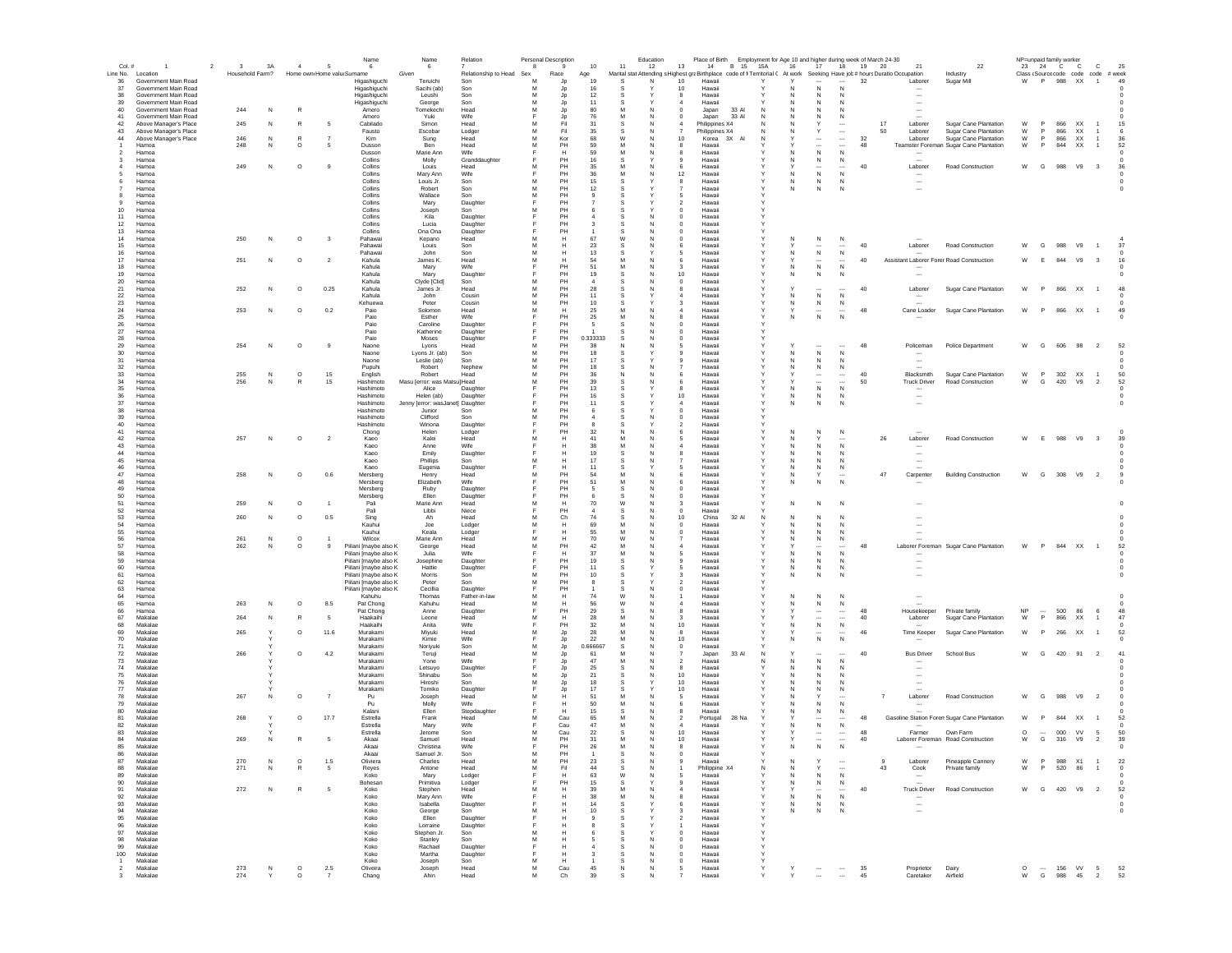| Col. # | 1 | 2 | 3 | 3A | 4 | 5 | Name 6 | Name 6 | Relation 7 | Personal Description 8 | 9 | 10 | 11 | Education 12 | 13 | Place of Birth 14 | B | 15 | 15A | Employment for Age 10 and higher during week of March 24-30 16 | 17 | 18 | 19 | 20 | 21 | 22 | NP=unpaid family worker 23 | 24 | C | C | C | 25 |
|---|---|---|---|---|---|---|---|---|---|---|---|---|---|---|---|---|---|---|---|---|---|---|---|---|---|---|---|---|---|---|---|---|
| Line No. | Location | | Household | Farm? | Home own | Home value | Surname | Given | Relationship to Head | Sex | Race | Age | Marital stat | Attending s | Highest gr | Birthplace | code of B | | Territorial C | At work | Seeking | Have job | # hours | Duration | Occupation | Industry | Class | Source | code | code | code | # week |
| 36 | Government Main Road | | | | | | Higashiguchi | Teruichi | Son | M | Jp | 19 | S | N | 10 | Hawaii | | | Y | Y | --- | --- | 32 | | Laborer | Sugar Mill | W | P | 988 | XX | 1 | 49 |
| 37 | Government Main Road | | | | | | Higashiguchi | Sacihi (ab) | Son | M | Jp | 16 | S | Y | 10 | Hawaii | | | Y | N | N | N | | | --- | | | | | | | 0 |
| 38 | Government Main Road | | | | | | Higashiguchi | Leushi | Son | M | Jp | 12 | S | Y | 8 | Hawaii | | | Y | N | N | N | | | --- | | | | | | | 0 |
| 39 | Government Main Road | | | | | | Higashiguchi | George | Son | M | Jp | 11 | S | Y | 4 | Hawaii | | | Y | N | N | N | | | --- | | | | | | | 0 |
| 40 | Government Main Road | | 244 | N | R | | Amero | Tomekechi | Head | M | Jp | 80 | M | N | 0 | Japan | 33 | Al | N | N | N | N | | | --- | | | | | | | 0 |
| 41 | Government Main Road | | | | | | Amero | Yuki | Wife | F | Jp | 76 | M | N | 0 | Japan | 33 | Al | N | N | N | N | | | --- | | | | | | | 0 |
| 42 | Above Manager's Place | | 245 | N | R | 5 | Cabiliado | Simon | Head | M | Fil | 31 | S | N | 4 | Philippines | X4 | | N | N | Y | --- | | 17 | Laborer | Sugar Cane Plantation | W | P | 866 | XX | 1 | 15 |
| 43 | Above Manager's Place | | | | | | Fausto | Escobar | Lodger | M | Fil | 35 | S | N | 7 | Philippines | X4 | | N | N | Y | --- | | 50 | Laborer | Sugar Cane Plantation | W | P | 866 | XX | 1 | 6 |
| 44 | Above Manager's Place | | 246 | N | R | 7 | Kim | Sung | Head | M | Kor | 68 | W | N | 10 | Korea | 3X | Al | N | Y | --- | --- | 32 | | Laborer | Sugar Cane Plantation | W | P | 866 | XX | 1 | 36 |
| 1 | Hamoa | | 248 | N | O | 5 | Dusson | Ben | Head | M | PH | 59 | M | N | 8 | Hawaii | | | Y | Y | --- | --- | 48 | | Teamster Foreman | Sugar Cane Plantation | W | P | 844 | XX | 1 | 52 |
| 2 | Hamoa | | | | | | Dusson | Marie Ann | Wife | F | H | 59 | M | N | 8 | Hawaii | | | Y | N | N | N | | | --- | | | | | | | 0 |
| 3 | Hamoa | | | | | | Collins | Molly | Granddaughter | F | PH | 16 | S | Y | 9 | Hawaii | | | Y | N | N | N | | | --- | | | | | | | 0 |
| 4 | Hamoa | | 249 | N | O | 9 | Collins | Louis | Head | M | PH | 35 | M | N | 6 | Hawaii | | | Y | Y | --- | --- | 40 | | Laborer | Road Construction | W | G | 988 | V9 | 3 | 36 |
| 5 | Hamoa | | | | | | Collins | Mary Ann | Wife | F | PH | 36 | M | N | 12 | Hawaii | | | Y | N | N | N | | | --- | | | | | | | 0 |
| 6 | Hamoa | | | | | | Collins | Louis Jr. | Son | M | PH | 15 | S | Y | 8 | Hawaii | | | Y | N | N | N | | | --- | | | | | | | 0 |
| 7 | Hamoa | | | | | | Collins | Robert | Son | M | PH | 12 | S | Y | 7 | Hawaii | | | Y | N | N | N | | | --- | | | | | | | 0 |
| 8 | Hamoa | | | | | | Collins | Wallace | Son | M | PH | 9 | S | Y | 5 | Hawaii | | | Y | | | | | | | | | | | | | |
| 9 | Hamoa | | | | | | Collins | Mary | Daughter | F | PH | 7 | S | Y | 2 | Hawaii | | | Y | | | | | | | | | | | | | |
| 10 | Hamoa | | | | | | Collins | Joseph | Son | M | PH | 6 | S | Y | 0 | Hawaii | | | Y | | | | | | | | | | | | | |
| 11 | Hamoa | | | | | | Collins | Kila | Daughter | F | PH | 4 | S | N | 0 | Hawaii | | | Y | | | | | | | | | | | | | |
| 12 | Hamoa | | | | | | Collins | Lucia | Daughter | F | PH | 3 | S | N | 0 | Hawaii | | | Y | | | | | | | | | | | | | |
| 13 | Hamoa | | | | | | Collins | Ona Ona | Daughter | F | PH | 1 | S | N | 0 | Hawaii | | | Y | | | | | | | | | | | | | |
| 14 | Hamoa | | 250 | N | O | 3 | Pahawai | Kepano | Head | M | H | 67 | W | N | 0 | Hawaii | | | Y | N | N | N | | | --- | | | | | | | 4 |
| 15 | Hamoa | | | | | | Pahawai | Louis | Son | M | H | 23 | S | N | 6 | Hawaii | | | Y | Y | --- | --- | 40 | | Laborer | Road Construction | W | G | 988 | V9 | 1 | 37 |
| 16 | Hamoa | | | | | | Pahawai | John | Son | M | H | 13 | S | Y | 5 | Hawaii | | | Y | N | N | N | | | --- | | | | | | | 0 |
| 17 | Hamoa | | 251 | N | O | 2 | Kahula | James K. | Head | M | H | 54 | M | N | 6 | Hawaii | | | Y | Y | --- | --- | 40 | | Assistant Laborer Forer | Road Construction | W | E | 844 | V9 | 3 | 16 |
| 18 | Hamoa | | | | | | Kahula | Mary | Wife | F | PH | 51 | M | N | 3 | Hawaii | | | Y | N | N | N | | | --- | | | | | | | 0 |
| 19 | Hamoa | | | | | | Kahula | Mary | Daughter | F | PH | 19 | S | N | 10 | Hawaii | | | Y | N | N | N | | | --- | | | | | | | 0 |
| 20 | Hamoa | | | | | | Kahula | Clyde [Clid] | Son | M | PH | 4 | S | N | 0 | Hawaii | | | Y | | | | | | | | | | | | | |
| 21 | Hamoa | | 252 | N | O | 0.25 | Kahula | James Jr. | Head | M | PH | 28 | S | N | 8 | Hawaii | | | Y | Y | --- | --- | 40 | | Laborer | Sugar Cane Plantation | W | P | 866 | XX | 1 | 48 |
| 22 | Hamoa | | | | | | Kahula | John | Cousin | M | PH | 11 | S | Y | 4 | Hawaii | | | Y | N | N | N | | | --- | | | | | | | 0 |
| 23 | Hamoa | | | | | | Kehuewa | Peter | Cousin | M | PH | 10 | S | Y | 3 | Hawaii | | | Y | N | N | N | | | --- | | | | | | | 0 |
| 24 | Hamoa | | 253 | N | O | 0.2 | Paio | Solomon | Head | M | H | 25 | M | N | 4 | Hawaii | | | Y | Y | --- | --- | 48 | | Cane Loader | Sugar Cane Plantation | W | P | 866 | XX | 1 | 49 |
| 25 | Hamoa | | | | | | Paio | Esther | Wife | F | PH | 25 | M | N | 8 | Hawaii | | | Y | N | N | N | | | --- | | | | | | | 0 |
| 26 | Hamoa | | | | | | Paio | Caroline | Daughter | F | PH | 5 | S | N | 0 | Hawaii | | | Y | | | | | | | | | | | | | |
| 27 | Hamoa | | | | | | Paio | Katherine | Daughter | F | PH | 1 | S | N | 0 | Hawaii | | | Y | | | | | | | | | | | | | |
| 28 | Hamoa | | | | | | Paio | Moses | Daughter | F | PH | 0.333333 | S | N | 0 | Hawaii | | | Y | | | | | | | | | | | | | |
| 29 | Hamoa | | 254 | N | O | 9 | Naone | Lyons | Head | M | PH | 38 | N | N | 5 | Hawaii | | | Y | Y | --- | --- | 48 | | Policeman | Police Department | W | G | 606 | 98 | 2 | 52 |
| 30 | Hamoa | | | | | | Naone | Lyons Jr. (ab) | Son | M | PH | 18 | S | Y | 9 | Hawaii | | | Y | N | N | N | | | --- | | | | | | | 0 |
| 31 | Hamoa | | | | | | Naone | Leslie (ab) | Son | M | PH | 17 | S | Y | 9 | Hawaii | | | Y | N | N | N | | | --- | | | | | | | 0 |
| 32 | Hamoa | | | | | | Pupuhi | Robert | Nephew | M | PH | 18 | S | N | 7 | Hawaii | | | Y | N | N | N | | | --- | | | | | | | 0 |
| 33 | Hamoa | | 255 | N | O | 15 | English | Robert | Head | M | PH | 36 | N | N | 6 | Hawaii | | | Y | Y | --- | --- | 40 | | Blacksmith | Sugar Cane Plantation | W | P | 302 | XX | 1 | 50 |
| 34 | Hamoa | | 256 | N | R | 15 | Hashimoto | Masu [error: was Matsu] | Head | M | PH | 39 | S | N | 6 | Hawaii | | | Y | Y | --- | --- | 50 | | Truck Driver | Road Construction | W | G | 420 | V9 | 2 | 52 |
| 35 | Hamoa | | | | | | Hashimoto | Alice | Daughter | F | PH | 13 | S | Y | 8 | Hawaii | | | Y | N | N | N | | | --- | | | | | | | 0 |
| 36 | Hamoa | | | | | | Hashimoto | Helen (ab) | Daughter | F | PH | 16 | S | Y | 10 | Hawaii | | | Y | N | N | N | | | --- | | | | | | | 0 |
| 37 | Hamoa | | | | | | Hashimoto | Jenny [error: wasJanet] | Daughter | F | PH | 11 | S | Y | 4 | Hawaii | | | Y | N | N | N | | | --- | | | | | | | 0 |
| 38 | Hamoa | | | | | | Hashimoto | Junior | Son | M | PH | 6 | S | Y | 0 | Hawaii | | | Y | | | | | | | | | | | | | |
| 39 | Hamoa | | | | | | Hashimoto | Clifford | Son | M | PH | 4 | S | N | 0 | Hawaii | | | Y | | | | | | | | | | | | | |
| 40 | Hamoa | | | | | | Hashimoto | Winona | Daughter | F | PH | 8 | S | Y | 2 | Hawaii | | | Y | | | | | | | | | | | | | |
| 41 | Hamoa | | | | | | Chong | Helen | Lodger | F | PH | 32 | N | N | 6 | Hawaii | | | Y | N | N | N | | | --- | | | | | | | 0 |
| 42 | Hamoa | | 257 | N | O | 2 | Kaeo | Kalei | Head | M | H | 41 | M | N | 5 | Hawaii | | | Y | N | Y | --- | | 26 | Laborer | Road Construction | W | E | 988 | V9 | 3 | 39 |
| 43 | Hamoa | | | | | | Kaeo | Anne | Wife | F | H | 38 | M | N | 4 | Hawaii | | | Y | N | N | N | | | --- | | | | | | | 0 |
| 44 | Hamoa | | | | | | Kaeo | Emily | Daughter | F | H | 19 | S | N | 8 | Hawaii | | | Y | N | N | N | | | --- | | | | | | | 0 |
| 45 | Hamoa | | | | | | Kaeo | Phillips | Son | M | H | 17 | S | N | 7 | Hawaii | | | Y | N | N | N | | | --- | | | | | | | 0 |
| 46 | Hamoa | | | | | | Kaeo | Eugenia | Daughter | F | H | 11 | S | Y | 5 | Hawaii | | | Y | N | N | N | | | --- | | | | | | | 0 |
| 47 | Hamoa | | 258 | N | O | 0.6 | Mersberg | Henry | Head | M | PH | 54 | M | N | 6 | Hawaii | | | Y | N | Y | --- | | 47 | Carpenter | Building Construction | W | G | 308 | V9 | 2 | 9 |
| 48 | Hamoa | | | | | | Mersberg | Elizabeth | Wife | F | PH | 51 | M | N | 6 | Hawaii | | | Y | N | N | N | | | --- | | | | | | | 0 |
| 49 | Hamoa | | | | | | Mersberg | Ruby | Daughter | F | PH | 5 | S | N | 0 | Hawaii | | | Y | | | | | | | | | | | | | |
| 50 | Hamoa | | | | | | Mersberg | Ellen | Daughter | F | PH | 6 | S | N | 0 | Hawaii | | | Y | | | | | | | | | | | | | |
| 51 | Hamoa | | 259 | N | O | 1 | Pali | Marie Ann | Head | F | H | 70 | W | N | 3 | Hawaii | | | Y | N | N | N | | | --- | | | | | | | 0 |
| 52 | Hamoa | | | | | | Pali | Libbi | Niece | F | PH | 4 | S | N | 0 | Hawaii | | | Y | | | | | | | | | | | | | |
| 53 | Hamoa | | 260 | N | O | 0.5 | Sing | Ah | Head | M | Ch | 74 | S | N | 10 | China | 32 | Al | N | N | N | N | | | --- | | | | | | | 0 |
| 54 | Hamoa | | | | | | Kauhui | Joe | Lodger | M | H | 69 | M | N | 0 | Hawaii | | | Y | N | N | N | | | --- | | | | | | | 0 |
| 55 | Hamoa | | | | | | Kauhui | Keala | Lodger | F | H | 55 | M | N | 0 | Hawaii | | | Y | N | N | N | | | --- | | | | | | | 0 |
| 56 | Hamoa | | 261 | N | O | 1 | Wilcox | Marie Ann | Head | F | H | 70 | W | N | 7 | Hawaii | | | Y | N | N | N | | | --- | | | | | | | 0 |
| 57 | Hamoa | | 262 | N | O | 9 | Piilani [maybe also K | George | Head | M | PH | 42 | M | N | 4 | Hawaii | | | Y | Y | --- | --- | 48 | | Laborer Foreman | Sugar Cane Plantation | W | P | 844 | XX | 1 | 52 |
| 58 | Hamoa | | | | | | Piilani [maybe also K | Julia | Wife | F | H | 37 | M | N | 5 | Hawaii | | | Y | N | N | N | | | --- | | | | | | | 0 |
| 59 | Hamoa | | | | | | Piilani [maybe also K | Josephine | Daughter | F | PH | 19 | S | N | 9 | Hawaii | | | Y | N | N | N | | | --- | | | | | | | 0 |
| 60 | Hamoa | | | | | | Piilani [maybe also K | Hattie | Daughter | F | PH | 11 | S | Y | 5 | Hawaii | | | Y | N | N | N | | | --- | | | | | | | 0 |
| 61 | Hamoa | | | | | | Piilani [maybe also K | Morris | Son | M | PH | 10 | S | Y | 3 | Hawaii | | | Y | N | N | N | | | --- | | | | | | | 0 |
| 62 | Hamoa | | | | | | Piilani [maybe also K | Peter | Son | M | PH | 8 | S | Y | 2 | Hawaii | | | Y | | | | | | | | | | | | | |
| 63 | Hamoa | | | | | | Piilani [maybe also K | Cecillia | Daughter | F | PH | 1 | S | N | 0 | Hawaii | | | Y | | | | | | | | | | | | | |
| 64 | Hamoa | | | | | | Kahuhu | Thomas | Father-in-law | M | H | 74 | W | N | 1 | Hawaii | | | Y | N | N | N | | | --- | | | | | | | 0 |
| 65 | Hamoa | | 263 | N | O | 8.5 | Pat Chong | Kahuhu | Head | M | H | 56 | W | N | 4 | Hawaii | | | Y | N | N | N | | | --- | | | | | | | 0 |
| 66 | Hamoa | | | | | | Pat Chong | Anne | Daughter | F | PH | 29 | S | N | 8 | Hawaii | | | Y | Y | --- | --- | 48 | | Housekeeper | Private family | NP | --- | 500 | 86 | 6 | 48 |
| 67 | Makalae | | 264 | N | R | 5 | Haakaihi | Leone | Head | M | H | 28 | M | N | 3 | Hawaii | | | Y | Y | --- | --- | 40 | | Laborer | Sugar Cane Plantation | W | P | 866 | XX | 1 | 47 |
| 68 | Makalae | | | | | | Haakaihi | Anita | Wife | F | PH | 32 | M | N | 10 | Hawaii | | | Y | N | N | N | | | --- | | | | | | | 0 |
| 69 | Makalae | | 265 | Y | O | 11.6 | Murakami | Miyuki | Head | M | Jp | 28 | M | N | 8 | Hawaii | | | Y | Y | --- | --- | 46 | | Time Keeper | Sugar Cane Plantation | W | P | 266 | XX | 1 | 52 |
| 70 | Makalae | | | Y | | | Murakami | Kimie | Wife | F | Jp | 22 | M | N | 10 | Hawaii | | | Y | N | N | N | | | --- | | | | | | | 0 |
| 71 | Makalae | | | Y | | | Murakami | Noriyuki | Son | M | Jp | 0.666667 | S | N | 0 | Hawaii | | | Y | | | | | | | | | | | | | |
| 72 | Makalae | | 266 | Y | O | 4.2 | Murakami | Teruji | Head | M | Jp | 61 | M | N | 7 | Japan | 33 | Al | N | Y | --- | --- | 40 | | Bus Driver | School Bus | W | G | 420 | 91 | 2 | 41 |
| 73 | Makalae | | | Y | | | Murakami | Yone | Wife | F | Jp | 47 | M | N | 2 | Japan | | | N | N | N | N | | | --- | | | | | | | 0 |
| 74 | Makalae | | | Y | | | Murakami | Letsuyo | Daughter | F | Jp | 25 | S | N | 8 | Hawaii | | | Y | N | N | N | | | --- | | | | | | | 0 |
| 75 | Makalae | | | Y | | | Murakami | Shinabu | Son | M | Jp | 21 | S | N | 10 | Hawaii | | | Y | N | N | N | | | --- | | | | | | | 0 |
| 76 | Makalae | | | Y | | | Murakami | Hiroshi | Son | M | Jp | 18 | S | Y | 10 | Hawaii | | | Y | N | N | N | | | --- | | | | | | | 0 |
| 77 | Makalae | | | Y | | | Murakami | Tomiko | Daughter | F | Jp | 17 | S | Y | 10 | Hawaii | | | Y | N | N | N | | | --- | | | | | | | 0 |
| 78 | Makalae | | 267 | N | O | 7 | Pu | Joseph | Head | M | H | 51 | M | N | 5 | Hawaii | | | Y | N | Y | --- | | 7 | Laborer | Road Construction | W | G | 988 | V9 | 2 | 0 |
| 79 | Makalae | | | | | | Pu | Molly | Wife | F | H | 50 | M | N | 6 | Hawaii | | | Y | N | N | N | | | --- | | | | | | | 0 |
| 80 | Makalae | | | | | | Kalani | Ellen | Stepdaughter | F | H | 15 | S | N | 8 | Hawaii | | | Y | N | N | N | | | --- | | | | | | | 0 |
| 81 | Makalae | | 268 | Y | O | 17.7 | Estrella | Frank | Head | M | Cau | 65 | M | N | 2 | Portugal | 28 | Na | Y | Y | --- | --- | 48 | | Gasoline Station Foren | Sugar Cane Plantation | W | P | 844 | XX | 1 | 52 |
| 82 | Makalae | | | Y | | | Estrella | Mary | Wife | F | Cau | 47 | M | N | 4 | Hawaii | | | Y | N | N | N | | | --- | | | | | | | 0 |
| 83 | Makalae | | | Y | | | Estrella | Jerome | Son | M | Cau | 22 | S | N | 10 | Hawaii | | | Y | Y | --- | --- | 48 | | Farmer | Own Farm | O | --- | 000 | VV | 5 | 50 |
| 84 | Makalae | | 269 | N | R | 5 | Akaai | Samuel | Head | M | PH | 31 | M | N | 10 | Hawaii | | | Y | Y | --- | --- | 40 | | Laborer Foreman | Road Construction | W | G | 316 | V9 | 2 | 39 |
| 85 | Makalae | | | | | | Akaai | Christina | Wife | F | PH | 26 | M | N | 8 | Hawaii | | | Y | N | N | N | | | --- | | | | | | | 0 |
| 86 | Makalae | | | | | | Akaai | Samuel Jr. | Son | M | PH | 1 | S | N | 0 | Hawaii | | | Y | | | | | | | | | | | | | |
| 87 | Makalae | | 270 | N | O | 1.5 | Oliviera | Charles | Head | M | PH | 23 | S | N | 9 | Hawaii | | | Y | N | Y | --- | | 9 | Laborer | Pineapple Cannery | W | P | 988 | X1 | 1 | 22 |
| 88 | Makalae | | 271 | N | R | 5 | Reyes | Antone | Head | M | Fil | 44 | S | N | 1 | Philippine | X4 | | N | N | Y | --- | | 43 | Cook | Private family | W | P | 520 | 86 | 1 | 0 |
| 89 | Makalae | | | | | | Koko | Mary | Lodger | F | H | 63 | W | N | 5 | Hawaii | | | Y | N | N | N | | | --- | | | | | | | 0 |
| 90 | Makalae | | | | | | Bohesan | Primitiva | Lodger | F | PH | 15 | S | Y | 9 | Hawaii | | | Y | N | N | N | | | --- | | | | | | | 0 |
| 91 | Makalae | | 272 | N | R | 5 | Koko | Stephen | Head | M | H | 39 | M | N | 4 | Hawaii | | | Y | Y | --- | --- | 40 | | Truck Driver | Road Construction | W | G | 420 | V9 | 2 | 52 |
| 92 | Makalae | | | | | | Koko | Mary Ann | Wife | F | H | 38 | M | N | 8 | Hawaii | | | Y | N | N | N | | | --- | | | | | | | 0 |
| 93 | Makalae | | | | | | Koko | Isabella | Daughter | F | H | 14 | S | Y | 6 | Hawaii | | | Y | N | N | N | | | --- | | | | | | | 0 |
| 94 | Makalae | | | | | | Koko | George | Son | M | H | 10 | S | Y | 3 | Hawaii | | | Y | N | N | N | | | --- | | | | | | | 0 |
| 95 | Makalae | | | | | | Koko | Ellen | Daughter | F | H | 9 | S | Y | 2 | Hawaii | | | Y | | | | | | | | | | | | | |
| 96 | Makalae | | | | | | Koko | Lorraine | Daughter | F | H | 8 | S | Y | 1 | Hawaii | | | Y | | | | | | | | | | | | | |
| 97 | Makalae | | | | | | Koko | Stephen Jr. | Son | M | H | 6 | S | Y | 0 | Hawaii | | | Y | | | | | | | | | | | | | |
| 98 | Makalae | | | | | | Koko | Stanley | Son | M | H | 5 | S | N | 0 | Hawaii | | | Y | | | | | | | | | | | | | |
| 99 | Makalae | | | | | | Koko | Rachael | Daughter | F | H | 4 | S | N | 0 | Hawaii | | | Y | | | | | | | | | | | | | |
| 100 | Makalae | | | | | | Koko | Martha | Daughter | F | H | 3 | S | N | 0 | Hawaii | | | Y | | | | | | | | | | | | | |
| 1 | Makalae | | | | | | Koko | Joseph | Son | M | H | 1 | S | N | 0 | Hawaii | | | Y | | | | | | | | | | | | | |
| 2 | Makalae | | 273 | N | O | 2.5 | Oliveira | Joseph | Head | M | Cau | 45 | N | N | 5 | Hawaii | | | Y | Y | --- | --- | 35 | | Proprietor | Dairy | O | --- | 156 | VV | 5 | 52 |
| 3 | Makalae | | 274 | Y | O | 7 | Chang | Ahin | Head | M | Ch | 39 | S | N | 7 | Hawaii | | | Y | Y | --- | --- | 45 | | Caretaker | Airfield | W | G | 988 | 45 | 2 | 52 |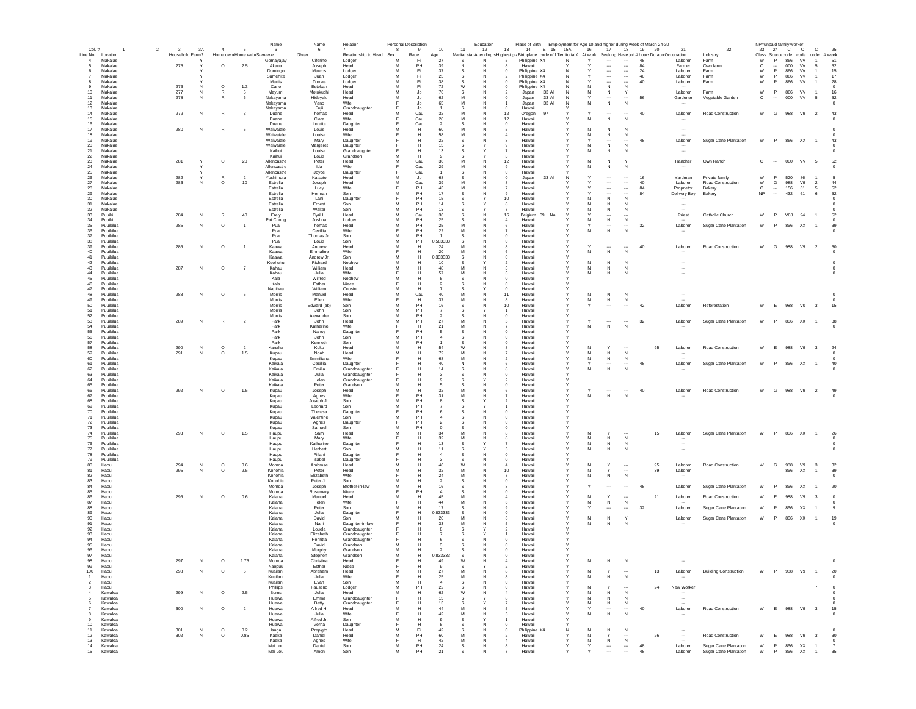| Col. # | 1 2 | 3 | 3A | 4 | 5 | Name 6 | Name 6 | Relation 7 | Personal Description 8 | 9 | 10 | Education 11 | 12 | 13 | Place of Birth 14 | B | 15 | 15A | Employment for Age 10 and higher during week of March 24-30 16 | 17 | 18 | 19 | 20 | 21 | 22 | NP=unpaid family worker 23 | 24 | C | C | C | 25 |
|---|---|---|---|---|---|---|---|---|---|---|---|---|---|---|---|---|---|---|---|---|---|---|---|---|---|---|---|---|---|---|---|
| Line No. | Location | Household | Farm? | Home own | Home value | Surname | Given | Relationship to Head | Sex | Race | Age | Marital stat | Attending s | Highest gra | Birthplace | code of t | | Territorial C | At work | Seeking | Have job | # hours | Duratio | Occupation | Industry | Class | (Source code | code | code | code | # week |
| 4 | Makalae | | Y | | | Gomayajay | Ciferino | Lodger | M | Fil | 27 | S | N | 5 | Philippine | X4 | | N | Y | --- | --- | 48 | | Laborer | Farm | W | P | 866 | VV | 1 | 51 |
| 5 | Makalae | 275 | Y | O | 2.5 | Akana | Joseph | Head | M | PH | 39 | N | N | 8 | Hawaii | | | Y | Y | --- | --- | 84 | | Farmer | Own farm | O | --- | 000 | VV | 5 | 52 |
| 6 | Makalae | | Y | | | Domingo | Marcos | Lodger | M | Fil | 37 | S | N | 0 | Philippine | X4 | | N | Y | --- | --- | 24 | | Laborer | Farm | W | P | 866 | VV | 1 | 15 |
| 7 | Makalae | | Y | | | Sumehite | Juan | Lodger | M | Fil | 25 | S | N | 2 | Philippine | X4 | | N | Y | --- | --- | 40 | | Laborer | Farm | W | P | 866 | VV | 1 | 17 |
| 8 | Makalae | | Y | | | Martis | Tomas | Lodger | M | Fil | 38 | S | N | 0 | Philippine | X4 | | N | Y | --- | --- | 40 | | Laborer | Farm | W | P | 866 | VV | 1 | 28 |
| 9 | Makalae | 276 | N | O | 1.3 | Cano | Esteban | Head | M | Fil | 72 | W | N | 0 | Philippine | X4 | | N | N | N | N | | | --- | | | | | | | 0 |
| 10 | Makalae | 277 | N | R | 5 | Mayumi | Motokuchi | Head | M | Jp | 76 | S | N | 2 | Japan | 33 | Al | N | N | N | Y | | | Laborer | Farm | W | P | 866 | VV | 1 | 16 |
| 11 | Makalae | 278 | N | R | 6 | Nakayama | Hideyaki | Head | M | Jp | 62 | M | N | 0 | Japan | 33 | Al | N | Y | --- | --- | 56 | | Gardener | Vegetable Garden | O | --- | 000 | VV | 5 | 52 |
| 12 | Makalae | | | | | Nakayama | Yano | Wife | F | Jp | 65 | M | N | 1 | Japan | 33 | Al | N | N | N | N | | | --- | | | | | | | 0 |
| 13 | Makalae | | | | | Nakayama | Fujii | Granddaughter | F | Jp | 1 | S | N | 0 | Hawaii | | | Y | | | | | | | | | | | | | |
| 14 | Makalae | 279 | N | R | 3 | Duane | Thomas | Head | M | Cau | 32 | M | N | 12 | Oregon | 97 | | Y | Y | --- | --- | 40 | | Laborer | Road Construction | W | G | 988 | V9 | 2 | 43 |
| 15 | Makalae | | | | | Duane | Clara | Wife | F | Cau | 28 | M | N | 12 | Hawaii | | | Y | N | N | N | | | --- | | | | | | | 0 |
| 16 | Makalae | | | | | Duane | Loretta | Daughter | F | Cau | 2 | S | N | 0 | Hawaii | | | Y | | | | | | | | | | | | | |
| 17 | Makalae | 280 | N | R | 5 | Waiwaiale | Louie | Head | M | H | 60 | M | N | 5 | Hawaii | | | Y | N | N | N | | | --- | | | | | | | 0 |
| 18 | Makalae | | | | | Waiwaiale | Louisa | Wife | F | H | 58 | M | N | 4 | Hawaii | | | Y | N | N | N | | | --- | | | | | | | 0 |
| 19 | Makalae | | | | | Waiwaiale | Mary | Daughter | F | H | 22 | S | N | 8 | Hawaii | | | Y | Y | --- | --- | 48 | | Laborer | Sugar Cane Plantation | W | P | 866 | XX | 1 | 43 |
| 20 | Makalae | | | | | Waiwaiale | Margeret | Daughter | F | H | 15 | S | Y | 9 | Hawaii | | | Y | N | N | N | | | --- | | | | | | | 0 |
| 21 | Makalae | | | | | Kaihui | Louisa | Granddaughter | F | H | 13 | S | Y | 7 | Hawaii | | | Y | N | N | N | | | --- | | | | | | | 0 |
| 22 | Makalae | | | | | Kaihui | Louis | Grandson | M | H | 9 | S | Y | 3 | Hawaii | | | Y | | | | | | | | | | | | | |
| 23 | Makalae | 281 | Y | O | 20 | Allencastre | Peter | Head | M | Cau | 36 | M | N | 12 | Hawaii | | | Y | N | N | Y | | | Rancher | Own Ranch | O | --- | 000 | VV | 5 | 52 |
| 24 | Makalae | | Y | | | Allencastre | Ida | Wife | F | Cau | 29 | M | N | 9 | Hawaii | | | Y | N | N | N | | | --- | | | | | | | 0 |
| 25 | Makalae | | Y | | | Allencastre | Joyce | Daughter | F | Cau | 1 | S | N | 0 | Hawaii | | | Y | | | | | | | | | | | | | |
| 26 | Makalae | 282 | Y | R | 2 | Yoshimura | Katsuto | Head | M | Jp | 68 | S | N | 0 | Japan | 33 | Al | N | Y | --- | --- | 16 | | Yardman | Private family | W | P | 520 | 86 | 1 | 5 |
| 27 | Makalae | 283 | N | O | 10 | Estrella | Joseph | Head | M | Cau | 39 | M | N | 8 | Hawaii | | | Y | Y | --- | --- | 40 | | Laborer | Road Construction | W | G | 988 | V9 | 2 | 44 |
| 28 | Makalae | | | | | Estrella | Lucy | Wife | F | PH | 43 | M | N | 7 | Hawaii | | | Y | Y | --- | --- | 84 | | Proprietor | Bakery | O | --- | 156 | 61 | 5 | 52 |
| 29 | Makalae | | | | | Estrella | Herman | Son | M | PH | 17 | S | N | 9 | Hawaii | | | Y | Y | --- | --- | 84 | | Delivery Boy | Bakery | NP | --- | 432 | 61 | 6 | 52 |
| 30 | Makalae | | | | | Estrella | Lani | Daughter | F | PH | 15 | S | Y | 10 | Hawaii | | | Y | N | N | N | | | --- | | | | | | | 0 |
| 31 | Makalae | | | | | Estrella | Ernest | Son | M | PH | 14 | S | Y | 8 | Hawaii | | | Y | N | N | N | | | --- | | | | | | | 0 |
| 32 | Makalae | | | | | Estrella | Walter | Son | M | PH | 13 | S | Y | 7 | Hawaii | | | Y | N | N | N | | | --- | | | | | | | 0 |
| 33 | Puuiki | 284 | N | R | 40 | Erely | Cyril L. | Head | M | Cau | 36 | S | N | 16 | Belgium | 09 | Na | Y | Y | --- | --- | | | Priest | Catholic Church | W | P | V08 | 94 | 1 | 52 |
| 34 | Puuiki | | | | | Pat Chong | Joshua | Lodger | M | PH | 25 | S | N | 4 | Hawaii | | | Y | N | N | N | | | --- | | | | | | | 0 |
| 35 | Puuikilua | 285 | N | O | 1 | Pua | Thomas | Head | M | PH | 25 | M | N | 6 | Hawaii | | | Y | Y | --- | --- | 32 | | Laborer | Sugar Cane Plantation | W | P | 866 | XX | 1 | 39 |
| 36 | Puuikilua | | | | | Pua | Cecillia | Wife | F | PH | 22 | M | N | 7 | Hawaii | | | Y | N | N | N | | | --- | | | | | | | 0 |
| 37 | Puuikilua | | | | | Pua | Thomas Jr. | Son | M | PH | 1 | S | N | 0 | Hawaii | | | Y | | | | | | | | | | | | | |
| 38 | Puuikilua | | | | | Pua | Louis | Son | M | PH | 0.583333 | S | N | 0 | Hawaii | | | Y | | | | | | | | | | | | | |
| 39 | Puuikilua | 286 | N | O | 1 | Kaawa | Andrew | Head | M | H | 24 | M | N | 8 | Hawaii | | | Y | Y | --- | --- | 40 | | Laborer | Road Construction | W | G | 988 | V9 | 2 | 50 |
| 40 | Puuikilua | | | | | Kaawa | Emmaline | Wife | F | H | 20 | M | N | 6 | Hawaii | | | Y | N | N | N | | | --- | | | | | | | 0 |
| 41 | Puuikilua | | | | | Kaawa | Andrew Jr. | Son | M | H | 0.333333 | S | N | 0 | Hawaii | | | Y | | | | | | | | | | | | | |
| 42 | Puuikilua | | | | | Keohuhu | Richard | Nephew | M | H | 10 | S | Y | 2 | Hawaii | | | Y | N | N | N | | | --- | | | | | | | 0 |
| 43 | Puuikilua | 287 | N | O | 7 | Kahau | William | Head | M | H | 48 | M | N | 3 | Hawaii | | | Y | N | N | N | | | --- | | | | | | | 0 |
| 44 | Puuikilua | | | | | Kahau | Julia | Wife | F | H | 57 | M | N | 3 | Hawaii | | | Y | N | N | N | | | --- | | | | | | | 0 |
| 45 | Puuikilua | | | | | Kala | Wilfred | Nephew | M | H | 5 | S | N | 0 | Hawaii | | | Y | | | | | | | | | | | | | |
| 46 | Puuikilua | | | | | Kala | Esther | Niece | F | H | 2 | S | N | 0 | Hawaii | | | Y | | | | | | | | | | | | | |
| 47 | Puuikilua | | | | | Napihaa | William | Cousin | M | H | 7 | S | Y | 0 | Hawaii | | | Y | | | | | | | | | | | | | |
| 48 | Puuikilua | 288 | N | O | 5 | Morris | Manuel | Head | M | Cau | 40 | M | N | 11 | Hawaii | | | Y | N | N | N | | | --- | | | | | | | 0 |
| 49 | Puuikilua | | | | | Morris | Ellen | Wife | F | H | 37 | M | N | 8 | Hawaii | | | Y | N | N | N | | | --- | | | | | | | 0 |
| 50 | Puuikilua | | | | | Morris | Edward (ab) | Son | M | PH | 16 | S | N | 10 | Hawaii | | | Y | Y | --- | --- | 42 | | Laborer | Reforestation | W | E | 988 | V0 | 3 | 15 |
| 51 | Puuikilua | | | | | Morris | John | Son | M | PH | 7 | S | Y | 1 | Hawaii | | | Y | | | | | | | | | | | | | |
| 52 | Puuikilua | | | | | Morris | Alexander | Son | M | PH | 2 | S | N | 0 | Hawaii | | | Y | | | | | | | | | | | | | |
| 53 | Puuikilua | 289 | N | R | 2 | Park | John | Head | M | PH | 27 | M | N | 5 | Hawaii | | | Y | Y | --- | --- | 32 | | Laborer | Sugar Cane Plantation | W | P | 866 | XX | 1 | 38 |
| 54 | Puuikilua | | | | | Park | Katherine | Wife | F | H | 21 | M | N | 7 | Hawaii | | | Y | N | N | N | | | --- | | | | | | | 0 |
| 55 | Puuikilua | | | | | Park | Nancy | Daughter | F | PH | 5 | S | N | 0 | Hawaii | | | Y | | | | | | | | | | | | | |
| 56 | Puuikilua | | | | | Park | John | Son | M | PH | 4 | S | N | 0 | Hawaii | | | Y | | | | | | | | | | | | | |
| 57 | Puuikilua | | | | | Park | Kenneth | Son | M | PH | 1 | S | N | 0 | Hawaii | | | Y | | | | | | | | | | | | | |
| 58 | Puuikilua | 290 | N | O | 2 | Kanaha | Koko | Head | M | H | 54 | W | N | 8 | Hawaii | | | Y | N | Y | --- | | 95 | Laborer | Road Construction | W | E | 988 | V9 | 3 | 24 |
| 59 | Puuikilua | 291 | N | O | 1.5 | Kupau | Noah | Head | M | H | 72 | M | N | 7 | Hawaii | | | Y | N | N | N | | | --- | | | | | | | 0 |
| 60 | Puuikilua | | | | | Kupau | Emmiliana | Wife | F | H | 68 | M | N | 2 | Hawaii | | | Y | N | N | N | | | --- | | | | | | | 0 |
| 61 | Puuikilua | | | | | Kaikala | Cecillia | Daughter | F | H | 40 | N | N | 6 | Hawaii | | | Y | Y | --- | --- | 48 | | Laborer | Sugar Cane Plantation | W | P | 866 | XX | 1 | 40 |
| 62 | Puuikilua | | | | | Kaikala | Emilia | Granddaughter | F | H | 14 | S | N | 8 | Hawaii | | | Y | N | N | N | | | --- | | | | | | | 0 |
| 63 | Puuikilua | | | | | Kaikala | Julia | Granddaughter | F | H | 3 | S | N | 0 | Hawaii | | | Y | | | | | | | | | | | | | |
| 64 | Puuikilua | | | | | Kaikala | Helen | Granddaughter | F | H | 9 | S | Y | 2 | Hawaii | | | Y | | | | | | | | | | | | | |
| 65 | Puuikilua | | | | | Kaikala | Peter | Grandson | M | H | 5 | S | N | 0 | Hawaii | | | Y | | | | | | | | | | | | | |
| 66 | Puuikilua | 292 | N | O | 1.5 | Kupau | Joseph | Head | M | H | 32 | M | N | 6 | Hawaii | | | Y | Y | --- | --- | 40 | | Laborer | Road Construction | W | G | 988 | V9 | 2 | 49 |
| 67 | Puuikilua | | | | | Kupau | Agnes | Wife | F | PH | 31 | M | N | 7 | Hawaii | | | Y | N | N | N | | | --- | | | | | | | 0 |
| 68 | Puuikilua | | | | | Kupau | Joseph Jr. | Son | M | PH | 8 | S | Y | 2 | Hawaii | | | Y | | | | | | | | | | | | | |
| 69 | Puuikilua | | | | | Kupau | Leonard | Son | M | PH | 7 | S | Y | 1 | Hawaii | | | Y | | | | | | | | | | | | | |
| 70 | Puuikilua | | | | | Kupau | Theresa | Daughter | F | PH | 6 | S | N | 0 | Hawaii | | | Y | | | | | | | | | | | | | |
| 71 | Puuikilua | | | | | Kupau | Valentine | Son | M | PH | 4 | S | N | 0 | Hawaii | | | Y | | | | | | | | | | | | | |
| 72 | Puuikilua | | | | | Kupau | Agnes | Daughter | F | PH | 2 | S | N | 0 | Hawaii | | | Y | | | | | | | | | | | | | |
| 73 | Puuikilua | | | | | Kupau | Samuel | Son | M | PH | 0 | S | N | 0 | Hawaii | | | Y | | | | | | | | | | | | | |
| 74 | Puuikilua | 293 | N | O | 1.5 | Haupu | Sam | Head | M | H | 34 | M | N | 8 | Hawaii | | | Y | N | Y | --- | | 15 | Laborer | Sugar Cane Plantation | W | P | 866 | XX | 1 | 26 |
| 75 | Puuikilua | | | | | Haupu | Mary | Wife | F | H | 32 | M | N | 8 | Hawaii | | | Y | N | N | N | | | --- | | | | | | | 0 |
| 76 | Puuikilua | | | | | Haupu | Katherine | Daughter | F | H | 13 | S | Y | 7 | Hawaii | | | Y | N | N | N | | | --- | | | | | | | 0 |
| 77 | Puuikilua | | | | | Haupu | Herbert | Son | M | H | 11 | S | Y | 5 | Hawaii | | | Y | N | N | N | | | --- | | | | | | | 0 |
| 78 | Puuikilua | | | | | Haupu | Piilani | Daughter | F | H | 4 | S | N | 0 | Hawaii | | | Y | | | | | | | | | | | | | |
| 79 | Puuikilua | | | | | Haupu | Isabel | Daughter | F | H | 3 | S | N | 0 | Hawaii | | | Y | | | | | | | | | | | | | |
| 80 | Haou | 294 | N | O | 0.6 | Momoa | Ambrose | Head | M | H | 46 | W | N | 4 | Hawaii | | | Y | N | Y | --- | | 95 | Laborer | Road Construction | W | G | 988 | V9 | 3 | 32 |
| 81 | Haou | 295 | N | O | 2.5 | Konohia | Peter | Head | M | H | 32 | M | N | 10 | Hawaii | | | Y | N | Y | --- | | 39 | Laborer | | | | 866 | XX | 1 | 39 |
| 82 | Haou | | | | | Konohia | Elizabeth | Wife | F | H | 24 | M | N | 7 | Hawaii | | | Y | N | N | N | | | --- | | | | | | | |
| 83 | Haou | | | | | Konohia | Peter Jr. | Son | M | H | 2 | S | N | 0 | Hawaii | | | Y | | | | | | | | | | | | | |
| 84 | Haou | | | | | Momoa | Joseph | Brother-in-law | M | H | 16 | S | N | 8 | Hawaii | | | Y | Y | --- | --- | 48 | | Laborer | Sugar Cane Plantation | W | P | 866 | XX | 1 | 20 |
| 85 | Haou | | | | | Momoa | Rosemary | Niece | F | PH | 4 | S | N | 0 | Hawaii | | | Y | | | | | | | | | | | | | |
| 86 | Haou | 296 | N | O | 0.6 | Kaiana | Manuel | Head | M | H | 45 | M | N | 4 | Hawaii | | | Y | N | Y | --- | | 21 | Laborer | Road Construction | W | E | 988 | V9 | 3 | 0 |
| 87 | Haou | | | | | Kaiana | Helen | Wife | F | H | 44 | M | N | 6 | Hawaii | | | Y | N | N | N | | | --- | | | | | | | 0 |
| 88 | Haou | | | | | Kaiana | Peter | Son | M | H | 17 | S | N | 9 | Hawaii | | | Y | Y | --- | --- | 32 | | Laborer | Sugar Cane Plantation | W | P | 866 | XX | 1 | 9 |
| 89 | Haou | | | | | Kaiana | Julia | Daughter | F | H | 0.833333 | S | N | 0 | Hawaii | | | Y | | | | | | | | | | | | | |
| 90 | Haou | | | | | Kaiana | David | Son | M | H | 20 | M | N | 6 | Hawaii | | | Y | N | N | Y | | | Laborer | Sugar Cane Plantation | W | P | 866 | XX | 1 | 19 |
| 91 | Haou | | | | | Kaiana | Nani | Daughter-in-law | F | H | 33 | M | N | 5 | Hawaii | | | Y | N | N | N | | | --- | | | | | | | 0 |
| 92 | Haou | | | | | Kaiana | Louela | Granddaughter | F | H | 8 | S | Y | 2 | Hawaii | | | Y | | | | | | | | | | | | | |
| 93 | Haou | | | | | Kaiana | Elizabeth | Granddaughter | F | H | 7 | S | Y | 1 | Hawaii | | | Y | | | | | | | | | | | | | |
| 94 | Haou | | | | | Kaiana | Henritta | Granddaughter | F | H | 6 | S | N | 0 | Hawaii | | | Y | | | | | | | | | | | | | |
| 95 | Haou | | | | | Kaiana | David | Grandson | M | H | 3 | S | N | 0 | Hawaii | | | Y | | | | | | | | | | | | | |
| 96 | Haou | | | | | Kaiana | Murphy | Grandson | M | H | 2 | S | N | 0 | Hawaii | | | Y | | | | | | | | | | | | | |
| 97 | Haou | | | | | Kaiana | Stephen | Grandson | M | H | 0.833333 | S | N | 0 | Hawaii | | | Y | | | | | | | | | | | | | |
| 98 | Haou | 297 | N | O | 1.75 | Momoa | Christina | Head | F | H | 49 | W | N | 4 | Hawaii | | | Y | N | N | N | | | --- | | | | | | | 0 |
| 99 | Haou | | | | | Naopuu | Esther | Niece | F | H | 9 | S | Y | 2 | Hawaii | | | Y | | | | | | | | | | | | | |
| 100 | Haou | 298 | N | O | 5 | Kuailani | Abraham | Head | M | H | 27 | M | N | 8 | Hawaii | | | Y | N | Y | --- | | 13 | Laborer | Building Construction | W | P | 988 | V9 | 1 | 20 |
| 1 | Haou | | | | | Kuailani | Julia | Wife | F | H | 25 | M | N | 8 | Hawaii | | | Y | N | N | N | | | --- | | | | | | | 0 |
| 2 | Haou | | | | | Kuailani | Evan | Son | M | H | 4 | S | N | 0 | Hawaii | | | Y | | | | | | | | | | | | | |
| 3 | Haou | | | | | Phillips | Faustino | Lodger | M | PH | 22 | S | N | 0 | Hawaii | | | Y | N | Y | --- | | 24 | New Worker | | | | | | 7 | 0 |
| 4 | Kawaloa | 299 | N | O | 2.5 | Burns | Julia | Head | M | H | 62 | W | N | 4 | Hawaii | | | Y | N | N | N | | | --- | | | | | | | 0 |
| 5 | Kawaloa | | | | | Huewa | Emma | Granddaughter | F | H | 15 | S | Y | 8 | Hawaii | | | Y | N | N | N | | | --- | | | | | | | 0 |
| 6 | Kawaloa | | | | | Huewa | Betty | Granddaughter | F | H | 13 | S | Y | 7 | Hawaii | | | Y | N | N | N | | | --- | | | | | | | 0 |
| 7 | Kawaloa | 300 | N | O | 2 | Huewa | Alfred H. | Head | M | H | 44 | M | N | 5 | Hawaii | | | Y | Y | --- | --- | 40 | | Laborer | Road Construction | W | E | 988 | V9 | 3 | 15 |
| 8 | Kawaloa | | | | | Huewa | Julia | Wife | F | H | 42 | M | N | 5 | Hawaii | | | Y | N | N | N | | | --- | | | | | | | 0 |
| 9 | Kawaloa | | | | | Huewa | Alfred Jr. | Son | M | H | 9 | S | Y | 1 | Hawaii | | | Y | | | | | | | | | | | | | |
| 10 | Kawaloa | | | | | Huewa | Verna | Daughter | F | H | 5 | S | N | 0 | Hawaii | | | Y | | | | | | | | | | | | | |
| 11 | Kawaloa | 301 | N | O | 0.2 | Isuga | Prepigto | Head | M | Fil | 42 | S | N | 0 | Philippine | X4 | | N | N | N | N | | | --- | | | | | | | 0 |
| 12 | Kawaloa | 302 | N | O | 0.85 | Kaeka | Daniel | Head | M | PH | 60 | M | N | 2 | Hawaii | | | Y | N | Y | --- | | 26 | --- | Road Construction | W | E | 988 | V9 | 3 | 30 |
| 13 | Kawaloa | | | | | Kaeka | Agnes | Wife | F | H | 42 | M | N | 4 | Hawaii | | | Y | N | N | N | | | --- | | | | | | | 0 |
| 14 | Kawaloa | | | | | Mai Lou | Daniel | Son | M | PH | 24 | S | N | 8 | Hawaii | | | Y | Y | --- | --- | 48 | | Laborer | Sugar Cane Plantation | W | P | 866 | XX | 1 | 7 |
| 15 | Kawaloa | | | | | Mai Lou | Amon | Son | M | PH | 21 | S | N | 7 | Hawaii | | | Y | Y | --- | --- | 48 | | Laborer | Sugar Cane Plantation | W | P | 866 | XX | 1 | 35 |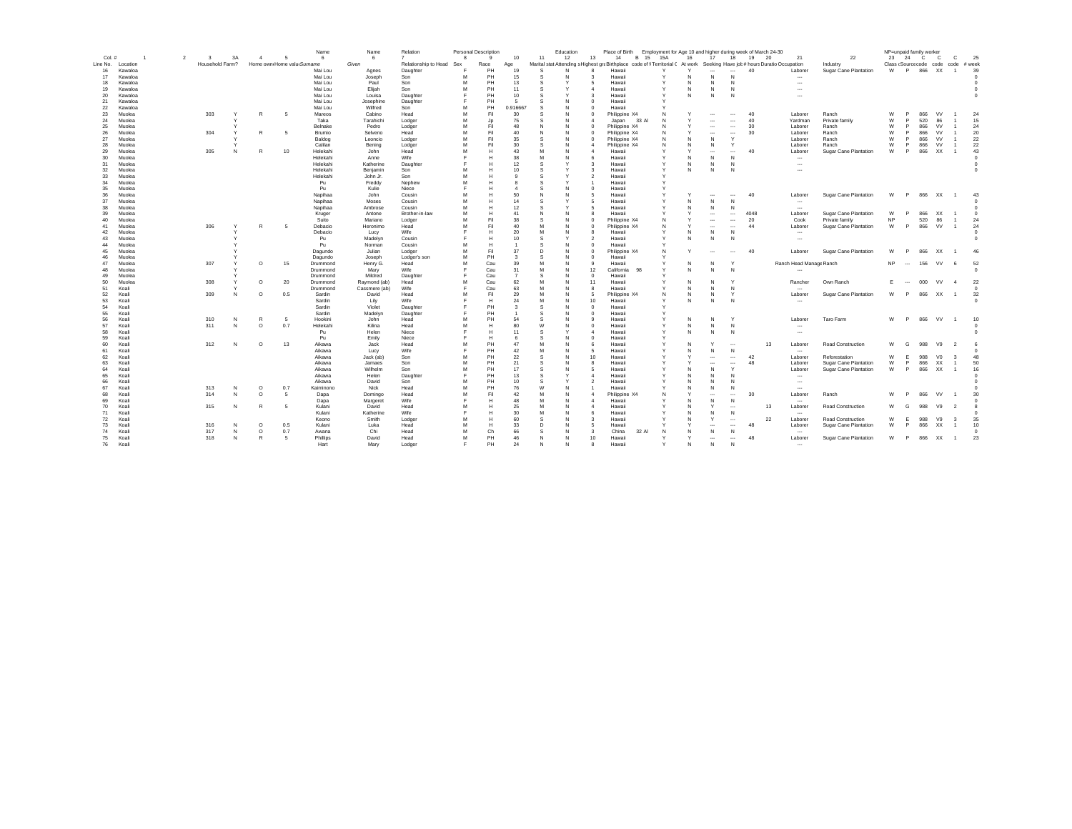| Col. # | 1 | 2 | 3 | 3A | 4 | 5 | Name 6 | Name 6 | Relation 7 | Personal Description 8 | 9 | 10 | 11 | Education 12 | 13 | Place of Birth 14 | B 15 | 15A | Employment for Age 10 and higher during week of March 24-30 16 | 17 | 18 | 19 | 20 | 21 | 22 | NP=unpaid family worker 23 | 24 | C | C | C | 25 |
|---|---|---|---|---|---|---|---|---|---|---|---|---|---|---|---|---|---|---|---|---|---|---|---|---|---|---|---|---|---|---|---|
| Line No. | Location | | Household | Farm? | Home own | Home value | Surname | Given | Relationship to Head | Sex | Race | Age | Marital stat | Attending s | Highest gra | Birthplace | code of B | Territorial C | At work | Seeking | Have job | # hours | Duratio | Occupation | Industry | Class | Source | code | code | code | # week |
| 16 | Kawaloa | | | | | | Mai Lou | Agnes | Daughter | F | PH | 19 | S | N | 8 | Hawaii | | Y | Y | --- | --- | 40 | | Laborer | Sugar Cane Plantation | W | P | 866 | XX | 1 | 39 |
| 17 | Kawaloa | | | | | | Mai Lou | Joseph | Son | M | PH | 15 | S | N | 3 | Hawaii | | Y | N | N | N | | | --- | | | | | | | 0 |
| 18 | Kawaloa | | | | | | Mai Lou | Paul | Son | M | PH | 13 | S | Y | 5 | Hawaii | | Y | N | N | N | | | --- | | | | | | | 0 |
| 19 | Kawaloa | | | | | | Mai Lou | Elijah | Son | M | PH | 11 | S | Y | 4 | Hawaii | | Y | N | N | N | | | --- | | | | | | | 0 |
| 20 | Kawaloa | | | | | | Mai Lou | Louisa | Daughter | F | PH | 10 | S | Y | 3 | Hawaii | | Y | N | N | N | | | --- | | | | | | | 0 |
| 21 | Kawaloa | | | | | | Mai Lou | Josephine | Daughter | F | PH | 5 | S | N | 0 | Hawaii | | Y | | | | | | | | | | | | | |
| 22 | Kawaloa | | | | | | Mai Lou | Wilfred | Son | M | PH | 0.916667 | S | N | 0 | Hawaii | | Y | | | | | | | | | | | | | |
| 23 | Muolea | | 303 | Y | R | 5 | Mareos | Cabino | Head | M | Fil | 30 | S | N | 0 | Philippine | X4 | N | Y | --- | --- | 40 | | Laborer | Ranch | W | P | 866 | VV | 1 | 24 |
| 24 | Muolea | | | Y | | | Taka | Tarahichi | Lodger | M | Jp | 75 | S | N | 4 | Japan | 33 Al | N | Y | --- | --- | 40 | | Yardman | Private family | W | P | 520 | 86 | 1 | 15 |
| 25 | Muolea | | | Y | | | Belnake | Pedro | Lodger | M | Fil | 48 | N | N | 0 | Philippine | X4 | N | Y | --- | --- | 30 | | Laborer | Ranch | W | P | 866 | VV | 1 | 24 |
| 26 | Muolea | | 304 | Y | R | 5 | Brumio | Selveno | Head | M | Fil | 40 | N | N | 0 | Philippine | X4 | N | Y | --- | --- | 30 | | Laborer | Ranch | W | P | 866 | VV | 1 | 20 |
| 27 | Muolea | | | Y | | | Baldog | Leoncio | Lodger | M | Fil | 35 | S | N | 0 | Philippine | X4 | N | N | N | Y | | | Laborer | Ranch | W | P | 866 | VV | 1 | 22 |
| 28 | Muolea | | | Y | | | Calilan | Bening | Lodger | M | Fil | 30 | S | N | 4 | Philippine | X4 | N | N | N | Y | | | Laborer | Ranch | W | P | 866 | VV | 1 | 22 |
| 29 | Muolea | | 305 | N | R | 10 | Helekahi | John | Head | M | H | 43 | M | N | 4 | Hawaii | | Y | Y | --- | --- | 40 | | Laborer | Sugar Cane Plantation | W | P | 866 | XX | 1 | 43 |
| 30 | Muolea | | | | | | Helekahi | Anne | Wife | F | H | 38 | M | N | 6 | Hawaii | | Y | N | N | N | | | --- | | | | | | | 0 |
| 31 | Muolea | | | | | | Helekahi | Katherine | Daughter | F | H | 12 | S | Y | 3 | Hawaii | | Y | N | N | N | | | --- | | | | | | | 0 |
| 32 | Muolea | | | | | | Helekahi | Benjamin | Son | M | H | 10 | S | Y | 3 | Hawaii | | Y | N | N | N | | | --- | | | | | | | 0 |
| 33 | Muolea | | | | | | Helekahi | John Jr. | Son | M | H | 9 | S | Y | 2 | Hawaii | | Y | | | | | | | | | | | | | |
| 34 | Muolea | | | | | | Pu | Freddy | Nephew | M | H | 8 | S | Y | 1 | Hawaii | | Y | | | | | | | | | | | | | |
| 35 | Muolea | | | | | | Pu | Kulie | Niece | F | H | 4 | S | N | 0 | Hawaii | | Y | | | | | | | | | | | | | |
| 36 | Muolea | | | | | | Napihaa | John | Cousin | M | H | 50 | N | N | 5 | Hawaii | | Y | Y | --- | --- | 40 | | Laborer | Sugar Cane Plantation | W | P | 866 | XX | 1 | 43 |
| 37 | Muolea | | | | | | Napihaa | Moses | Cousin | M | H | 14 | S | Y | 5 | Hawaii | | Y | N | N | N | | | --- | | | | | | | 0 |
| 38 | Muolea | | | | | | Napihaa | Ambrose | Cousin | M | H | 12 | S | Y | 5 | Hawaii | | Y | N | N | N | | | --- | | | | | | | 0 |
| 39 | Muolea | | | | | | Kruger | Antone | Brother-in-law | M | H | 41 | N | N | 8 | Hawaii | | Y | Y | --- | --- | 4048 | | Laborer | Sugar Cane Plantation | W | P | 866 | XX | 1 | 0 |
| 40 | Muolea | | | | | | Suito | Mariano | Lodger | M | Fil | 38 | S | N | 0 | Philippine | X4 | N | Y | --- | --- | 20 | | Cook | Private family | NP | | 520 | 86 | 1 | 24 |
| 41 | Muolea | | 306 | Y | R | 5 | Debacio | Heronimo | Head | M | Fil | 40 | M | N | 0 | Philippine | X4 | N | Y | --- | --- | 44 | | Laborer | Sugar Cane Plantation | W | P | 866 | VV | 1 | 24 |
| 42 | Muolea | | | Y | | | Debacio | Lucy | Wife | F | H | 20 | M | N | 8 | Hawaii | | Y | N | N | N | | | --- | | | | | | | 0 |
| 43 | Muolea | | | Y | | | Pu | Madelyn | Cousin | F | H | 10 | S | Y | 2 | Hawaii | | Y | N | N | N | | | --- | | | | | | | 0 |
| 44 | Muolea | | | Y | | | Pu | Norman | Cousin | M | H | 1 | S | N | 0 | Hawaii | | Y | | | | | | | | | | | | | |
| 45 | Muolea | | | Y | | | Dagundo | Julian | Lodger | M | Fil | 37 | D | N | 0 | Philippine | X4 | N | Y | --- | --- | 40 | | Laborer | Sugar Cane Plantation | W | P | 866 | XX | 1 | 46 |
| 46 | Muolea | | | Y | | | Dagundo | Joseph | Lodger's son | M | PH | 3 | S | N | 0 | Hawaii | | Y | | | | | | | | | | | | | |
| 47 | Muolea | | 307 | Y | O | 15 | Drummond | Henry G. | Head | M | Cau | 39 | M | N | 9 | Hawaii | | Y | N | N | Y | | | Ranch Head Manage | Ranch | NP | --- | 156 | VV | 6 | 52 |
| 48 | Muolea | | | Y | | | Drummond | Mary | Wife | F | Cau | 31 | M | N | 12 | California | 98 | Y | N | N | N | | | --- | | | | | | | 0 |
| 49 | Muolea | | | Y | | | Drummond | Mildred | Daughter | F | Cau | 7 | S | N | 0 | Hawaii | | Y | | | | | | | | | | | | | |
| 50 | Muolea | | 308 | Y | O | 20 | Drummond | Raymond (ab) | Head | M | Cau | 62 | M | N | 11 | Hawaii | | Y | N | N | Y | | | Rancher | Own Ranch | E | --- | 000 | VV | 4 | 22 |
| 51 | Koali | | | Y | | | Drummond | Cassmere (ab) | Wife | F | Cau | 63 | M | N | 8 | Hawaii | | Y | N | N | N | | | --- | | | | | | | 0 |
| 52 | Koali | | 309 | N | O | 0.5 | Sardin | David | Head | M | Fil | 29 | M | N | 5 | Philippine | X4 | N | N | N | Y | | | Laborer | Sugar Cane Plantation | W | P | 866 | XX | 1 | 32 |
| 53 | Koali | | | | | | Sardin | Lily | Wife | F | H | 24 | M | N | 10 | Hawaii | | Y | N | N | N | | | --- | | | | | | | 0 |
| 54 | Koali | | | | | | Sardin | Violet | Daughter | F | PH | 3 | S | N | 0 | Hawaii | | Y | | | | | | | | | | | | | |
| 55 | Koali | | | | | | Sardin | Madelyn | Daughter | F | PH | 1 | S | N | 0 | Hawaii | | Y | | | | | | | | | | | | | |
| 56 | Koali | | 310 | N | R | 5 | Hookini | John | Head | M | PH | 54 | S | N | 9 | Hawaii | | Y | N | N | Y | | | Laborer | Taro Farm | W | P | 866 | VV | 1 | 10 |
| 57 | Koali | | 311 | N | O | 0.7 | Helekahi | Kilina | Head | M | H | 80 | W | N | 0 | Hawaii | | Y | N | N | N | | | --- | | | | | | | 0 |
| 58 | Koali | | | | | | Pu | Helen | Niece | F | H | 11 | S | Y | 4 | Hawaii | | Y | N | N | N | | | --- | | | | | | | 0 |
| 59 | Koali | | | | | | Pu | Emily | Niece | F | H | 6 | S | N | 0 | Hawaii | | Y | | | | | | | | | | | | | |
| 60 | Koali | | 312 | N | O | 13 | Aikawa | Jack | Head | M | PH | 47 | M | N | 6 | Hawaii | | Y | N | Y | --- | | 13 | Laborer | Road Construction | W | G | 988 | V9 | 2 | 6 |
| 61 | Koali | | | | | | Aikawa | Lucy | Wife | F | PH | 42 | M | N | 5 | Hawaii | | Y | N | N | N | | | --- | | | | | | | 0 |
| 62 | Koali | | | | | | Aikawa | Jack (ab) | Son | M | PH | 22 | S | N | 10 | Hawaii | | Y | Y | --- | --- | 42 | | Laborer | Reforestation | W | E | 988 | V0 | 3 | 48 |
| 63 | Koali | | | | | | Aikawa | Jamaes | Son | M | PH | 21 | S | N | 8 | Hawaii | | Y | Y | --- | --- | 48 | | Laborer | Sugar Cane Plantation | W | P | 866 | XX | 1 | 50 |
| 64 | Koali | | | | | | Aikawa | Wilhelm | Son | M | PH | 17 | S | N | 5 | Hawaii | | Y | N | N | Y | | | Laborer | Sugar Cane Plantation | W | P | 866 | XX | 1 | 16 |
| 65 | Koali | | | | | | Aikawa | Helen | Daughter | F | PH | 13 | S | Y | 4 | Hawaii | | Y | N | N | N | | | --- | | | | | | | 0 |
| 66 | Koali | | | | | | Aikawa | David | Son | M | PH | 10 | S | Y | 2 | Hawaii | | Y | N | N | N | | | --- | | | | | | | 0 |
| 67 | Koali | | 313 | N | O | 0.7 | Kaiminono | Nick | Head | M | PH | 76 | W | N | 1 | Hawaii | | Y | N | N | N | | | --- | | | | | | | 0 |
| 68 | Koali | | 314 | N | O | 5 | Dapa | Domingo | Head | M | Fil | 42 | M | N | 4 | Philippine | X4 | N | Y | --- | --- | 30 | | Laborer | Ranch | W | P | 866 | VV | 1 | 30 |
| 69 | Koali | | | | | | Dapa | Margeret | Wife | F | H | 48 | M | N | 4 | Hawaii | | Y | N | N | N | | | --- | | | | | | | 0 |
| 70 | Koali | | 315 | N | R | 5 | Kulani | David | Head | M | H | 25 | M | N | 4 | Hawaii | | Y | N | Y | --- | | 13 | Laborer | Road Construction | W | G | 988 | V9 | 2 | 8 |
| 71 | Koali | | | | | | Kulani | Katherine | Wife | F | H | 30 | M | N | 6 | Hawaii | | Y | N | N | N | | | --- | | | | | | | 0 |
| 72 | Koali | | | | | | Keono | Smith | Lodger | M | H | 60 | S | N | 3 | Hawaii | | Y | N | Y | --- | | 22 | Laborer | Road Construction | W | E | 988 | V9 | 3 | 35 |
| 73 | Koali | | 316 | N | O | 0.5 | Kulani | Luka | Head | M | H | 33 | D | N | 5 | Hawaii | | Y | Y | --- | --- | 48 | | Laborer | Sugar Cane Plantation | W | P | 866 | XX | 1 | 10 |
| 74 | Koali | | 317 | N | O | 0.7 | Awana | Chi | Head | M | Ch | 66 | S | N | 3 | China | 32 Al | N | N | N | N | | | --- | | | | | | | 0 |
| 75 | Koali | | 318 | N | R | 5 | Phillips | David | Head | M | PH | 46 | N | N | 10 | Hawaii | | Y | Y | --- | --- | 48 | | Laborer | Sugar Cane Plantation | W | P | 866 | XX | 1 | 23 |
| 76 | Koali | | | | | | Hart | Mary | Lodger | F | PH | 24 | N | N | 8 | Hawaii | | Y | N | N | N | | | --- | | | | | | | |